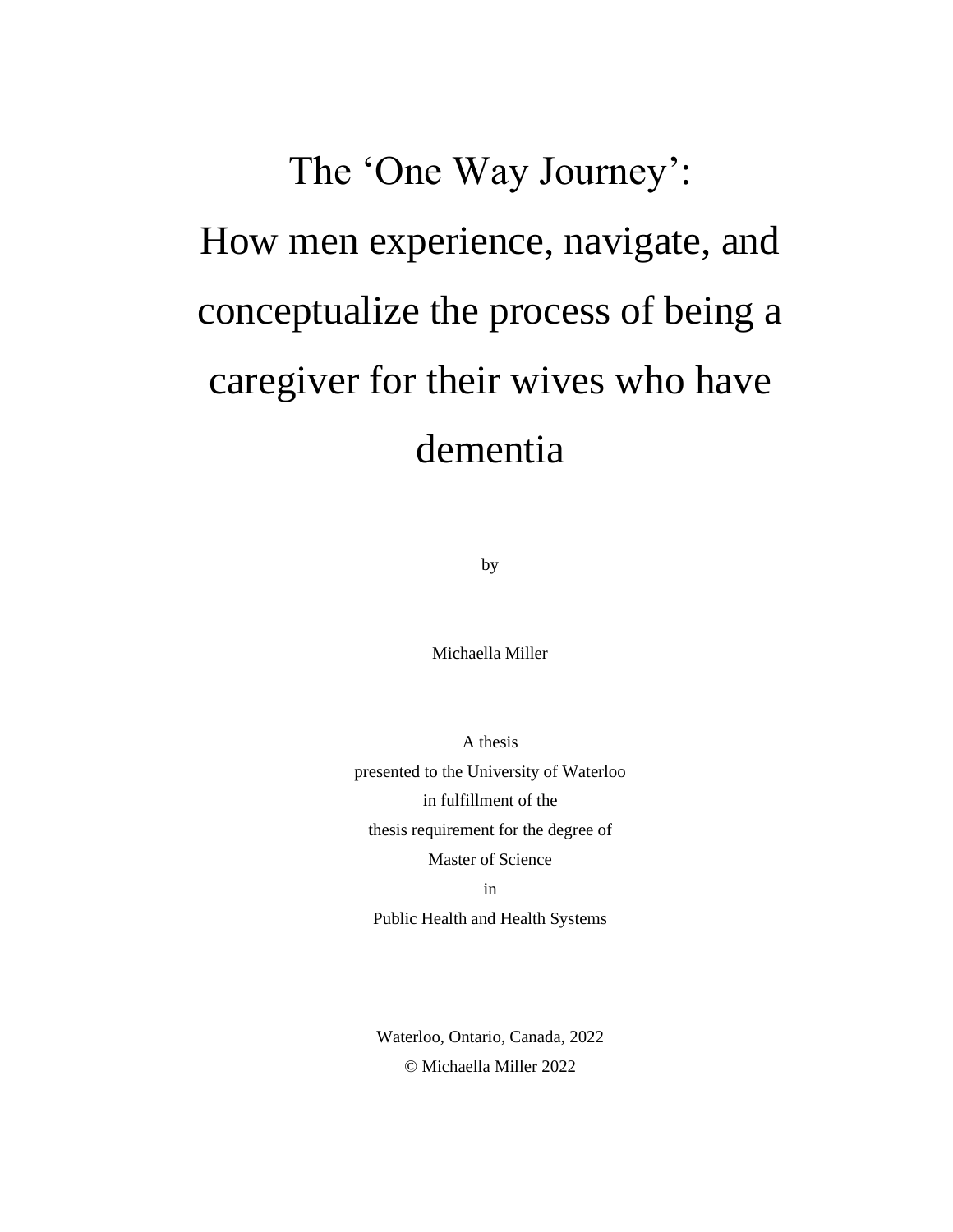# The 'One Way Journey': How men experience, navigate, and conceptualize the process of being a caregiver for their wives who have dementia

by

Michaella Miller

A thesis
presented to the University of Waterloo
in fulfillment of the
thesis requirement for the degree of
Master of Science
in
Public Health and Health Systems

Waterloo, Ontario, Canada, 2022

© Michaella Miller 2022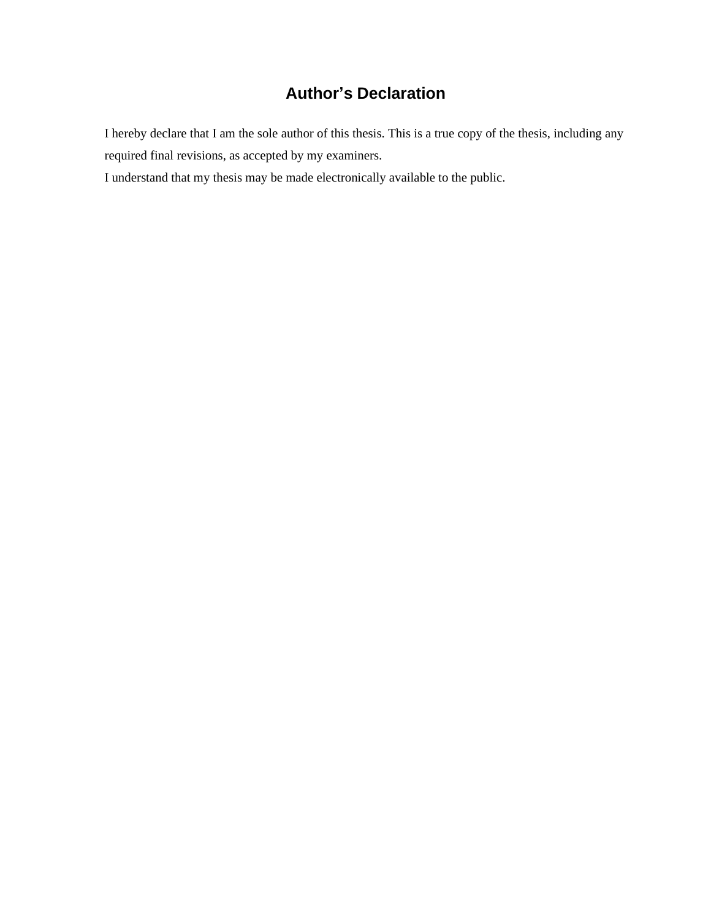# Author’s Declaration

I hereby declare that I am the sole author of this thesis. This is a true copy of the thesis, including any required final revisions, as accepted by my examiners.

I understand that my thesis may be made electronically available to the public.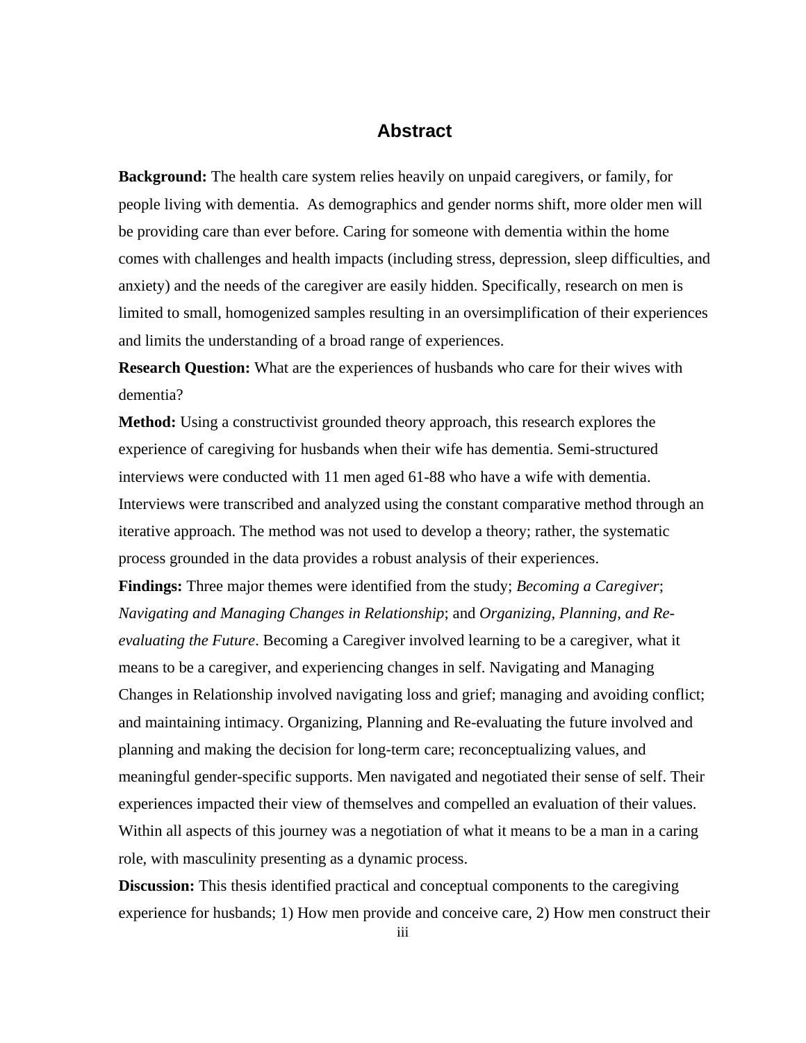# Abstract

**Background:** The health care system relies heavily on unpaid caregivers, or family, for people living with dementia.  As demographics and gender norms shift, more older men will be providing care than ever before. Caring for someone with dementia within the home comes with challenges and health impacts (including stress, depression, sleep difficulties, and anxiety) and the needs of the caregiver are easily hidden. Specifically, research on men is limited to small, homogenized samples resulting in an oversimplification of their experiences and limits the understanding of a broad range of experiences.

**Research Question:** What are the experiences of husbands who care for their wives with dementia?

**Method:** Using a constructivist grounded theory approach, this research explores the experience of caregiving for husbands when their wife has dementia. Semi-structured interviews were conducted with 11 men aged 61-88 who have a wife with dementia. Interviews were transcribed and analyzed using the constant comparative method through an iterative approach. The method was not used to develop a theory; rather, the systematic process grounded in the data provides a robust analysis of their experiences.

**Findings:** Three major themes were identified from the study; *Becoming a Caregiver*; *Navigating and Managing Changes in Relationship*; and *Organizing, Planning, and Re-evaluating the Future*. Becoming a Caregiver involved learning to be a caregiver, what it means to be a caregiver, and experiencing changes in self. Navigating and Managing Changes in Relationship involved navigating loss and grief; managing and avoiding conflict; and maintaining intimacy. Organizing, Planning and Re-evaluating the future involved and planning and making the decision for long-term care; reconceptualizing values, and meaningful gender-specific supports. Men navigated and negotiated their sense of self. Their experiences impacted their view of themselves and compelled an evaluation of their values. Within all aspects of this journey was a negotiation of what it means to be a man in a caring role, with masculinity presenting as a dynamic process.

**Discussion:** This thesis identified practical and conceptual components to the caregiving experience for husbands; 1) How men provide and conceive care, 2) How men construct their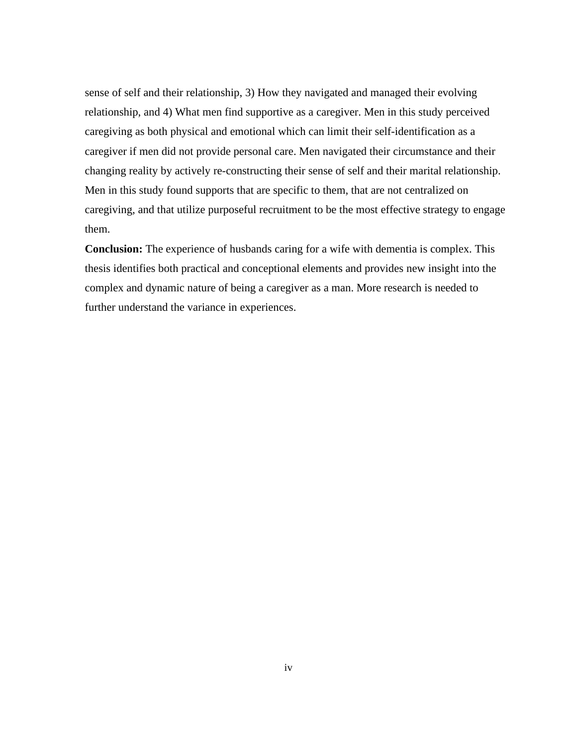sense of self and their relationship, 3) How they navigated and managed their evolving relationship, and 4) What men find supportive as a caregiver. Men in this study perceived caregiving as both physical and emotional which can limit their self-identification as a caregiver if men did not provide personal care. Men navigated their circumstance and their changing reality by actively re-constructing their sense of self and their marital relationship. Men in this study found supports that are specific to them, that are not centralized on caregiving, and that utilize purposeful recruitment to be the most effective strategy to engage them.

**Conclusion:** The experience of husbands caring for a wife with dementia is complex. This thesis identifies both practical and conceptional elements and provides new insight into the complex and dynamic nature of being a caregiver as a man. More research is needed to further understand the variance in experiences.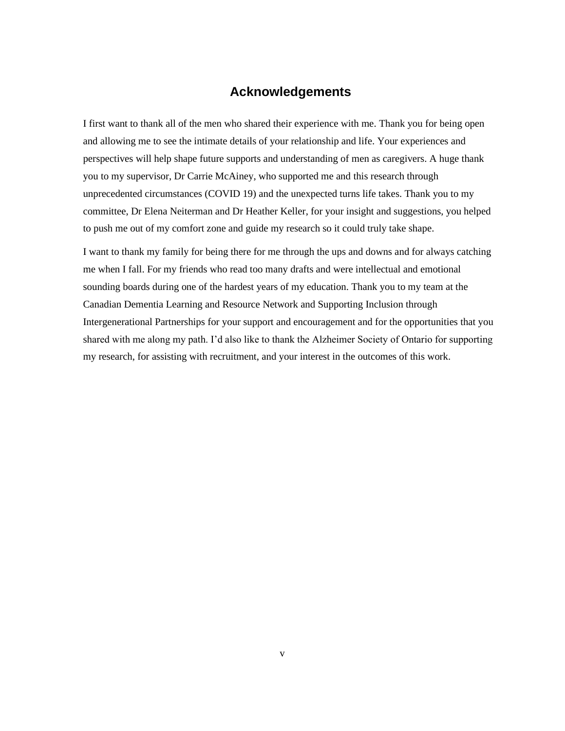# Acknowledgements

I first want to thank all of the men who shared their experience with me. Thank you for being open and allowing me to see the intimate details of your relationship and life. Your experiences and perspectives will help shape future supports and understanding of men as caregivers. A huge thank you to my supervisor, Dr Carrie McAiney, who supported me and this research through unprecedented circumstances (COVID 19) and the unexpected turns life takes. Thank you to my committee, Dr Elena Neiterman and Dr Heather Keller, for your insight and suggestions, you helped to push me out of my comfort zone and guide my research so it could truly take shape.

I want to thank my family for being there for me through the ups and downs and for always catching me when I fall. For my friends who read too many drafts and were intellectual and emotional sounding boards during one of the hardest years of my education. Thank you to my team at the Canadian Dementia Learning and Resource Network and Supporting Inclusion through Intergenerational Partnerships for your support and encouragement and for the opportunities that you shared with me along my path. I'd also like to thank the Alzheimer Society of Ontario for supporting my research, for assisting with recruitment, and your interest in the outcomes of this work.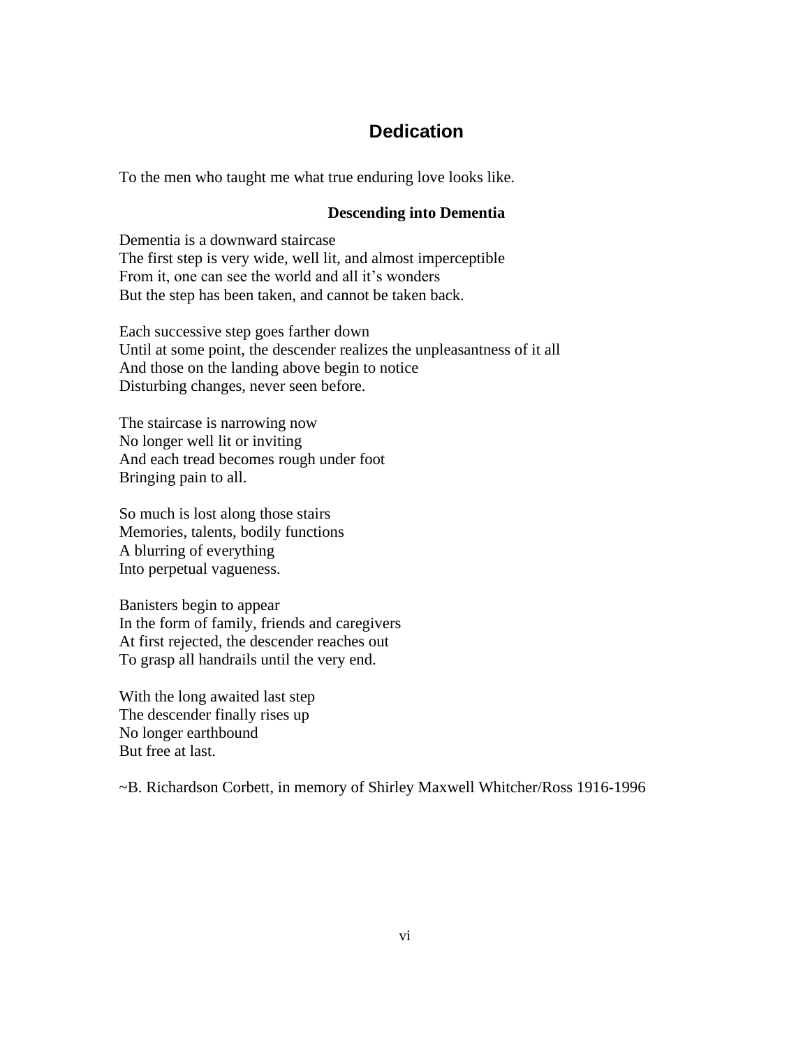## Dedication

To the men who taught me what true enduring love looks like.

**Descending into Dementia**

Dementia is a downward staircase  
The first step is very wide, well lit, and almost imperceptible  
From it, one can see the world and all it's wonders  
But the step has been taken, and cannot be taken back.

Each successive step goes farther down  
Until at some point, the descender realizes the unpleasantness of it all  
And those on the landing above begin to notice  
Disturbing changes, never seen before.

The staircase is narrowing now  
No longer well lit or inviting  
And each tread becomes rough under foot  
Bringing pain to all.

So much is lost along those stairs  
Memories, talents, bodily functions  
A blurring of everything  
Into perpetual vagueness.

Banisters begin to appear  
In the form of family, friends and caregivers  
At first rejected, the descender reaches out  
To grasp all handrails until the very end.

With the long awaited last step  
The descender finally rises up  
No longer earthbound  
But free at last.

~B. Richardson Corbett, in memory of Shirley Maxwell Whitcher/Ross 1916-1996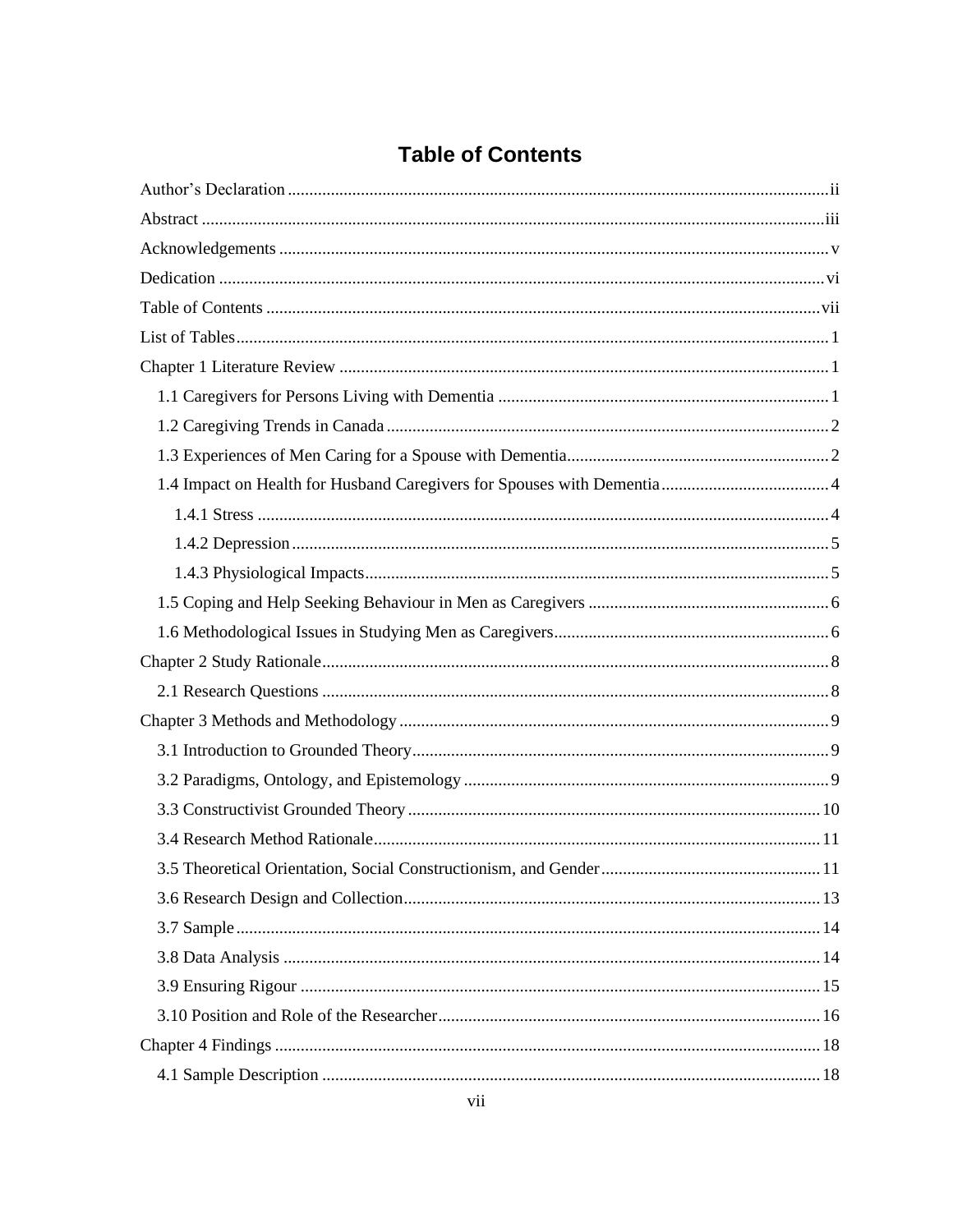# Table of Contents

Author's Declaration ii

Abstract iii

Acknowledgements v

Dedication vi

Table of Contents vii

List of Tables 1

Chapter 1 Literature Review 1

- 1.1 Caregivers for Persons Living with Dementia 1
- 1.2 Caregiving Trends in Canada 2
- 1.3 Experiences of Men Caring for a Spouse with Dementia 2
- 1.4 Impact on Health for Husband Caregivers for Spouses with Dementia 4
  - 1.4.1 Stress 4
  - 1.4.2 Depression 5
  - 1.4.3 Physiological Impacts 5
- 1.5 Coping and Help Seeking Behaviour in Men as Caregivers 6
- 1.6 Methodological Issues in Studying Men as Caregivers 6

Chapter 2 Study Rationale 8

- 2.1 Research Questions 8

Chapter 3 Methods and Methodology 9

- 3.1 Introduction to Grounded Theory 9
- 3.2 Paradigms, Ontology, and Epistemology 9
- 3.3 Constructivist Grounded Theory 10
- 3.4 Research Method Rationale 11
- 3.5 Theoretical Orientation, Social Constructionism, and Gender 11
- 3.6 Research Design and Collection 13
- 3.7 Sample 14
- 3.8 Data Analysis 14
- 3.9 Ensuring Rigour 15
- 3.10 Position and Role of the Researcher 16

Chapter 4 Findings 18

- 4.1 Sample Description 18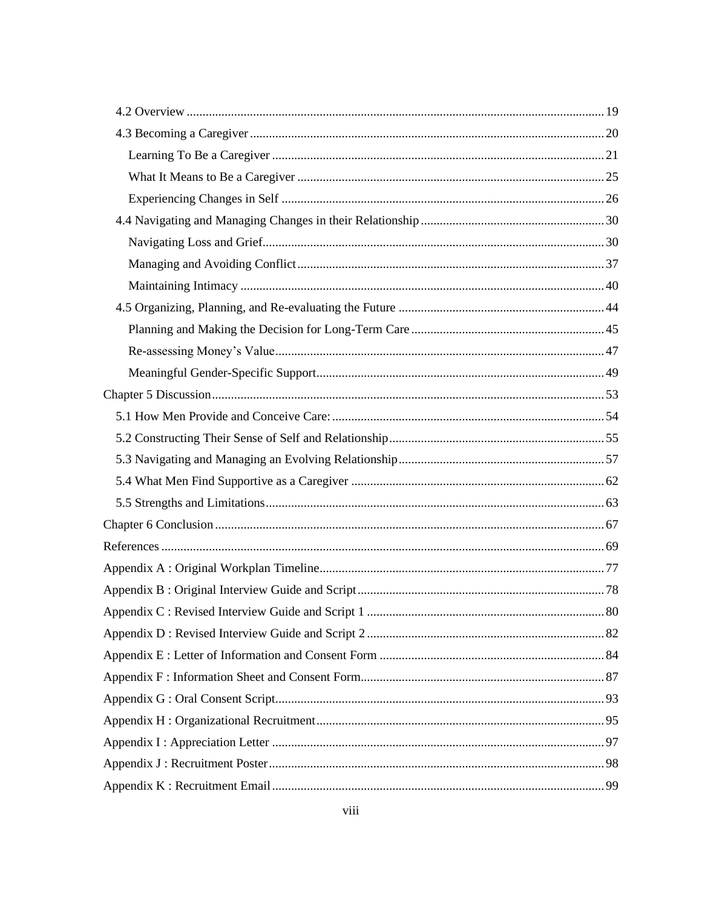4.2 Overview ..... 19

4.3 Becoming a Caregiver ..... 20

Learning To Be a Caregiver ..... 21

What It Means to Be a Caregiver ..... 25

Experiencing Changes in Self ..... 26

4.4 Navigating and Managing Changes in their Relationship ..... 30

Navigating Loss and Grief ..... 30

Managing and Avoiding Conflict ..... 37

Maintaining Intimacy ..... 40

4.5 Organizing, Planning, and Re-evaluating the Future ..... 44

Planning and Making the Decision for Long-Term Care ..... 45

Re-assessing Money's Value ..... 47

Meaningful Gender-Specific Support ..... 49

Chapter 5 Discussion ..... 53

5.1 How Men Provide and Conceive Care: ..... 54

5.2 Constructing Their Sense of Self and Relationship ..... 55

5.3 Navigating and Managing an Evolving Relationship ..... 57

5.4 What Men Find Supportive as a Caregiver ..... 62

5.5 Strengths and Limitations ..... 63

Chapter 6 Conclusion ..... 67

References ..... 69

Appendix A : Original Workplan Timeline ..... 77

Appendix B : Original Interview Guide and Script ..... 78

Appendix C : Revised Interview Guide and Script 1 ..... 80

Appendix D : Revised Interview Guide and Script 2 ..... 82

Appendix E : Letter of Information and Consent Form ..... 84

Appendix F : Information Sheet and Consent Form ..... 87

Appendix G : Oral Consent Script ..... 93

Appendix H : Organizational Recruitment ..... 95

Appendix I : Appreciation Letter ..... 97

Appendix J : Recruitment Poster ..... 98

Appendix K : Recruitment Email ..... 99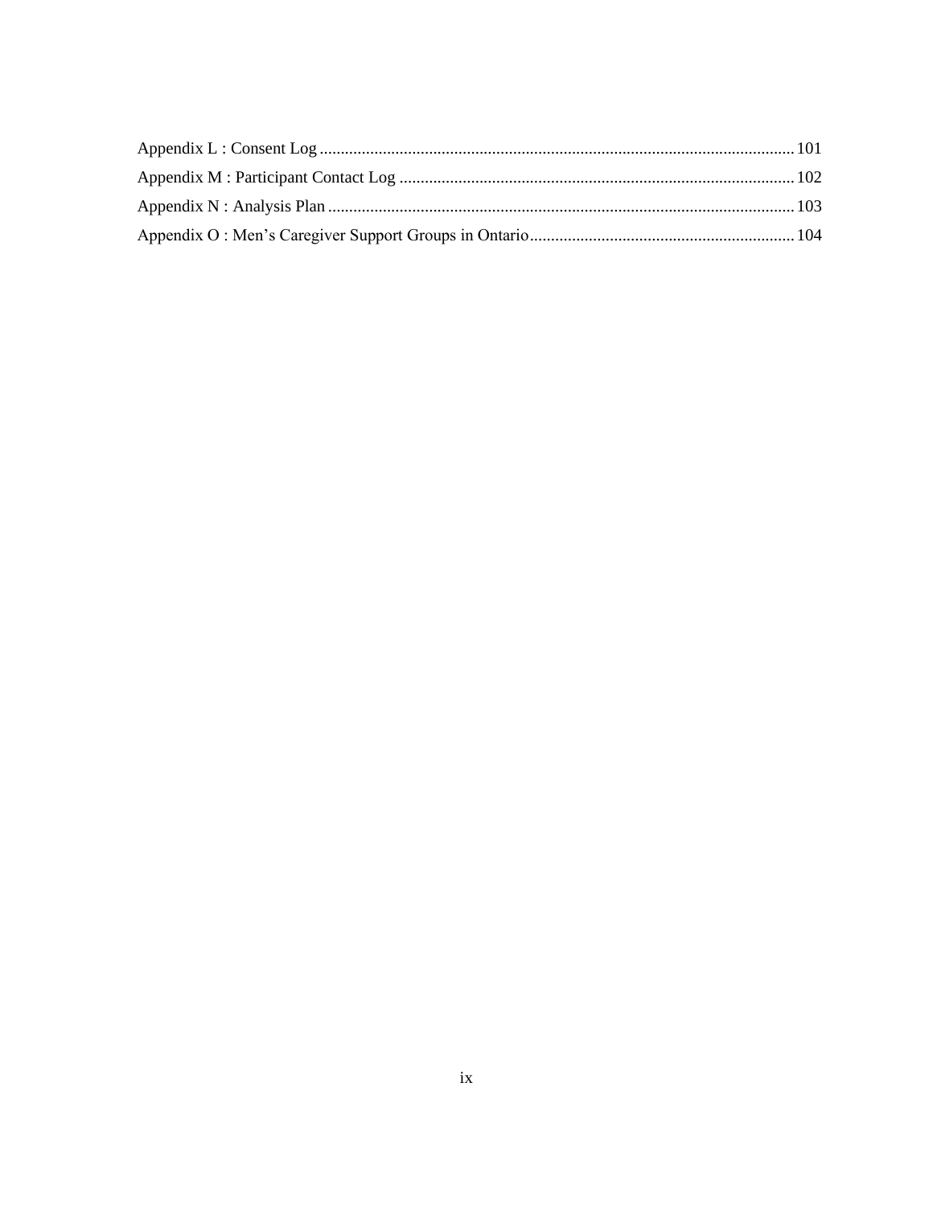Appendix L : Consent Log ................................................................................................................ 101
Appendix M : Participant Contact Log ............................................................................................. 102
Appendix N : Analysis Plan .............................................................................................................. 103
Appendix O : Men’s Caregiver Support Groups in Ontario .............................................................. 104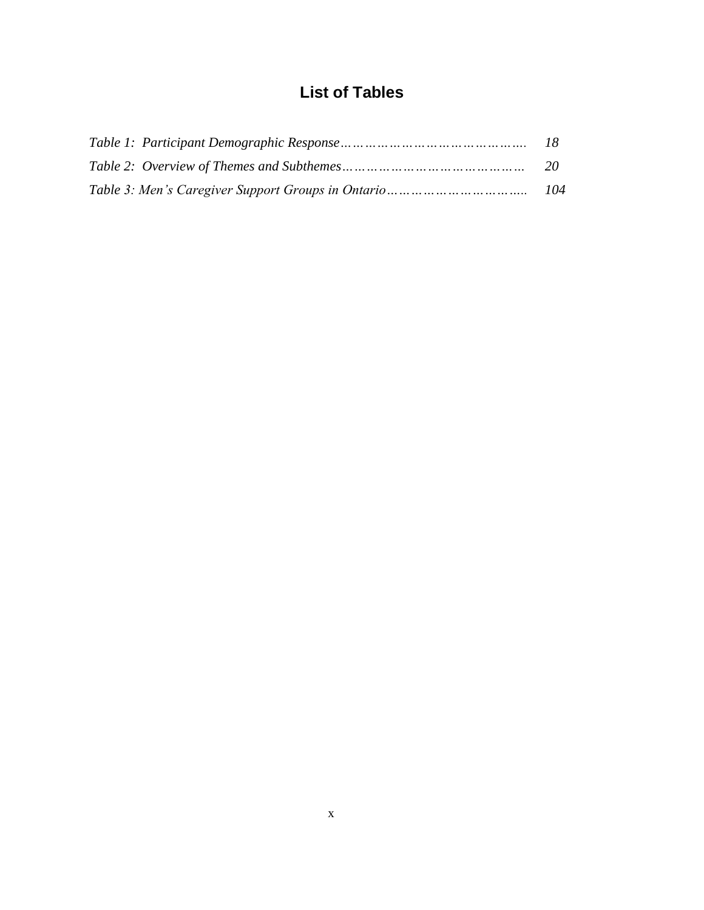# List of Tables

*Table 1: Participant Demographic Response……………………………………. 18*

*Table 2: Overview of Themes and Subthemes…………………………………… 20*

*Table 3: Men's Caregiver Support Groups in Ontario…………………………….. 104*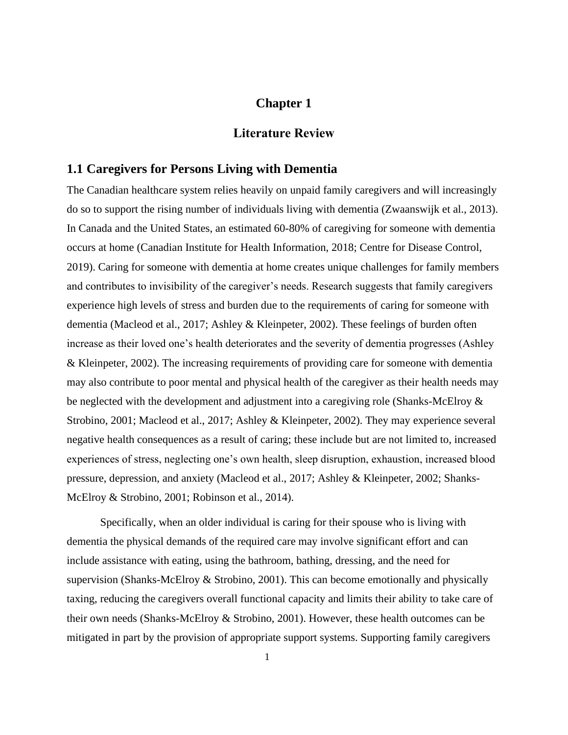# Chapter 1

# Literature Review

## 1.1 Caregivers for Persons Living with Dementia

The Canadian healthcare system relies heavily on unpaid family caregivers and will increasingly do so to support the rising number of individuals living with dementia (Zwaanswijk et al., 2013). In Canada and the United States, an estimated 60-80% of caregiving for someone with dementia occurs at home (Canadian Institute for Health Information, 2018; Centre for Disease Control, 2019). Caring for someone with dementia at home creates unique challenges for family members and contributes to invisibility of the caregiver's needs. Research suggests that family caregivers experience high levels of stress and burden due to the requirements of caring for someone with dementia (Macleod et al., 2017; Ashley & Kleinpeter, 2002). These feelings of burden often increase as their loved one's health deteriorates and the severity of dementia progresses (Ashley & Kleinpeter, 2002). The increasing requirements of providing care for someone with dementia may also contribute to poor mental and physical health of the caregiver as their health needs may be neglected with the development and adjustment into a caregiving role (Shanks-McElroy & Strobino, 2001; Macleod et al., 2017; Ashley & Kleinpeter, 2002). They may experience several negative health consequences as a result of caring; these include but are not limited to, increased experiences of stress, neglecting one's own health, sleep disruption, exhaustion, increased blood pressure, depression, and anxiety (Macleod et al., 2017; Ashley & Kleinpeter, 2002; Shanks-McElroy & Strobino, 2001; Robinson et al., 2014).

Specifically, when an older individual is caring for their spouse who is living with dementia the physical demands of the required care may involve significant effort and can include assistance with eating, using the bathroom, bathing, dressing, and the need for supervision (Shanks-McElroy & Strobino, 2001). This can become emotionally and physically taxing, reducing the caregivers overall functional capacity and limits their ability to take care of their own needs (Shanks-McElroy & Strobino, 2001). However, these health outcomes can be mitigated in part by the provision of appropriate support systems. Supporting family caregivers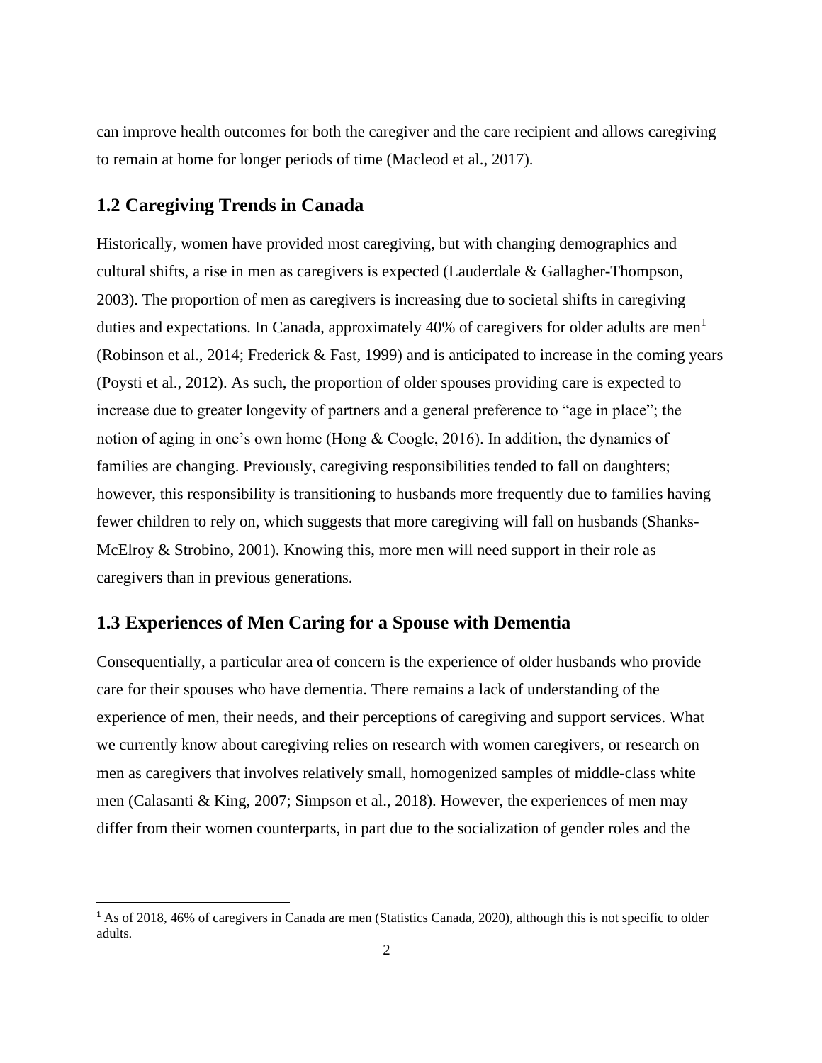can improve health outcomes for both the caregiver and the care recipient and allows caregiving to remain at home for longer periods of time (Macleod et al., 2017).

## 1.2 Caregiving Trends in Canada

Historically, women have provided most caregiving, but with changing demographics and cultural shifts, a rise in men as caregivers is expected (Lauderdale & Gallagher-Thompson, 2003). The proportion of men as caregivers is increasing due to societal shifts in caregiving duties and expectations. In Canada, approximately 40% of caregivers for older adults are men[1] (Robinson et al., 2014; Frederick & Fast, 1999) and is anticipated to increase in the coming years (Poysti et al., 2012). As such, the proportion of older spouses providing care is expected to increase due to greater longevity of partners and a general preference to "age in place"; the notion of aging in one's own home (Hong & Coogle, 2016). In addition, the dynamics of families are changing. Previously, caregiving responsibilities tended to fall on daughters; however, this responsibility is transitioning to husbands more frequently due to families having fewer children to rely on, which suggests that more caregiving will fall on husbands (Shanks-McElroy & Strobino, 2001). Knowing this, more men will need support in their role as caregivers than in previous generations.

## 1.3 Experiences of Men Caring for a Spouse with Dementia

Consequentially, a particular area of concern is the experience of older husbands who provide care for their spouses who have dementia. There remains a lack of understanding of the experience of men, their needs, and their perceptions of caregiving and support services. What we currently know about caregiving relies on research with women caregivers, or research on men as caregivers that involves relatively small, homogenized samples of middle-class white men (Calasanti & King, 2007; Simpson et al., 2018). However, the experiences of men may differ from their women counterparts, in part due to the socialization of gender roles and the

[1] As of 2018, 46% of caregivers in Canada are men (Statistics Canada, 2020), although this is not specific to older adults.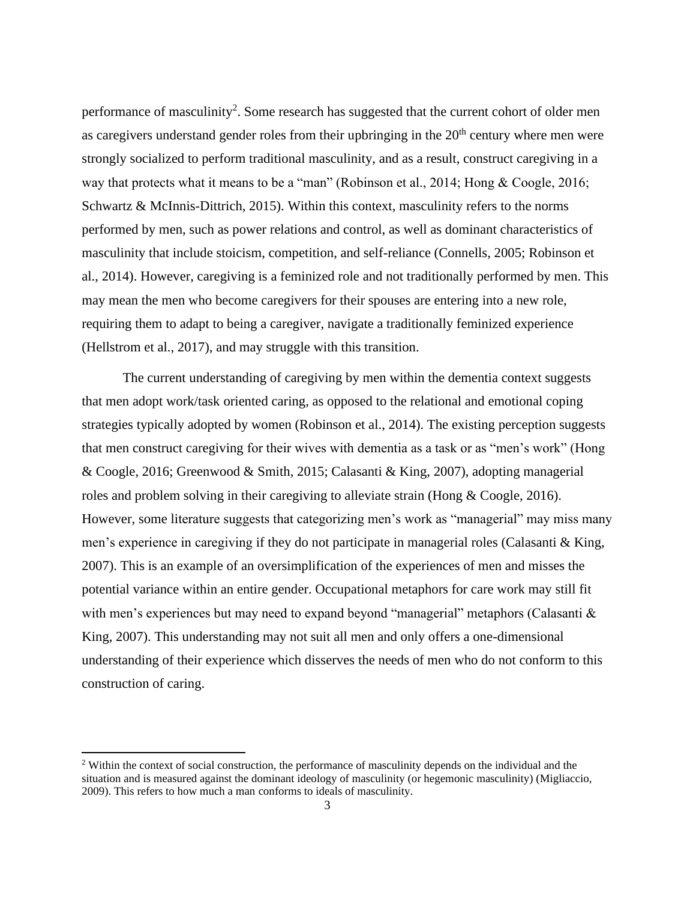performance of masculinity[2]. Some research has suggested that the current cohort of older men as caregivers understand gender roles from their upbringing in the 20th century where men were strongly socialized to perform traditional masculinity, and as a result, construct caregiving in a way that protects what it means to be a "man" (Robinson et al., 2014; Hong & Coogle, 2016; Schwartz & McInnis-Dittrich, 2015). Within this context, masculinity refers to the norms performed by men, such as power relations and control, as well as dominant characteristics of masculinity that include stoicism, competition, and self-reliance (Connells, 2005; Robinson et al., 2014). However, caregiving is a feminized role and not traditionally performed by men. This may mean the men who become caregivers for their spouses are entering into a new role, requiring them to adapt to being a caregiver, navigate a traditionally feminized experience (Hellstrom et al., 2017), and may struggle with this transition.

The current understanding of caregiving by men within the dementia context suggests that men adopt work/task oriented caring, as opposed to the relational and emotional coping strategies typically adopted by women (Robinson et al., 2014). The existing perception suggests that men construct caregiving for their wives with dementia as a task or as "men's work" (Hong & Coogle, 2016; Greenwood & Smith, 2015; Calasanti & King, 2007), adopting managerial roles and problem solving in their caregiving to alleviate strain (Hong & Coogle, 2016). However, some literature suggests that categorizing men's work as "managerial" may miss many men's experience in caregiving if they do not participate in managerial roles (Calasanti & King, 2007). This is an example of an oversimplification of the experiences of men and misses the potential variance within an entire gender. Occupational metaphors for care work may still fit with men's experiences but may need to expand beyond "managerial" metaphors (Calasanti & King, 2007). This understanding may not suit all men and only offers a one-dimensional understanding of their experience which disserves the needs of men who do not conform to this construction of caring.

[2] Within the context of social construction, the performance of masculinity depends on the individual and the situation and is measured against the dominant ideology of masculinity (or hegemonic masculinity) (Migliaccio, 2009). This refers to how much a man conforms to ideals of masculinity.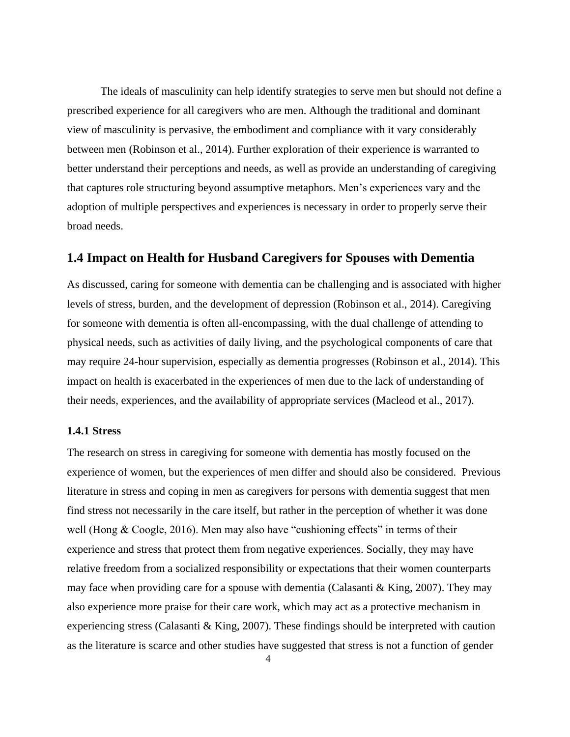The ideals of masculinity can help identify strategies to serve men but should not define a prescribed experience for all caregivers who are men. Although the traditional and dominant view of masculinity is pervasive, the embodiment and compliance with it vary considerably between men (Robinson et al., 2014). Further exploration of their experience is warranted to better understand their perceptions and needs, as well as provide an understanding of caregiving that captures role structuring beyond assumptive metaphors. Men's experiences vary and the adoption of multiple perspectives and experiences is necessary in order to properly serve their broad needs.

## 1.4 Impact on Health for Husband Caregivers for Spouses with Dementia

As discussed, caring for someone with dementia can be challenging and is associated with higher levels of stress, burden, and the development of depression (Robinson et al., 2014). Caregiving for someone with dementia is often all-encompassing, with the dual challenge of attending to physical needs, such as activities of daily living, and the psychological components of care that may require 24-hour supervision, especially as dementia progresses (Robinson et al., 2014). This impact on health is exacerbated in the experiences of men due to the lack of understanding of their needs, experiences, and the availability of appropriate services (Macleod et al., 2017).

### 1.4.1 Stress

The research on stress in caregiving for someone with dementia has mostly focused on the experience of women, but the experiences of men differ and should also be considered. Previous literature in stress and coping in men as caregivers for persons with dementia suggest that men find stress not necessarily in the care itself, but rather in the perception of whether it was done well (Hong & Coogle, 2016). Men may also have "cushioning effects" in terms of their experience and stress that protect them from negative experiences. Socially, they may have relative freedom from a socialized responsibility or expectations that their women counterparts may face when providing care for a spouse with dementia (Calasanti & King, 2007). They may also experience more praise for their care work, which may act as a protective mechanism in experiencing stress (Calasanti & King, 2007). These findings should be interpreted with caution as the literature is scarce and other studies have suggested that stress is not a function of gender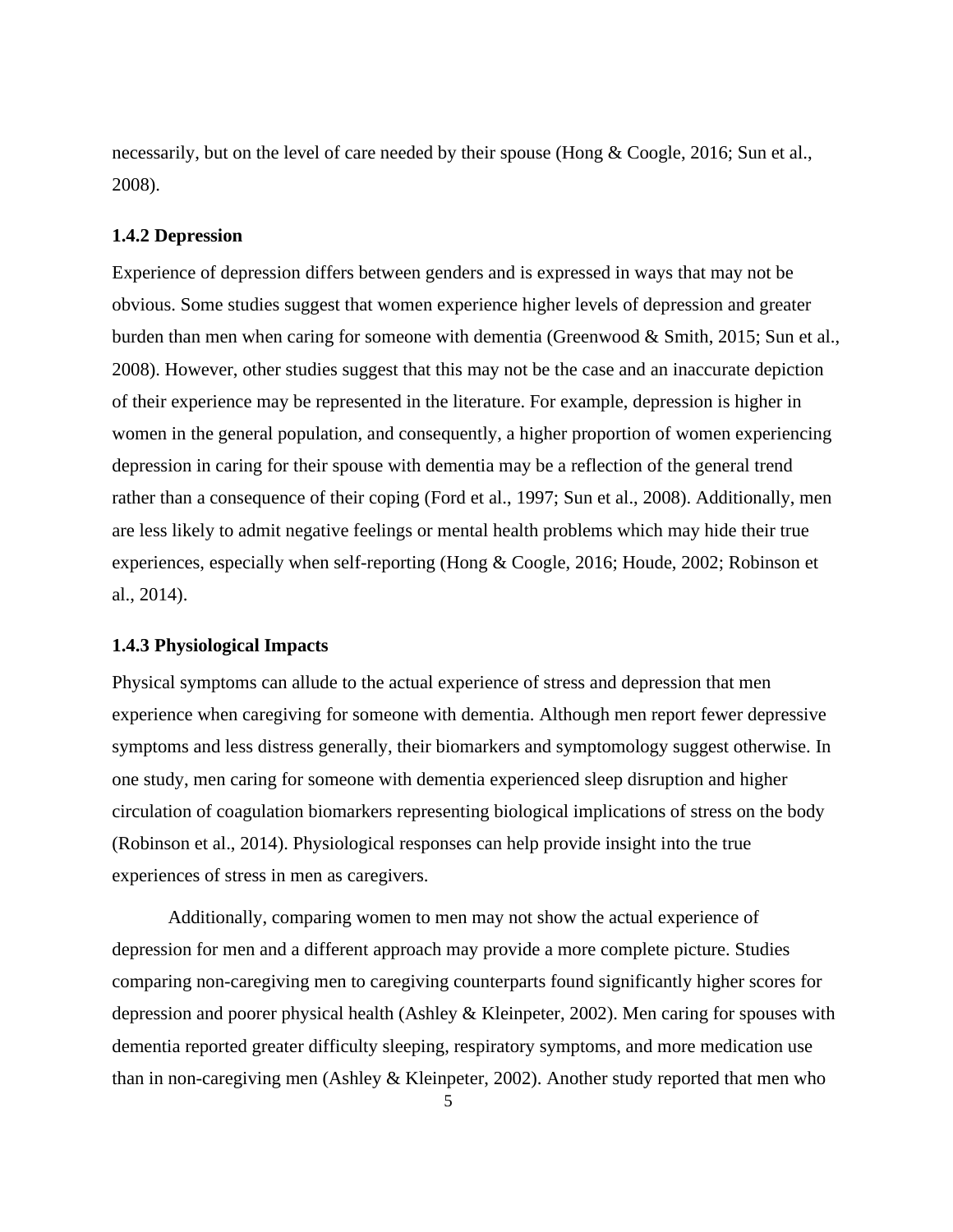necessarily, but on the level of care needed by their spouse (Hong & Coogle, 2016; Sun et al., 2008).

### 1.4.2 Depression

Experience of depression differs between genders and is expressed in ways that may not be obvious. Some studies suggest that women experience higher levels of depression and greater burden than men when caring for someone with dementia (Greenwood & Smith, 2015; Sun et al., 2008). However, other studies suggest that this may not be the case and an inaccurate depiction of their experience may be represented in the literature. For example, depression is higher in women in the general population, and consequently, a higher proportion of women experiencing depression in caring for their spouse with dementia may be a reflection of the general trend rather than a consequence of their coping (Ford et al., 1997; Sun et al., 2008). Additionally, men are less likely to admit negative feelings or mental health problems which may hide their true experiences, especially when self-reporting (Hong & Coogle, 2016; Houde, 2002; Robinson et al., 2014).

### 1.4.3 Physiological Impacts

Physical symptoms can allude to the actual experience of stress and depression that men experience when caregiving for someone with dementia. Although men report fewer depressive symptoms and less distress generally, their biomarkers and symptomology suggest otherwise. In one study, men caring for someone with dementia experienced sleep disruption and higher circulation of coagulation biomarkers representing biological implications of stress on the body (Robinson et al., 2014). Physiological responses can help provide insight into the true experiences of stress in men as caregivers.

Additionally, comparing women to men may not show the actual experience of depression for men and a different approach may provide a more complete picture. Studies comparing non-caregiving men to caregiving counterparts found significantly higher scores for depression and poorer physical health (Ashley & Kleinpeter, 2002). Men caring for spouses with dementia reported greater difficulty sleeping, respiratory symptoms, and more medication use than in non-caregiving men (Ashley & Kleinpeter, 2002). Another study reported that men who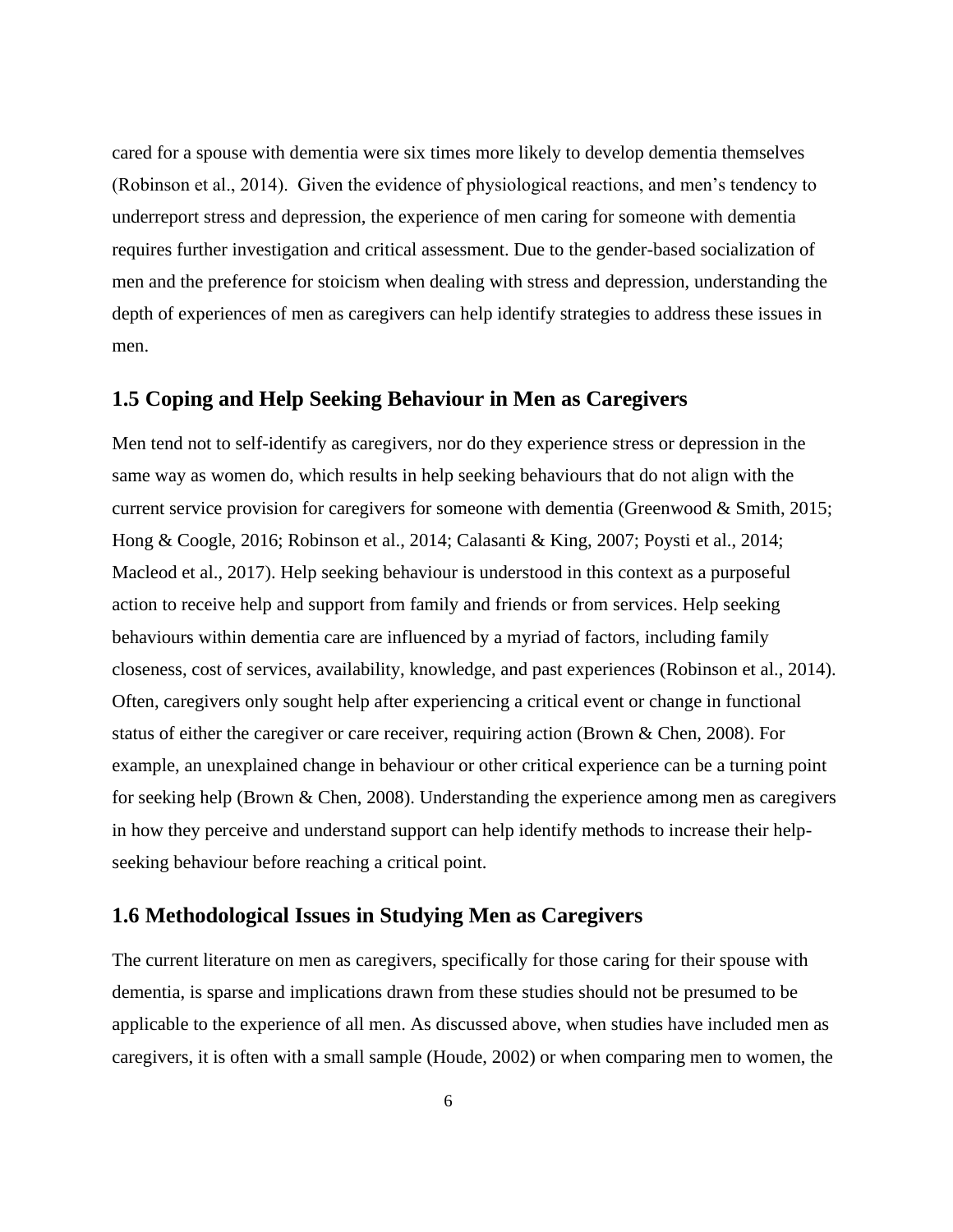cared for a spouse with dementia were six times more likely to develop dementia themselves (Robinson et al., 2014). Given the evidence of physiological reactions, and men's tendency to underreport stress and depression, the experience of men caring for someone with dementia requires further investigation and critical assessment. Due to the gender-based socialization of men and the preference for stoicism when dealing with stress and depression, understanding the depth of experiences of men as caregivers can help identify strategies to address these issues in men.

## 1.5 Coping and Help Seeking Behaviour in Men as Caregivers

Men tend not to self-identify as caregivers, nor do they experience stress or depression in the same way as women do, which results in help seeking behaviours that do not align with the current service provision for caregivers for someone with dementia (Greenwood & Smith, 2015; Hong & Coogle, 2016; Robinson et al., 2014; Calasanti & King, 2007; Poysti et al., 2014; Macleod et al., 2017). Help seeking behaviour is understood in this context as a purposeful action to receive help and support from family and friends or from services. Help seeking behaviours within dementia care are influenced by a myriad of factors, including family closeness, cost of services, availability, knowledge, and past experiences (Robinson et al., 2014). Often, caregivers only sought help after experiencing a critical event or change in functional status of either the caregiver or care receiver, requiring action (Brown & Chen, 2008). For example, an unexplained change in behaviour or other critical experience can be a turning point for seeking help (Brown & Chen, 2008). Understanding the experience among men as caregivers in how they perceive and understand support can help identify methods to increase their help-seeking behaviour before reaching a critical point.

## 1.6 Methodological Issues in Studying Men as Caregivers

The current literature on men as caregivers, specifically for those caring for their spouse with dementia, is sparse and implications drawn from these studies should not be presumed to be applicable to the experience of all men. As discussed above, when studies have included men as caregivers, it is often with a small sample (Houde, 2002) or when comparing men to women, the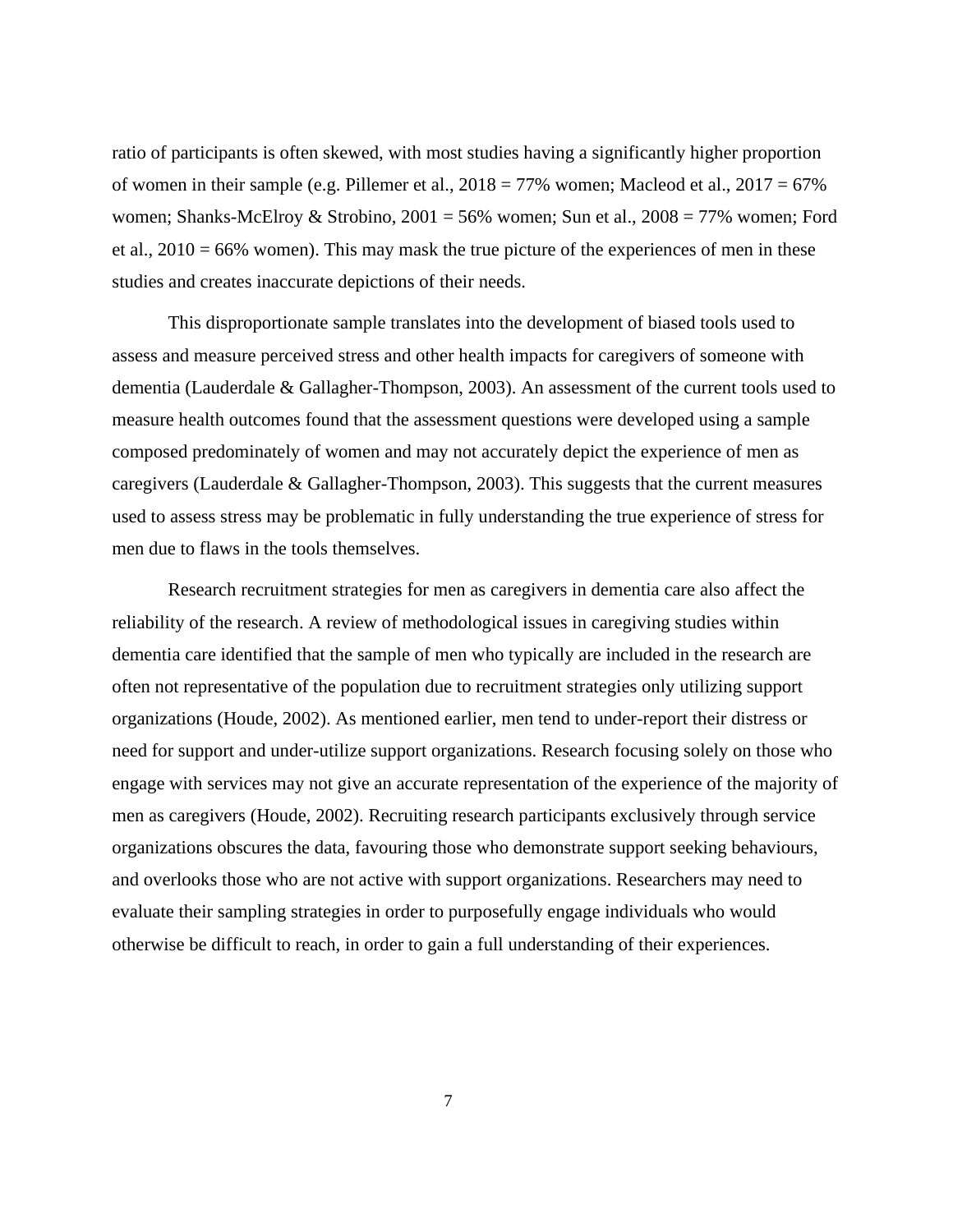ratio of participants is often skewed, with most studies having a significantly higher proportion of women in their sample (e.g. Pillemer et al., 2018 = 77% women; Macleod et al., 2017 = 67% women; Shanks-McElroy & Strobino, 2001 = 56% women; Sun et al., 2008 = 77% women; Ford et al., 2010 = 66% women). This may mask the true picture of the experiences of men in these studies and creates inaccurate depictions of their needs.

This disproportionate sample translates into the development of biased tools used to assess and measure perceived stress and other health impacts for caregivers of someone with dementia (Lauderdale & Gallagher-Thompson, 2003). An assessment of the current tools used to measure health outcomes found that the assessment questions were developed using a sample composed predominately of women and may not accurately depict the experience of men as caregivers (Lauderdale & Gallagher-Thompson, 2003). This suggests that the current measures used to assess stress may be problematic in fully understanding the true experience of stress for men due to flaws in the tools themselves.

Research recruitment strategies for men as caregivers in dementia care also affect the reliability of the research. A review of methodological issues in caregiving studies within dementia care identified that the sample of men who typically are included in the research are often not representative of the population due to recruitment strategies only utilizing support organizations (Houde, 2002). As mentioned earlier, men tend to under-report their distress or need for support and under-utilize support organizations. Research focusing solely on those who engage with services may not give an accurate representation of the experience of the majority of men as caregivers (Houde, 2002). Recruiting research participants exclusively through service organizations obscures the data, favouring those who demonstrate support seeking behaviours, and overlooks those who are not active with support organizations. Researchers may need to evaluate their sampling strategies in order to purposefully engage individuals who would otherwise be difficult to reach, in order to gain a full understanding of their experiences.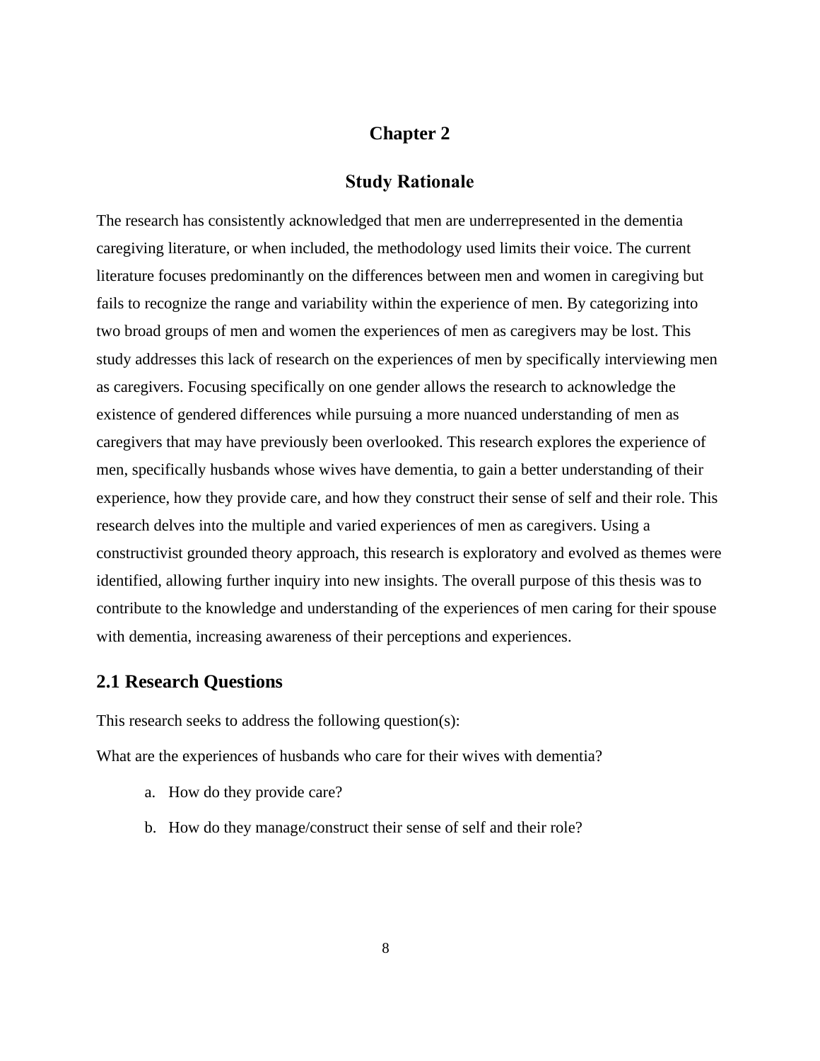# Chapter 2

# Study Rationale

The research has consistently acknowledged that men are underrepresented in the dementia caregiving literature, or when included, the methodology used limits their voice. The current literature focuses predominantly on the differences between men and women in caregiving but fails to recognize the range and variability within the experience of men. By categorizing into two broad groups of men and women the experiences of men as caregivers may be lost. This study addresses this lack of research on the experiences of men by specifically interviewing men as caregivers. Focusing specifically on one gender allows the research to acknowledge the existence of gendered differences while pursuing a more nuanced understanding of men as caregivers that may have previously been overlooked. This research explores the experience of men, specifically husbands whose wives have dementia, to gain a better understanding of their experience, how they provide care, and how they construct their sense of self and their role. This research delves into the multiple and varied experiences of men as caregivers. Using a constructivist grounded theory approach, this research is exploratory and evolved as themes were identified, allowing further inquiry into new insights. The overall purpose of this thesis was to contribute to the knowledge and understanding of the experiences of men caring for their spouse with dementia, increasing awareness of their perceptions and experiences.

## 2.1 Research Questions

This research seeks to address the following question(s):

What are the experiences of husbands who care for their wives with dementia?

a. How do they provide care?

b. How do they manage/construct their sense of self and their role?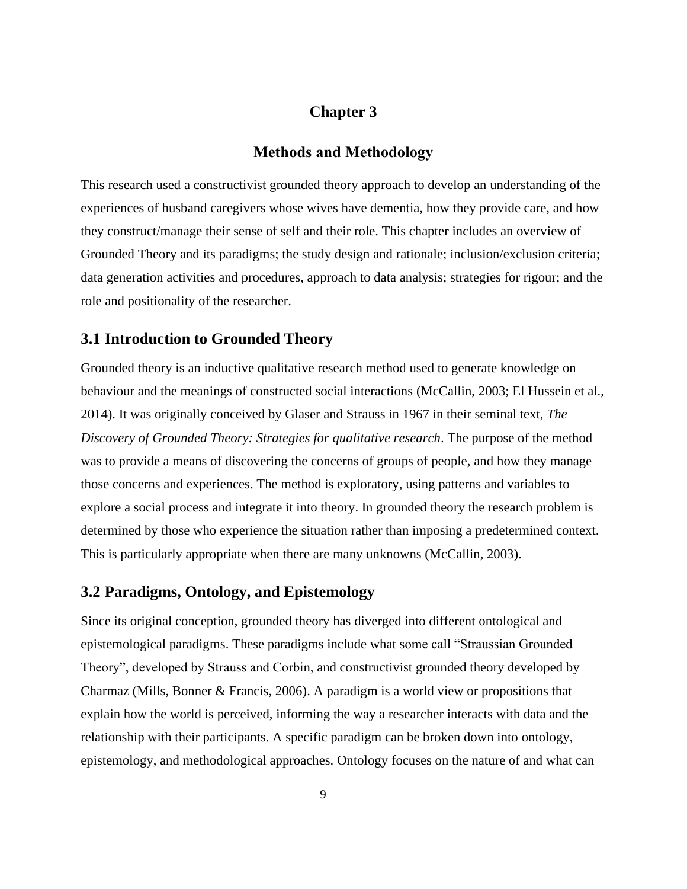# Chapter 3

## Methods and Methodology

This research used a constructivist grounded theory approach to develop an understanding of the experiences of husband caregivers whose wives have dementia, how they provide care, and how they construct/manage their sense of self and their role. This chapter includes an overview of Grounded Theory and its paradigms; the study design and rationale; inclusion/exclusion criteria; data generation activities and procedures, approach to data analysis; strategies for rigour; and the role and positionality of the researcher.

## 3.1 Introduction to Grounded Theory

Grounded theory is an inductive qualitative research method used to generate knowledge on behaviour and the meanings of constructed social interactions (McCallin, 2003; El Hussein et al., 2014). It was originally conceived by Glaser and Strauss in 1967 in their seminal text, *The Discovery of Grounded Theory: Strategies for qualitative research*. The purpose of the method was to provide a means of discovering the concerns of groups of people, and how they manage those concerns and experiences. The method is exploratory, using patterns and variables to explore a social process and integrate it into theory. In grounded theory the research problem is determined by those who experience the situation rather than imposing a predetermined context. This is particularly appropriate when there are many unknowns (McCallin, 2003).

## 3.2 Paradigms, Ontology, and Epistemology

Since its original conception, grounded theory has diverged into different ontological and epistemological paradigms. These paradigms include what some call "Straussian Grounded Theory", developed by Strauss and Corbin, and constructivist grounded theory developed by Charmaz (Mills, Bonner & Francis, 2006). A paradigm is a world view or propositions that explain how the world is perceived, informing the way a researcher interacts with data and the relationship with their participants. A specific paradigm can be broken down into ontology, epistemology, and methodological approaches. Ontology focuses on the nature of and what can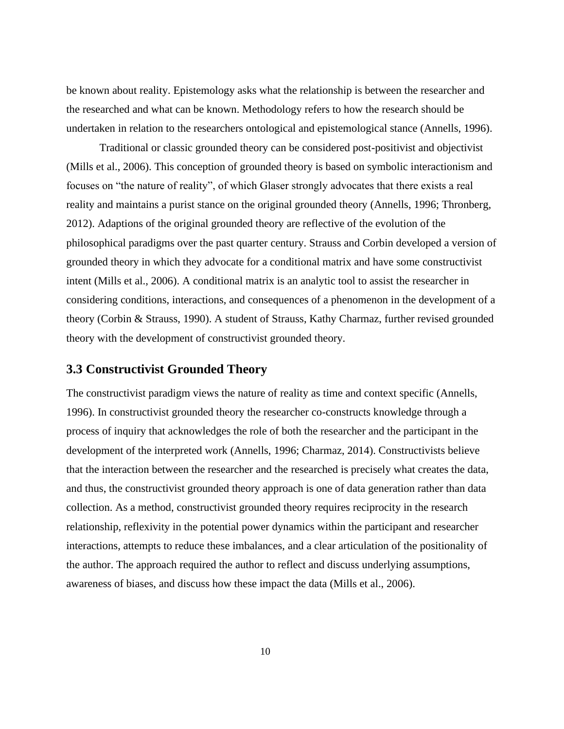be known about reality. Epistemology asks what the relationship is between the researcher and the researched and what can be known. Methodology refers to how the research should be undertaken in relation to the researchers ontological and epistemological stance (Annells, 1996).

Traditional or classic grounded theory can be considered post-positivist and objectivist (Mills et al., 2006). This conception of grounded theory is based on symbolic interactionism and focuses on "the nature of reality", of which Glaser strongly advocates that there exists a real reality and maintains a purist stance on the original grounded theory (Annells, 1996; Thronberg, 2012). Adaptions of the original grounded theory are reflective of the evolution of the philosophical paradigms over the past quarter century. Strauss and Corbin developed a version of grounded theory in which they advocate for a conditional matrix and have some constructivist intent (Mills et al., 2006). A conditional matrix is an analytic tool to assist the researcher in considering conditions, interactions, and consequences of a phenomenon in the development of a theory (Corbin & Strauss, 1990). A student of Strauss, Kathy Charmaz, further revised grounded theory with the development of constructivist grounded theory.

## 3.3 Constructivist Grounded Theory

The constructivist paradigm views the nature of reality as time and context specific (Annells, 1996). In constructivist grounded theory the researcher co-constructs knowledge through a process of inquiry that acknowledges the role of both the researcher and the participant in the development of the interpreted work (Annells, 1996; Charmaz, 2014). Constructivists believe that the interaction between the researcher and the researched is precisely what creates the data, and thus, the constructivist grounded theory approach is one of data generation rather than data collection. As a method, constructivist grounded theory requires reciprocity in the research relationship, reflexivity in the potential power dynamics within the participant and researcher interactions, attempts to reduce these imbalances, and a clear articulation of the positionality of the author. The approach required the author to reflect and discuss underlying assumptions, awareness of biases, and discuss how these impact the data (Mills et al., 2006).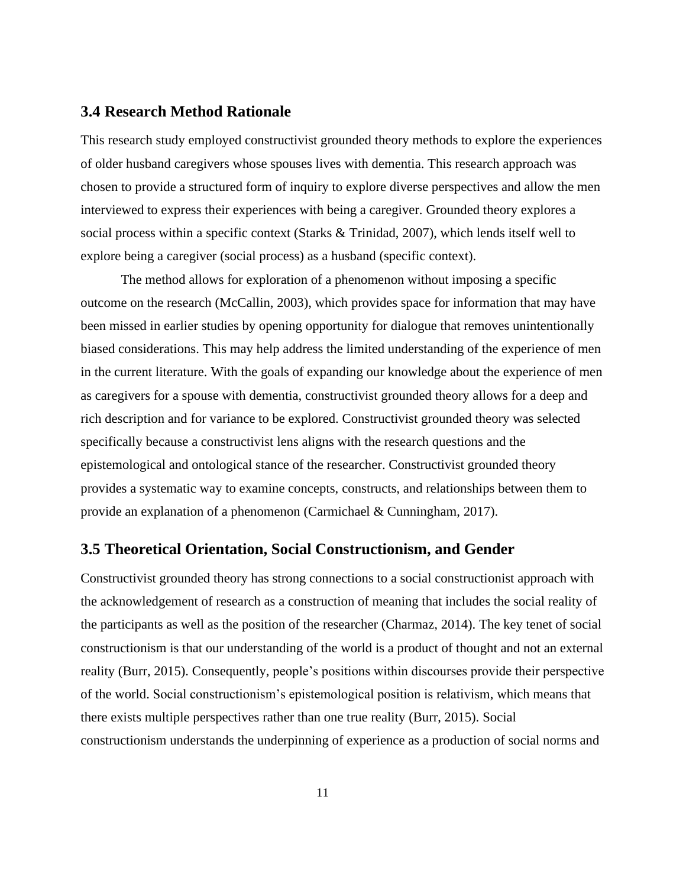## 3.4 Research Method Rationale

This research study employed constructivist grounded theory methods to explore the experiences of older husband caregivers whose spouses lives with dementia. This research approach was chosen to provide a structured form of inquiry to explore diverse perspectives and allow the men interviewed to express their experiences with being a caregiver. Grounded theory explores a social process within a specific context (Starks & Trinidad, 2007), which lends itself well to explore being a caregiver (social process) as a husband (specific context).

The method allows for exploration of a phenomenon without imposing a specific outcome on the research (McCallin, 2003), which provides space for information that may have been missed in earlier studies by opening opportunity for dialogue that removes unintentionally biased considerations. This may help address the limited understanding of the experience of men in the current literature. With the goals of expanding our knowledge about the experience of men as caregivers for a spouse with dementia, constructivist grounded theory allows for a deep and rich description and for variance to be explored. Constructivist grounded theory was selected specifically because a constructivist lens aligns with the research questions and the epistemological and ontological stance of the researcher. Constructivist grounded theory provides a systematic way to examine concepts, constructs, and relationships between them to provide an explanation of a phenomenon (Carmichael & Cunningham, 2017).

## 3.5 Theoretical Orientation, Social Constructionism, and Gender

Constructivist grounded theory has strong connections to a social constructionist approach with the acknowledgement of research as a construction of meaning that includes the social reality of the participants as well as the position of the researcher (Charmaz, 2014). The key tenet of social constructionism is that our understanding of the world is a product of thought and not an external reality (Burr, 2015). Consequently, people's positions within discourses provide their perspective of the world. Social constructionism's epistemological position is relativism, which means that there exists multiple perspectives rather than one true reality (Burr, 2015). Social constructionism understands the underpinning of experience as a production of social norms and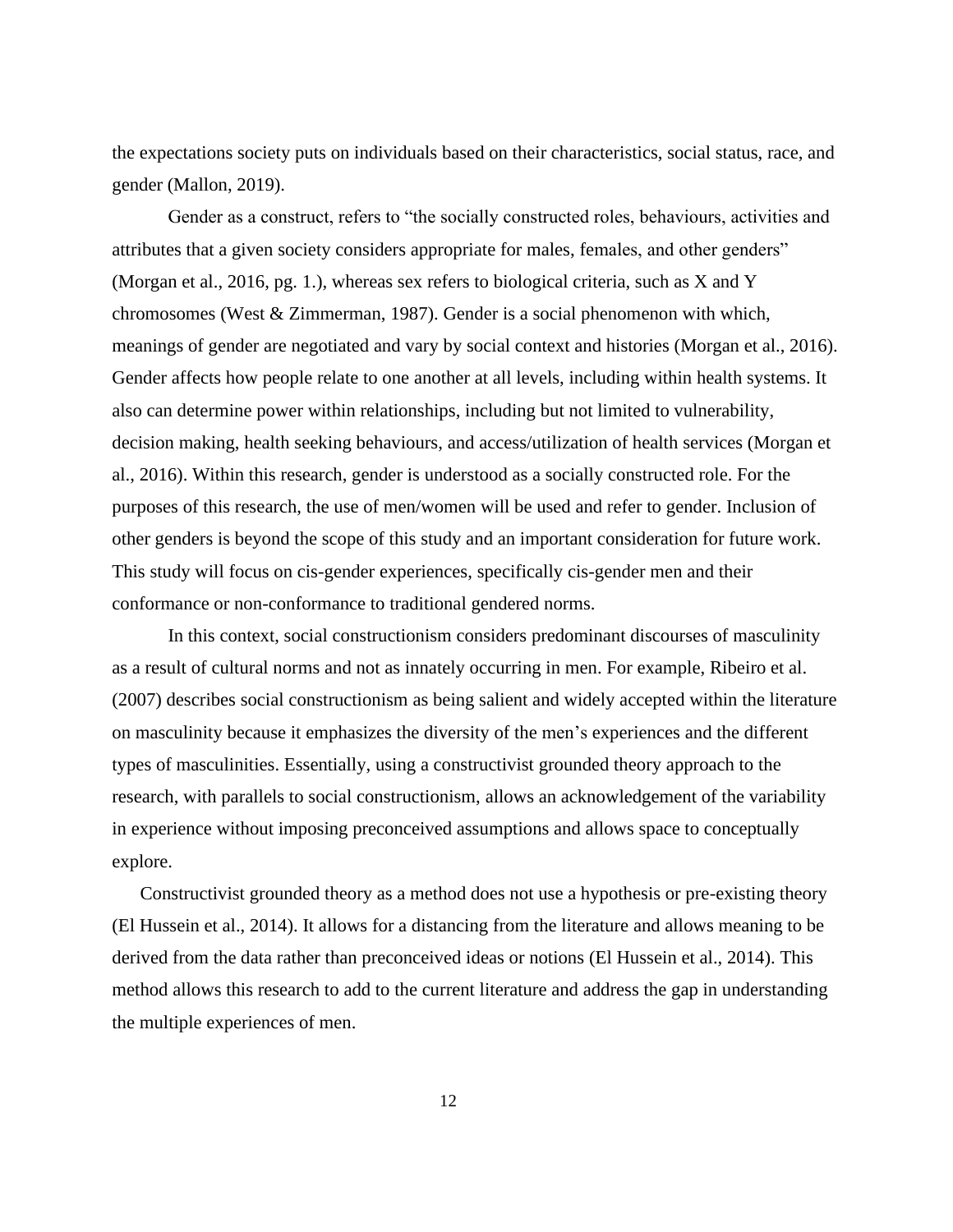the expectations society puts on individuals based on their characteristics, social status, race, and gender (Mallon, 2019).

Gender as a construct, refers to "the socially constructed roles, behaviours, activities and attributes that a given society considers appropriate for males, females, and other genders" (Morgan et al., 2016, pg. 1.), whereas sex refers to biological criteria, such as X and Y chromosomes (West & Zimmerman, 1987). Gender is a social phenomenon with which, meanings of gender are negotiated and vary by social context and histories (Morgan et al., 2016). Gender affects how people relate to one another at all levels, including within health systems. It also can determine power within relationships, including but not limited to vulnerability, decision making, health seeking behaviours, and access/utilization of health services (Morgan et al., 2016). Within this research, gender is understood as a socially constructed role. For the purposes of this research, the use of men/women will be used and refer to gender. Inclusion of other genders is beyond the scope of this study and an important consideration for future work. This study will focus on cis-gender experiences, specifically cis-gender men and their conformance or non-conformance to traditional gendered norms.

In this context, social constructionism considers predominant discourses of masculinity as a result of cultural norms and not as innately occurring in men. For example, Ribeiro et al. (2007) describes social constructionism as being salient and widely accepted within the literature on masculinity because it emphasizes the diversity of the men's experiences and the different types of masculinities. Essentially, using a constructivist grounded theory approach to the research, with parallels to social constructionism, allows an acknowledgement of the variability in experience without imposing preconceived assumptions and allows space to conceptually explore.

Constructivist grounded theory as a method does not use a hypothesis or pre-existing theory (El Hussein et al., 2014). It allows for a distancing from the literature and allows meaning to be derived from the data rather than preconceived ideas or notions (El Hussein et al., 2014). This method allows this research to add to the current literature and address the gap in understanding the multiple experiences of men.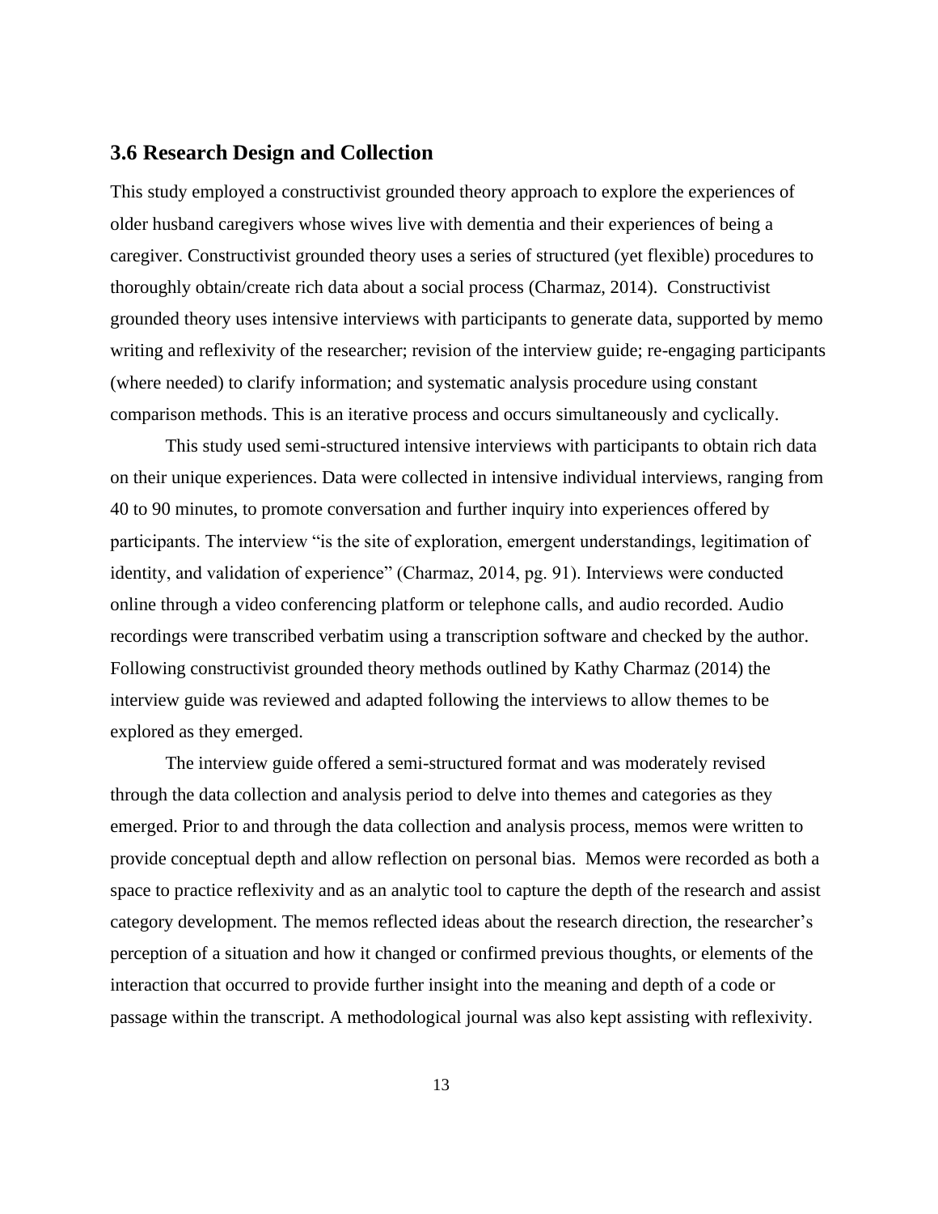## 3.6 Research Design and Collection

This study employed a constructivist grounded theory approach to explore the experiences of older husband caregivers whose wives live with dementia and their experiences of being a caregiver. Constructivist grounded theory uses a series of structured (yet flexible) procedures to thoroughly obtain/create rich data about a social process (Charmaz, 2014). Constructivist grounded theory uses intensive interviews with participants to generate data, supported by memo writing and reflexivity of the researcher; revision of the interview guide; re-engaging participants (where needed) to clarify information; and systematic analysis procedure using constant comparison methods. This is an iterative process and occurs simultaneously and cyclically.

This study used semi-structured intensive interviews with participants to obtain rich data on their unique experiences. Data were collected in intensive individual interviews, ranging from 40 to 90 minutes, to promote conversation and further inquiry into experiences offered by participants. The interview "is the site of exploration, emergent understandings, legitimation of identity, and validation of experience" (Charmaz, 2014, pg. 91). Interviews were conducted online through a video conferencing platform or telephone calls, and audio recorded. Audio recordings were transcribed verbatim using a transcription software and checked by the author. Following constructivist grounded theory methods outlined by Kathy Charmaz (2014) the interview guide was reviewed and adapted following the interviews to allow themes to be explored as they emerged.

The interview guide offered a semi-structured format and was moderately revised through the data collection and analysis period to delve into themes and categories as they emerged. Prior to and through the data collection and analysis process, memos were written to provide conceptual depth and allow reflection on personal bias. Memos were recorded as both a space to practice reflexivity and as an analytic tool to capture the depth of the research and assist category development. The memos reflected ideas about the research direction, the researcher's perception of a situation and how it changed or confirmed previous thoughts, or elements of the interaction that occurred to provide further insight into the meaning and depth of a code or passage within the transcript. A methodological journal was also kept assisting with reflexivity.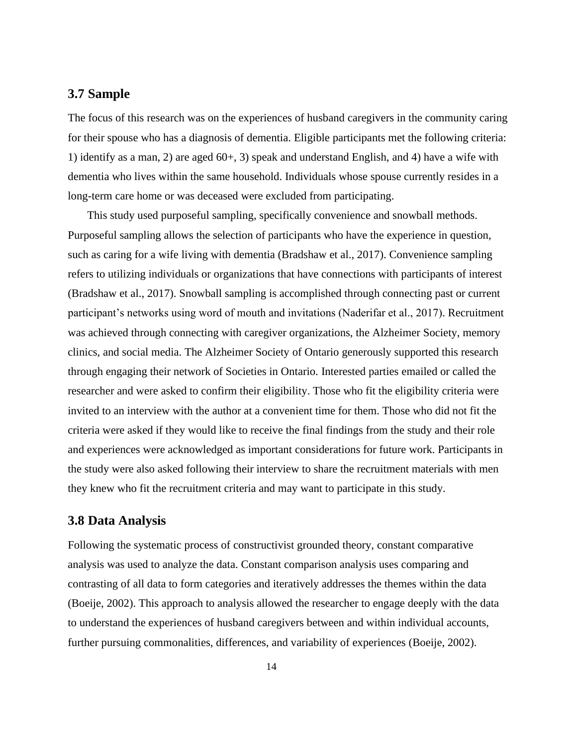### 3.7 Sample

The focus of this research was on the experiences of husband caregivers in the community caring for their spouse who has a diagnosis of dementia. Eligible participants met the following criteria: 1) identify as a man, 2) are aged 60+, 3) speak and understand English, and 4) have a wife with dementia who lives within the same household. Individuals whose spouse currently resides in a long-term care home or was deceased were excluded from participating.

This study used purposeful sampling, specifically convenience and snowball methods. Purposeful sampling allows the selection of participants who have the experience in question, such as caring for a wife living with dementia (Bradshaw et al., 2017). Convenience sampling refers to utilizing individuals or organizations that have connections with participants of interest (Bradshaw et al., 2017). Snowball sampling is accomplished through connecting past or current participant's networks using word of mouth and invitations (Naderifar et al., 2017). Recruitment was achieved through connecting with caregiver organizations, the Alzheimer Society, memory clinics, and social media. The Alzheimer Society of Ontario generously supported this research through engaging their network of Societies in Ontario. Interested parties emailed or called the researcher and were asked to confirm their eligibility. Those who fit the eligibility criteria were invited to an interview with the author at a convenient time for them. Those who did not fit the criteria were asked if they would like to receive the final findings from the study and their role and experiences were acknowledged as important considerations for future work. Participants in the study were also asked following their interview to share the recruitment materials with men they knew who fit the recruitment criteria and may want to participate in this study.

### 3.8 Data Analysis

Following the systematic process of constructivist grounded theory, constant comparative analysis was used to analyze the data. Constant comparison analysis uses comparing and contrasting of all data to form categories and iteratively addresses the themes within the data (Boeije, 2002). This approach to analysis allowed the researcher to engage deeply with the data to understand the experiences of husband caregivers between and within individual accounts, further pursuing commonalities, differences, and variability of experiences (Boeije, 2002).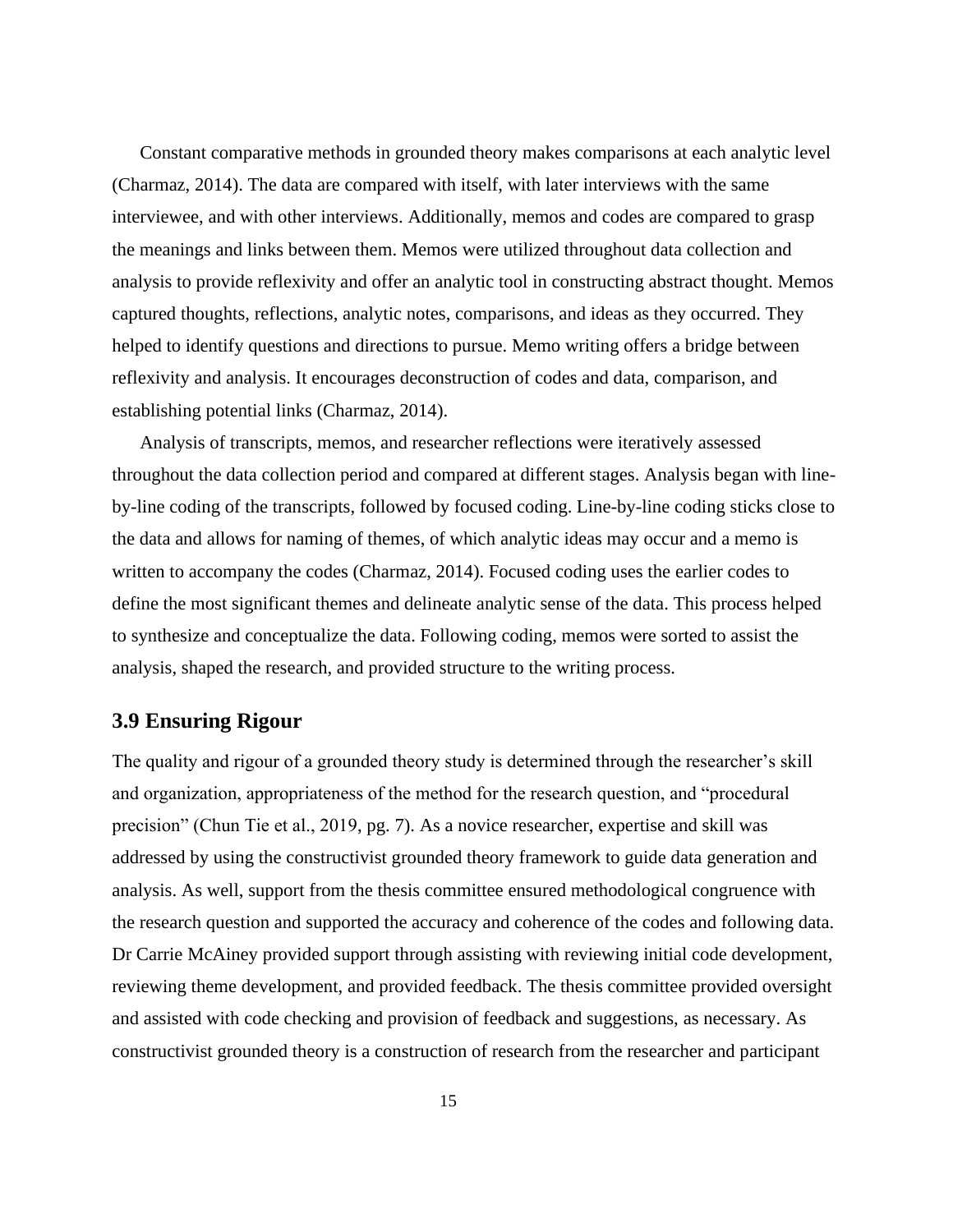Constant comparative methods in grounded theory makes comparisons at each analytic level (Charmaz, 2014). The data are compared with itself, with later interviews with the same interviewee, and with other interviews. Additionally, memos and codes are compared to grasp the meanings and links between them. Memos were utilized throughout data collection and analysis to provide reflexivity and offer an analytic tool in constructing abstract thought. Memos captured thoughts, reflections, analytic notes, comparisons, and ideas as they occurred. They helped to identify questions and directions to pursue. Memo writing offers a bridge between reflexivity and analysis. It encourages deconstruction of codes and data, comparison, and establishing potential links (Charmaz, 2014).

Analysis of transcripts, memos, and researcher reflections were iteratively assessed throughout the data collection period and compared at different stages. Analysis began with line-by-line coding of the transcripts, followed by focused coding. Line-by-line coding sticks close to the data and allows for naming of themes, of which analytic ideas may occur and a memo is written to accompany the codes (Charmaz, 2014). Focused coding uses the earlier codes to define the most significant themes and delineate analytic sense of the data. This process helped to synthesize and conceptualize the data. Following coding, memos were sorted to assist the analysis, shaped the research, and provided structure to the writing process.

## 3.9 Ensuring Rigour

The quality and rigour of a grounded theory study is determined through the researcher's skill and organization, appropriateness of the method for the research question, and "procedural precision" (Chun Tie et al., 2019, pg. 7). As a novice researcher, expertise and skill was addressed by using the constructivist grounded theory framework to guide data generation and analysis. As well, support from the thesis committee ensured methodological congruence with the research question and supported the accuracy and coherence of the codes and following data. Dr Carrie McAiney provided support through assisting with reviewing initial code development, reviewing theme development, and provided feedback. The thesis committee provided oversight and assisted with code checking and provision of feedback and suggestions, as necessary. As constructivist grounded theory is a construction of research from the researcher and participant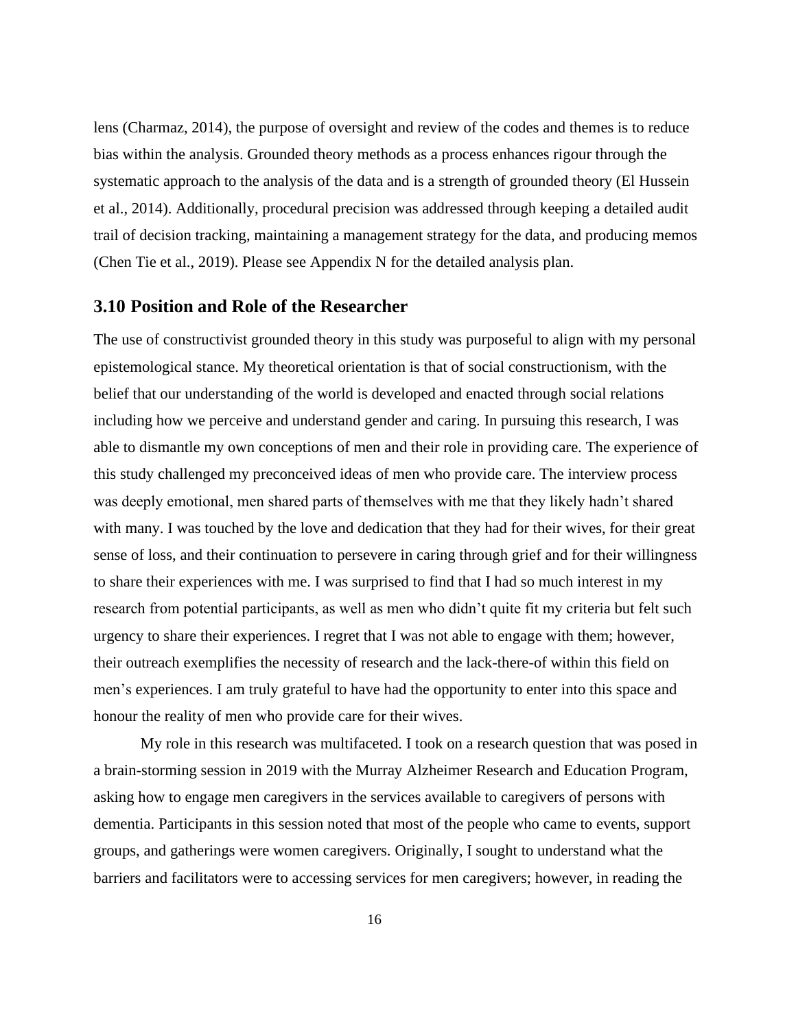lens (Charmaz, 2014), the purpose of oversight and review of the codes and themes is to reduce bias within the analysis. Grounded theory methods as a process enhances rigour through the systematic approach to the analysis of the data and is a strength of grounded theory (El Hussein et al., 2014). Additionally, procedural precision was addressed through keeping a detailed audit trail of decision tracking, maintaining a management strategy for the data, and producing memos (Chen Tie et al., 2019). Please see Appendix N for the detailed analysis plan.

## 3.10 Position and Role of the Researcher

The use of constructivist grounded theory in this study was purposeful to align with my personal epistemological stance. My theoretical orientation is that of social constructionism, with the belief that our understanding of the world is developed and enacted through social relations including how we perceive and understand gender and caring. In pursuing this research, I was able to dismantle my own conceptions of men and their role in providing care. The experience of this study challenged my preconceived ideas of men who provide care. The interview process was deeply emotional, men shared parts of themselves with me that they likely hadn't shared with many. I was touched by the love and dedication that they had for their wives, for their great sense of loss, and their continuation to persevere in caring through grief and for their willingness to share their experiences with me. I was surprised to find that I had so much interest in my research from potential participants, as well as men who didn't quite fit my criteria but felt such urgency to share their experiences. I regret that I was not able to engage with them; however, their outreach exemplifies the necessity of research and the lack-there-of within this field on men's experiences. I am truly grateful to have had the opportunity to enter into this space and honour the reality of men who provide care for their wives.

My role in this research was multifaceted. I took on a research question that was posed in a brain-storming session in 2019 with the Murray Alzheimer Research and Education Program, asking how to engage men caregivers in the services available to caregivers of persons with dementia. Participants in this session noted that most of the people who came to events, support groups, and gatherings were women caregivers. Originally, I sought to understand what the barriers and facilitators were to accessing services for men caregivers; however, in reading the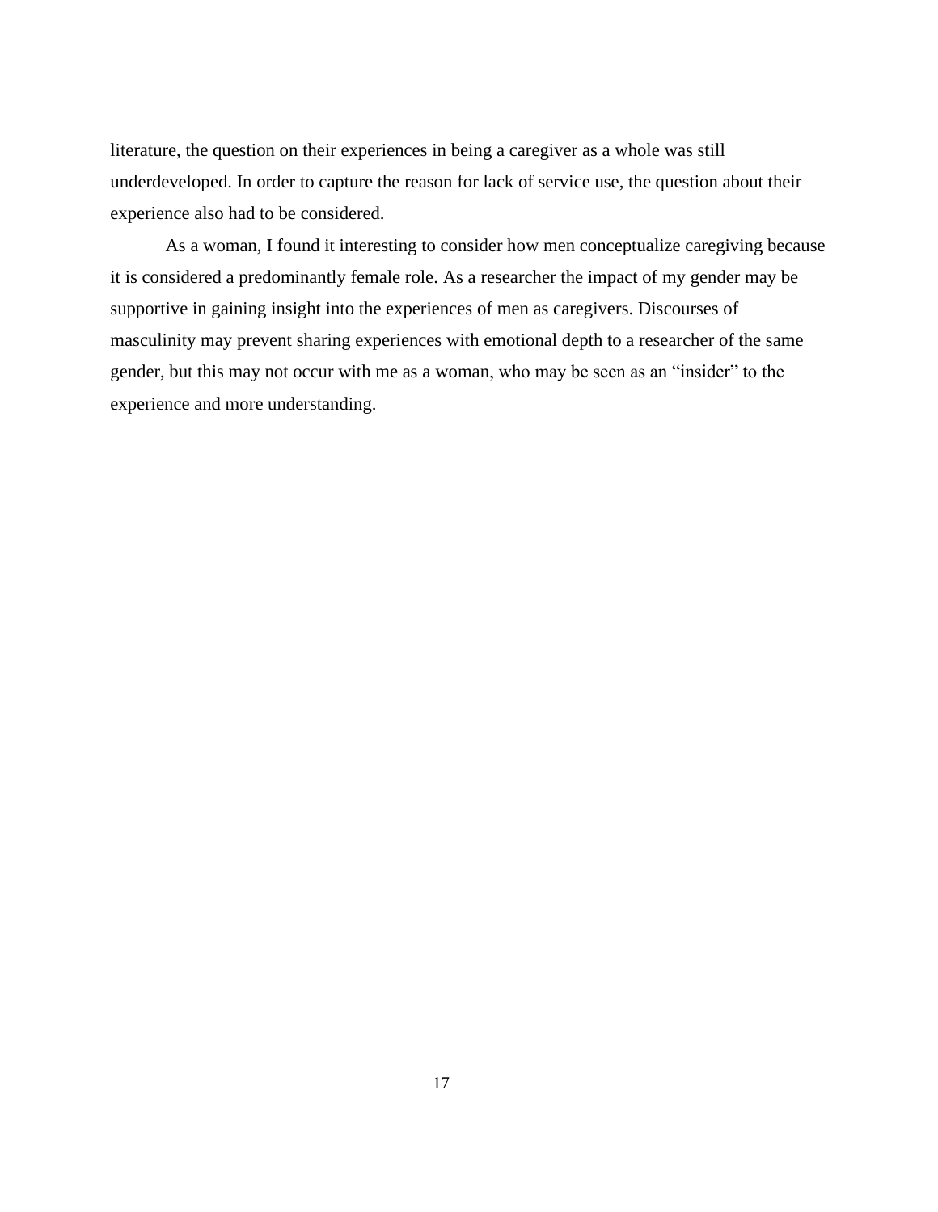literature, the question on their experiences in being a caregiver as a whole was still underdeveloped. In order to capture the reason for lack of service use, the question about their experience also had to be considered.

As a woman, I found it interesting to consider how men conceptualize caregiving because it is considered a predominantly female role. As a researcher the impact of my gender may be supportive in gaining insight into the experiences of men as caregivers. Discourses of masculinity may prevent sharing experiences with emotional depth to a researcher of the same gender, but this may not occur with me as a woman, who may be seen as an "insider" to the experience and more understanding.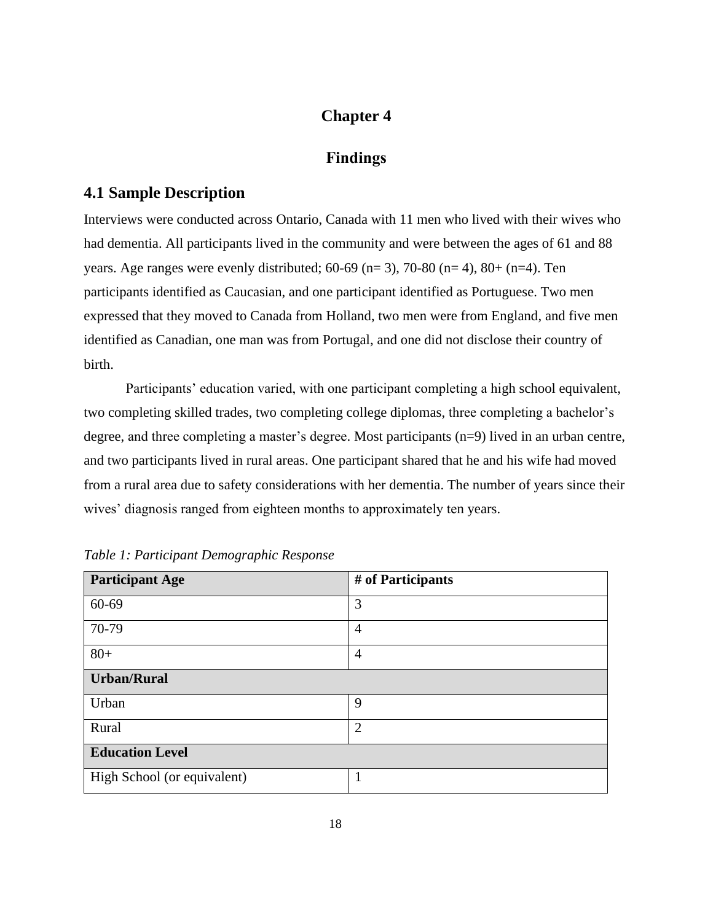# Chapter 4

# Findings

## 4.1 Sample Description

Interviews were conducted across Ontario, Canada with 11 men who lived with their wives who had dementia. All participants lived in the community and were between the ages of 61 and 88 years. Age ranges were evenly distributed; 60-69 (n= 3), 70-80 (n= 4), 80+ (n=4). Ten participants identified as Caucasian, and one participant identified as Portuguese. Two men expressed that they moved to Canada from Holland, two men were from England, and five men identified as Canadian, one man was from Portugal, and one did not disclose their country of birth.

Participants' education varied, with one participant completing a high school equivalent, two completing skilled trades, two completing college diplomas, three completing a bachelor's degree, and three completing a master's degree. Most participants (n=9) lived in an urban centre, and two participants lived in rural areas. One participant shared that he and his wife had moved from a rural area due to safety considerations with her dementia. The number of years since their wives' diagnosis ranged from eighteen months to approximately ten years.

*Table 1: Participant Demographic Response*

| **Participant Age** | **# of Participants** |
|---|---|
| 60-69 | 3 |
| 70-79 | 4 |
| 80+ | 4 |
| **Urban/Rural** | |
| Urban | 9 |
| Rural | 2 |
| **Education Level** | |
| High School (or equivalent) | 1 |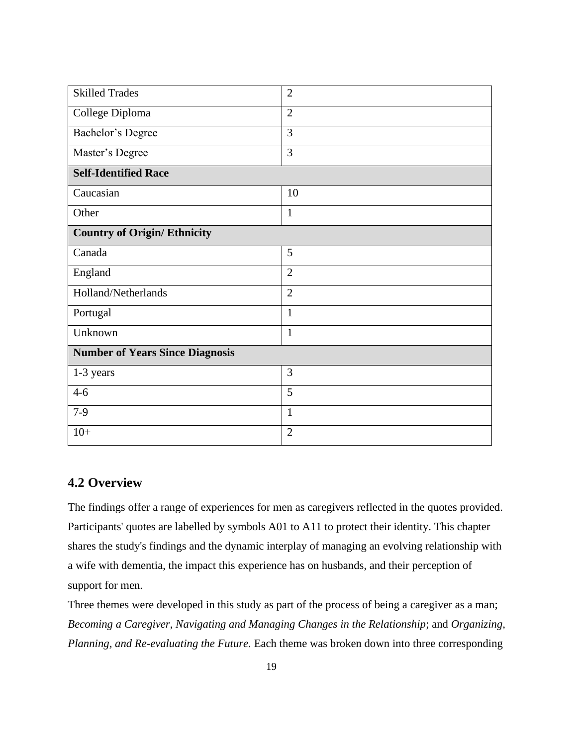| | |
|---|---|
| Skilled Trades | 2 |
| College Diploma | 2 |
| Bachelor's Degree | 3 |
| Master's Degree | 3 |
| **Self-Identified Race** | |
| Caucasian | 10 |
| Other | 1 |
| **Country of Origin/ Ethnicity** | |
| Canada | 5 |
| England | 2 |
| Holland/Netherlands | 2 |
| Portugal | 1 |
| Unknown | 1 |
| **Number of Years Since Diagnosis** | |
| 1-3 years | 3 |
| 4-6 | 5 |
| 7-9 | 1 |
| 10+ | 2 |

## 4.2 Overview

The findings offer a range of experiences for men as caregivers reflected in the quotes provided. Participants' quotes are labelled by symbols A01 to A11 to protect their identity. This chapter shares the study's findings and the dynamic interplay of managing an evolving relationship with a wife with dementia, the impact this experience has on husbands, and their perception of support for men.

Three themes were developed in this study as part of the process of being a caregiver as a man; *Becoming a Caregiver*, *Navigating and Managing Changes in the Relationship*; and *Organizing, Planning, and Re-evaluating the Future.* Each theme was broken down into three corresponding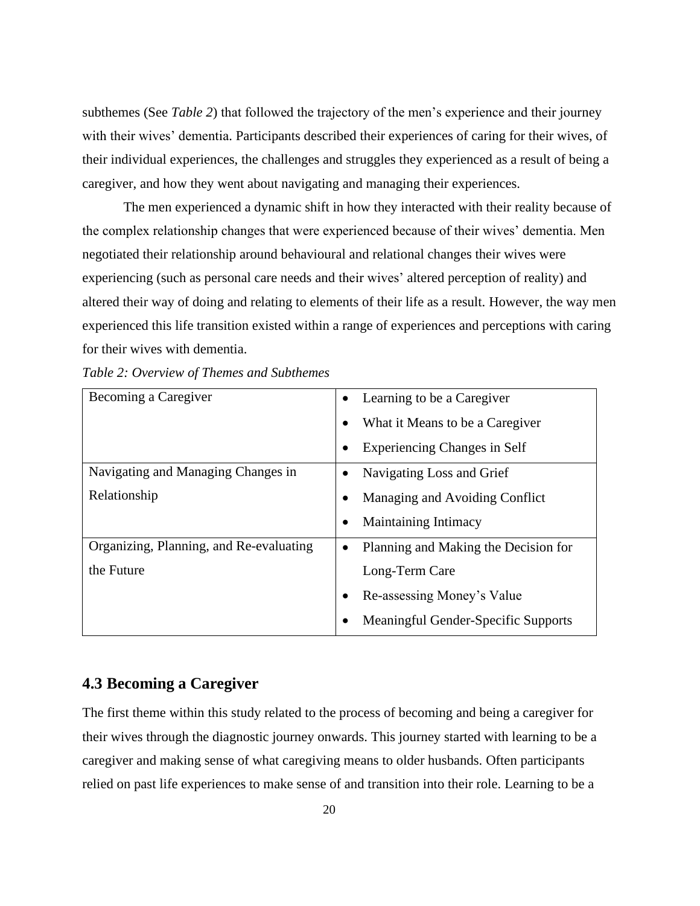subthemes (See *Table 2*) that followed the trajectory of the men's experience and their journey with their wives' dementia. Participants described their experiences of caring for their wives, of their individual experiences, the challenges and struggles they experienced as a result of being a caregiver, and how they went about navigating and managing their experiences.

The men experienced a dynamic shift in how they interacted with their reality because of the complex relationship changes that were experienced because of their wives' dementia. Men negotiated their relationship around behavioural and relational changes their wives were experiencing (such as personal care needs and their wives' altered perception of reality) and altered their way of doing and relating to elements of their life as a result. However, the way men experienced this life transition existed within a range of experiences and perceptions with caring for their wives with dementia.

*Table 2: Overview of Themes and Subthemes*

| Theme | Subthemes |
| --- | --- |
| Becoming a Caregiver | • Learning to be a Caregiver<br>• What it Means to be a Caregiver<br>• Experiencing Changes in Self |
| Navigating and Managing Changes in Relationship | • Navigating Loss and Grief<br>• Managing and Avoiding Conflict<br>• Maintaining Intimacy |
| Organizing, Planning, and Re-evaluating the Future | • Planning and Making the Decision for Long-Term Care<br>• Re-assessing Money's Value<br>• Meaningful Gender-Specific Supports |

## 4.3 Becoming a Caregiver

The first theme within this study related to the process of becoming and being a caregiver for their wives through the diagnostic journey onwards. This journey started with learning to be a caregiver and making sense of what caregiving means to older husbands. Often participants relied on past life experiences to make sense of and transition into their role. Learning to be a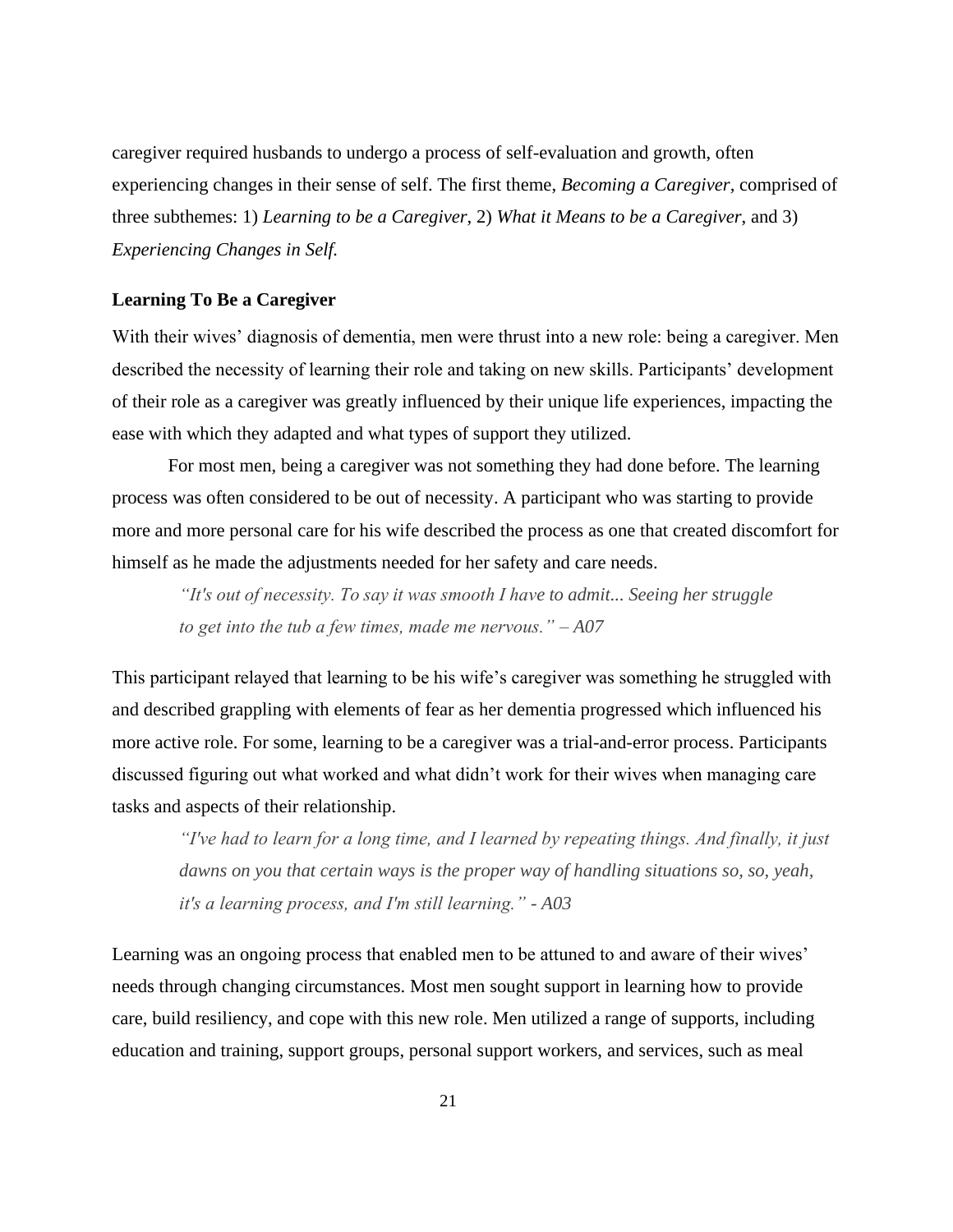caregiver required husbands to undergo a process of self-evaluation and growth, often experiencing changes in their sense of self. The first theme, *Becoming a Caregiver*, comprised of three subthemes: 1) *Learning to be a Caregiver*, 2) *What it Means to be a Caregiver*, and 3) *Experiencing Changes in Self.*

### Learning To Be a Caregiver

With their wives' diagnosis of dementia, men were thrust into a new role: being a caregiver. Men described the necessity of learning their role and taking on new skills. Participants' development of their role as a caregiver was greatly influenced by their unique life experiences, impacting the ease with which they adapted and what types of support they utilized.

For most men, being a caregiver was not something they had done before. The learning process was often considered to be out of necessity. A participant who was starting to provide more and more personal care for his wife described the process as one that created discomfort for himself as he made the adjustments needed for her safety and care needs.

> *"It's out of necessity. To say it was smooth I have to admit... Seeing her struggle to get into the tub a few times, made me nervous." – A07*

This participant relayed that learning to be his wife's caregiver was something he struggled with and described grappling with elements of fear as her dementia progressed which influenced his more active role. For some, learning to be a caregiver was a trial-and-error process. Participants discussed figuring out what worked and what didn't work for their wives when managing care tasks and aspects of their relationship.

> *"I've had to learn for a long time, and I learned by repeating things. And finally, it just dawns on you that certain ways is the proper way of handling situations so, so, yeah, it's a learning process, and I'm still learning." - A03*

Learning was an ongoing process that enabled men to be attuned to and aware of their wives' needs through changing circumstances. Most men sought support in learning how to provide care, build resiliency, and cope with this new role. Men utilized a range of supports, including education and training, support groups, personal support workers, and services, such as meal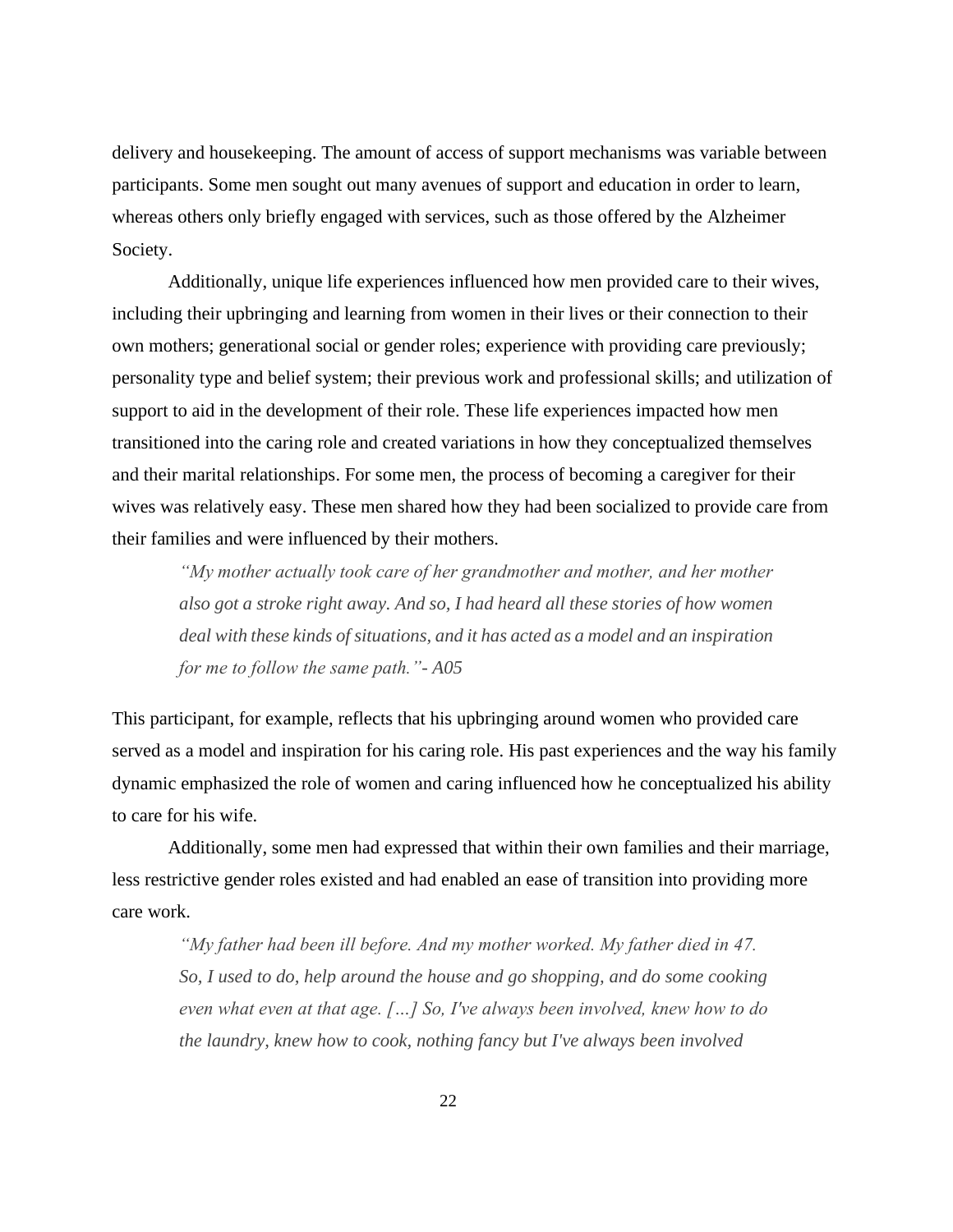delivery and housekeeping. The amount of access of support mechanisms was variable between participants. Some men sought out many avenues of support and education in order to learn, whereas others only briefly engaged with services, such as those offered by the Alzheimer Society.

Additionally, unique life experiences influenced how men provided care to their wives, including their upbringing and learning from women in their lives or their connection to their own mothers; generational social or gender roles; experience with providing care previously; personality type and belief system; their previous work and professional skills; and utilization of support to aid in the development of their role. These life experiences impacted how men transitioned into the caring role and created variations in how they conceptualized themselves and their marital relationships. For some men, the process of becoming a caregiver for their wives was relatively easy. These men shared how they had been socialized to provide care from their families and were influenced by their mothers.

> *"My mother actually took care of her grandmother and mother, and her mother also got a stroke right away. And so, I had heard all these stories of how women deal with these kinds of situations, and it has acted as a model and an inspiration for me to follow the same path."- A05*

This participant, for example, reflects that his upbringing around women who provided care served as a model and inspiration for his caring role. His past experiences and the way his family dynamic emphasized the role of women and caring influenced how he conceptualized his ability to care for his wife.

Additionally, some men had expressed that within their own families and their marriage, less restrictive gender roles existed and had enabled an ease of transition into providing more care work.

> *"My father had been ill before. And my mother worked. My father died in 47. So, I used to do, help around the house and go shopping, and do some cooking even what even at that age. […] So, I've always been involved, knew how to do the laundry, knew how to cook, nothing fancy but I've always been involved*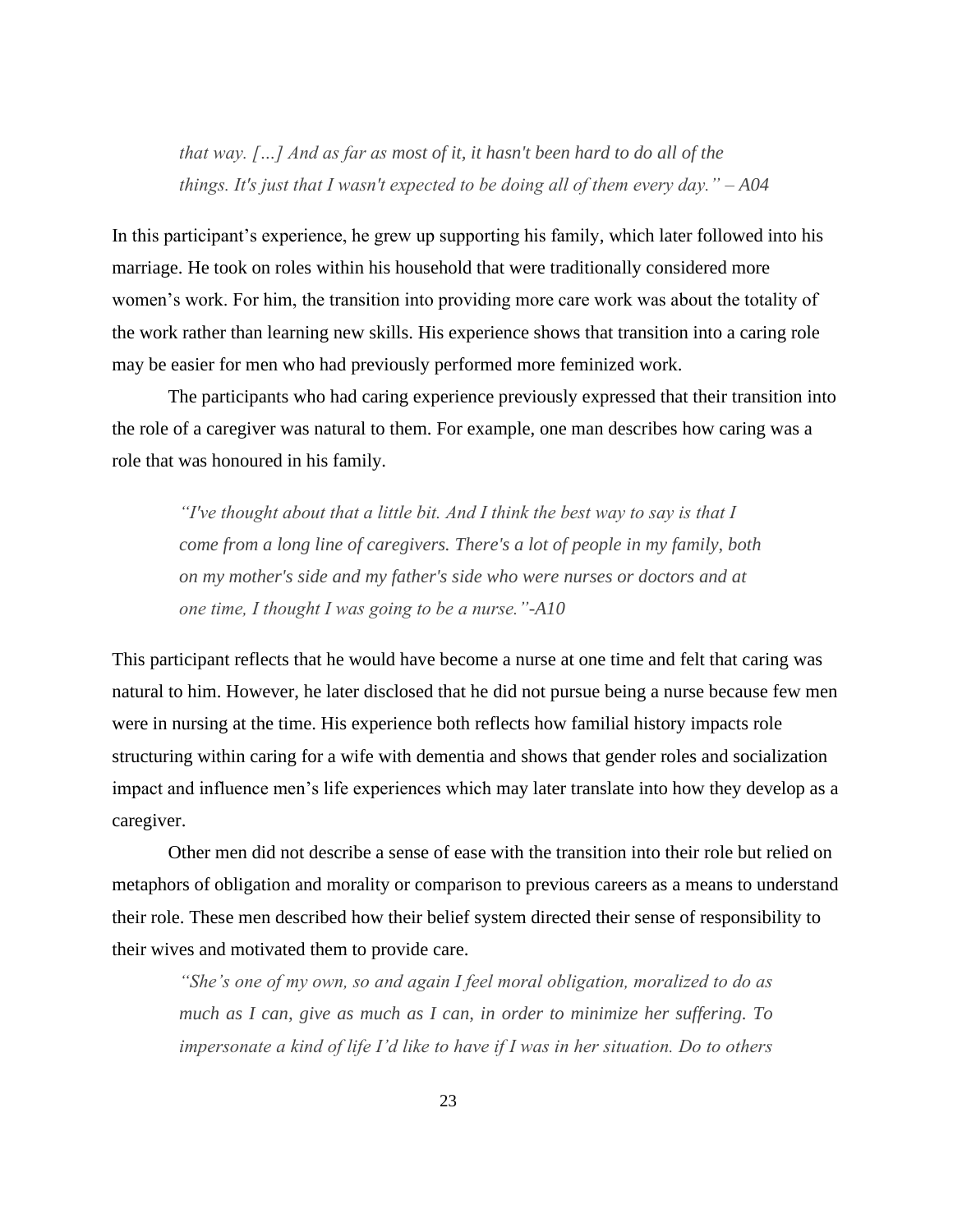> *that way. […] And as far as most of it, it hasn't been hard to do all of the things. It's just that I wasn't expected to be doing all of them every day." – A04*

In this participant's experience, he grew up supporting his family, which later followed into his marriage. He took on roles within his household that were traditionally considered more women's work. For him, the transition into providing more care work was about the totality of the work rather than learning new skills. His experience shows that transition into a caring role may be easier for men who had previously performed more feminized work.

The participants who had caring experience previously expressed that their transition into the role of a caregiver was natural to them. For example, one man describes how caring was a role that was honoured in his family.

> *"I've thought about that a little bit. And I think the best way to say is that I come from a long line of caregivers. There's a lot of people in my family, both on my mother's side and my father's side who were nurses or doctors and at one time, I thought I was going to be a nurse."-A10*

This participant reflects that he would have become a nurse at one time and felt that caring was natural to him. However, he later disclosed that he did not pursue being a nurse because few men were in nursing at the time. His experience both reflects how familial history impacts role structuring within caring for a wife with dementia and shows that gender roles and socialization impact and influence men's life experiences which may later translate into how they develop as a caregiver.

Other men did not describe a sense of ease with the transition into their role but relied on metaphors of obligation and morality or comparison to previous careers as a means to understand their role. These men described how their belief system directed their sense of responsibility to their wives and motivated them to provide care.

> *"She's one of my own, so and again I feel moral obligation, moralized to do as much as I can, give as much as I can, in order to minimize her suffering. To impersonate a kind of life I'd like to have if I was in her situation. Do to others*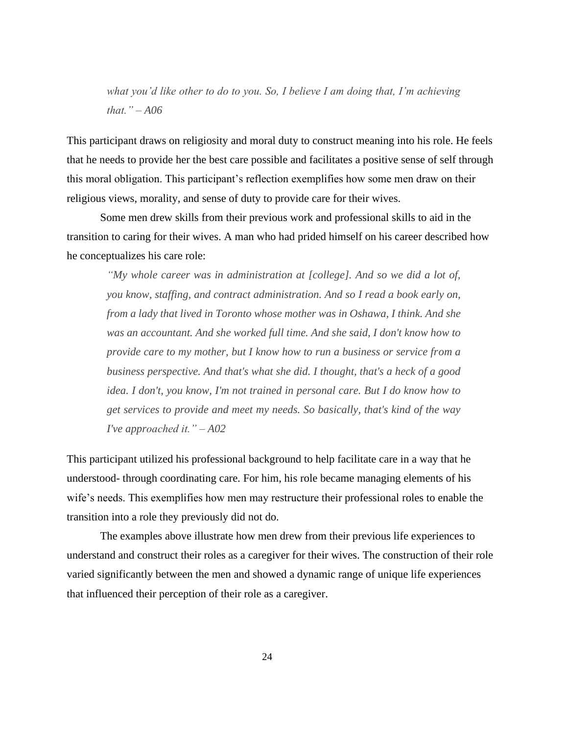> *what you'd like other to do to you. So, I believe I am doing that, I'm achieving that." – A06*

This participant draws on religiosity and moral duty to construct meaning into his role. He feels that he needs to provide her the best care possible and facilitates a positive sense of self through this moral obligation. This participant's reflection exemplifies how some men draw on their religious views, morality, and sense of duty to provide care for their wives.

Some men drew skills from their previous work and professional skills to aid in the transition to caring for their wives. A man who had prided himself on his career described how he conceptualizes his care role:

> *"My whole career was in administration at [college]. And so we did a lot of, you know, staffing, and contract administration. And so I read a book early on, from a lady that lived in Toronto whose mother was in Oshawa, I think. And she was an accountant. And she worked full time. And she said, I don't know how to provide care to my mother, but I know how to run a business or service from a business perspective. And that's what she did. I thought, that's a heck of a good idea. I don't, you know, I'm not trained in personal care. But I do know how to get services to provide and meet my needs. So basically, that's kind of the way I've approached it." – A02*

This participant utilized his professional background to help facilitate care in a way that he understood- through coordinating care. For him, his role became managing elements of his wife's needs. This exemplifies how men may restructure their professional roles to enable the transition into a role they previously did not do.

The examples above illustrate how men drew from their previous life experiences to understand and construct their roles as a caregiver for their wives. The construction of their role varied significantly between the men and showed a dynamic range of unique life experiences that influenced their perception of their role as a caregiver.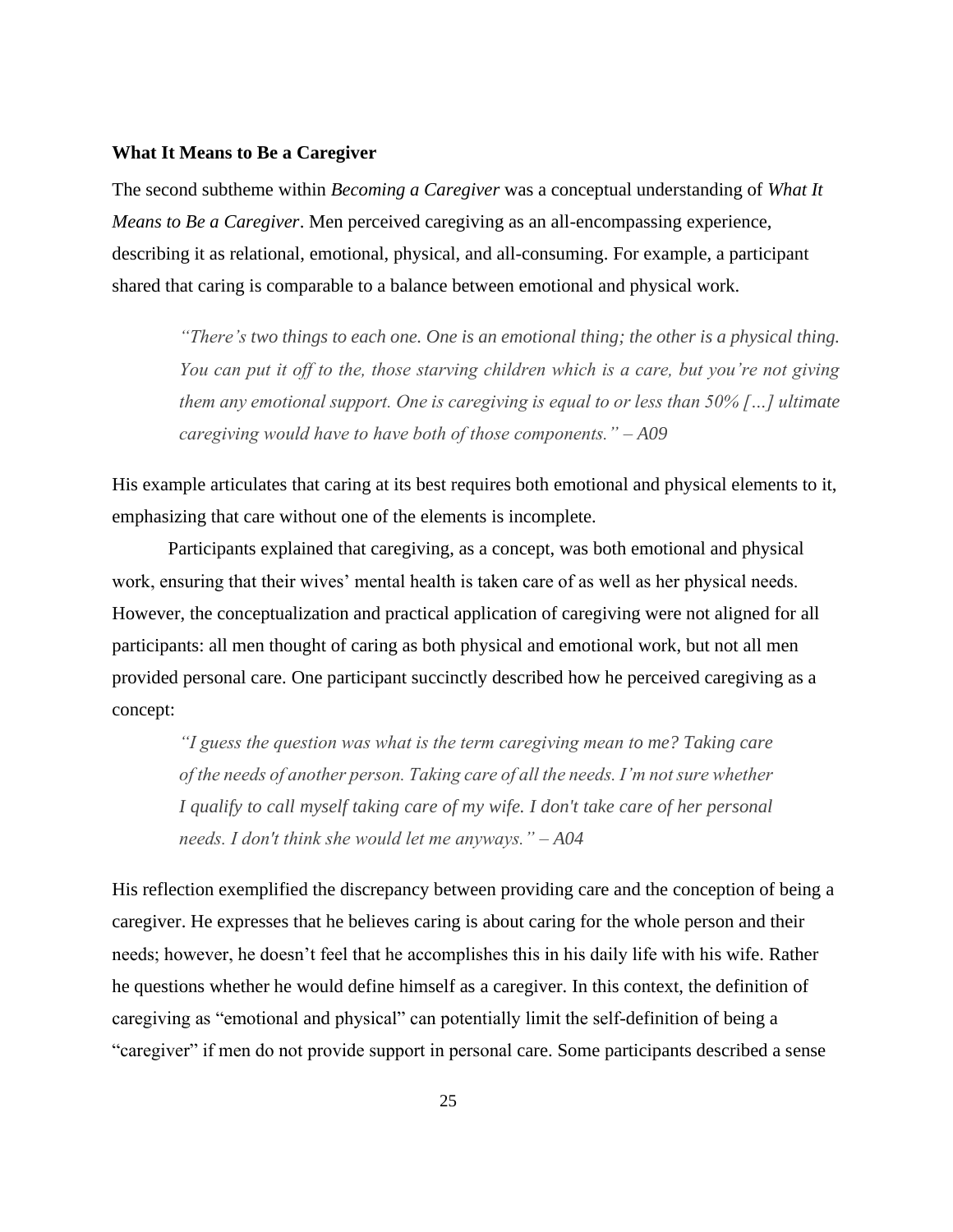### What It Means to Be a Caregiver

The second subtheme within *Becoming a Caregiver* was a conceptual understanding of *What It Means to Be a Caregiver*. Men perceived caregiving as an all-encompassing experience, describing it as relational, emotional, physical, and all-consuming. For example, a participant shared that caring is comparable to a balance between emotional and physical work.

> *"There's two things to each one. One is an emotional thing; the other is a physical thing. You can put it off to the, those starving children which is a care, but you're not giving them any emotional support. One is caregiving is equal to or less than 50% […] ultimate caregiving would have to have both of those components." – A09*

His example articulates that caring at its best requires both emotional and physical elements to it, emphasizing that care without one of the elements is incomplete.

Participants explained that caregiving, as a concept, was both emotional and physical work, ensuring that their wives' mental health is taken care of as well as her physical needs. However, the conceptualization and practical application of caregiving were not aligned for all participants: all men thought of caring as both physical and emotional work, but not all men provided personal care. One participant succinctly described how he perceived caregiving as a concept:

> *"I guess the question was what is the term caregiving mean to me? Taking care of the needs of another person. Taking care of all the needs. I'm not sure whether I qualify to call myself taking care of my wife. I don't take care of her personal needs. I don't think she would let me anyways." – A04*

His reflection exemplified the discrepancy between providing care and the conception of being a caregiver. He expresses that he believes caring is about caring for the whole person and their needs; however, he doesn't feel that he accomplishes this in his daily life with his wife. Rather he questions whether he would define himself as a caregiver. In this context, the definition of caregiving as "emotional and physical" can potentially limit the self-definition of being a "caregiver" if men do not provide support in personal care. Some participants described a sense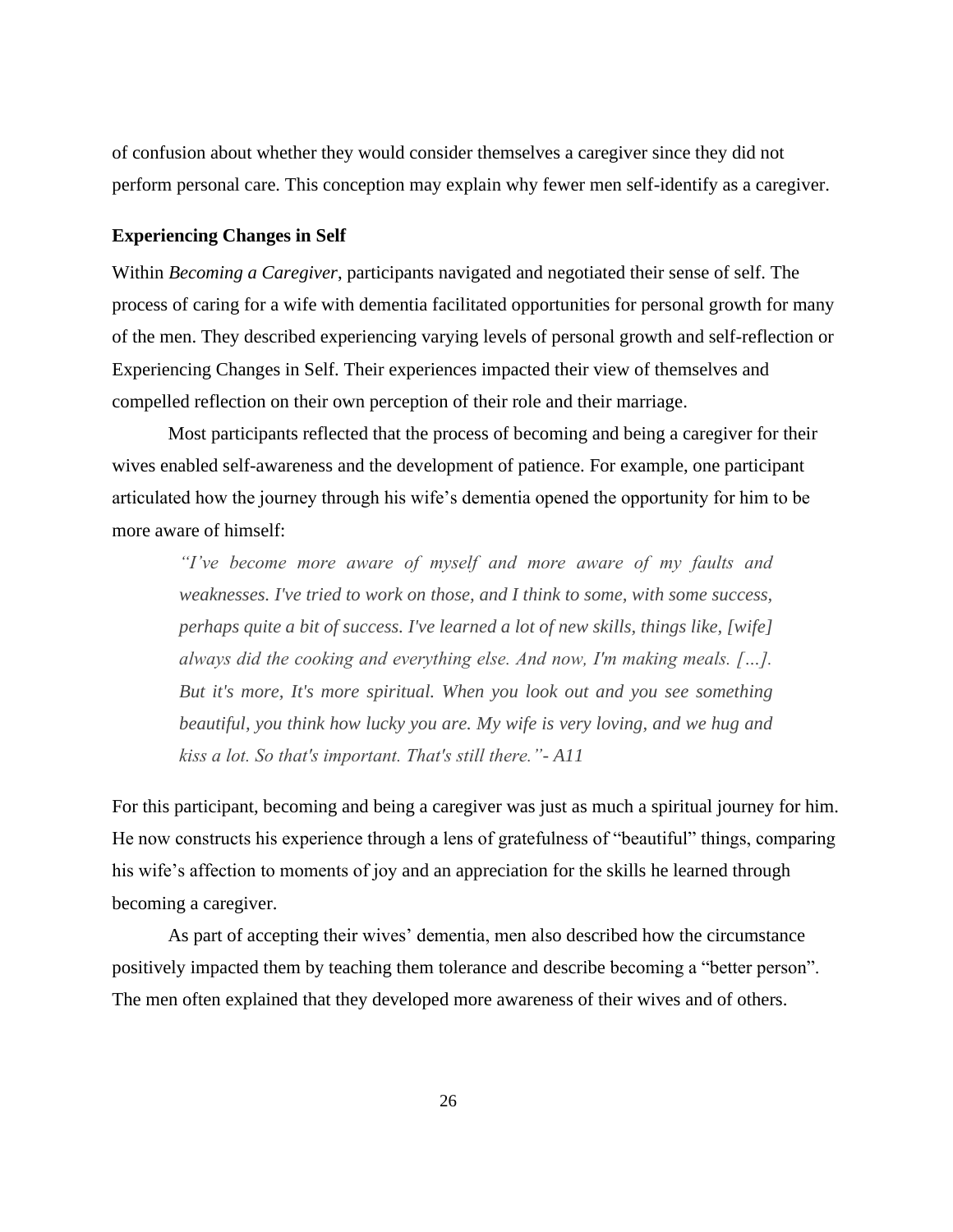of confusion about whether they would consider themselves a caregiver since they did not perform personal care. This conception may explain why fewer men self-identify as a caregiver.

**Experiencing Changes in Self**

Within *Becoming a Caregiver*, participants navigated and negotiated their sense of self. The process of caring for a wife with dementia facilitated opportunities for personal growth for many of the men. They described experiencing varying levels of personal growth and self-reflection or Experiencing Changes in Self. Their experiences impacted their view of themselves and compelled reflection on their own perception of their role and their marriage.

Most participants reflected that the process of becoming and being a caregiver for their wives enabled self-awareness and the development of patience. For example, one participant articulated how the journey through his wife's dementia opened the opportunity for him to be more aware of himself:

> *"I've become more aware of myself and more aware of my faults and weaknesses. I've tried to work on those, and I think to some, with some success, perhaps quite a bit of success. I've learned a lot of new skills, things like, [wife] always did the cooking and everything else. And now, I'm making meals. […]. But it's more, It's more spiritual. When you look out and you see something beautiful, you think how lucky you are. My wife is very loving, and we hug and kiss a lot. So that's important. That's still there."- A11*

For this participant, becoming and being a caregiver was just as much a spiritual journey for him. He now constructs his experience through a lens of gratefulness of "beautiful" things, comparing his wife's affection to moments of joy and an appreciation for the skills he learned through becoming a caregiver.

As part of accepting their wives' dementia, men also described how the circumstance positively impacted them by teaching them tolerance and describe becoming a "better person". The men often explained that they developed more awareness of their wives and of others.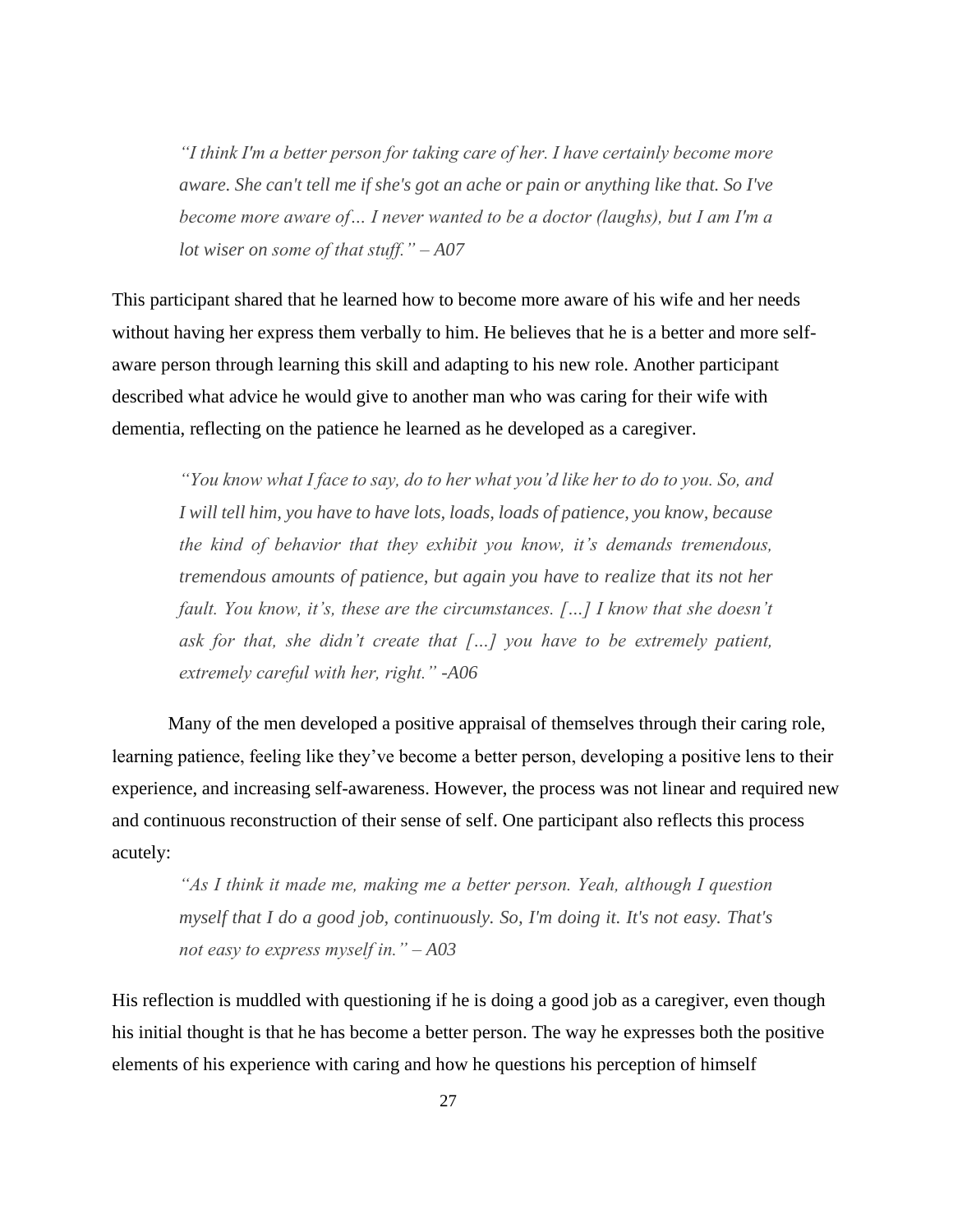> *"I think I'm a better person for taking care of her. I have certainly become more aware. She can't tell me if she's got an ache or pain or anything like that. So I've become more aware of… I never wanted to be a doctor (laughs), but I am I'm a lot wiser on some of that stuff." – A07*

This participant shared that he learned how to become more aware of his wife and her needs without having her express them verbally to him. He believes that he is a better and more self-aware person through learning this skill and adapting to his new role. Another participant described what advice he would give to another man who was caring for their wife with dementia, reflecting on the patience he learned as he developed as a caregiver.

> *"You know what I face to say, do to her what you'd like her to do to you. So, and I will tell him, you have to have lots, loads, loads of patience, you know, because the kind of behavior that they exhibit you know, it's demands tremendous, tremendous amounts of patience, but again you have to realize that its not her fault. You know, it's, these are the circumstances. […] I know that she doesn't ask for that, she didn't create that […] you have to be extremely patient, extremely careful with her, right." -A06*

Many of the men developed a positive appraisal of themselves through their caring role, learning patience, feeling like they've become a better person, developing a positive lens to their experience, and increasing self-awareness. However, the process was not linear and required new and continuous reconstruction of their sense of self. One participant also reflects this process acutely:

> *"As I think it made me, making me a better person. Yeah, although I question myself that I do a good job, continuously. So, I'm doing it. It's not easy. That's not easy to express myself in." – A03*

His reflection is muddled with questioning if he is doing a good job as a caregiver, even though his initial thought is that he has become a better person. The way he expresses both the positive elements of his experience with caring and how he questions his perception of himself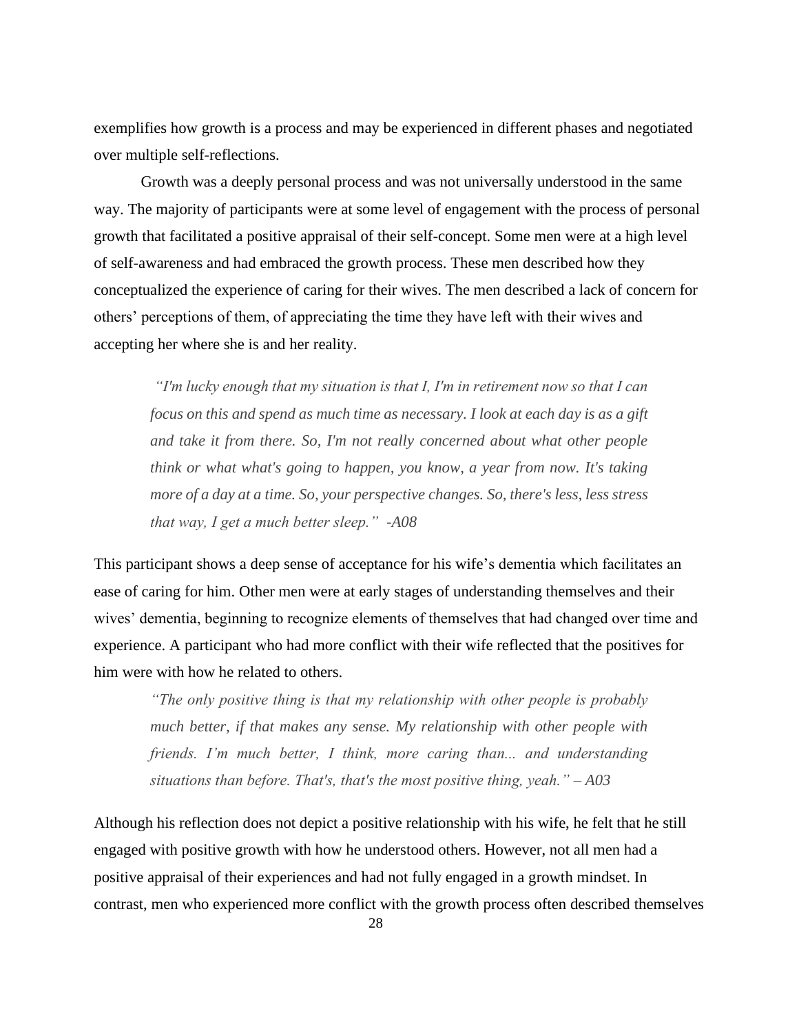exemplifies how growth is a process and may be experienced in different phases and negotiated over multiple self-reflections.

Growth was a deeply personal process and was not universally understood in the same way. The majority of participants were at some level of engagement with the process of personal growth that facilitated a positive appraisal of their self-concept. Some men were at a high level of self-awareness and had embraced the growth process. These men described how they conceptualized the experience of caring for their wives. The men described a lack of concern for others' perceptions of them, of appreciating the time they have left with their wives and accepting her where she is and her reality.

> *"I'm lucky enough that my situation is that I, I'm in retirement now so that I can focus on this and spend as much time as necessary. I look at each day is as a gift and take it from there. So, I'm not really concerned about what other people think or what what's going to happen, you know, a year from now. It's taking more of a day at a time. So, your perspective changes. So, there's less, less stress that way, I get a much better sleep." -A08*

This participant shows a deep sense of acceptance for his wife's dementia which facilitates an ease of caring for him. Other men were at early stages of understanding themselves and their wives' dementia, beginning to recognize elements of themselves that had changed over time and experience. A participant who had more conflict with their wife reflected that the positives for him were with how he related to others.

> *"The only positive thing is that my relationship with other people is probably much better, if that makes any sense. My relationship with other people with friends. I'm much better, I think, more caring than... and understanding situations than before. That's, that's the most positive thing, yeah." – A03*

Although his reflection does not depict a positive relationship with his wife, he felt that he still engaged with positive growth with how he understood others. However, not all men had a positive appraisal of their experiences and had not fully engaged in a growth mindset. In contrast, men who experienced more conflict with the growth process often described themselves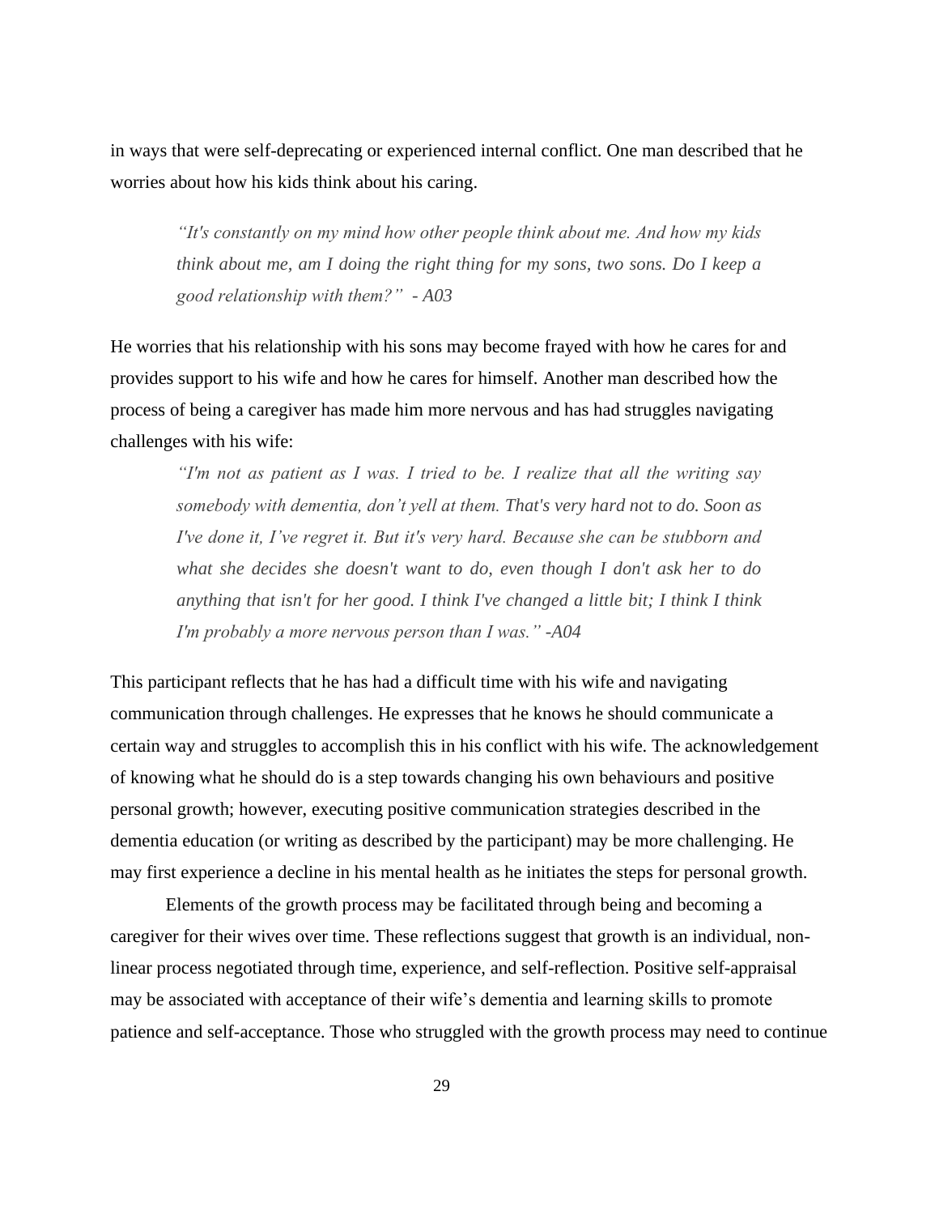in ways that were self-deprecating or experienced internal conflict. One man described that he worries about how his kids think about his caring.

> *"It's constantly on my mind how other people think about me. And how my kids think about me, am I doing the right thing for my sons, two sons. Do I keep a good relationship with them?" - A03*

He worries that his relationship with his sons may become frayed with how he cares for and provides support to his wife and how he cares for himself. Another man described how the process of being a caregiver has made him more nervous and has had struggles navigating challenges with his wife:

> *"I'm not as patient as I was. I tried to be. I realize that all the writing say somebody with dementia, don't yell at them. That's very hard not to do. Soon as I've done it, I've regret it. But it's very hard. Because she can be stubborn and what she decides she doesn't want to do, even though I don't ask her to do anything that isn't for her good. I think I've changed a little bit; I think I think I'm probably a more nervous person than I was." -A04*

This participant reflects that he has had a difficult time with his wife and navigating communication through challenges. He expresses that he knows he should communicate a certain way and struggles to accomplish this in his conflict with his wife. The acknowledgement of knowing what he should do is a step towards changing his own behaviours and positive personal growth; however, executing positive communication strategies described in the dementia education (or writing as described by the participant) may be more challenging. He may first experience a decline in his mental health as he initiates the steps for personal growth.

Elements of the growth process may be facilitated through being and becoming a caregiver for their wives over time. These reflections suggest that growth is an individual, non-linear process negotiated through time, experience, and self-reflection. Positive self-appraisal may be associated with acceptance of their wife's dementia and learning skills to promote patience and self-acceptance. Those who struggled with the growth process may need to continue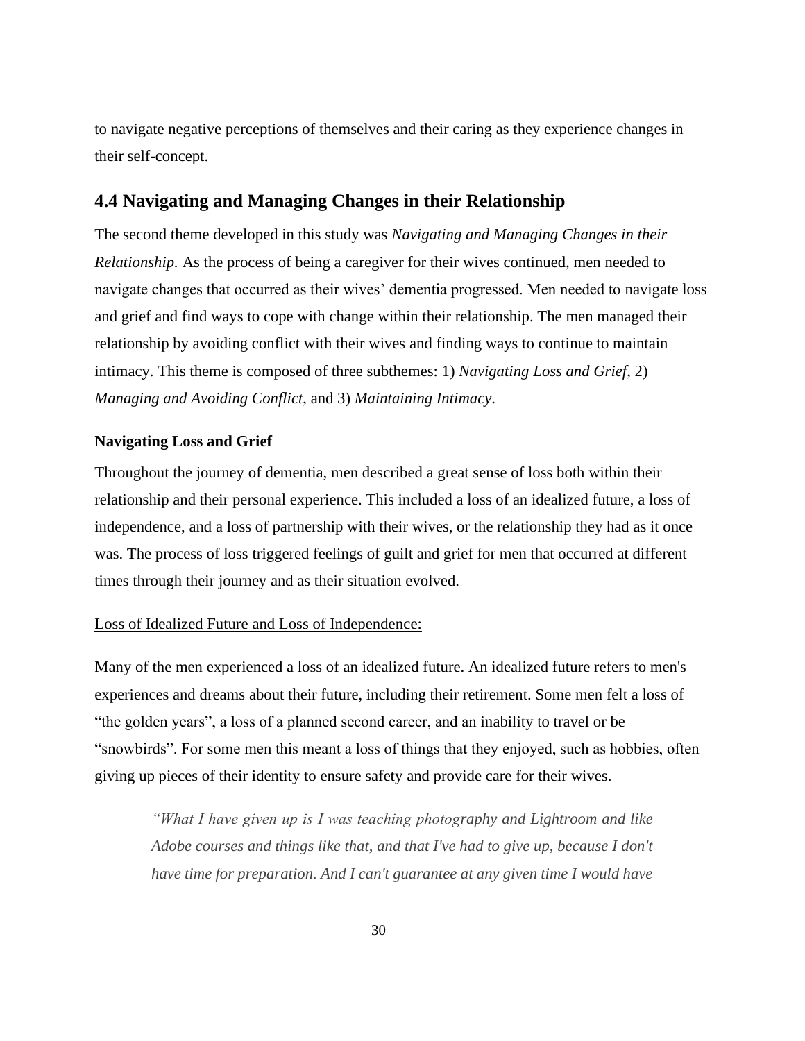to navigate negative perceptions of themselves and their caring as they experience changes in their self-concept.

## 4.4 Navigating and Managing Changes in their Relationship

The second theme developed in this study was *Navigating and Managing Changes in their Relationship.* As the process of being a caregiver for their wives continued, men needed to navigate changes that occurred as their wives' dementia progressed. Men needed to navigate loss and grief and find ways to cope with change within their relationship. The men managed their relationship by avoiding conflict with their wives and finding ways to continue to maintain intimacy. This theme is composed of three subthemes: 1) *Navigating Loss and Grief*, 2) *Managing and Avoiding Conflict*, and 3) *Maintaining Intimacy*.

### Navigating Loss and Grief

Throughout the journey of dementia, men described a great sense of loss both within their relationship and their personal experience. This included a loss of an idealized future, a loss of independence, and a loss of partnership with their wives, or the relationship they had as it once was. The process of loss triggered feelings of guilt and grief for men that occurred at different times through their journey and as their situation evolved.

<u>Loss of Idealized Future and Loss of Independence:</u>

Many of the men experienced a loss of an idealized future. An idealized future refers to men's experiences and dreams about their future, including their retirement. Some men felt a loss of "the golden years", a loss of a planned second career, and an inability to travel or be "snowbirds". For some men this meant a loss of things that they enjoyed, such as hobbies, often giving up pieces of their identity to ensure safety and provide care for their wives.

> *"What I have given up is I was teaching photography and Lightroom and like Adobe courses and things like that, and that I've had to give up, because I don't have time for preparation. And I can't guarantee at any given time I would have*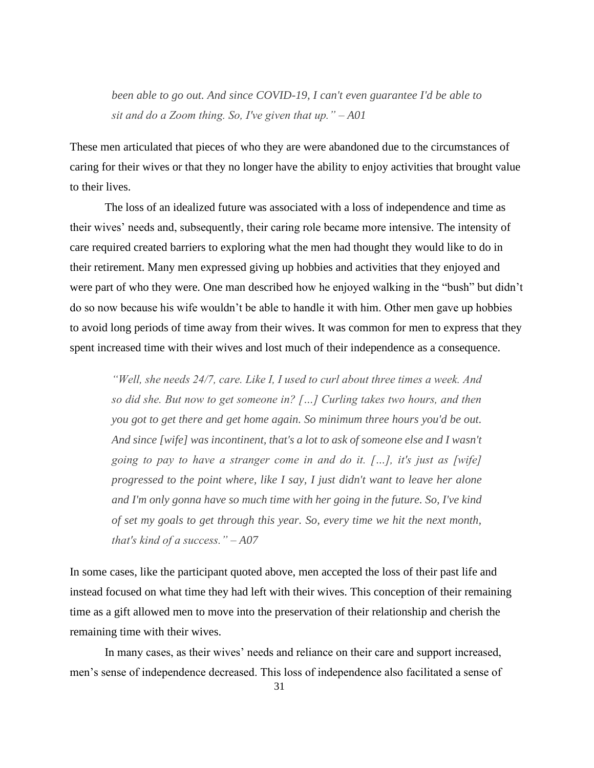> *been able to go out. And since COVID-19, I can't even guarantee I'd be able to sit and do a Zoom thing. So, I've given that up." – A01*

These men articulated that pieces of who they are were abandoned due to the circumstances of caring for their wives or that they no longer have the ability to enjoy activities that brought value to their lives.

The loss of an idealized future was associated with a loss of independence and time as their wives' needs and, subsequently, their caring role became more intensive. The intensity of care required created barriers to exploring what the men had thought they would like to do in their retirement. Many men expressed giving up hobbies and activities that they enjoyed and were part of who they were. One man described how he enjoyed walking in the "bush" but didn't do so now because his wife wouldn't be able to handle it with him. Other men gave up hobbies to avoid long periods of time away from their wives. It was common for men to express that they spent increased time with their wives and lost much of their independence as a consequence.

> *"Well, she needs 24/7, care. Like I, I used to curl about three times a week. And so did she. But now to get someone in? […] Curling takes two hours, and then you got to get there and get home again. So minimum three hours you'd be out. And since [wife] was incontinent, that's a lot to ask of someone else and I wasn't going to pay to have a stranger come in and do it. […], it's just as [wife] progressed to the point where, like I say, I just didn't want to leave her alone and I'm only gonna have so much time with her going in the future. So, I've kind of set my goals to get through this year. So, every time we hit the next month, that's kind of a success." – A07*

In some cases, like the participant quoted above, men accepted the loss of their past life and instead focused on what time they had left with their wives. This conception of their remaining time as a gift allowed men to move into the preservation of their relationship and cherish the remaining time with their wives.

In many cases, as their wives' needs and reliance on their care and support increased, men's sense of independence decreased. This loss of independence also facilitated a sense of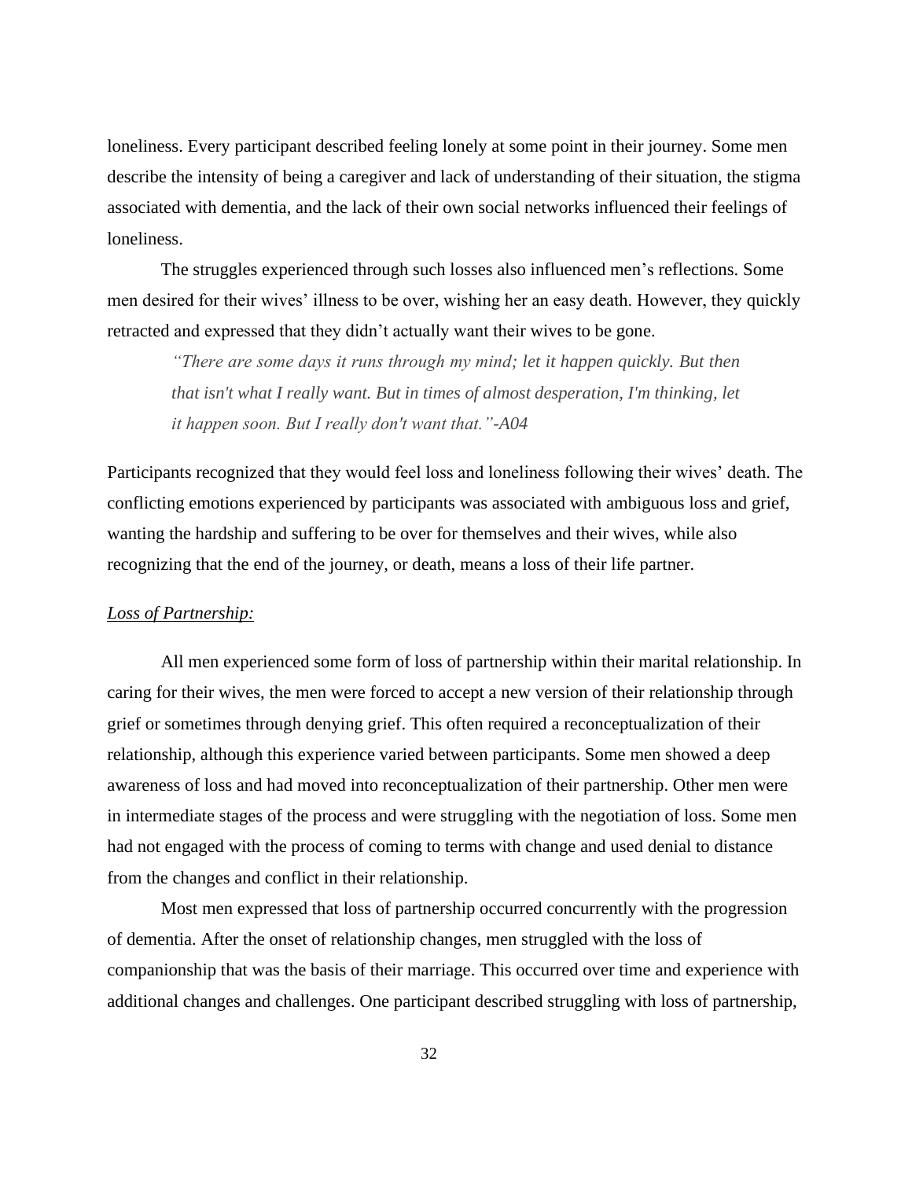loneliness. Every participant described feeling lonely at some point in their journey. Some men describe the intensity of being a caregiver and lack of understanding of their situation, the stigma associated with dementia, and the lack of their own social networks influenced their feelings of loneliness.

The struggles experienced through such losses also influenced men's reflections. Some men desired for their wives' illness to be over, wishing her an easy death. However, they quickly retracted and expressed that they didn't actually want their wives to be gone.

> *"There are some days it runs through my mind; let it happen quickly. But then that isn't what I really want. But in times of almost desperation, I'm thinking, let it happen soon. But I really don't want that."-A04*

Participants recognized that they would feel loss and loneliness following their wives' death. The conflicting emotions experienced by participants was associated with ambiguous loss and grief, wanting the hardship and suffering to be over for themselves and their wives, while also recognizing that the end of the journey, or death, means a loss of their life partner.

<u>*Loss of Partnership:*</u>

All men experienced some form of loss of partnership within their marital relationship. In caring for their wives, the men were forced to accept a new version of their relationship through grief or sometimes through denying grief. This often required a reconceptualization of their relationship, although this experience varied between participants. Some men showed a deep awareness of loss and had moved into reconceptualization of their partnership. Other men were in intermediate stages of the process and were struggling with the negotiation of loss. Some men had not engaged with the process of coming to terms with change and used denial to distance from the changes and conflict in their relationship.

Most men expressed that loss of partnership occurred concurrently with the progression of dementia. After the onset of relationship changes, men struggled with the loss of companionship that was the basis of their marriage. This occurred over time and experience with additional changes and challenges. One participant described struggling with loss of partnership,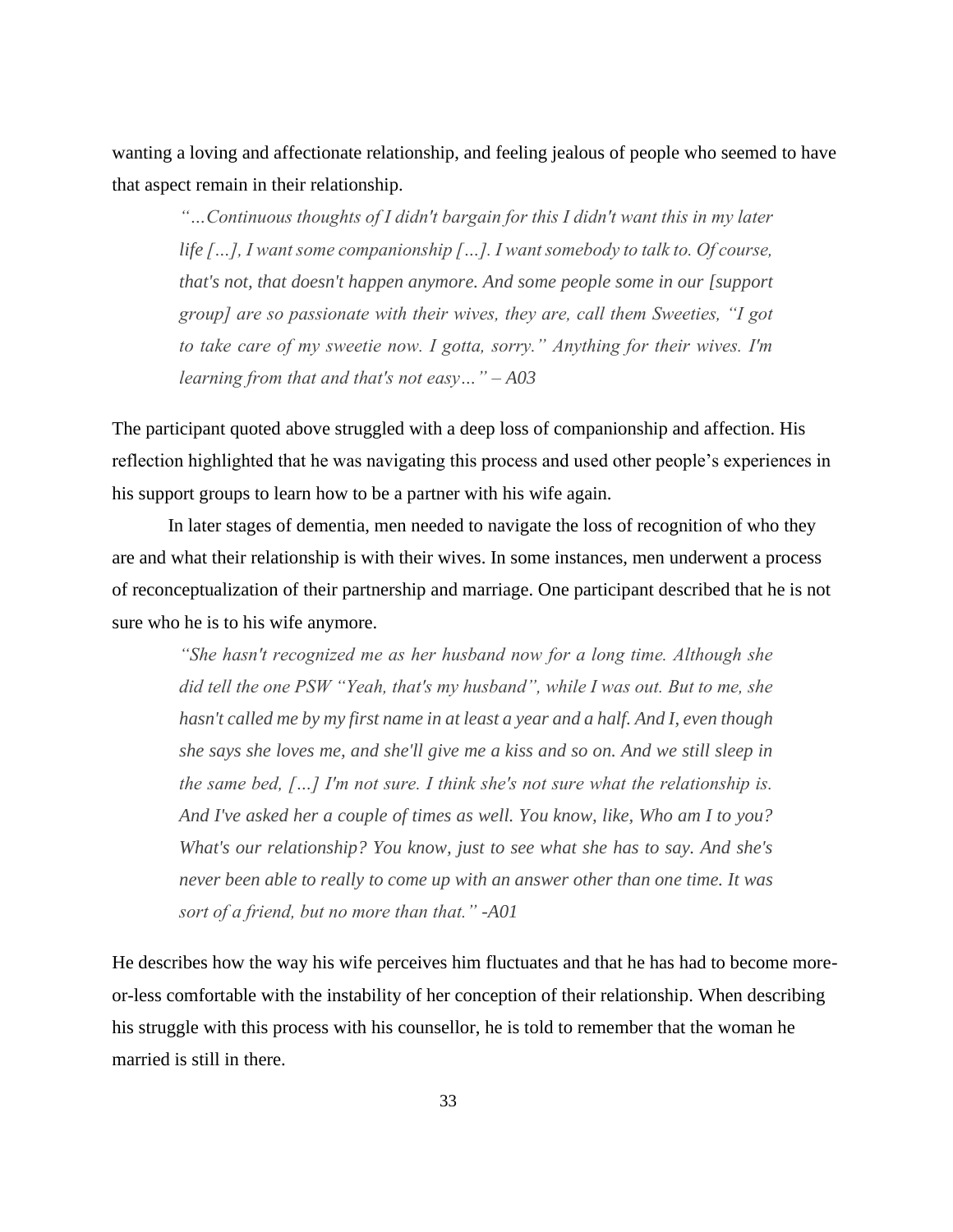wanting a loving and affectionate relationship, and feeling jealous of people who seemed to have that aspect remain in their relationship.

> *"…Continuous thoughts of I didn't bargain for this I didn't want this in my later life […], I want some companionship […]. I want somebody to talk to. Of course, that's not, that doesn't happen anymore. And some people some in our [support group] are so passionate with their wives, they are, call them Sweeties, "I got to take care of my sweetie now. I gotta, sorry." Anything for their wives. I'm learning from that and that's not easy…" – A03*

The participant quoted above struggled with a deep loss of companionship and affection. His reflection highlighted that he was navigating this process and used other people's experiences in his support groups to learn how to be a partner with his wife again.

In later stages of dementia, men needed to navigate the loss of recognition of who they are and what their relationship is with their wives. In some instances, men underwent a process of reconceptualization of their partnership and marriage. One participant described that he is not sure who he is to his wife anymore.

> *"She hasn't recognized me as her husband now for a long time. Although she did tell the one PSW "Yeah, that's my husband", while I was out. But to me, she hasn't called me by my first name in at least a year and a half. And I, even though she says she loves me, and she'll give me a kiss and so on. And we still sleep in the same bed, […] I'm not sure. I think she's not sure what the relationship is. And I've asked her a couple of times as well. You know, like, Who am I to you? What's our relationship? You know, just to see what she has to say. And she's never been able to really to come up with an answer other than one time. It was sort of a friend, but no more than that." -A01*

He describes how the way his wife perceives him fluctuates and that he has had to become more-or-less comfortable with the instability of her conception of their relationship. When describing his struggle with this process with his counsellor, he is told to remember that the woman he married is still in there.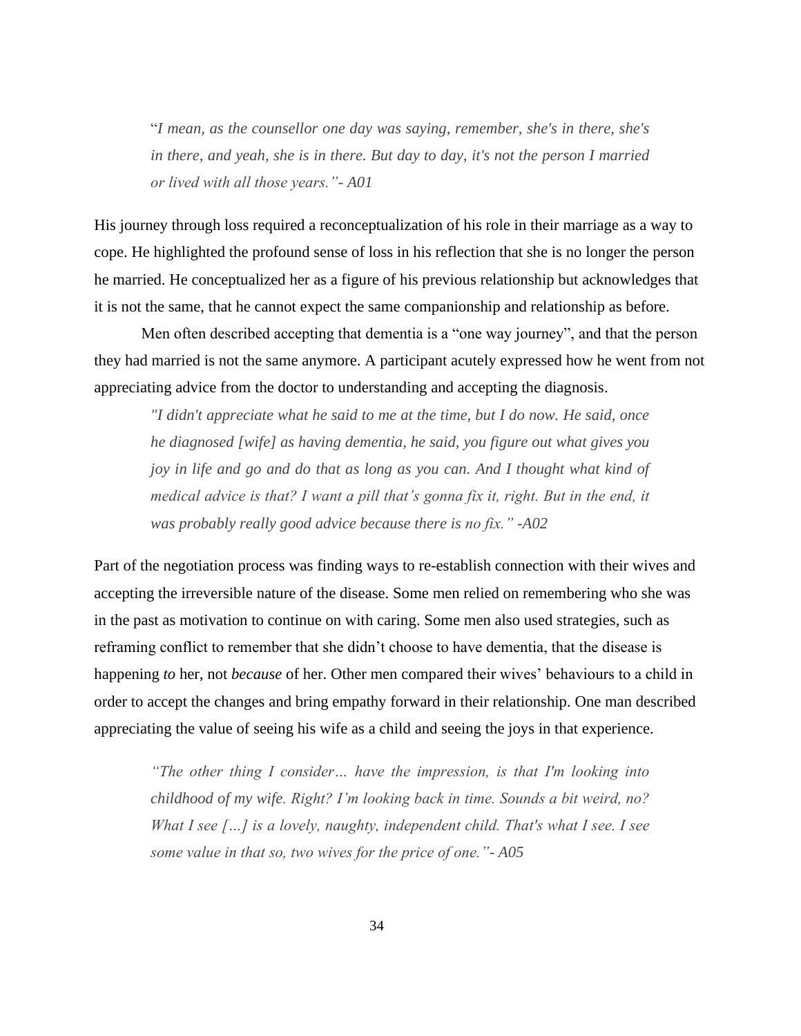> "*I mean, as the counsellor one day was saying, remember, she's in there, she's in there, and yeah, she is in there. But day to day, it's not the person I married or lived with all those years."- A01*

His journey through loss required a reconceptualization of his role in their marriage as a way to cope. He highlighted the profound sense of loss in his reflection that she is no longer the person he married. He conceptualized her as a figure of his previous relationship but acknowledges that it is not the same, that he cannot expect the same companionship and relationship as before.

Men often described accepting that dementia is a "one way journey", and that the person they had married is not the same anymore. A participant acutely expressed how he went from not appreciating advice from the doctor to understanding and accepting the diagnosis.

> *"I didn't appreciate what he said to me at the time, but I do now. He said, once he diagnosed [wife] as having dementia, he said, you figure out what gives you joy in life and go and do that as long as you can. And I thought what kind of medical advice is that? I want a pill that's gonna fix it, right. But in the end, it was probably really good advice because there is no fix." -A02*

Part of the negotiation process was finding ways to re-establish connection with their wives and accepting the irreversible nature of the disease. Some men relied on remembering who she was in the past as motivation to continue on with caring. Some men also used strategies, such as reframing conflict to remember that she didn't choose to have dementia, that the disease is happening ***to*** her, not ***because*** of her. Other men compared their wives' behaviours to a child in order to accept the changes and bring empathy forward in their relationship. One man described appreciating the value of seeing his wife as a child and seeing the joys in that experience.

> *"The other thing I consider… have the impression, is that I'm looking into childhood of my wife. Right? I'm looking back in time. Sounds a bit weird, no? What I see […] is a lovely, naughty, independent child. That's what I see. I see some value in that so, two wives for the price of one."- A05*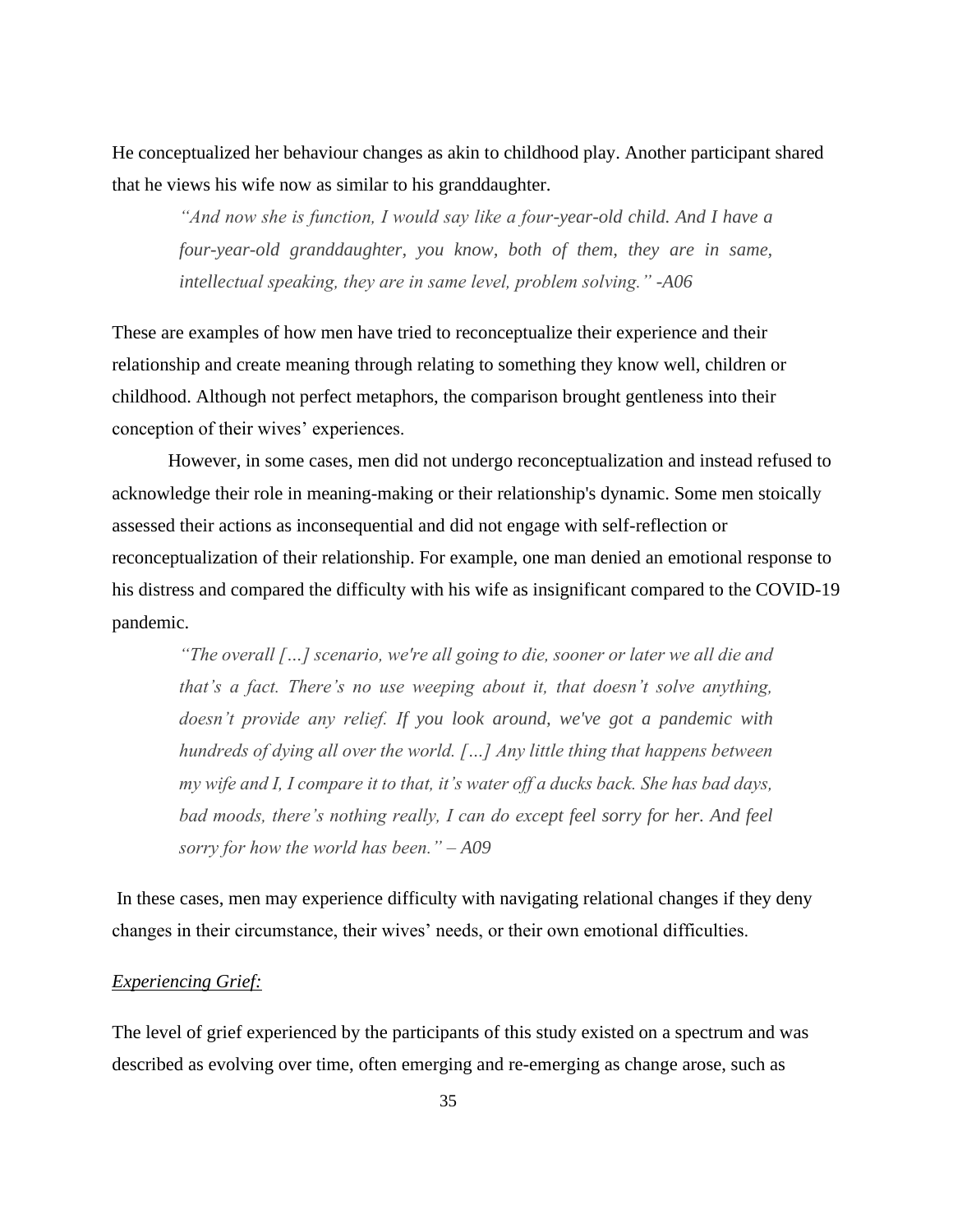He conceptualized her behaviour changes as akin to childhood play. Another participant shared that he views his wife now as similar to his granddaughter.

> *"And now she is function, I would say like a four-year-old child. And I have a four-year-old granddaughter, you know, both of them, they are in same, intellectual speaking, they are in same level, problem solving." -A06*

These are examples of how men have tried to reconceptualize their experience and their relationship and create meaning through relating to something they know well, children or childhood. Although not perfect metaphors, the comparison brought gentleness into their conception of their wives' experiences.

However, in some cases, men did not undergo reconceptualization and instead refused to acknowledge their role in meaning-making or their relationship's dynamic. Some men stoically assessed their actions as inconsequential and did not engage with self-reflection or reconceptualization of their relationship. For example, one man denied an emotional response to his distress and compared the difficulty with his wife as insignificant compared to the COVID-19 pandemic.

> *"The overall […] scenario, we're all going to die, sooner or later we all die and that's a fact. There's no use weeping about it, that doesn't solve anything, doesn't provide any relief. If you look around, we've got a pandemic with hundreds of dying all over the world. […] Any little thing that happens between my wife and I, I compare it to that, it's water off a ducks back. She has bad days, bad moods, there's nothing really, I can do except feel sorry for her. And feel sorry for how the world has been." – A09*

In these cases, men may experience difficulty with navigating relational changes if they deny changes in their circumstance, their wives' needs, or their own emotional difficulties.

<u>*Experiencing Grief:*</u>

The level of grief experienced by the participants of this study existed on a spectrum and was described as evolving over time, often emerging and re-emerging as change arose, such as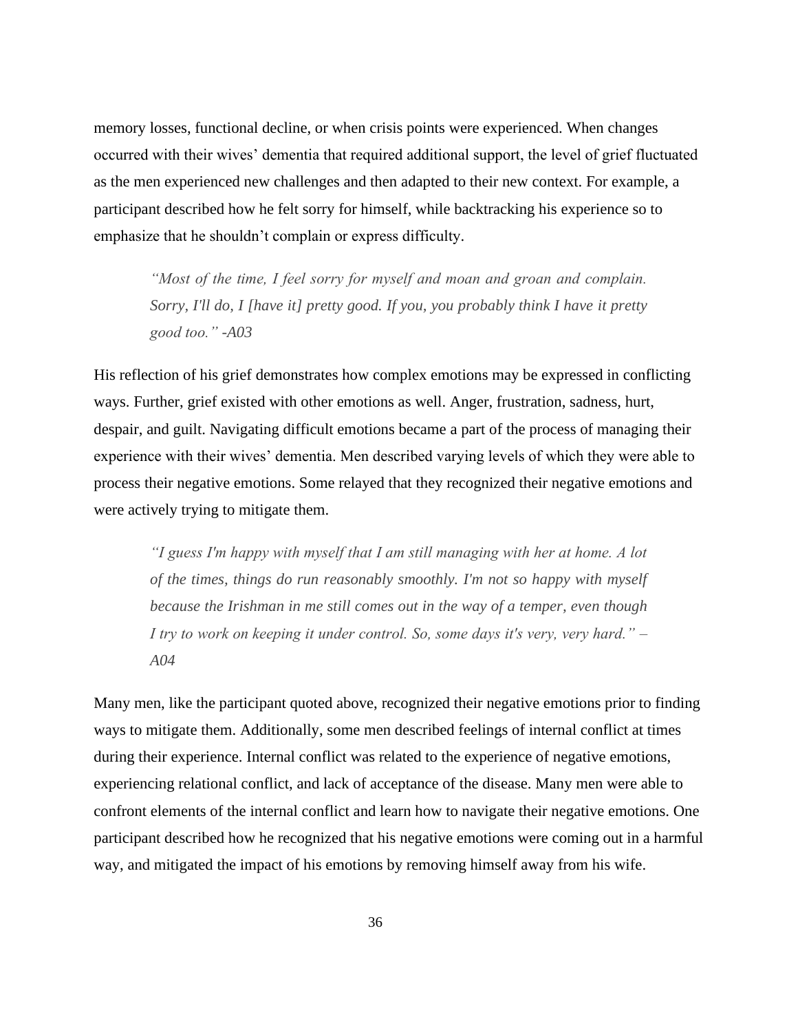memory losses, functional decline, or when crisis points were experienced. When changes occurred with their wives' dementia that required additional support, the level of grief fluctuated as the men experienced new challenges and then adapted to their new context. For example, a participant described how he felt sorry for himself, while backtracking his experience so to emphasize that he shouldn't complain or express difficulty.

> *"Most of the time, I feel sorry for myself and moan and groan and complain. Sorry, I'll do, I [have it] pretty good. If you, you probably think I have it pretty good too." -A03*

His reflection of his grief demonstrates how complex emotions may be expressed in conflicting ways. Further, grief existed with other emotions as well. Anger, frustration, sadness, hurt, despair, and guilt. Navigating difficult emotions became a part of the process of managing their experience with their wives' dementia. Men described varying levels of which they were able to process their negative emotions. Some relayed that they recognized their negative emotions and were actively trying to mitigate them.

> *"I guess I'm happy with myself that I am still managing with her at home. A lot of the times, things do run reasonably smoothly. I'm not so happy with myself because the Irishman in me still comes out in the way of a temper, even though I try to work on keeping it under control. So, some days it's very, very hard." – A04*

Many men, like the participant quoted above, recognized their negative emotions prior to finding ways to mitigate them. Additionally, some men described feelings of internal conflict at times during their experience. Internal conflict was related to the experience of negative emotions, experiencing relational conflict, and lack of acceptance of the disease. Many men were able to confront elements of the internal conflict and learn how to navigate their negative emotions. One participant described how he recognized that his negative emotions were coming out in a harmful way, and mitigated the impact of his emotions by removing himself away from his wife.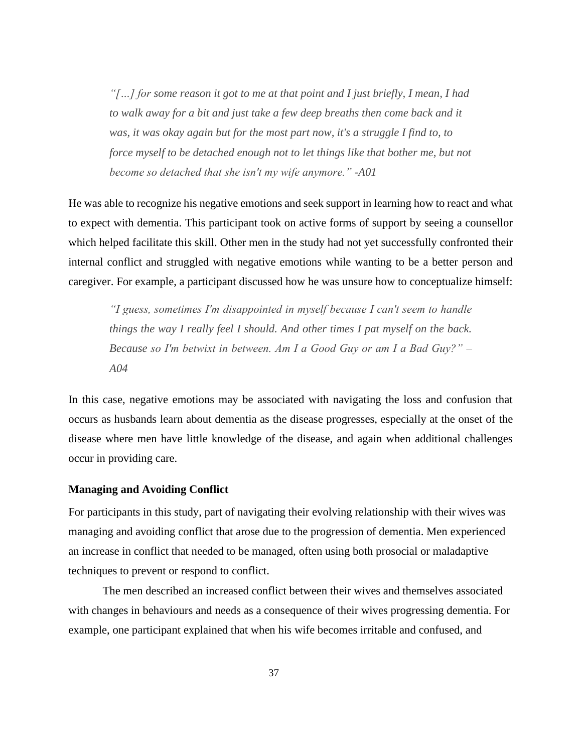> *"[…] for some reason it got to me at that point and I just briefly, I mean, I had to walk away for a bit and just take a few deep breaths then come back and it was, it was okay again but for the most part now, it's a struggle I find to, to force myself to be detached enough not to let things like that bother me, but not become so detached that she isn't my wife anymore." -A01*

He was able to recognize his negative emotions and seek support in learning how to react and what to expect with dementia. This participant took on active forms of support by seeing a counsellor which helped facilitate this skill. Other men in the study had not yet successfully confronted their internal conflict and struggled with negative emotions while wanting to be a better person and caregiver. For example, a participant discussed how he was unsure how to conceptualize himself:

> *"I guess, sometimes I'm disappointed in myself because I can't seem to handle things the way I really feel I should. And other times I pat myself on the back. Because so I'm betwixt in between. Am I a Good Guy or am I a Bad Guy?" – A04*

In this case, negative emotions may be associated with navigating the loss and confusion that occurs as husbands learn about dementia as the disease progresses, especially at the onset of the disease where men have little knowledge of the disease, and again when additional challenges occur in providing care.

**Managing and Avoiding Conflict**

For participants in this study, part of navigating their evolving relationship with their wives was managing and avoiding conflict that arose due to the progression of dementia. Men experienced an increase in conflict that needed to be managed, often using both prosocial or maladaptive techniques to prevent or respond to conflict.

The men described an increased conflict between their wives and themselves associated with changes in behaviours and needs as a consequence of their wives progressing dementia. For example, one participant explained that when his wife becomes irritable and confused, and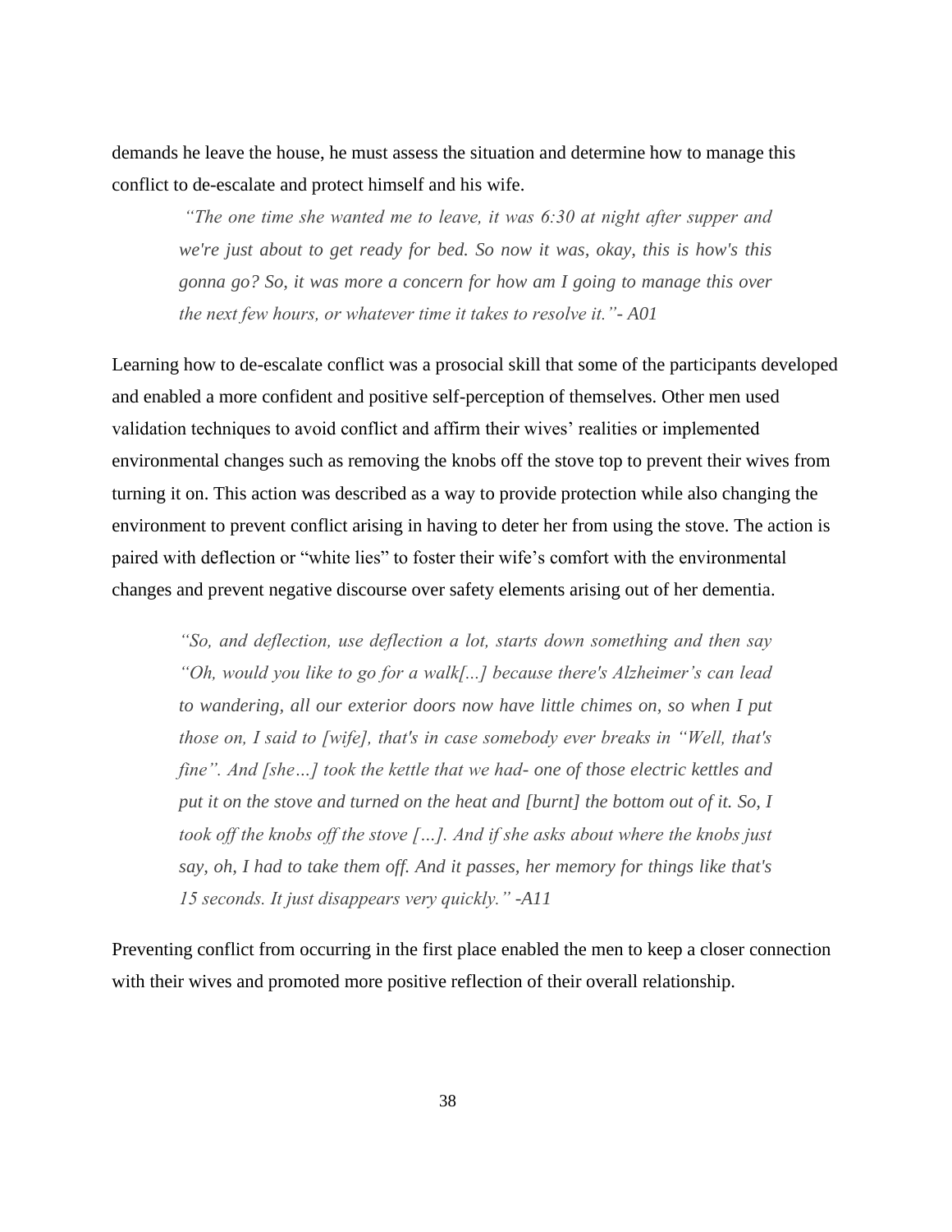demands he leave the house, he must assess the situation and determine how to manage this conflict to de-escalate and protect himself and his wife.

> *"The one time she wanted me to leave, it was 6:30 at night after supper and we're just about to get ready for bed. So now it was, okay, this is how's this gonna go? So, it was more a concern for how am I going to manage this over the next few hours, or whatever time it takes to resolve it."- A01*

Learning how to de-escalate conflict was a prosocial skill that some of the participants developed and enabled a more confident and positive self-perception of themselves. Other men used validation techniques to avoid conflict and affirm their wives' realities or implemented environmental changes such as removing the knobs off the stove top to prevent their wives from turning it on. This action was described as a way to provide protection while also changing the environment to prevent conflict arising in having to deter her from using the stove. The action is paired with deflection or "white lies" to foster their wife's comfort with the environmental changes and prevent negative discourse over safety elements arising out of her dementia.

> *"So, and deflection, use deflection a lot, starts down something and then say "Oh, would you like to go for a walk[...] because there's Alzheimer's can lead to wandering, all our exterior doors now have little chimes on, so when I put those on, I said to [wife], that's in case somebody ever breaks in "Well, that's fine". And [she…] took the kettle that we had- one of those electric kettles and put it on the stove and turned on the heat and [burnt] the bottom out of it. So, I took off the knobs off the stove […]. And if she asks about where the knobs just say, oh, I had to take them off. And it passes, her memory for things like that's 15 seconds. It just disappears very quickly." -A11*

Preventing conflict from occurring in the first place enabled the men to keep a closer connection with their wives and promoted more positive reflection of their overall relationship.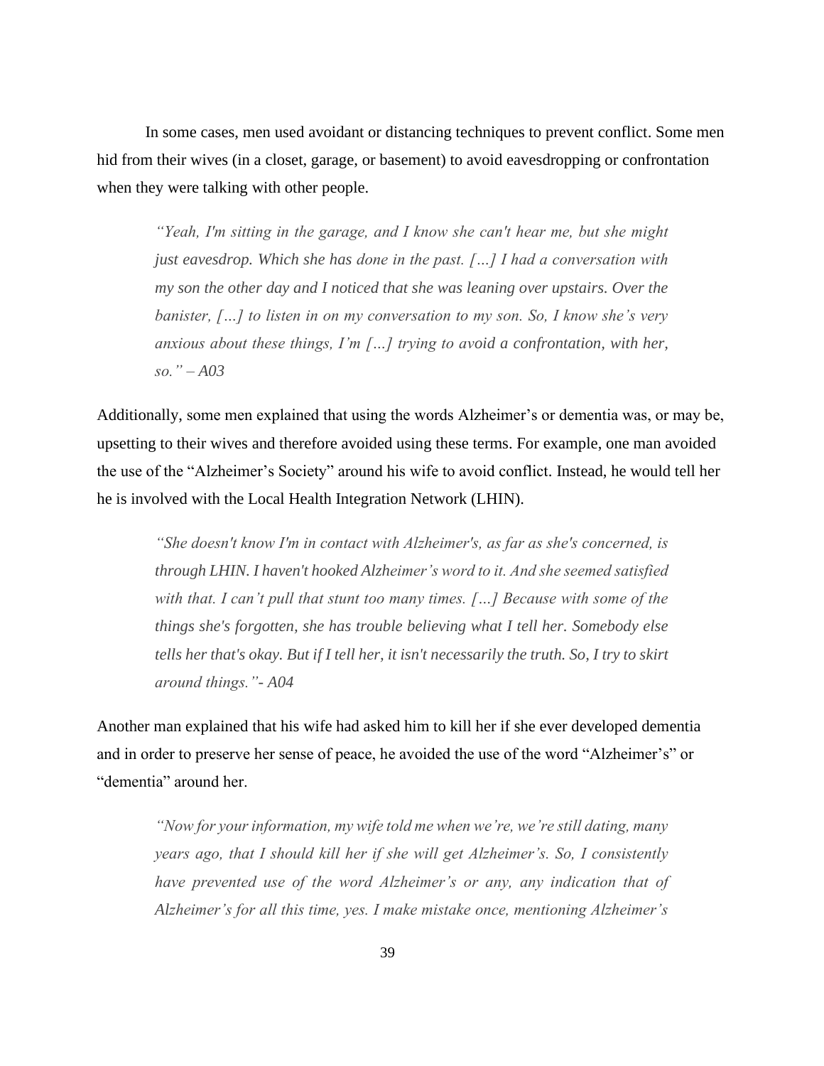In some cases, men used avoidant or distancing techniques to prevent conflict. Some men hid from their wives (in a closet, garage, or basement) to avoid eavesdropping or confrontation when they were talking with other people.

> *"Yeah, I'm sitting in the garage, and I know she can't hear me, but she might just eavesdrop. Which she has done in the past. […] I had a conversation with my son the other day and I noticed that she was leaning over upstairs. Over the banister, […] to listen in on my conversation to my son. So, I know she's very anxious about these things, I'm […] trying to avoid a confrontation, with her, so." – A03*

Additionally, some men explained that using the words Alzheimer's or dementia was, or may be, upsetting to their wives and therefore avoided using these terms. For example, one man avoided the use of the "Alzheimer's Society" around his wife to avoid conflict. Instead, he would tell her he is involved with the Local Health Integration Network (LHIN).

> *"She doesn't know I'm in contact with Alzheimer's, as far as she's concerned, is through LHIN. I haven't hooked Alzheimer's word to it. And she seemed satisfied with that. I can't pull that stunt too many times. […] Because with some of the things she's forgotten, she has trouble believing what I tell her. Somebody else tells her that's okay. But if I tell her, it isn't necessarily the truth. So, I try to skirt around things."- A04*

Another man explained that his wife had asked him to kill her if she ever developed dementia and in order to preserve her sense of peace, he avoided the use of the word "Alzheimer's" or "dementia" around her.

> *"Now for your information, my wife told me when we're, we're still dating, many years ago, that I should kill her if she will get Alzheimer's. So, I consistently have prevented use of the word Alzheimer's or any, any indication that of Alzheimer's for all this time, yes. I make mistake once, mentioning Alzheimer's*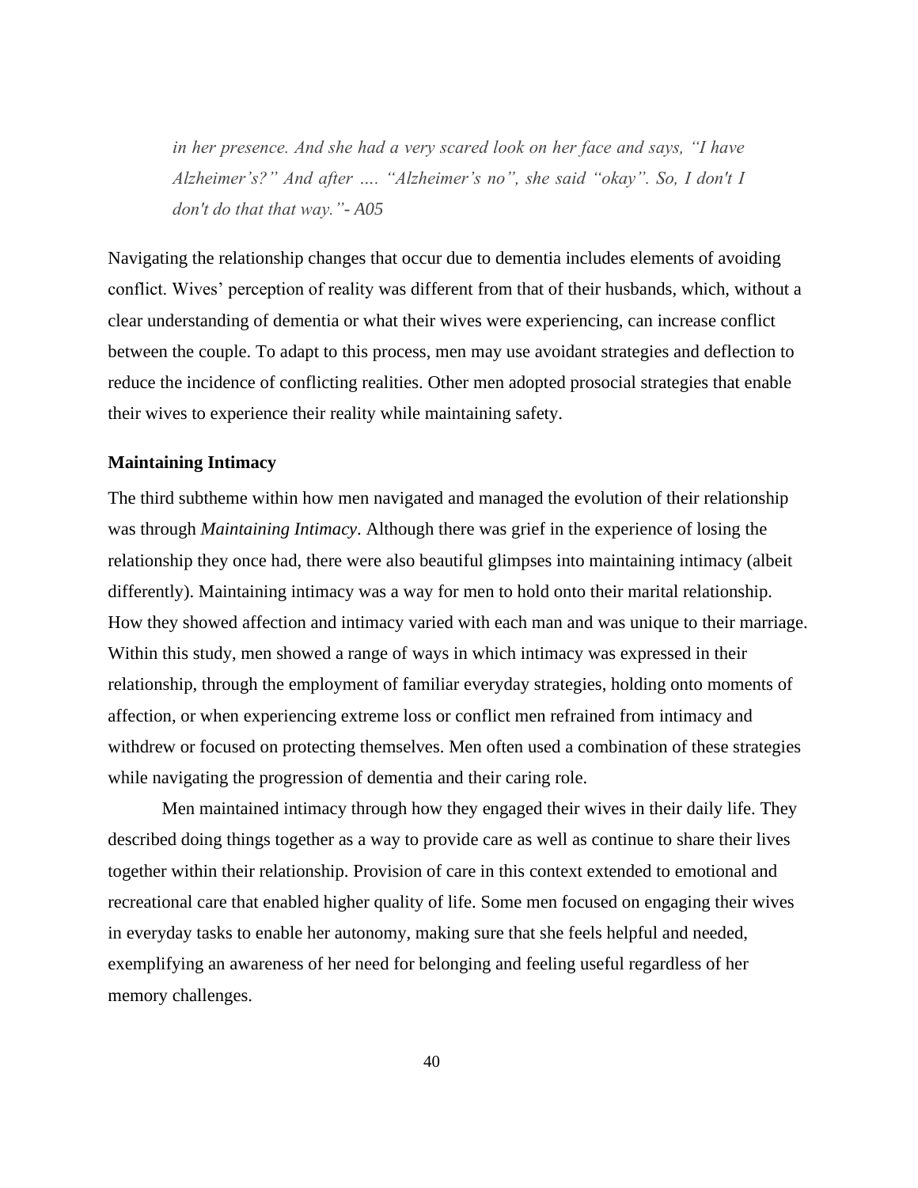*in her presence. And she had a very scared look on her face and says, "I have Alzheimer's?" And after …. "Alzheimer's no", she said "okay". So, I don't I don't do that that way."- A05*

Navigating the relationship changes that occur due to dementia includes elements of avoiding conflict. Wives' perception of reality was different from that of their husbands, which, without a clear understanding of dementia or what their wives were experiencing, can increase conflict between the couple. To adapt to this process, men may use avoidant strategies and deflection to reduce the incidence of conflicting realities. Other men adopted prosocial strategies that enable their wives to experience their reality while maintaining safety.

**Maintaining Intimacy**

The third subtheme within how men navigated and managed the evolution of their relationship was through *Maintaining Intimacy*. Although there was grief in the experience of losing the relationship they once had, there were also beautiful glimpses into maintaining intimacy (albeit differently). Maintaining intimacy was a way for men to hold onto their marital relationship. How they showed affection and intimacy varied with each man and was unique to their marriage. Within this study, men showed a range of ways in which intimacy was expressed in their relationship, through the employment of familiar everyday strategies, holding onto moments of affection, or when experiencing extreme loss or conflict men refrained from intimacy and withdrew or focused on protecting themselves. Men often used a combination of these strategies while navigating the progression of dementia and their caring role.

Men maintained intimacy through how they engaged their wives in their daily life. They described doing things together as a way to provide care as well as continue to share their lives together within their relationship. Provision of care in this context extended to emotional and recreational care that enabled higher quality of life. Some men focused on engaging their wives in everyday tasks to enable her autonomy, making sure that she feels helpful and needed, exemplifying an awareness of her need for belonging and feeling useful regardless of her memory challenges.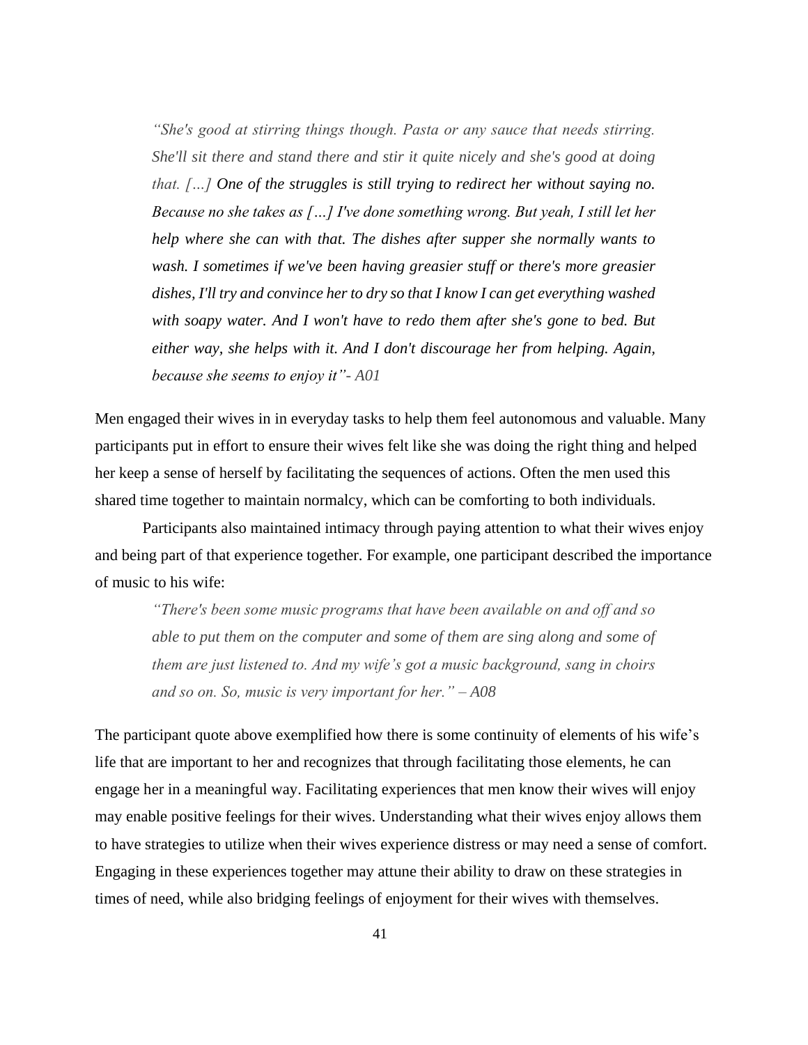> *"She's good at stirring things though. Pasta or any sauce that needs stirring. She'll sit there and stand there and stir it quite nicely and she's good at doing that. […] One of the struggles is still trying to redirect her without saying no. Because no she takes as […] I've done something wrong. But yeah, I still let her help where she can with that. The dishes after supper she normally wants to wash. I sometimes if we've been having greasier stuff or there's more greasier dishes, I'll try and convince her to dry so that I know I can get everything washed with soapy water. And I won't have to redo them after she's gone to bed. But either way, she helps with it. And I don't discourage her from helping. Again, because she seems to enjoy it"- A01*

Men engaged their wives in in everyday tasks to help them feel autonomous and valuable. Many participants put in effort to ensure their wives felt like she was doing the right thing and helped her keep a sense of herself by facilitating the sequences of actions. Often the men used this shared time together to maintain normalcy, which can be comforting to both individuals.

Participants also maintained intimacy through paying attention to what their wives enjoy and being part of that experience together. For example, one participant described the importance of music to his wife:

> *"There's been some music programs that have been available on and off and so able to put them on the computer and some of them are sing along and some of them are just listened to. And my wife's got a music background, sang in choirs and so on. So, music is very important for her." – A08*

The participant quote above exemplified how there is some continuity of elements of his wife's life that are important to her and recognizes that through facilitating those elements, he can engage her in a meaningful way. Facilitating experiences that men know their wives will enjoy may enable positive feelings for their wives. Understanding what their wives enjoy allows them to have strategies to utilize when their wives experience distress or may need a sense of comfort. Engaging in these experiences together may attune their ability to draw on these strategies in times of need, while also bridging feelings of enjoyment for their wives with themselves.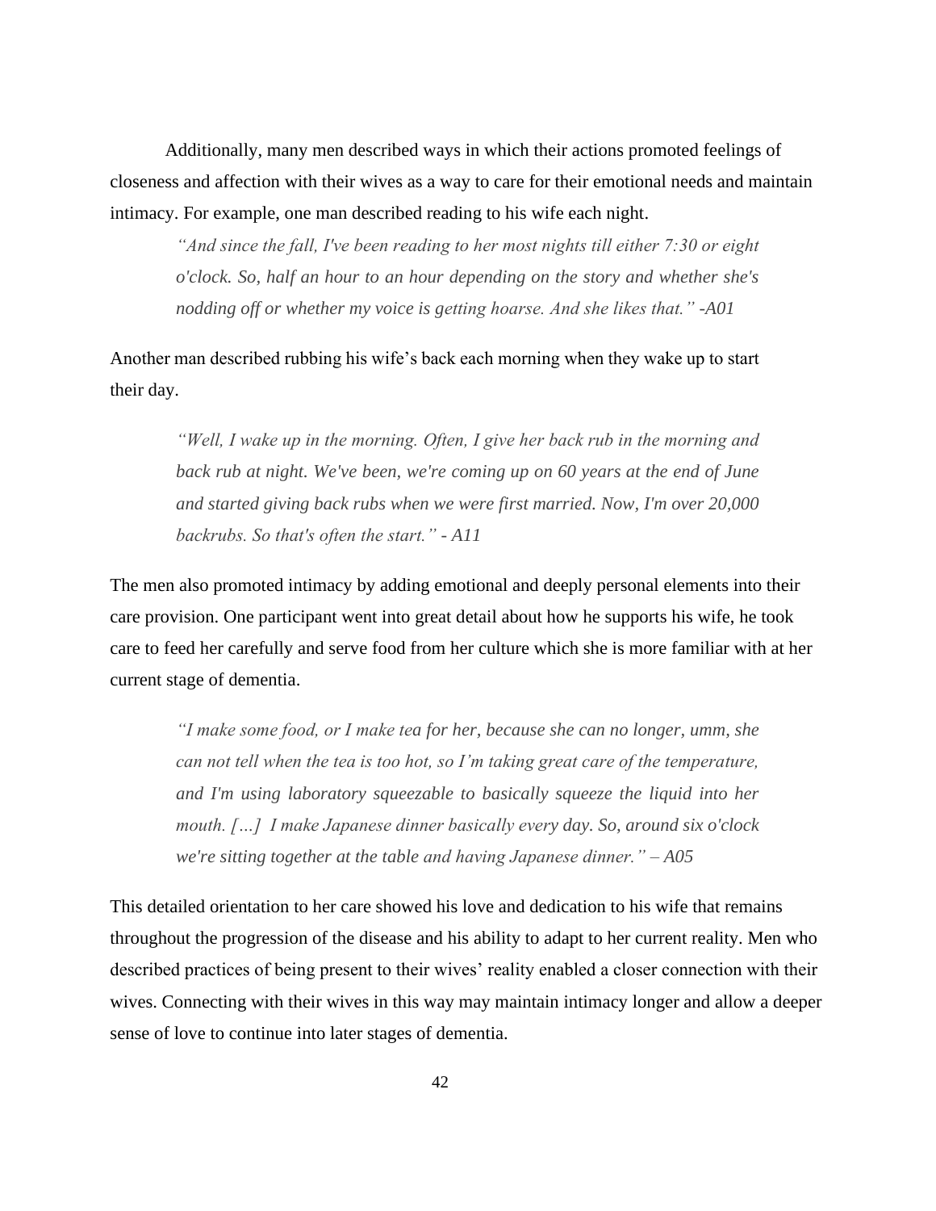Additionally, many men described ways in which their actions promoted feelings of closeness and affection with their wives as a way to care for their emotional needs and maintain intimacy. For example, one man described reading to his wife each night.

> *"And since the fall, I've been reading to her most nights till either 7:30 or eight o'clock. So, half an hour to an hour depending on the story and whether she's nodding off or whether my voice is getting hoarse. And she likes that." -A01*

Another man described rubbing his wife's back each morning when they wake up to start their day.

> *"Well, I wake up in the morning. Often, I give her back rub in the morning and back rub at night. We've been, we're coming up on 60 years at the end of June and started giving back rubs when we were first married. Now, I'm over 20,000 backrubs. So that's often the start." - A11*

The men also promoted intimacy by adding emotional and deeply personal elements into their care provision. One participant went into great detail about how he supports his wife, he took care to feed her carefully and serve food from her culture which she is more familiar with at her current stage of dementia.

> *"I make some food, or I make tea for her, because she can no longer, umm, she can not tell when the tea is too hot, so I'm taking great care of the temperature, and I'm using laboratory squeezable to basically squeeze the liquid into her mouth. […] I make Japanese dinner basically every day. So, around six o'clock we're sitting together at the table and having Japanese dinner." – A05*

This detailed orientation to her care showed his love and dedication to his wife that remains throughout the progression of the disease and his ability to adapt to her current reality. Men who described practices of being present to their wives' reality enabled a closer connection with their wives. Connecting with their wives in this way may maintain intimacy longer and allow a deeper sense of love to continue into later stages of dementia.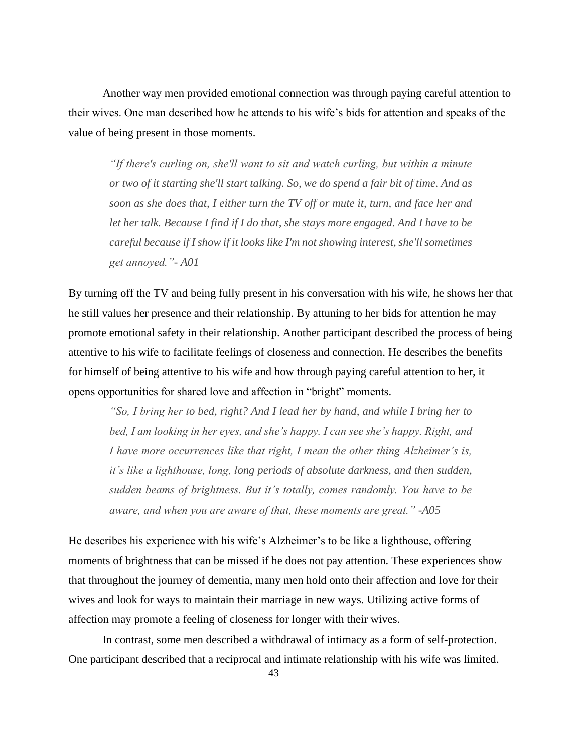Another way men provided emotional connection was through paying careful attention to their wives. One man described how he attends to his wife's bids for attention and speaks of the value of being present in those moments.

> *"If there's curling on, she'll want to sit and watch curling, but within a minute or two of it starting she'll start talking. So, we do spend a fair bit of time. And as soon as she does that, I either turn the TV off or mute it, turn, and face her and let her talk. Because I find if I do that, she stays more engaged. And I have to be careful because if I show if it looks like I'm not showing interest, she'll sometimes get annoyed."- A01*

By turning off the TV and being fully present in his conversation with his wife, he shows her that he still values her presence and their relationship. By attuning to her bids for attention he may promote emotional safety in their relationship. Another participant described the process of being attentive to his wife to facilitate feelings of closeness and connection. He describes the benefits for himself of being attentive to his wife and how through paying careful attention to her, it opens opportunities for shared love and affection in "bright" moments.

> *"So, I bring her to bed, right? And I lead her by hand, and while I bring her to bed, I am looking in her eyes, and she's happy. I can see she's happy. Right, and I have more occurrences like that right, I mean the other thing Alzheimer's is, it's like a lighthouse, long, long periods of absolute darkness, and then sudden, sudden beams of brightness. But it's totally, comes randomly. You have to be aware, and when you are aware of that, these moments are great." -A05*

He describes his experience with his wife's Alzheimer's to be like a lighthouse, offering moments of brightness that can be missed if he does not pay attention. These experiences show that throughout the journey of dementia, many men hold onto their affection and love for their wives and look for ways to maintain their marriage in new ways. Utilizing active forms of affection may promote a feeling of closeness for longer with their wives.

In contrast, some men described a withdrawal of intimacy as a form of self-protection. One participant described that a reciprocal and intimate relationship with his wife was limited.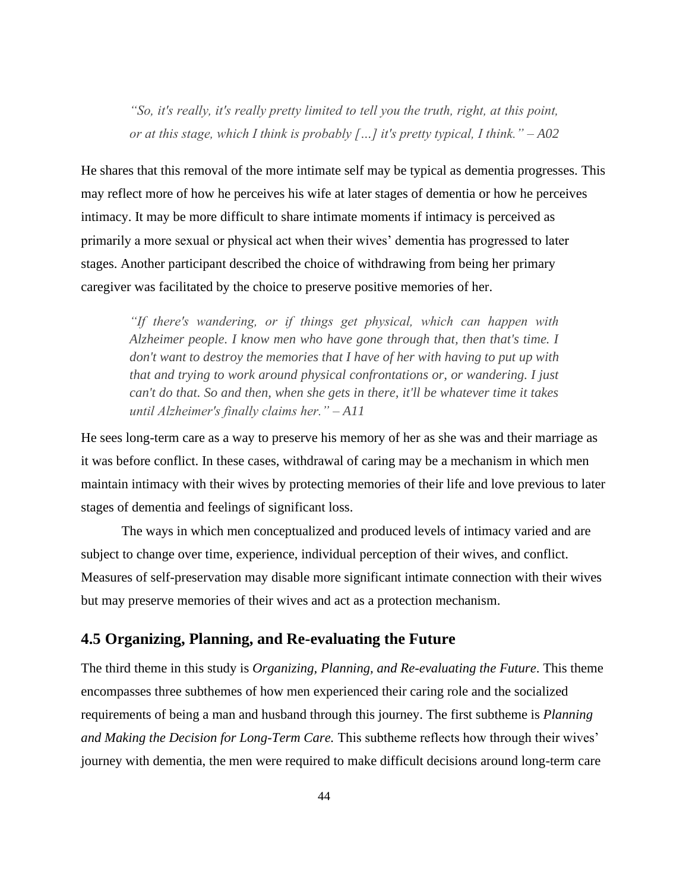> *"So, it's really, it's really pretty limited to tell you the truth, right, at this point, or at this stage, which I think is probably […] it's pretty typical, I think." – A02*

He shares that this removal of the more intimate self may be typical as dementia progresses. This may reflect more of how he perceives his wife at later stages of dementia or how he perceives intimacy. It may be more difficult to share intimate moments if intimacy is perceived as primarily a more sexual or physical act when their wives' dementia has progressed to later stages. Another participant described the choice of withdrawing from being her primary caregiver was facilitated by the choice to preserve positive memories of her.

> *"If there's wandering, or if things get physical, which can happen with Alzheimer people. I know men who have gone through that, then that's time. I don't want to destroy the memories that I have of her with having to put up with that and trying to work around physical confrontations or, or wandering. I just can't do that. So and then, when she gets in there, it'll be whatever time it takes until Alzheimer's finally claims her." – A11*

He sees long-term care as a way to preserve his memory of her as she was and their marriage as it was before conflict. In these cases, withdrawal of caring may be a mechanism in which men maintain intimacy with their wives by protecting memories of their life and love previous to later stages of dementia and feelings of significant loss.

The ways in which men conceptualized and produced levels of intimacy varied and are subject to change over time, experience, individual perception of their wives, and conflict. Measures of self-preservation may disable more significant intimate connection with their wives but may preserve memories of their wives and act as a protection mechanism.

## 4.5 Organizing, Planning, and Re-evaluating the Future

The third theme in this study is *Organizing, Planning, and Re-evaluating the Future*. This theme encompasses three subthemes of how men experienced their caring role and the socialized requirements of being a man and husband through this journey. The first subtheme is *Planning and Making the Decision for Long-Term Care.* This subtheme reflects how through their wives' journey with dementia, the men were required to make difficult decisions around long-term care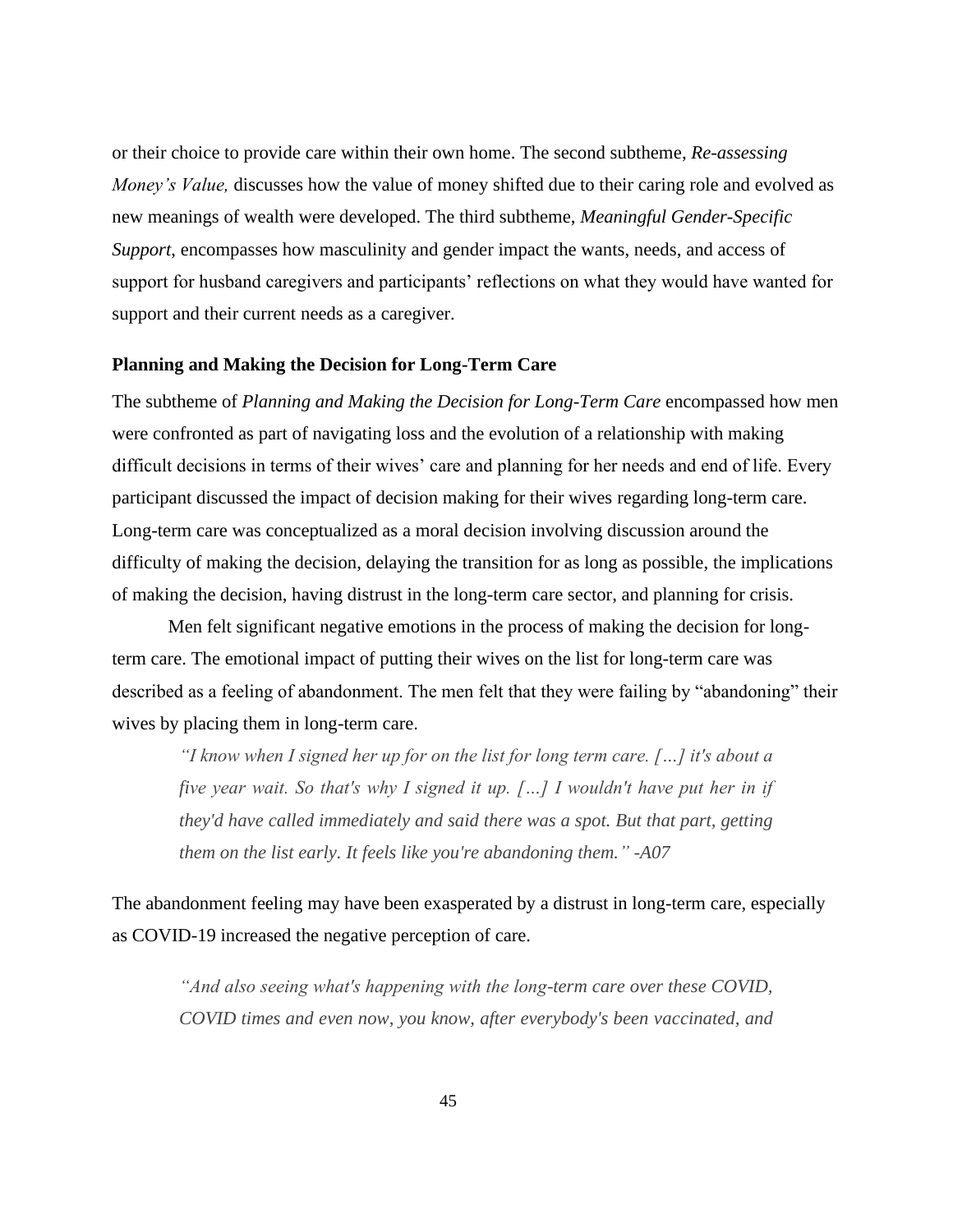or their choice to provide care within their own home. The second subtheme, *Re-assessing Money's Value,* discusses how the value of money shifted due to their caring role and evolved as new meanings of wealth were developed. The third subtheme, *Meaningful Gender-Specific Support*, encompasses how masculinity and gender impact the wants, needs, and access of support for husband caregivers and participants' reflections on what they would have wanted for support and their current needs as a caregiver.

### Planning and Making the Decision for Long-Term Care

The subtheme of *Planning and Making the Decision for Long-Term Care* encompassed how men were confronted as part of navigating loss and the evolution of a relationship with making difficult decisions in terms of their wives' care and planning for her needs and end of life. Every participant discussed the impact of decision making for their wives regarding long-term care. Long-term care was conceptualized as a moral decision involving discussion around the difficulty of making the decision, delaying the transition for as long as possible, the implications of making the decision, having distrust in the long-term care sector, and planning for crisis.

Men felt significant negative emotions in the process of making the decision for long-term care. The emotional impact of putting their wives on the list for long-term care was described as a feeling of abandonment. The men felt that they were failing by "abandoning" their wives by placing them in long-term care.

> *"I know when I signed her up for on the list for long term care. […] it's about a five year wait. So that's why I signed it up. […] I wouldn't have put her in if they'd have called immediately and said there was a spot. But that part, getting them on the list early. It feels like you're abandoning them." -A07*

The abandonment feeling may have been exasperated by a distrust in long-term care, especially as COVID-19 increased the negative perception of care.

> *"And also seeing what's happening with the long-term care over these COVID, COVID times and even now, you know, after everybody's been vaccinated, and*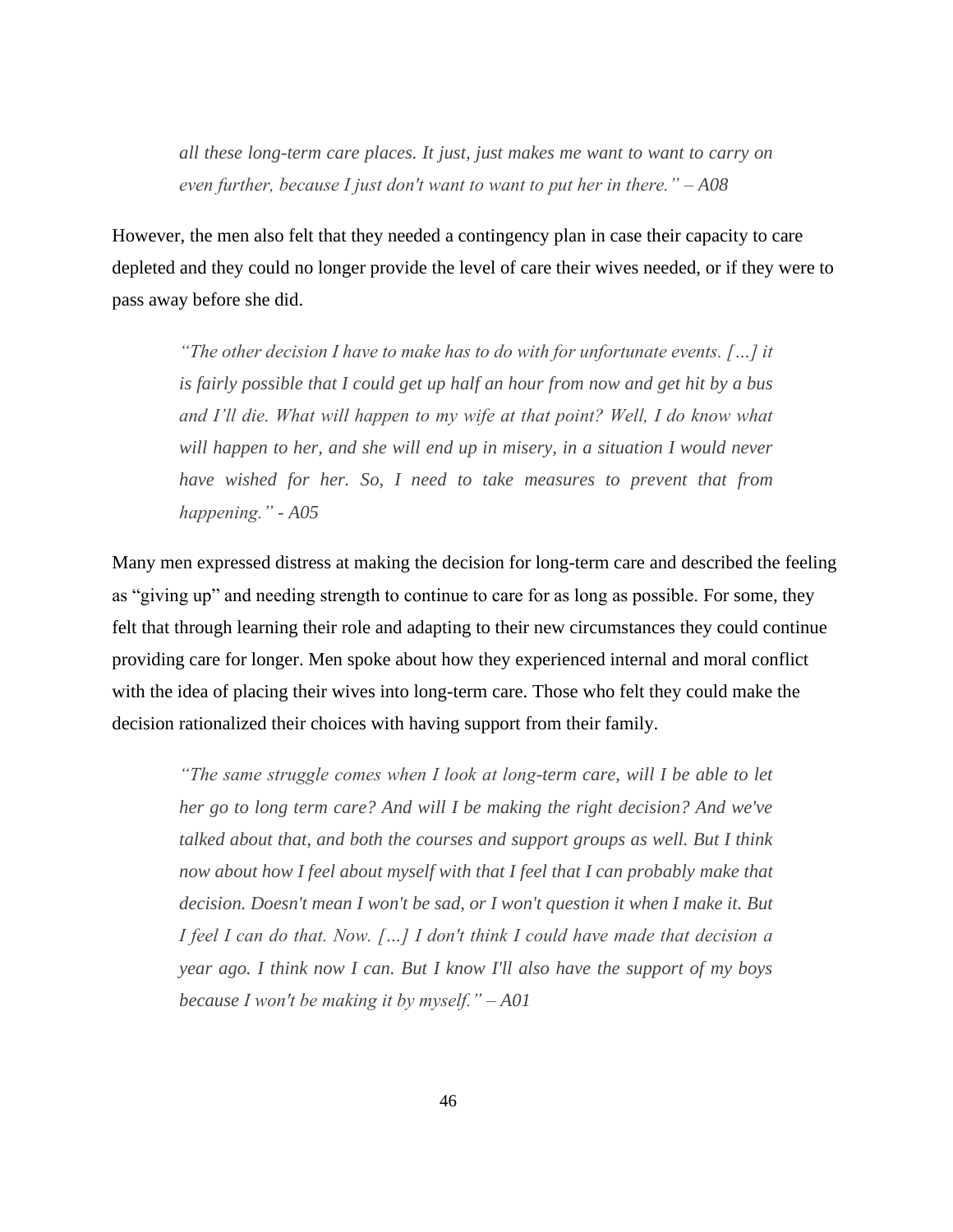> *all these long-term care places. It just, just makes me want to want to carry on even further, because I just don't want to want to put her in there." – A08*

However, the men also felt that they needed a contingency plan in case their capacity to care depleted and they could no longer provide the level of care their wives needed, or if they were to pass away before she did.

> *"The other decision I have to make has to do with for unfortunate events. […] it is fairly possible that I could get up half an hour from now and get hit by a bus and I'll die. What will happen to my wife at that point? Well, I do know what will happen to her, and she will end up in misery, in a situation I would never have wished for her. So, I need to take measures to prevent that from happening." - A05*

Many men expressed distress at making the decision for long-term care and described the feeling as "giving up" and needing strength to continue to care for as long as possible. For some, they felt that through learning their role and adapting to their new circumstances they could continue providing care for longer. Men spoke about how they experienced internal and moral conflict with the idea of placing their wives into long-term care. Those who felt they could make the decision rationalized their choices with having support from their family.

> *"The same struggle comes when I look at long-term care, will I be able to let her go to long term care? And will I be making the right decision? And we've talked about that, and both the courses and support groups as well. But I think now about how I feel about myself with that I feel that I can probably make that decision. Doesn't mean I won't be sad, or I won't question it when I make it. But I feel I can do that. Now. […] I don't think I could have made that decision a year ago. I think now I can. But I know I'll also have the support of my boys because I won't be making it by myself." – A01*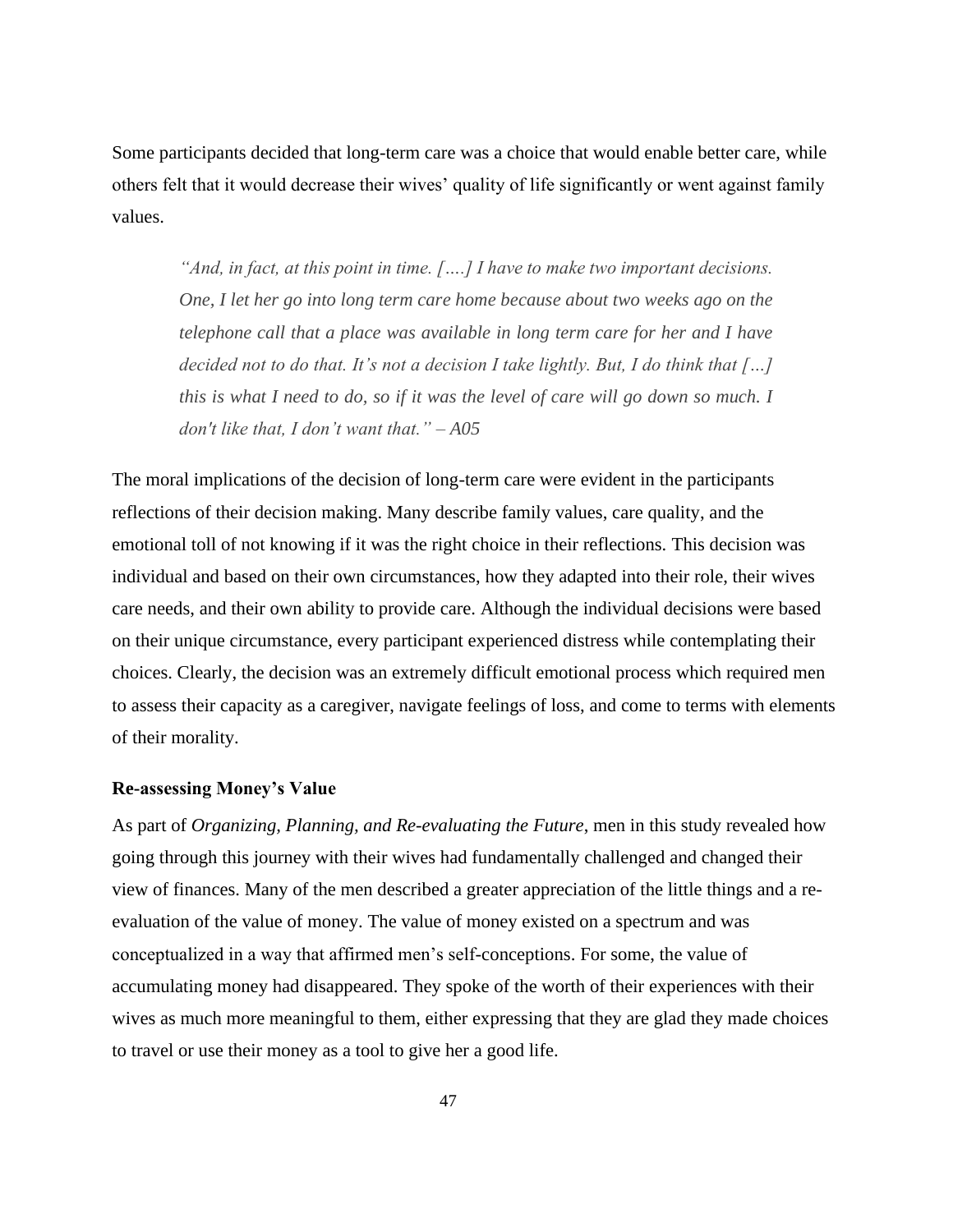Some participants decided that long-term care was a choice that would enable better care, while others felt that it would decrease their wives' quality of life significantly or went against family values.

> *"And, in fact, at this point in time. [….] I have to make two important decisions. One, I let her go into long term care home because about two weeks ago on the telephone call that a place was available in long term care for her and I have decided not to do that. It's not a decision I take lightly. But, I do think that […] this is what I need to do, so if it was the level of care will go down so much. I don't like that, I don't want that." – A05*

The moral implications of the decision of long-term care were evident in the participants reflections of their decision making. Many describe family values, care quality, and the emotional toll of not knowing if it was the right choice in their reflections. This decision was individual and based on their own circumstances, how they adapted into their role, their wives care needs, and their own ability to provide care. Although the individual decisions were based on their unique circumstance, every participant experienced distress while contemplating their choices. Clearly, the decision was an extremely difficult emotional process which required men to assess their capacity as a caregiver, navigate feelings of loss, and come to terms with elements of their morality.

### Re-assessing Money's Value

As part of *Organizing, Planning, and Re-evaluating the Future*, men in this study revealed how going through this journey with their wives had fundamentally challenged and changed their view of finances. Many of the men described a greater appreciation of the little things and a re-evaluation of the value of money. The value of money existed on a spectrum and was conceptualized in a way that affirmed men's self-conceptions. For some, the value of accumulating money had disappeared. They spoke of the worth of their experiences with their wives as much more meaningful to them, either expressing that they are glad they made choices to travel or use their money as a tool to give her a good life.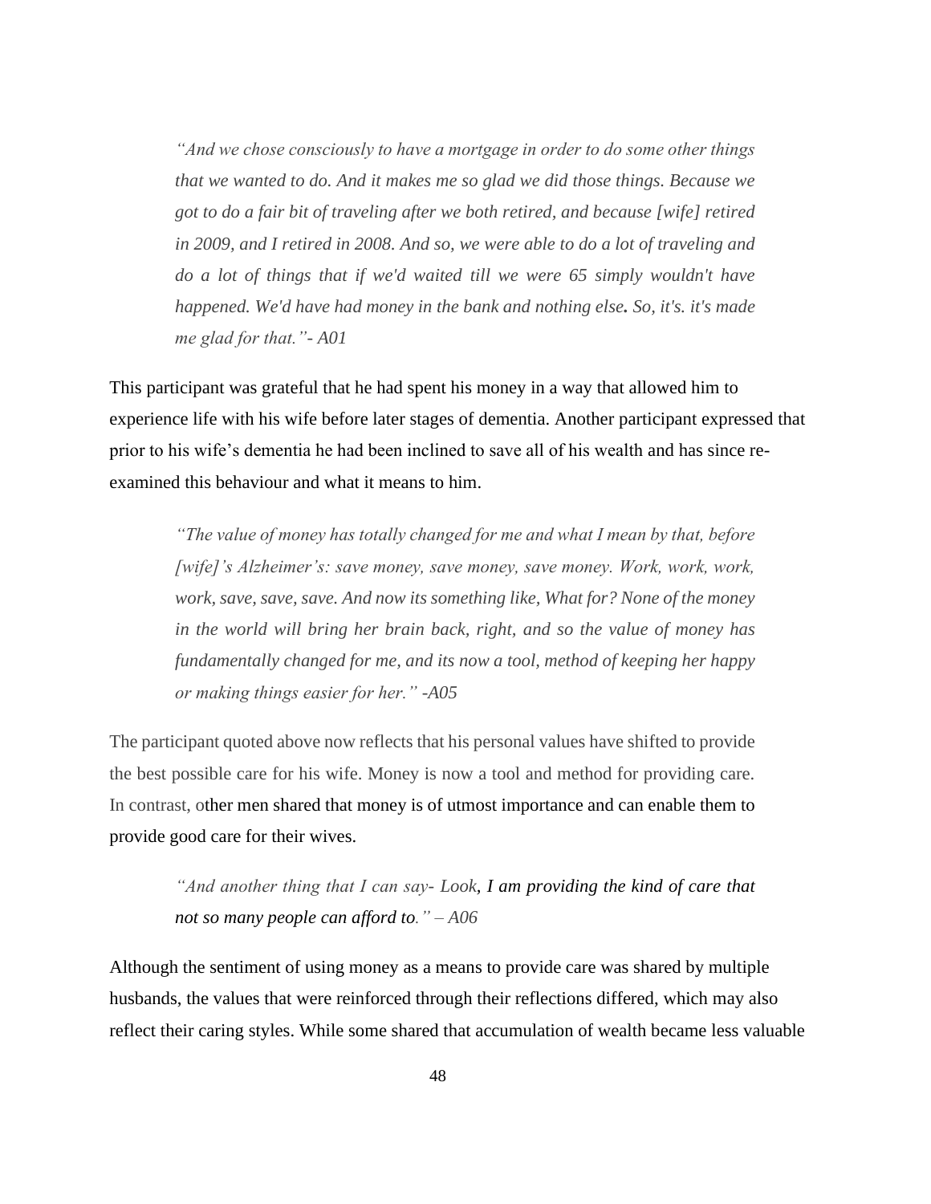> *"And we chose consciously to have a mortgage in order to do some other things that we wanted to do. And it makes me so glad we did those things. Because we got to do a fair bit of traveling after we both retired, and because [wife] retired in 2009, and I retired in 2008. And so, we were able to do a lot of traveling and do a lot of things that if we'd waited till we were 65 simply wouldn't have happened. We'd have had money in the bank and nothing else. So, it's. it's made me glad for that."- A01*

This participant was grateful that he had spent his money in a way that allowed him to experience life with his wife before later stages of dementia. Another participant expressed that prior to his wife's dementia he had been inclined to save all of his wealth and has since re-examined this behaviour and what it means to him.

> *"The value of money has totally changed for me and what I mean by that, before [wife]'s Alzheimer's: save money, save money, save money. Work, work, work, work, save, save, save. And now its something like, What for? None of the money in the world will bring her brain back, right, and so the value of money has fundamentally changed for me, and its now a tool, method of keeping her happy or making things easier for her." -A05*

The participant quoted above now reflects that his personal values have shifted to provide the best possible care for his wife. Money is now a tool and method for providing care. In contrast, other men shared that money is of utmost importance and can enable them to provide good care for their wives.

> *"And another thing that I can say- Look, I am providing the kind of care that not so many people can afford to." – A06*

Although the sentiment of using money as a means to provide care was shared by multiple husbands, the values that were reinforced through their reflections differed, which may also reflect their caring styles. While some shared that accumulation of wealth became less valuable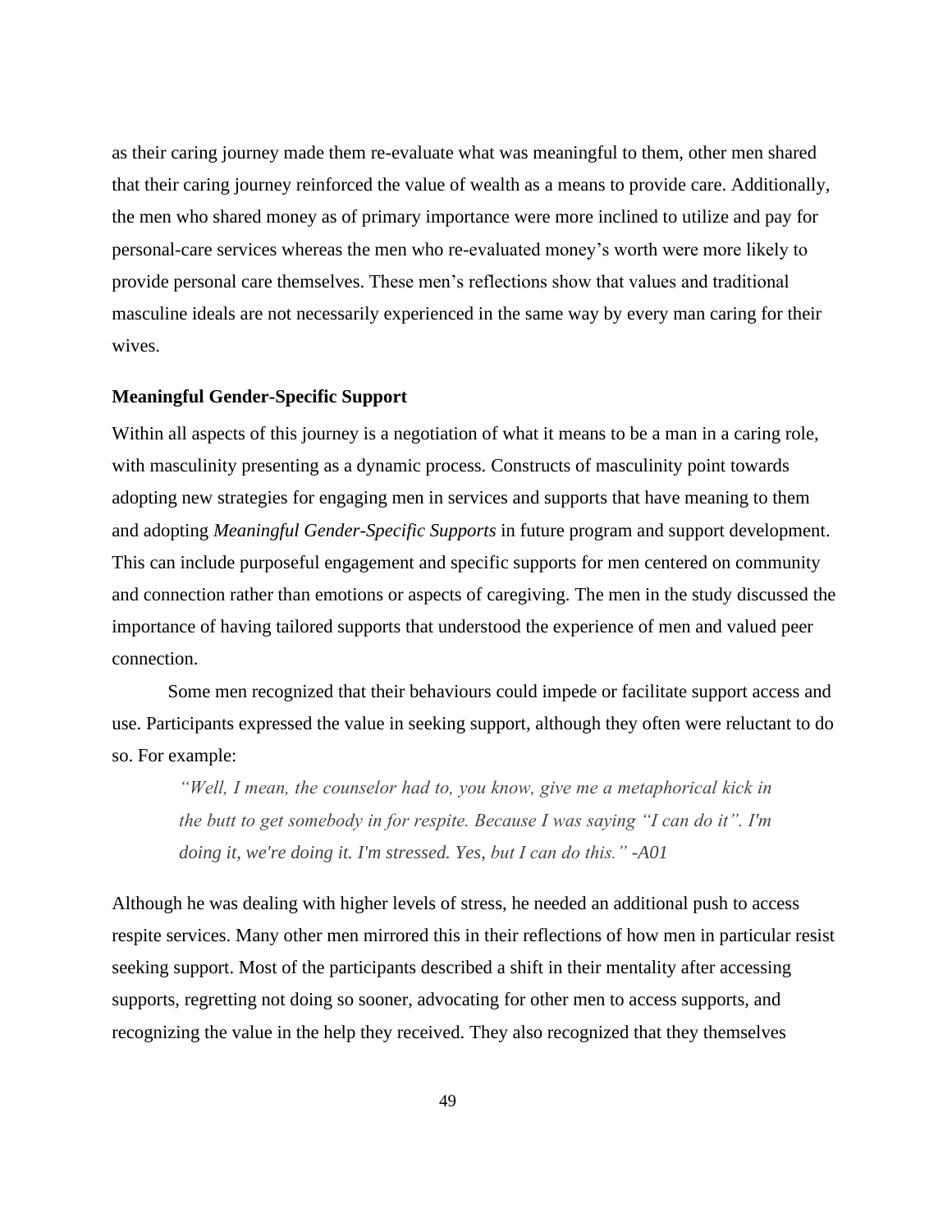as their caring journey made them re-evaluate what was meaningful to them, other men shared that their caring journey reinforced the value of wealth as a means to provide care. Additionally, the men who shared money as of primary importance were more inclined to utilize and pay for personal-care services whereas the men who re-evaluated money's worth were more likely to provide personal care themselves. These men's reflections show that values and traditional masculine ideals are not necessarily experienced in the same way by every man caring for their wives.

**Meaningful Gender-Specific Support**

Within all aspects of this journey is a negotiation of what it means to be a man in a caring role, with masculinity presenting as a dynamic process. Constructs of masculinity point towards adopting new strategies for engaging men in services and supports that have meaning to them and adopting *Meaningful Gender-Specific Supports* in future program and support development. This can include purposeful engagement and specific supports for men centered on community and connection rather than emotions or aspects of caregiving. The men in the study discussed the importance of having tailored supports that understood the experience of men and valued peer connection.

Some men recognized that their behaviours could impede or facilitate support access and use. Participants expressed the value in seeking support, although they often were reluctant to do so. For example:

> *"Well, I mean, the counselor had to, you know, give me a metaphorical kick in the butt to get somebody in for respite. Because I was saying "I can do it". I'm doing it, we're doing it. I'm stressed. Yes, but I can do this." -A01*

Although he was dealing with higher levels of stress, he needed an additional push to access respite services. Many other men mirrored this in their reflections of how men in particular resist seeking support. Most of the participants described a shift in their mentality after accessing supports, regretting not doing so sooner, advocating for other men to access supports, and recognizing the value in the help they received. They also recognized that they themselves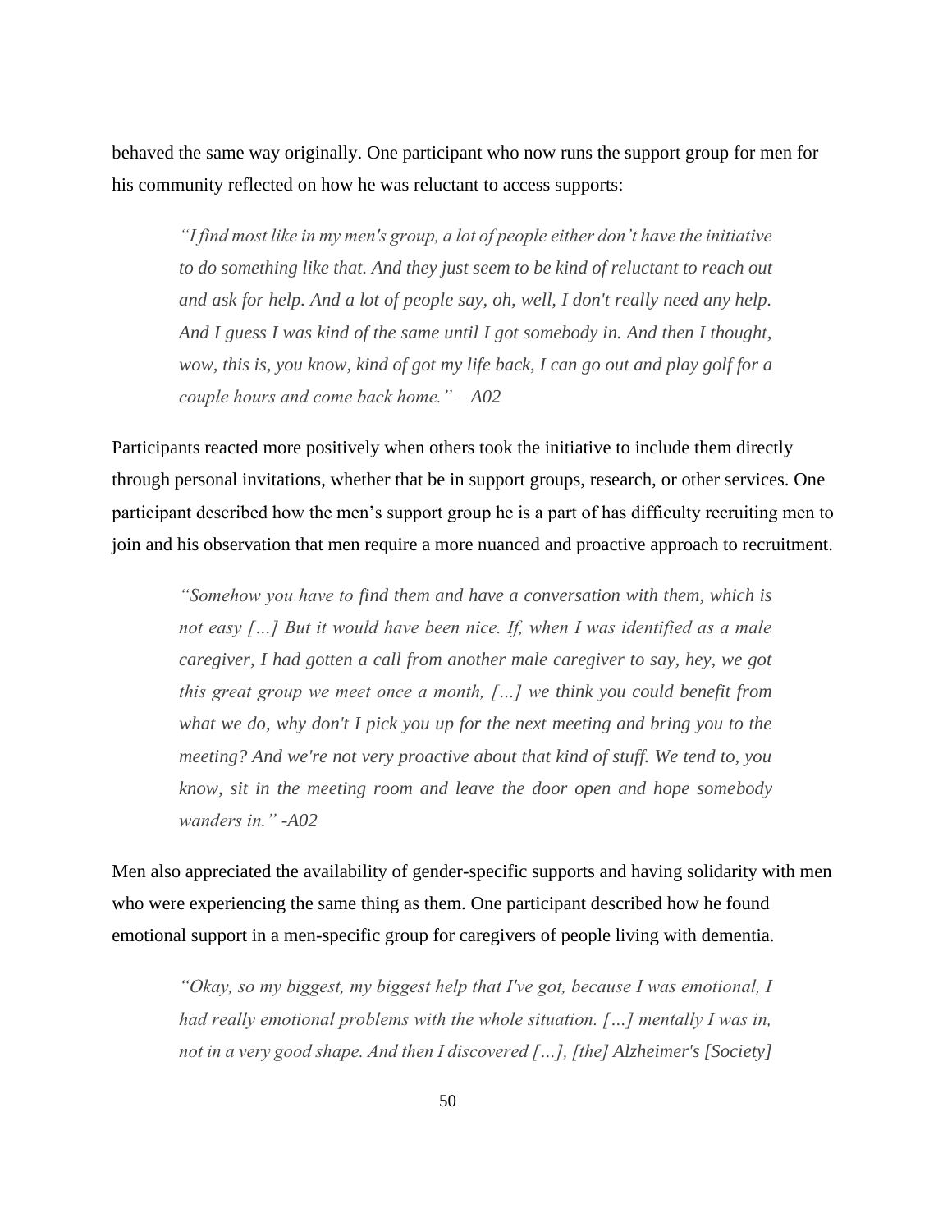behaved the same way originally. One participant who now runs the support group for men for his community reflected on how he was reluctant to access supports:

> *"I find most like in my men's group, a lot of people either don't have the initiative to do something like that. And they just seem to be kind of reluctant to reach out and ask for help. And a lot of people say, oh, well, I don't really need any help. And I guess I was kind of the same until I got somebody in. And then I thought, wow, this is, you know, kind of got my life back, I can go out and play golf for a couple hours and come back home." – A02*

Participants reacted more positively when others took the initiative to include them directly through personal invitations, whether that be in support groups, research, or other services. One participant described how the men's support group he is a part of has difficulty recruiting men to join and his observation that men require a more nuanced and proactive approach to recruitment.

> *"Somehow you have to find them and have a conversation with them, which is not easy […] But it would have been nice. If, when I was identified as a male caregiver, I had gotten a call from another male caregiver to say, hey, we got this great group we meet once a month, […] we think you could benefit from what we do, why don't I pick you up for the next meeting and bring you to the meeting? And we're not very proactive about that kind of stuff. We tend to, you know, sit in the meeting room and leave the door open and hope somebody wanders in." -A02*

Men also appreciated the availability of gender-specific supports and having solidarity with men who were experiencing the same thing as them. One participant described how he found emotional support in a men-specific group for caregivers of people living with dementia.

> *"Okay, so my biggest, my biggest help that I've got, because I was emotional, I had really emotional problems with the whole situation. […] mentally I was in, not in a very good shape. And then I discovered […], [the] Alzheimer's [Society]*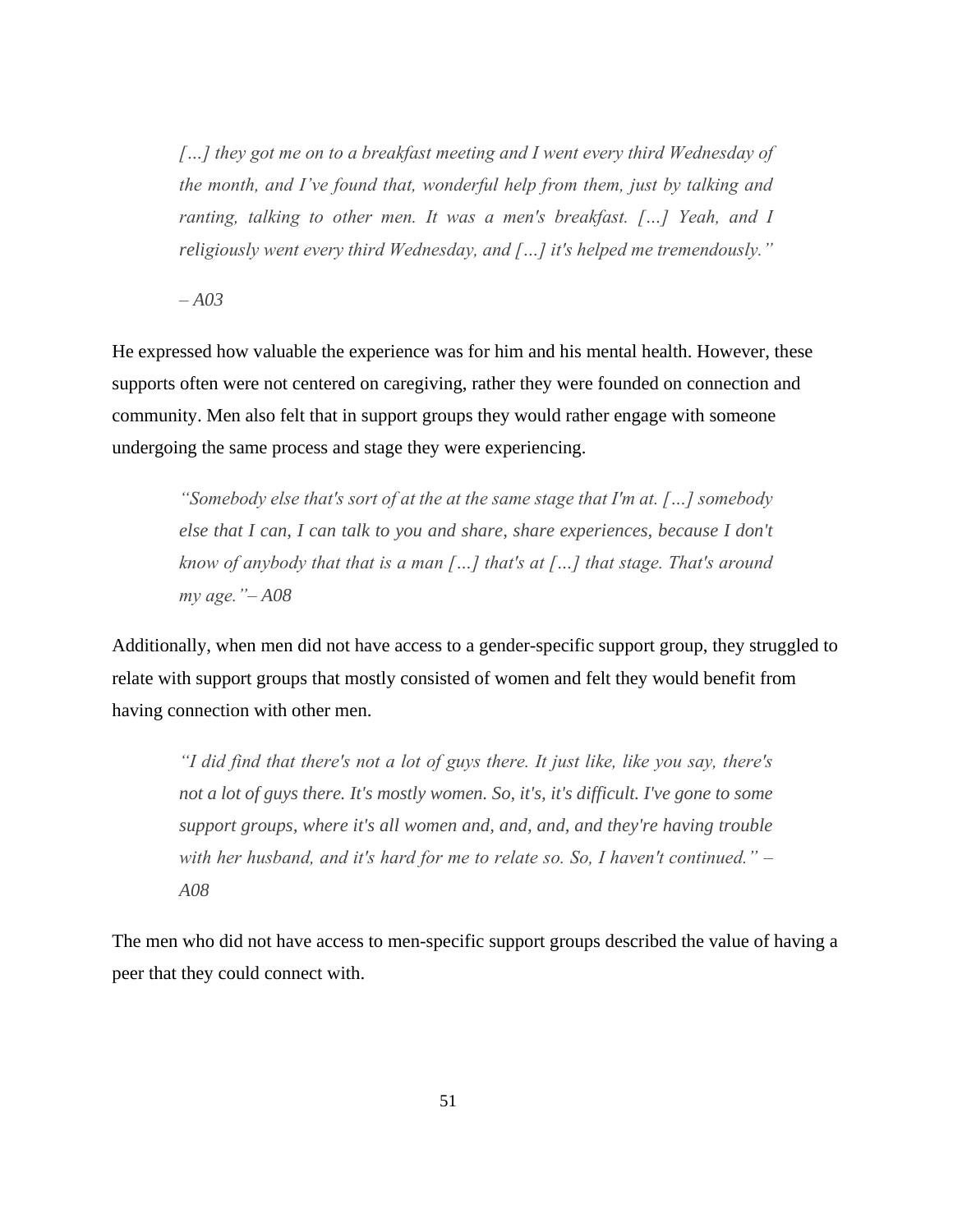> *[…] they got me on to a breakfast meeting and I went every third Wednesday of the month, and I've found that, wonderful help from them, just by talking and ranting, talking to other men. It was a men's breakfast. […] Yeah, and I religiously went every third Wednesday, and […] it's helped me tremendously."*
>
> *– A03*

He expressed how valuable the experience was for him and his mental health. However, these supports often were not centered on caregiving, rather they were founded on connection and community. Men also felt that in support groups they would rather engage with someone undergoing the same process and stage they were experiencing.

> *"Somebody else that's sort of at the at the same stage that I'm at. […] somebody else that I can, I can talk to you and share, share experiences, because I don't know of anybody that that is a man […] that's at […] that stage. That's around my age."– A08*

Additionally, when men did not have access to a gender-specific support group, they struggled to relate with support groups that mostly consisted of women and felt they would benefit from having connection with other men.

> *"I did find that there's not a lot of guys there. It just like, like you say, there's not a lot of guys there. It's mostly women. So, it's, it's difficult. I've gone to some support groups, where it's all women and, and, and, and they're having trouble with her husband, and it's hard for me to relate so. So, I haven't continued." – A08*

The men who did not have access to men-specific support groups described the value of having a peer that they could connect with.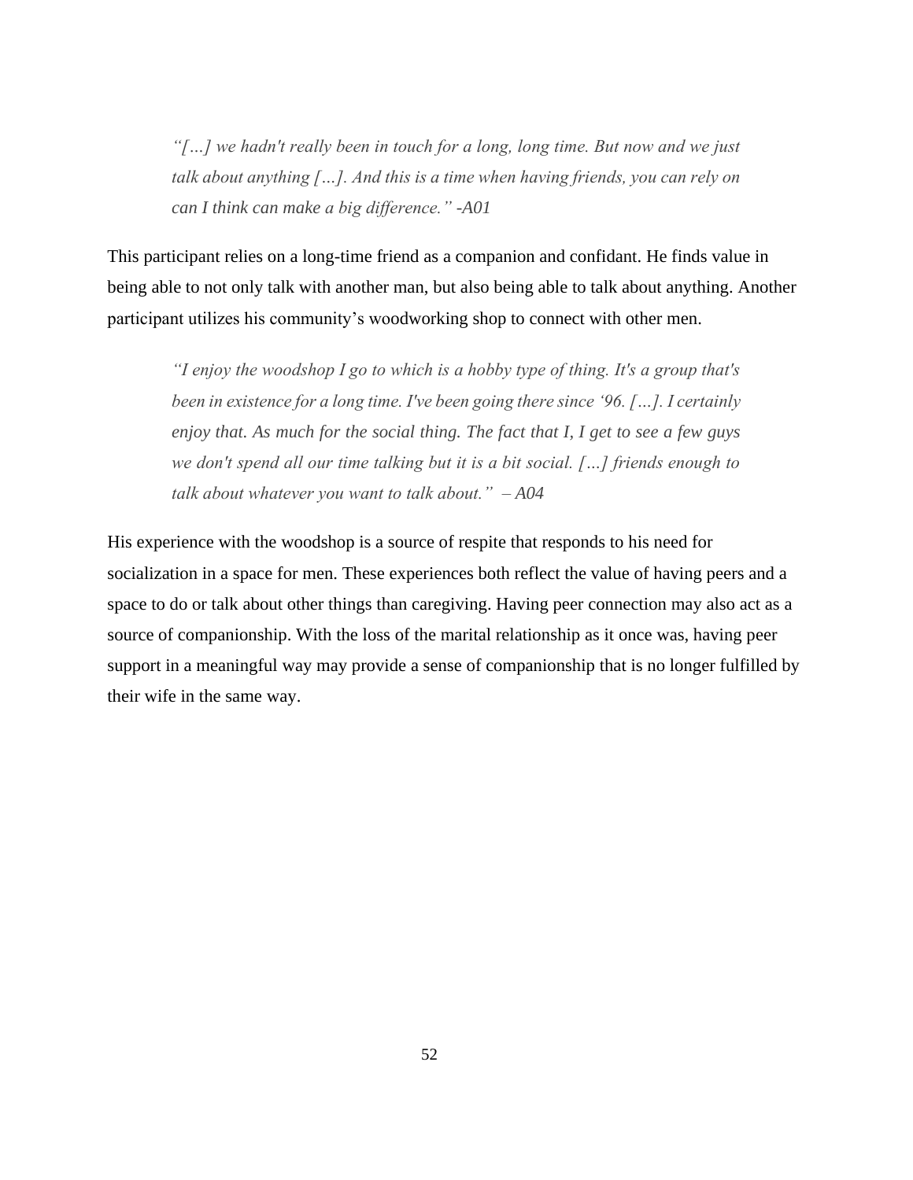> *"[…] we hadn't really been in touch for a long, long time. But now and we just talk about anything […]. And this is a time when having friends, you can rely on can I think can make a big difference." -A01*

This participant relies on a long-time friend as a companion and confidant. He finds value in being able to not only talk with another man, but also being able to talk about anything. Another participant utilizes his community's woodworking shop to connect with other men.

> *"I enjoy the woodshop I go to which is a hobby type of thing. It's a group that's been in existence for a long time. I've been going there since '96. […]. I certainly enjoy that. As much for the social thing. The fact that I, I get to see a few guys we don't spend all our time talking but it is a bit social. […] friends enough to talk about whatever you want to talk about." – A04*

His experience with the woodshop is a source of respite that responds to his need for socialization in a space for men. These experiences both reflect the value of having peers and a space to do or talk about other things than caregiving. Having peer connection may also act as a source of companionship. With the loss of the marital relationship as it once was, having peer support in a meaningful way may provide a sense of companionship that is no longer fulfilled by their wife in the same way.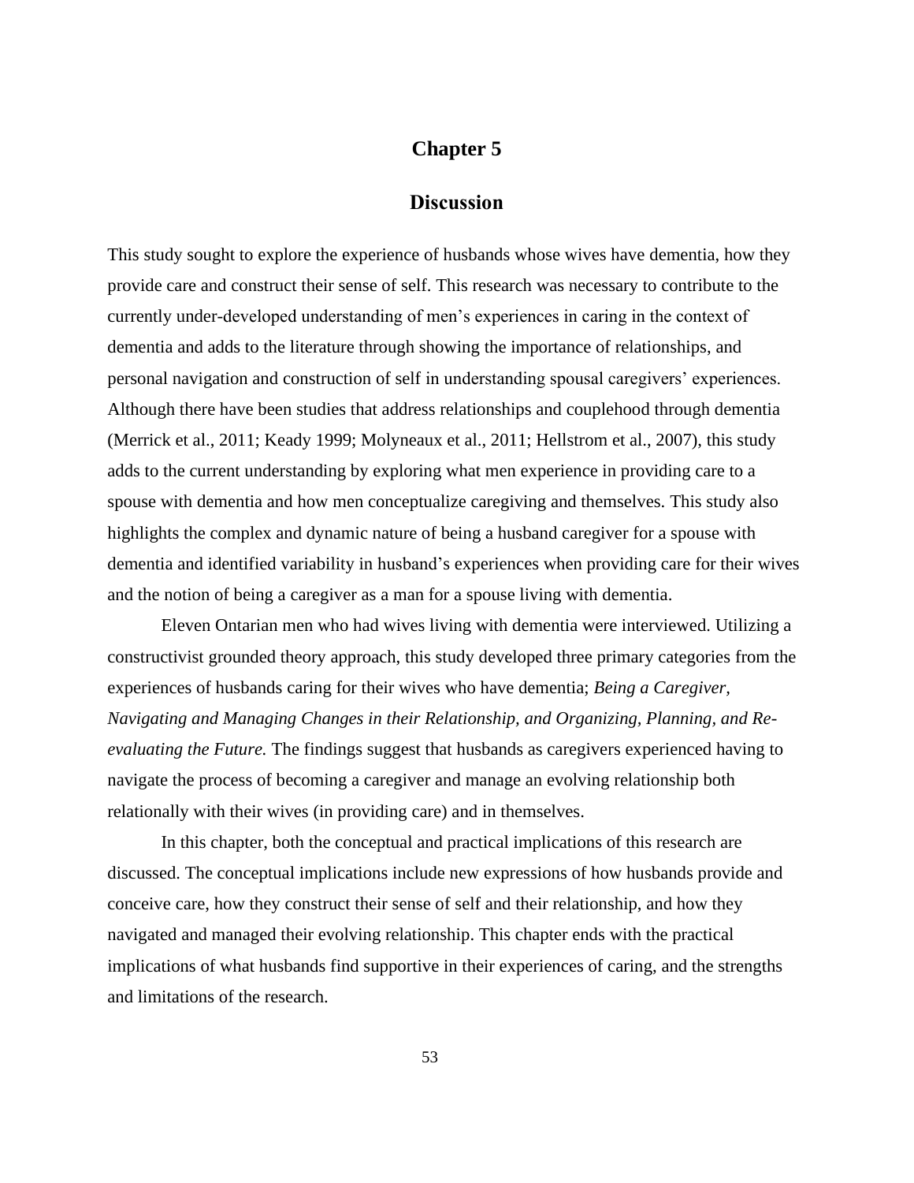# Chapter 5

## Discussion

This study sought to explore the experience of husbands whose wives have dementia, how they provide care and construct their sense of self. This research was necessary to contribute to the currently under-developed understanding of men's experiences in caring in the context of dementia and adds to the literature through showing the importance of relationships, and personal navigation and construction of self in understanding spousal caregivers' experiences. Although there have been studies that address relationships and couplehood through dementia (Merrick et al., 2011; Keady 1999; Molyneaux et al., 2011; Hellstrom et al., 2007), this study adds to the current understanding by exploring what men experience in providing care to a spouse with dementia and how men conceptualize caregiving and themselves. This study also highlights the complex and dynamic nature of being a husband caregiver for a spouse with dementia and identified variability in husband's experiences when providing care for their wives and the notion of being a caregiver as a man for a spouse living with dementia.

Eleven Ontarian men who had wives living with dementia were interviewed. Utilizing a constructivist grounded theory approach, this study developed three primary categories from the experiences of husbands caring for their wives who have dementia; *Being a Caregiver, Navigating and Managing Changes in their Relationship, and Organizing, Planning, and Re-evaluating the Future.* The findings suggest that husbands as caregivers experienced having to navigate the process of becoming a caregiver and manage an evolving relationship both relationally with their wives (in providing care) and in themselves.

In this chapter, both the conceptual and practical implications of this research are discussed. The conceptual implications include new expressions of how husbands provide and conceive care, how they construct their sense of self and their relationship, and how they navigated and managed their evolving relationship. This chapter ends with the practical implications of what husbands find supportive in their experiences of caring, and the strengths and limitations of the research.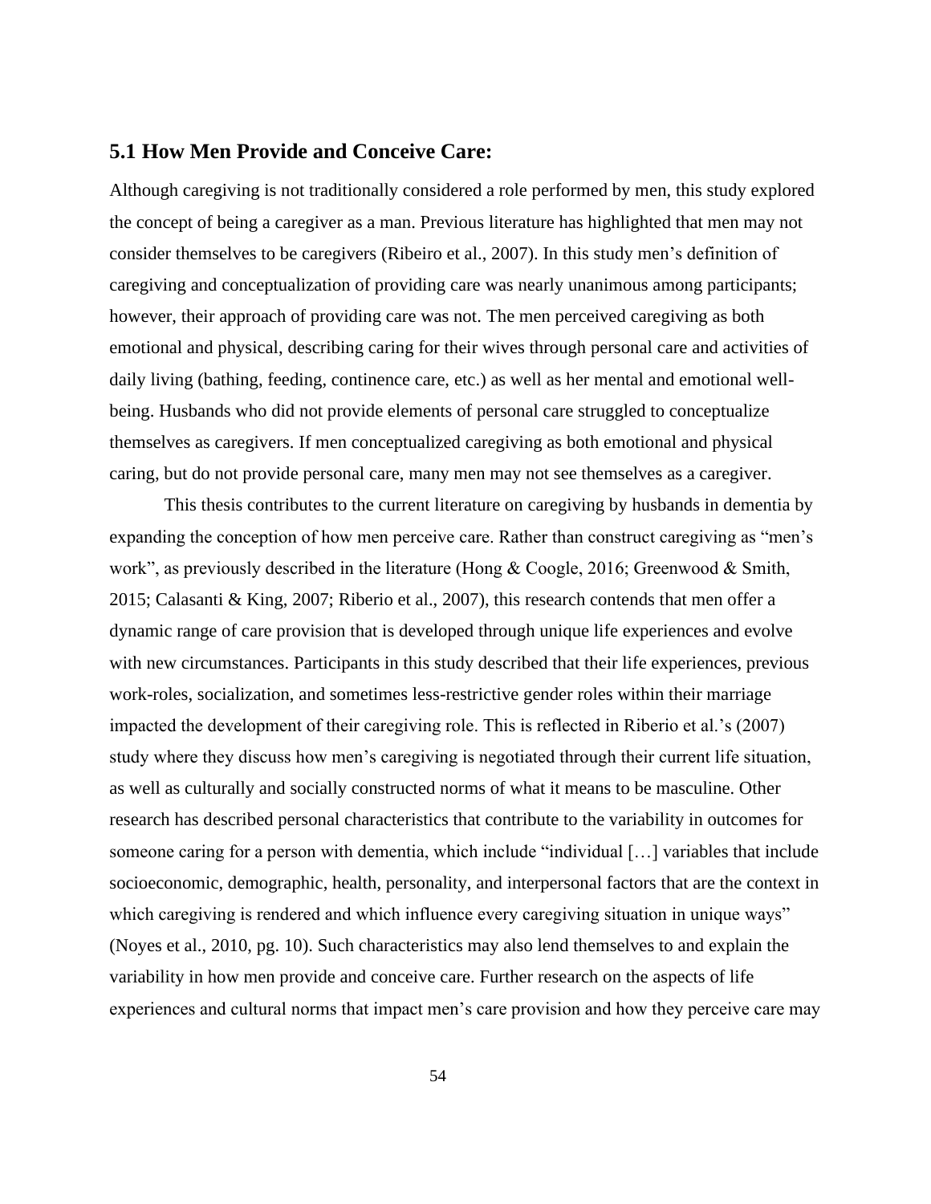## 5.1 How Men Provide and Conceive Care:

Although caregiving is not traditionally considered a role performed by men, this study explored the concept of being a caregiver as a man. Previous literature has highlighted that men may not consider themselves to be caregivers (Ribeiro et al., 2007). In this study men's definition of caregiving and conceptualization of providing care was nearly unanimous among participants; however, their approach of providing care was not. The men perceived caregiving as both emotional and physical, describing caring for their wives through personal care and activities of daily living (bathing, feeding, continence care, etc.) as well as her mental and emotional well-being. Husbands who did not provide elements of personal care struggled to conceptualize themselves as caregivers. If men conceptualized caregiving as both emotional and physical caring, but do not provide personal care, many men may not see themselves as a caregiver.

This thesis contributes to the current literature on caregiving by husbands in dementia by expanding the conception of how men perceive care. Rather than construct caregiving as "men's work", as previously described in the literature (Hong & Coogle, 2016; Greenwood & Smith, 2015; Calasanti & King, 2007; Riberio et al., 2007), this research contends that men offer a dynamic range of care provision that is developed through unique life experiences and evolve with new circumstances. Participants in this study described that their life experiences, previous work-roles, socialization, and sometimes less-restrictive gender roles within their marriage impacted the development of their caregiving role. This is reflected in Riberio et al.'s (2007) study where they discuss how men's caregiving is negotiated through their current life situation, as well as culturally and socially constructed norms of what it means to be masculine. Other research has described personal characteristics that contribute to the variability in outcomes for someone caring for a person with dementia, which include "individual […] variables that include socioeconomic, demographic, health, personality, and interpersonal factors that are the context in which caregiving is rendered and which influence every caregiving situation in unique ways" (Noyes et al., 2010, pg. 10). Such characteristics may also lend themselves to and explain the variability in how men provide and conceive care. Further research on the aspects of life experiences and cultural norms that impact men's care provision and how they perceive care may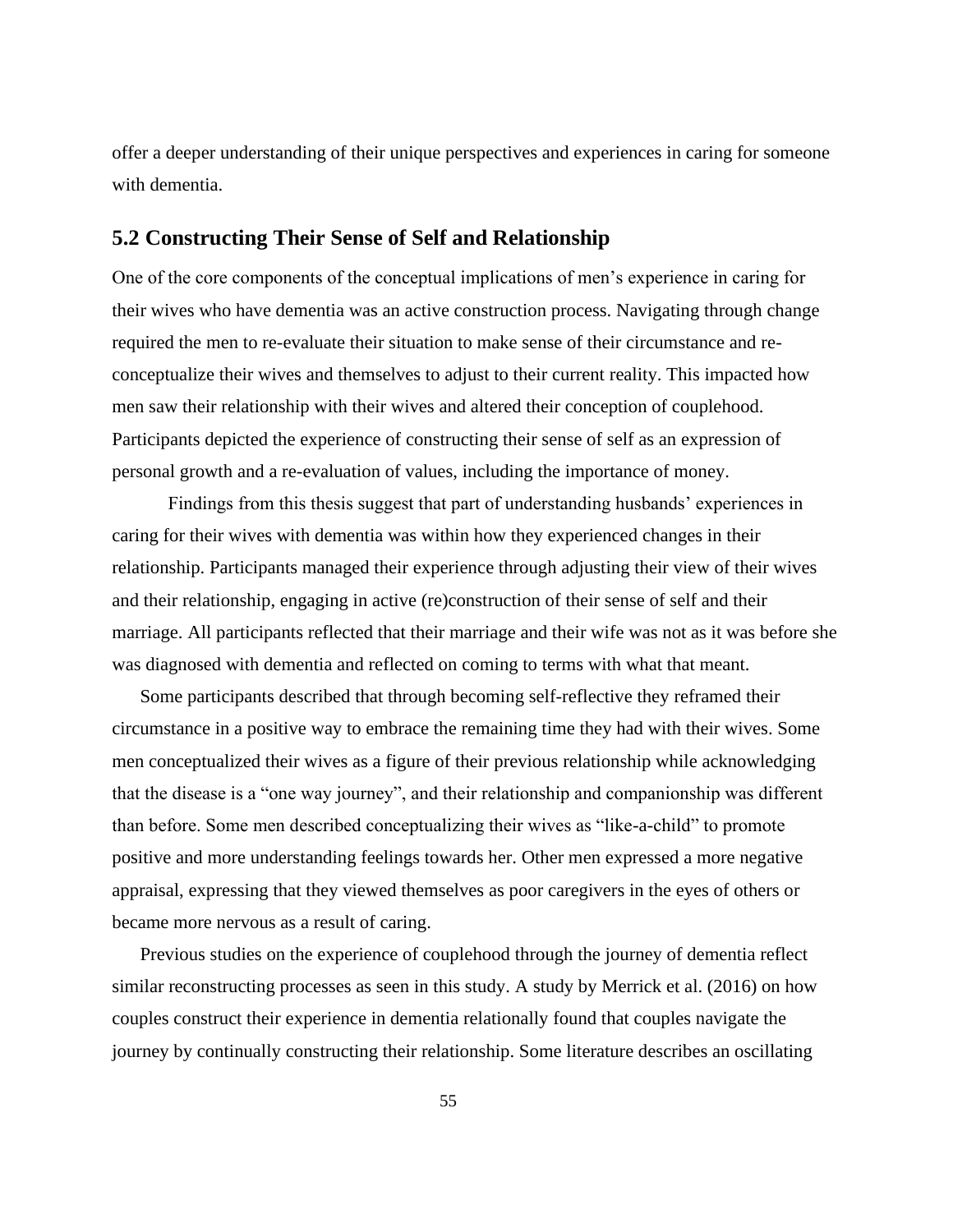offer a deeper understanding of their unique perspectives and experiences in caring for someone with dementia.

## 5.2 Constructing Their Sense of Self and Relationship

One of the core components of the conceptual implications of men's experience in caring for their wives who have dementia was an active construction process. Navigating through change required the men to re-evaluate their situation to make sense of their circumstance and re-conceptualize their wives and themselves to adjust to their current reality. This impacted how men saw their relationship with their wives and altered their conception of couplehood. Participants depicted the experience of constructing their sense of self as an expression of personal growth and a re-evaluation of values, including the importance of money.

Findings from this thesis suggest that part of understanding husbands' experiences in caring for their wives with dementia was within how they experienced changes in their relationship. Participants managed their experience through adjusting their view of their wives and their relationship, engaging in active (re)construction of their sense of self and their marriage. All participants reflected that their marriage and their wife was not as it was before she was diagnosed with dementia and reflected on coming to terms with what that meant.

Some participants described that through becoming self-reflective they reframed their circumstance in a positive way to embrace the remaining time they had with their wives. Some men conceptualized their wives as a figure of their previous relationship while acknowledging that the disease is a "one way journey", and their relationship and companionship was different than before. Some men described conceptualizing their wives as "like-a-child" to promote positive and more understanding feelings towards her. Other men expressed a more negative appraisal, expressing that they viewed themselves as poor caregivers in the eyes of others or became more nervous as a result of caring.

Previous studies on the experience of couplehood through the journey of dementia reflect similar reconstructing processes as seen in this study. A study by Merrick et al. (2016) on how couples construct their experience in dementia relationally found that couples navigate the journey by continually constructing their relationship. Some literature describes an oscillating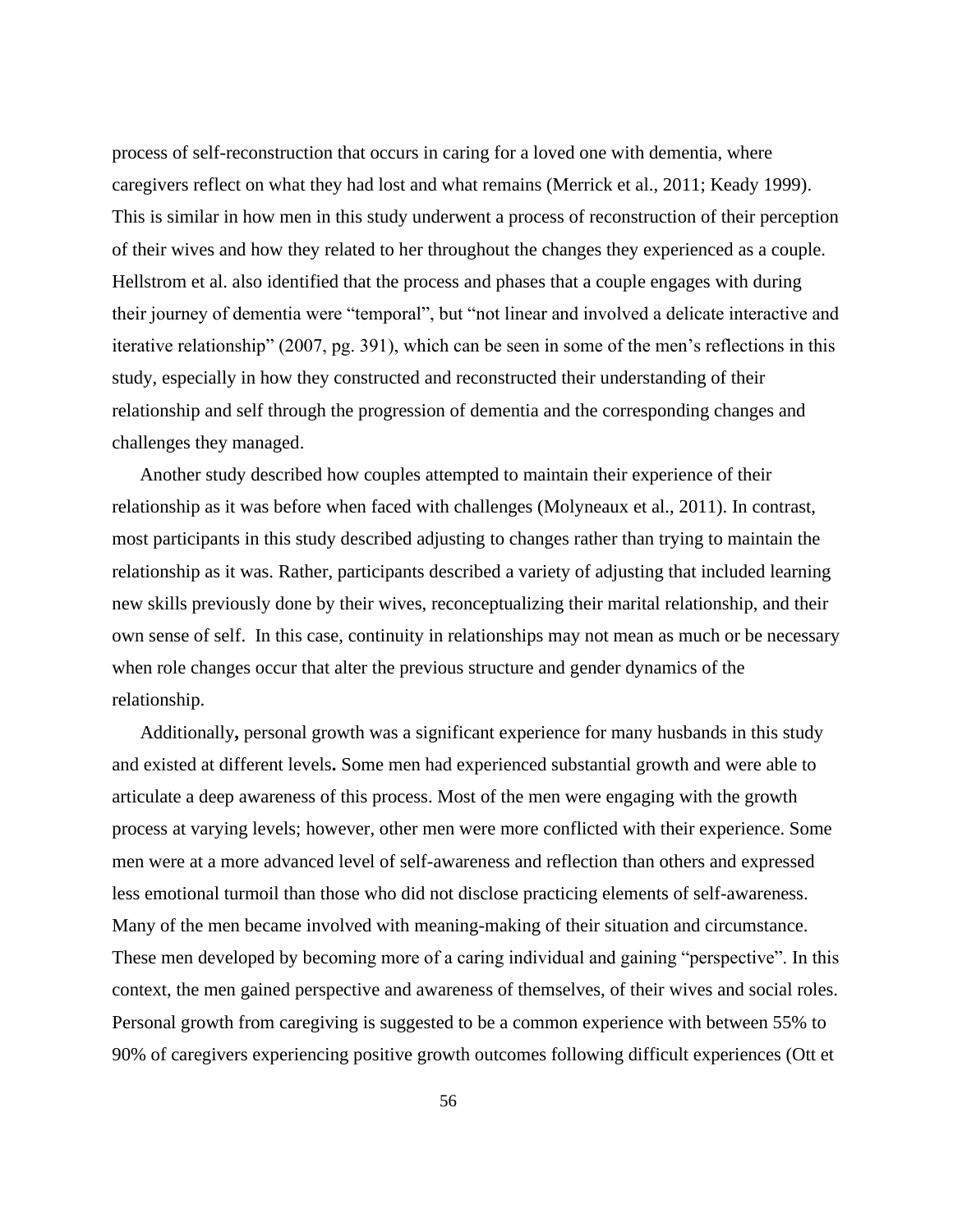process of self-reconstruction that occurs in caring for a loved one with dementia, where caregivers reflect on what they had lost and what remains (Merrick et al., 2011; Keady 1999). This is similar in how men in this study underwent a process of reconstruction of their perception of their wives and how they related to her throughout the changes they experienced as a couple. Hellstrom et al. also identified that the process and phases that a couple engages with during their journey of dementia were "temporal", but "not linear and involved a delicate interactive and iterative relationship" (2007, pg. 391), which can be seen in some of the men's reflections in this study, especially in how they constructed and reconstructed their understanding of their relationship and self through the progression of dementia and the corresponding changes and challenges they managed.

Another study described how couples attempted to maintain their experience of their relationship as it was before when faced with challenges (Molyneaux et al., 2011). In contrast, most participants in this study described adjusting to changes rather than trying to maintain the relationship as it was. Rather, participants described a variety of adjusting that included learning new skills previously done by their wives, reconceptualizing their marital relationship, and their own sense of self. In this case, continuity in relationships may not mean as much or be necessary when role changes occur that alter the previous structure and gender dynamics of the relationship.

Additionally**,** personal growth was a significant experience for many husbands in this study and existed at different levels**.** Some men had experienced substantial growth and were able to articulate a deep awareness of this process. Most of the men were engaging with the growth process at varying levels; however, other men were more conflicted with their experience. Some men were at a more advanced level of self-awareness and reflection than others and expressed less emotional turmoil than those who did not disclose practicing elements of self-awareness. Many of the men became involved with meaning-making of their situation and circumstance. These men developed by becoming more of a caring individual and gaining "perspective". In this context, the men gained perspective and awareness of themselves, of their wives and social roles. Personal growth from caregiving is suggested to be a common experience with between 55% to 90% of caregivers experiencing positive growth outcomes following difficult experiences (Ott et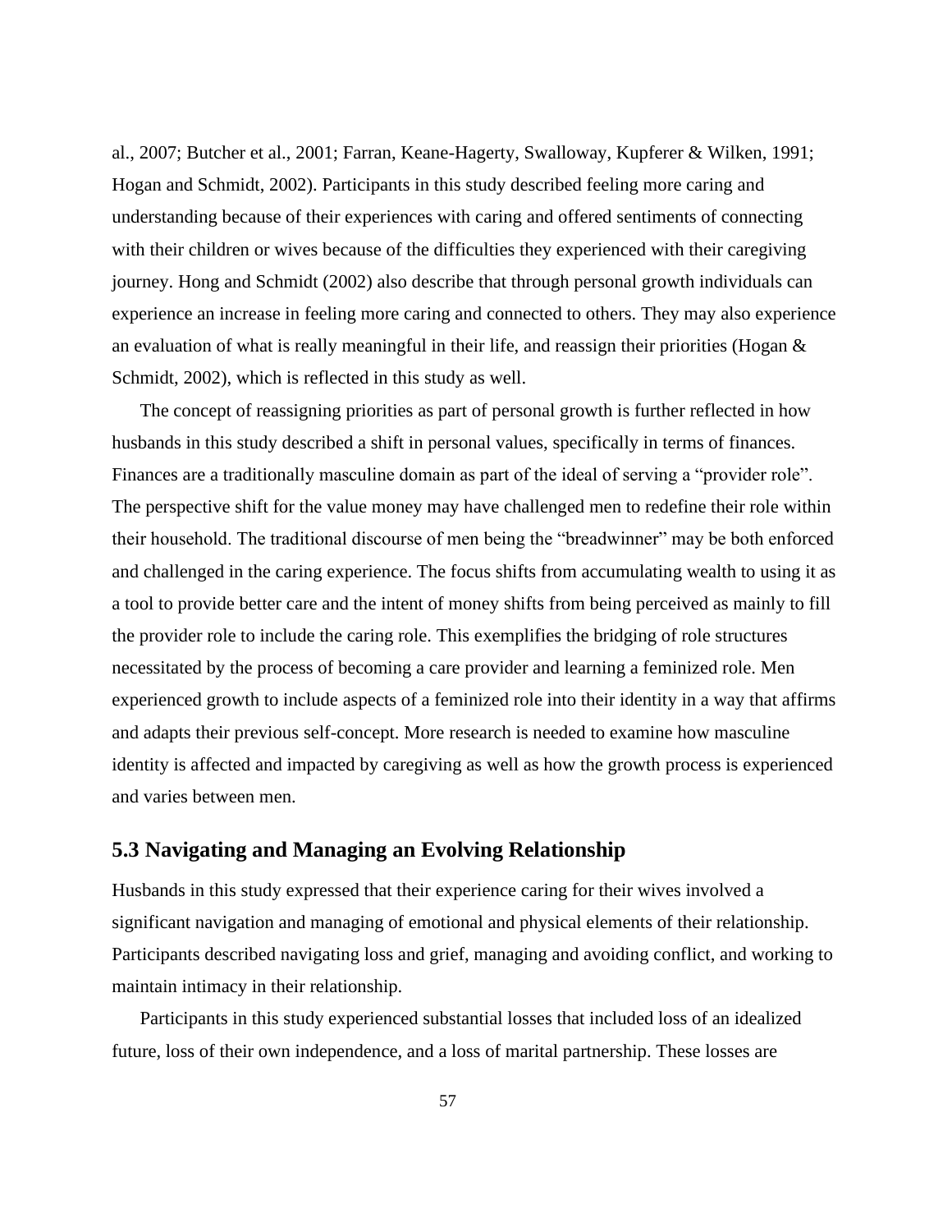al., 2007; Butcher et al., 2001; Farran, Keane-Hagerty, Swalloway, Kupferer & Wilken, 1991; Hogan and Schmidt, 2002). Participants in this study described feeling more caring and understanding because of their experiences with caring and offered sentiments of connecting with their children or wives because of the difficulties they experienced with their caregiving journey. Hong and Schmidt (2002) also describe that through personal growth individuals can experience an increase in feeling more caring and connected to others. They may also experience an evaluation of what is really meaningful in their life, and reassign their priorities (Hogan & Schmidt, 2002), which is reflected in this study as well.

The concept of reassigning priorities as part of personal growth is further reflected in how husbands in this study described a shift in personal values, specifically in terms of finances. Finances are a traditionally masculine domain as part of the ideal of serving a "provider role". The perspective shift for the value money may have challenged men to redefine their role within their household. The traditional discourse of men being the "breadwinner" may be both enforced and challenged in the caring experience. The focus shifts from accumulating wealth to using it as a tool to provide better care and the intent of money shifts from being perceived as mainly to fill the provider role to include the caring role. This exemplifies the bridging of role structures necessitated by the process of becoming a care provider and learning a feminized role. Men experienced growth to include aspects of a feminized role into their identity in a way that affirms and adapts their previous self-concept. More research is needed to examine how masculine identity is affected and impacted by caregiving as well as how the growth process is experienced and varies between men.

## 5.3 Navigating and Managing an Evolving Relationship

Husbands in this study expressed that their experience caring for their wives involved a significant navigation and managing of emotional and physical elements of their relationship. Participants described navigating loss and grief, managing and avoiding conflict, and working to maintain intimacy in their relationship.

Participants in this study experienced substantial losses that included loss of an idealized future, loss of their own independence, and a loss of marital partnership. These losses are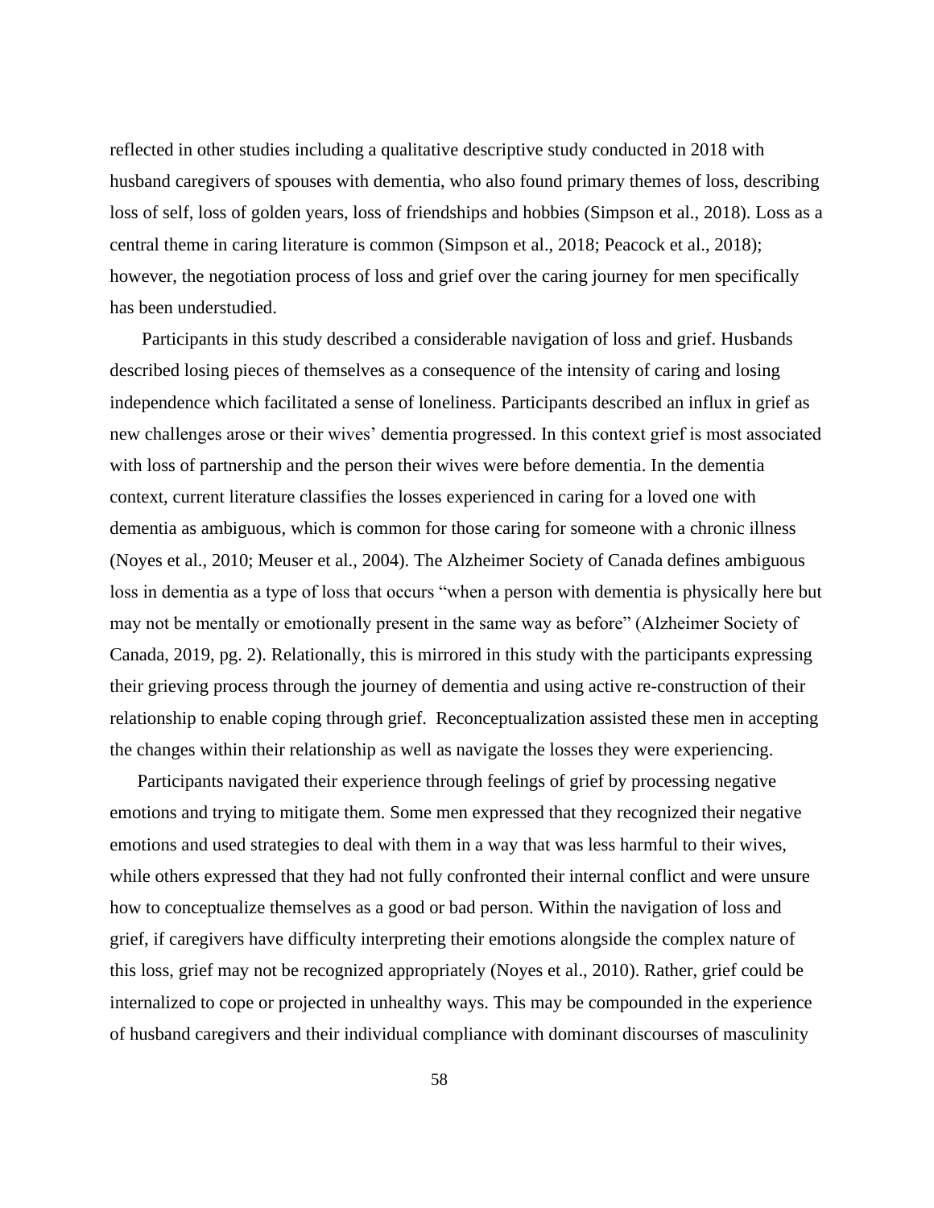reflected in other studies including a qualitative descriptive study conducted in 2018 with husband caregivers of spouses with dementia, who also found primary themes of loss, describing loss of self, loss of golden years, loss of friendships and hobbies (Simpson et al., 2018). Loss as a central theme in caring literature is common (Simpson et al., 2018; Peacock et al., 2018); however, the negotiation process of loss and grief over the caring journey for men specifically has been understudied.

Participants in this study described a considerable navigation of loss and grief. Husbands described losing pieces of themselves as a consequence of the intensity of caring and losing independence which facilitated a sense of loneliness. Participants described an influx in grief as new challenges arose or their wives' dementia progressed. In this context grief is most associated with loss of partnership and the person their wives were before dementia. In the dementia context, current literature classifies the losses experienced in caring for a loved one with dementia as ambiguous, which is common for those caring for someone with a chronic illness (Noyes et al., 2010; Meuser et al., 2004). The Alzheimer Society of Canada defines ambiguous loss in dementia as a type of loss that occurs "when a person with dementia is physically here but may not be mentally or emotionally present in the same way as before" (Alzheimer Society of Canada, 2019, pg. 2). Relationally, this is mirrored in this study with the participants expressing their grieving process through the journey of dementia and using active re-construction of their relationship to enable coping through grief. Reconceptualization assisted these men in accepting the changes within their relationship as well as navigate the losses they were experiencing.

Participants navigated their experience through feelings of grief by processing negative emotions and trying to mitigate them. Some men expressed that they recognized their negative emotions and used strategies to deal with them in a way that was less harmful to their wives, while others expressed that they had not fully confronted their internal conflict and were unsure how to conceptualize themselves as a good or bad person. Within the navigation of loss and grief, if caregivers have difficulty interpreting their emotions alongside the complex nature of this loss, grief may not be recognized appropriately (Noyes et al., 2010). Rather, grief could be internalized to cope or projected in unhealthy ways. This may be compounded in the experience of husband caregivers and their individual compliance with dominant discourses of masculinity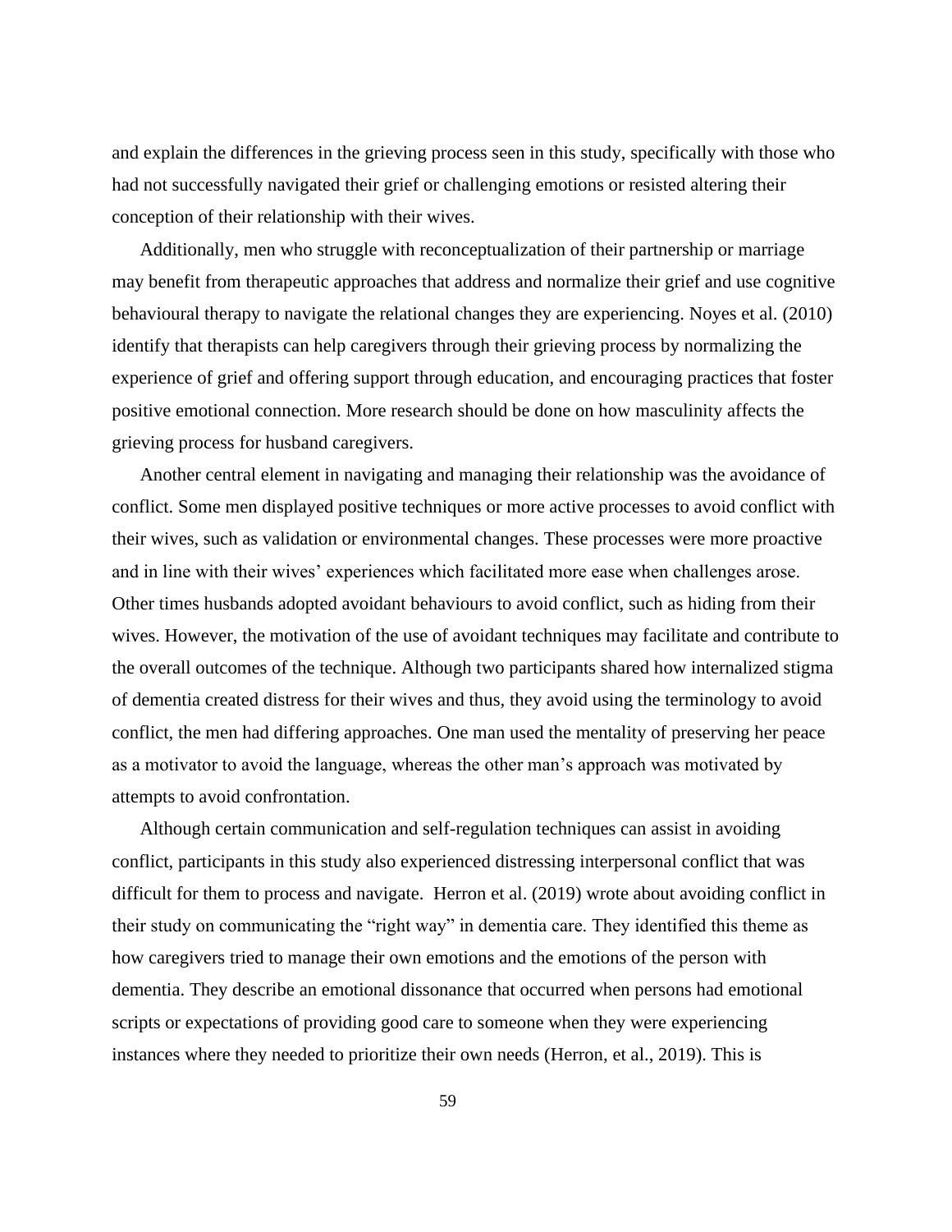and explain the differences in the grieving process seen in this study, specifically with those who had not successfully navigated their grief or challenging emotions or resisted altering their conception of their relationship with their wives.

Additionally, men who struggle with reconceptualization of their partnership or marriage may benefit from therapeutic approaches that address and normalize their grief and use cognitive behavioural therapy to navigate the relational changes they are experiencing. Noyes et al. (2010) identify that therapists can help caregivers through their grieving process by normalizing the experience of grief and offering support through education, and encouraging practices that foster positive emotional connection. More research should be done on how masculinity affects the grieving process for husband caregivers.

Another central element in navigating and managing their relationship was the avoidance of conflict. Some men displayed positive techniques or more active processes to avoid conflict with their wives, such as validation or environmental changes. These processes were more proactive and in line with their wives' experiences which facilitated more ease when challenges arose. Other times husbands adopted avoidant behaviours to avoid conflict, such as hiding from their wives. However, the motivation of the use of avoidant techniques may facilitate and contribute to the overall outcomes of the technique. Although two participants shared how internalized stigma of dementia created distress for their wives and thus, they avoid using the terminology to avoid conflict, the men had differing approaches. One man used the mentality of preserving her peace as a motivator to avoid the language, whereas the other man's approach was motivated by attempts to avoid confrontation.

Although certain communication and self-regulation techniques can assist in avoiding conflict, participants in this study also experienced distressing interpersonal conflict that was difficult for them to process and navigate. Herron et al. (2019) wrote about avoiding conflict in their study on communicating the "right way" in dementia care. They identified this theme as how caregivers tried to manage their own emotions and the emotions of the person with dementia. They describe an emotional dissonance that occurred when persons had emotional scripts or expectations of providing good care to someone when they were experiencing instances where they needed to prioritize their own needs (Herron, et al., 2019). This is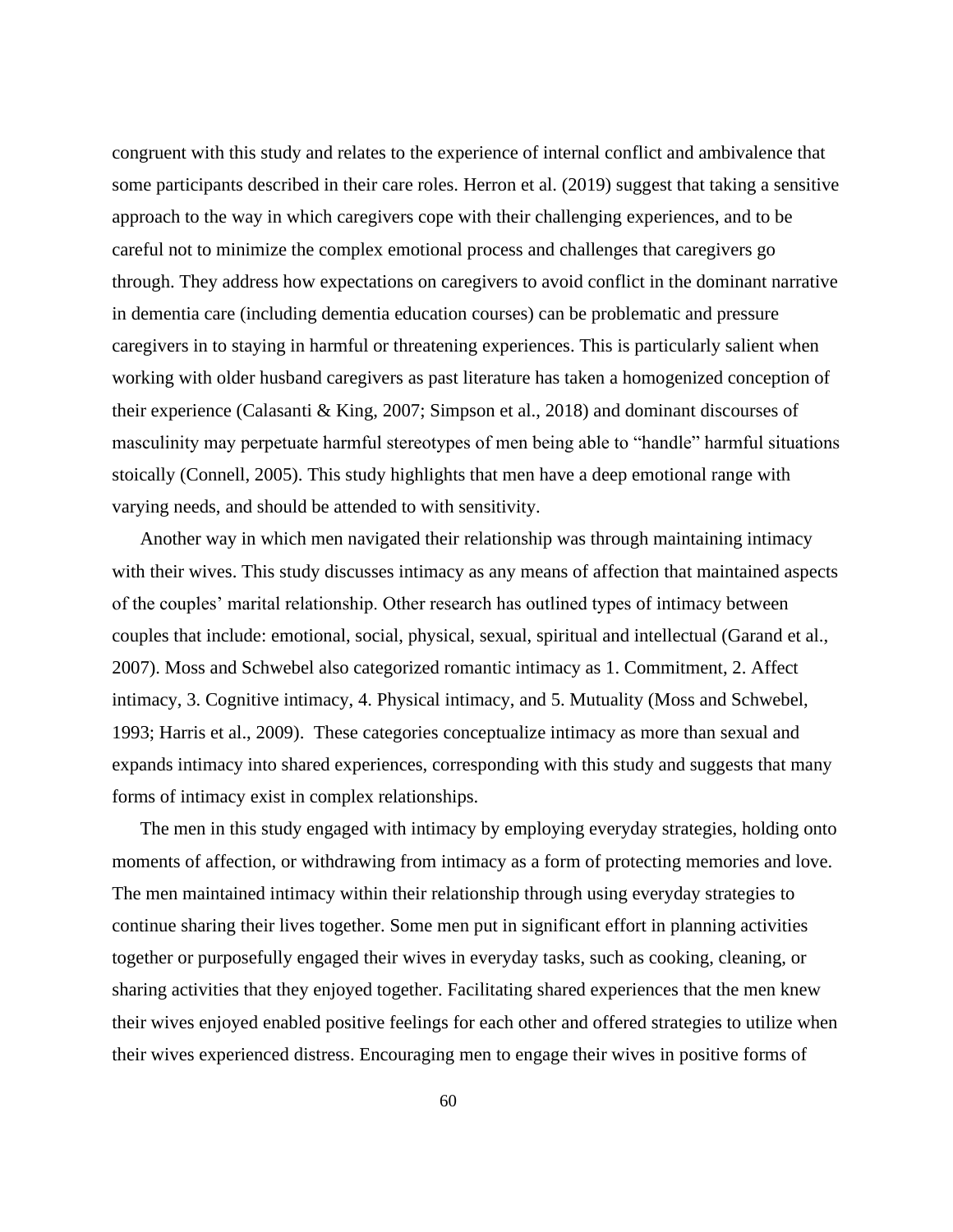congruent with this study and relates to the experience of internal conflict and ambivalence that some participants described in their care roles. Herron et al. (2019) suggest that taking a sensitive approach to the way in which caregivers cope with their challenging experiences, and to be careful not to minimize the complex emotional process and challenges that caregivers go through. They address how expectations on caregivers to avoid conflict in the dominant narrative in dementia care (including dementia education courses) can be problematic and pressure caregivers in to staying in harmful or threatening experiences. This is particularly salient when working with older husband caregivers as past literature has taken a homogenized conception of their experience (Calasanti & King, 2007; Simpson et al., 2018) and dominant discourses of masculinity may perpetuate harmful stereotypes of men being able to "handle" harmful situations stoically (Connell, 2005). This study highlights that men have a deep emotional range with varying needs, and should be attended to with sensitivity.

Another way in which men navigated their relationship was through maintaining intimacy with their wives. This study discusses intimacy as any means of affection that maintained aspects of the couples' marital relationship. Other research has outlined types of intimacy between couples that include: emotional, social, physical, sexual, spiritual and intellectual (Garand et al., 2007). Moss and Schwebel also categorized romantic intimacy as 1. Commitment, 2. Affect intimacy, 3. Cognitive intimacy, 4. Physical intimacy, and 5. Mutuality (Moss and Schwebel, 1993; Harris et al., 2009). These categories conceptualize intimacy as more than sexual and expands intimacy into shared experiences, corresponding with this study and suggests that many forms of intimacy exist in complex relationships.

The men in this study engaged with intimacy by employing everyday strategies, holding onto moments of affection, or withdrawing from intimacy as a form of protecting memories and love. The men maintained intimacy within their relationship through using everyday strategies to continue sharing their lives together. Some men put in significant effort in planning activities together or purposefully engaged their wives in everyday tasks, such as cooking, cleaning, or sharing activities that they enjoyed together. Facilitating shared experiences that the men knew their wives enjoyed enabled positive feelings for each other and offered strategies to utilize when their wives experienced distress. Encouraging men to engage their wives in positive forms of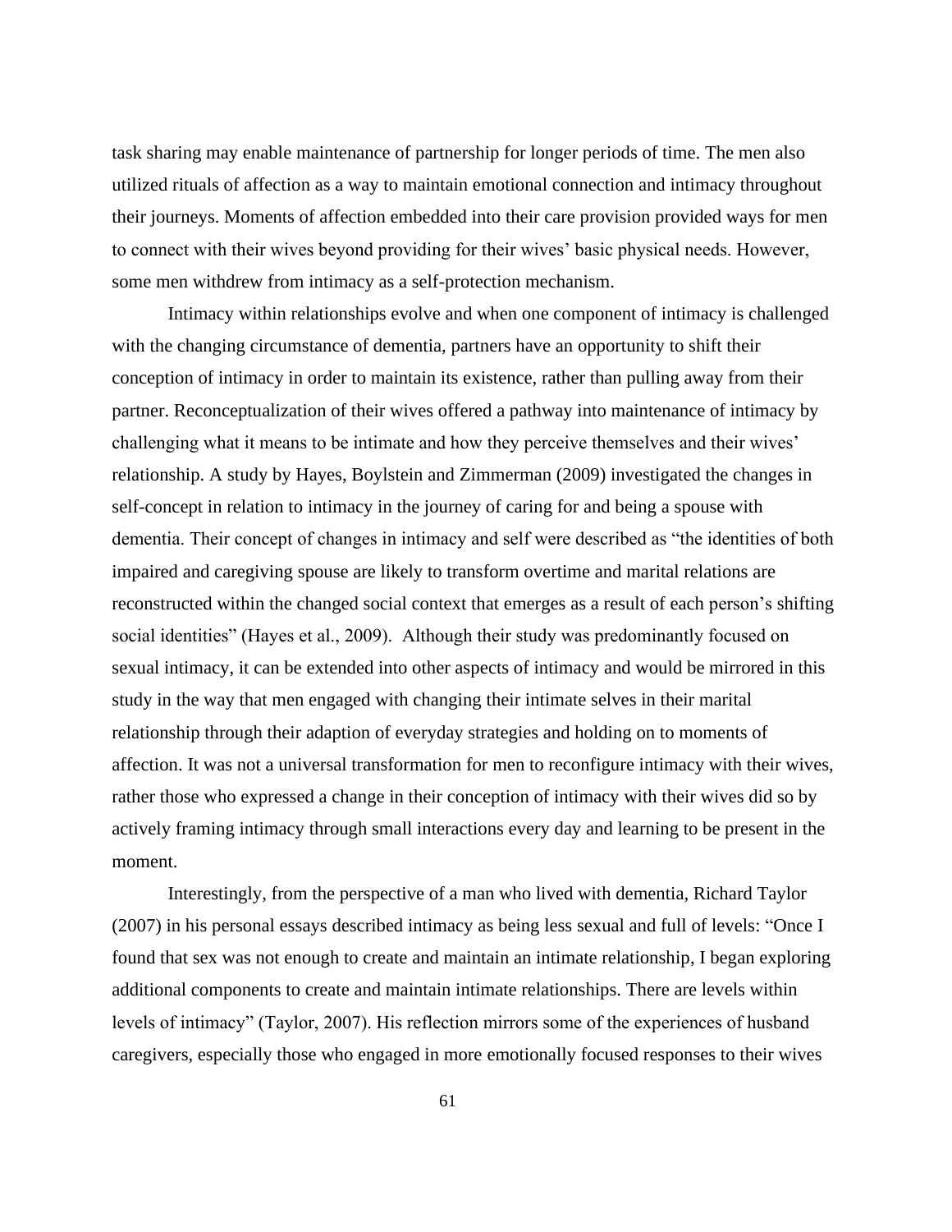task sharing may enable maintenance of partnership for longer periods of time. The men also utilized rituals of affection as a way to maintain emotional connection and intimacy throughout their journeys. Moments of affection embedded into their care provision provided ways for men to connect with their wives beyond providing for their wives' basic physical needs. However, some men withdrew from intimacy as a self-protection mechanism.

Intimacy within relationships evolve and when one component of intimacy is challenged with the changing circumstance of dementia, partners have an opportunity to shift their conception of intimacy in order to maintain its existence, rather than pulling away from their partner. Reconceptualization of their wives offered a pathway into maintenance of intimacy by challenging what it means to be intimate and how they perceive themselves and their wives' relationship. A study by Hayes, Boylstein and Zimmerman (2009) investigated the changes in self-concept in relation to intimacy in the journey of caring for and being a spouse with dementia. Their concept of changes in intimacy and self were described as "the identities of both impaired and caregiving spouse are likely to transform overtime and marital relations are reconstructed within the changed social context that emerges as a result of each person's shifting social identities" (Hayes et al., 2009). Although their study was predominantly focused on sexual intimacy, it can be extended into other aspects of intimacy and would be mirrored in this study in the way that men engaged with changing their intimate selves in their marital relationship through their adaption of everyday strategies and holding on to moments of affection. It was not a universal transformation for men to reconfigure intimacy with their wives, rather those who expressed a change in their conception of intimacy with their wives did so by actively framing intimacy through small interactions every day and learning to be present in the moment.

Interestingly, from the perspective of a man who lived with dementia, Richard Taylor (2007) in his personal essays described intimacy as being less sexual and full of levels: "Once I found that sex was not enough to create and maintain an intimate relationship, I began exploring additional components to create and maintain intimate relationships. There are levels within levels of intimacy" (Taylor, 2007). His reflection mirrors some of the experiences of husband caregivers, especially those who engaged in more emotionally focused responses to their wives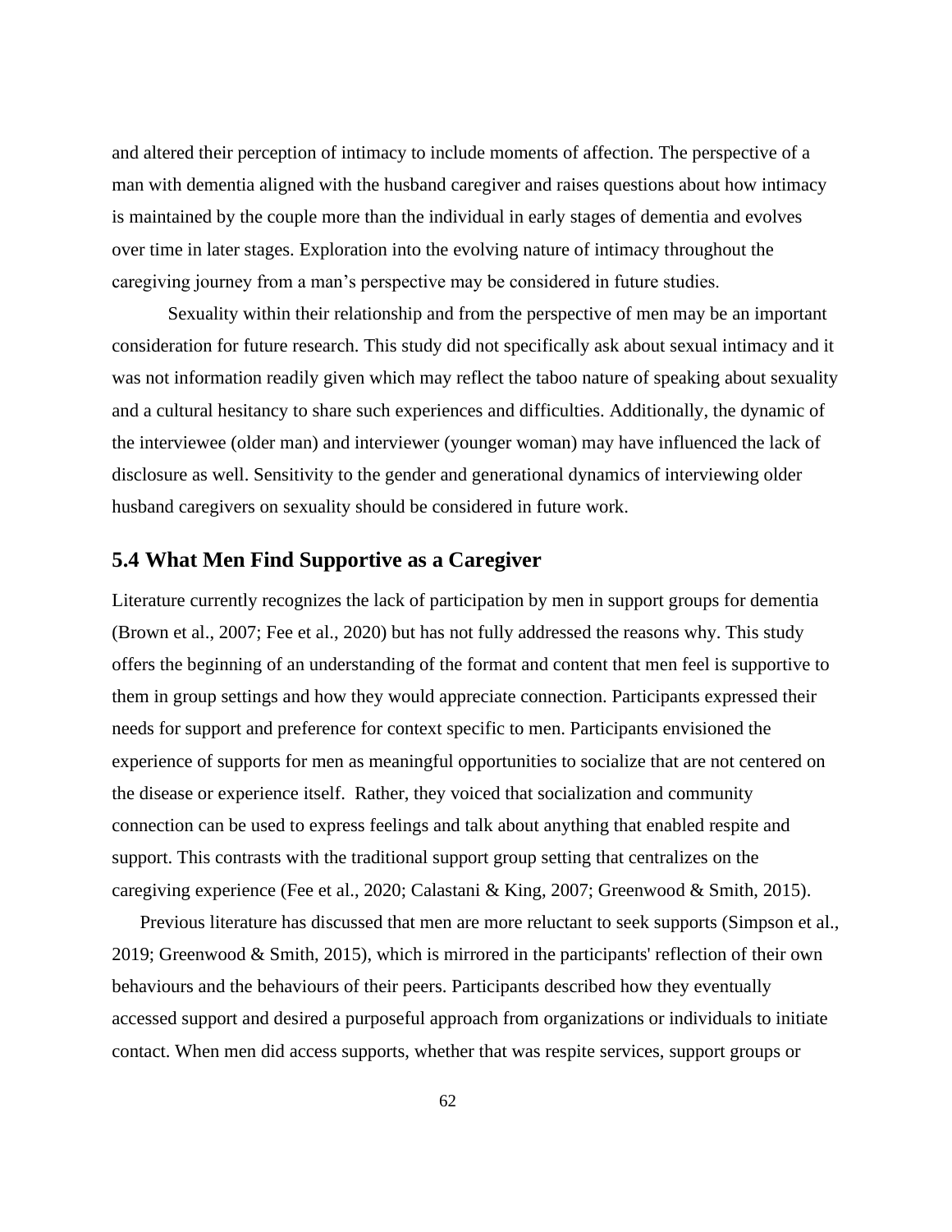and altered their perception of intimacy to include moments of affection. The perspective of a man with dementia aligned with the husband caregiver and raises questions about how intimacy is maintained by the couple more than the individual in early stages of dementia and evolves over time in later stages. Exploration into the evolving nature of intimacy throughout the caregiving journey from a man's perspective may be considered in future studies.

Sexuality within their relationship and from the perspective of men may be an important consideration for future research. This study did not specifically ask about sexual intimacy and it was not information readily given which may reflect the taboo nature of speaking about sexuality and a cultural hesitancy to share such experiences and difficulties. Additionally, the dynamic of the interviewee (older man) and interviewer (younger woman) may have influenced the lack of disclosure as well. Sensitivity to the gender and generational dynamics of interviewing older husband caregivers on sexuality should be considered in future work.

## 5.4 What Men Find Supportive as a Caregiver

Literature currently recognizes the lack of participation by men in support groups for dementia (Brown et al., 2007; Fee et al., 2020) but has not fully addressed the reasons why. This study offers the beginning of an understanding of the format and content that men feel is supportive to them in group settings and how they would appreciate connection. Participants expressed their needs for support and preference for context specific to men. Participants envisioned the experience of supports for men as meaningful opportunities to socialize that are not centered on the disease or experience itself. Rather, they voiced that socialization and community connection can be used to express feelings and talk about anything that enabled respite and support. This contrasts with the traditional support group setting that centralizes on the caregiving experience (Fee et al., 2020; Calastani & King, 2007; Greenwood & Smith, 2015).

Previous literature has discussed that men are more reluctant to seek supports (Simpson et al., 2019; Greenwood & Smith, 2015), which is mirrored in the participants' reflection of their own behaviours and the behaviours of their peers. Participants described how they eventually accessed support and desired a purposeful approach from organizations or individuals to initiate contact. When men did access supports, whether that was respite services, support groups or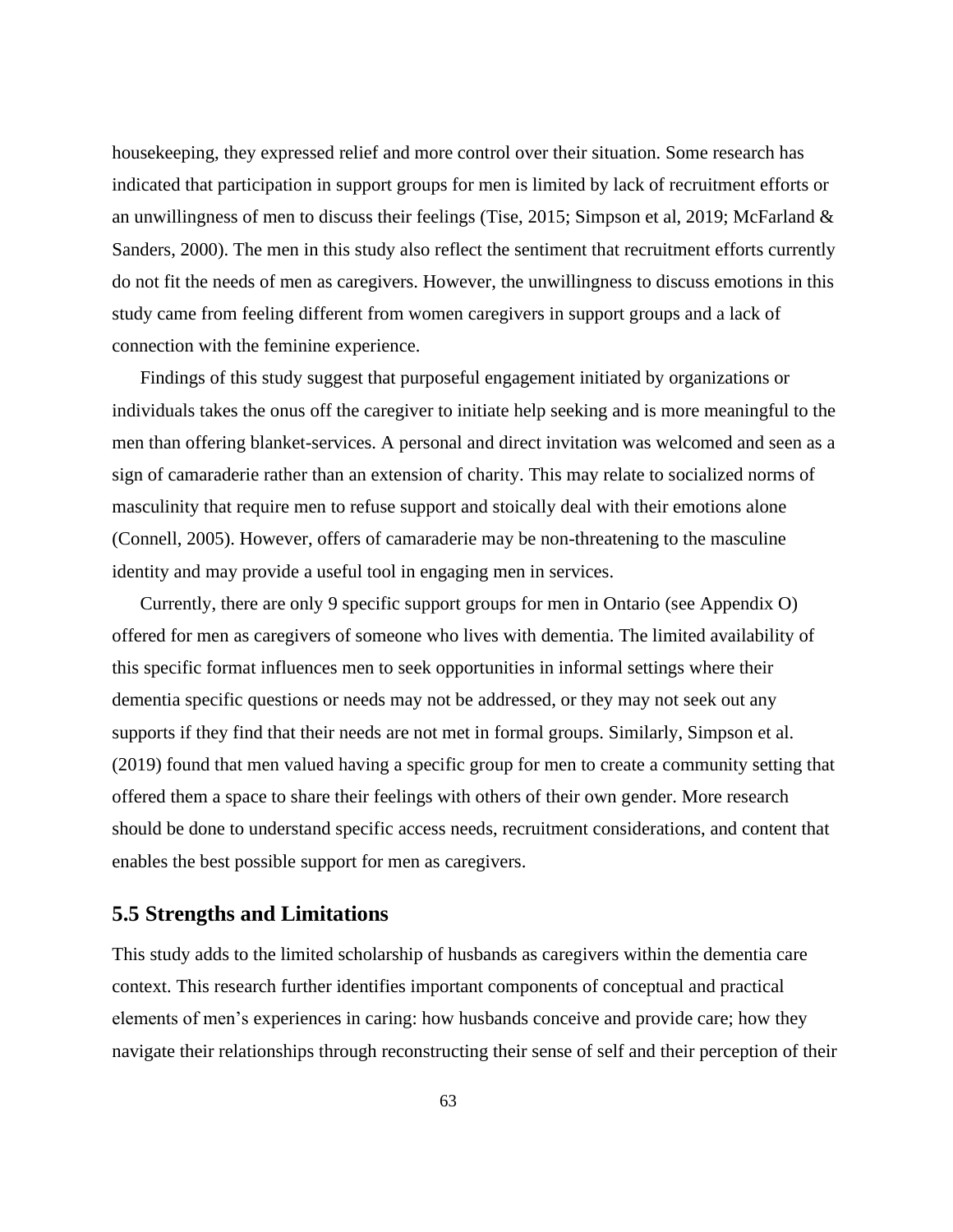housekeeping, they expressed relief and more control over their situation. Some research has indicated that participation in support groups for men is limited by lack of recruitment efforts or an unwillingness of men to discuss their feelings (Tise, 2015; Simpson et al, 2019; McFarland & Sanders, 2000). The men in this study also reflect the sentiment that recruitment efforts currently do not fit the needs of men as caregivers. However, the unwillingness to discuss emotions in this study came from feeling different from women caregivers in support groups and a lack of connection with the feminine experience.

Findings of this study suggest that purposeful engagement initiated by organizations or individuals takes the onus off the caregiver to initiate help seeking and is more meaningful to the men than offering blanket-services. A personal and direct invitation was welcomed and seen as a sign of camaraderie rather than an extension of charity. This may relate to socialized norms of masculinity that require men to refuse support and stoically deal with their emotions alone (Connell, 2005). However, offers of camaraderie may be non-threatening to the masculine identity and may provide a useful tool in engaging men in services.

Currently, there are only 9 specific support groups for men in Ontario (see Appendix O) offered for men as caregivers of someone who lives with dementia. The limited availability of this specific format influences men to seek opportunities in informal settings where their dementia specific questions or needs may not be addressed, or they may not seek out any supports if they find that their needs are not met in formal groups. Similarly, Simpson et al. (2019) found that men valued having a specific group for men to create a community setting that offered them a space to share their feelings with others of their own gender. More research should be done to understand specific access needs, recruitment considerations, and content that enables the best possible support for men as caregivers.

## 5.5 Strengths and Limitations

This study adds to the limited scholarship of husbands as caregivers within the dementia care context. This research further identifies important components of conceptual and practical elements of men's experiences in caring: how husbands conceive and provide care; how they navigate their relationships through reconstructing their sense of self and their perception of their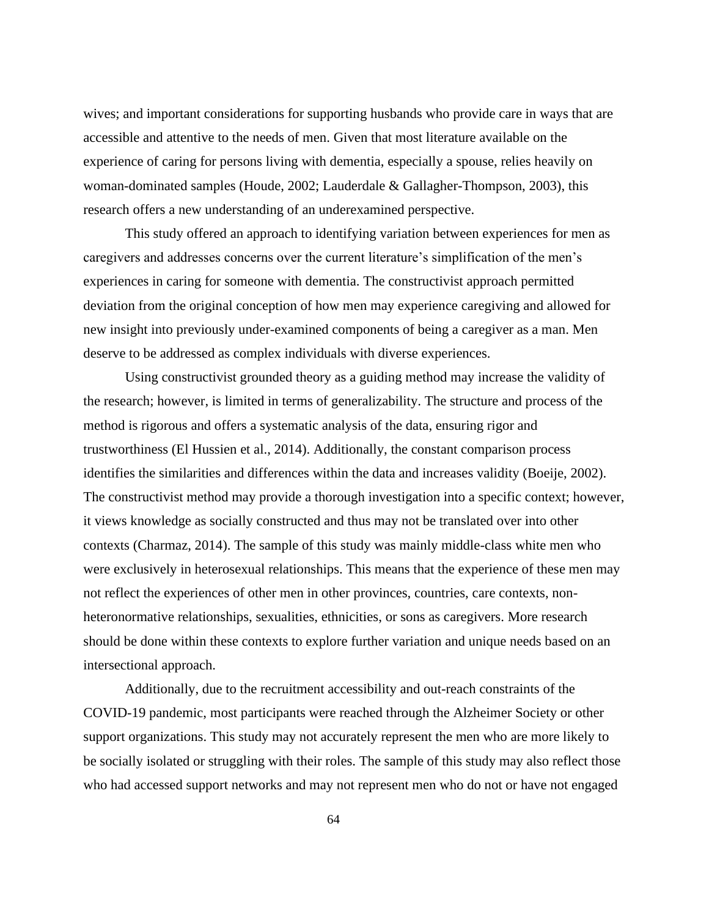wives; and important considerations for supporting husbands who provide care in ways that are accessible and attentive to the needs of men. Given that most literature available on the experience of caring for persons living with dementia, especially a spouse, relies heavily on woman-dominated samples (Houde, 2002; Lauderdale & Gallagher-Thompson, 2003), this research offers a new understanding of an underexamined perspective.

This study offered an approach to identifying variation between experiences for men as caregivers and addresses concerns over the current literature's simplification of the men's experiences in caring for someone with dementia. The constructivist approach permitted deviation from the original conception of how men may experience caregiving and allowed for new insight into previously under-examined components of being a caregiver as a man. Men deserve to be addressed as complex individuals with diverse experiences.

Using constructivist grounded theory as a guiding method may increase the validity of the research; however, is limited in terms of generalizability. The structure and process of the method is rigorous and offers a systematic analysis of the data, ensuring rigor and trustworthiness (El Hussien et al., 2014). Additionally, the constant comparison process identifies the similarities and differences within the data and increases validity (Boeije, 2002). The constructivist method may provide a thorough investigation into a specific context; however, it views knowledge as socially constructed and thus may not be translated over into other contexts (Charmaz, 2014). The sample of this study was mainly middle-class white men who were exclusively in heterosexual relationships. This means that the experience of these men may not reflect the experiences of other men in other provinces, countries, care contexts, non-heteronormative relationships, sexualities, ethnicities, or sons as caregivers. More research should be done within these contexts to explore further variation and unique needs based on an intersectional approach.

Additionally, due to the recruitment accessibility and out-reach constraints of the COVID-19 pandemic, most participants were reached through the Alzheimer Society or other support organizations. This study may not accurately represent the men who are more likely to be socially isolated or struggling with their roles. The sample of this study may also reflect those who had accessed support networks and may not represent men who do not or have not engaged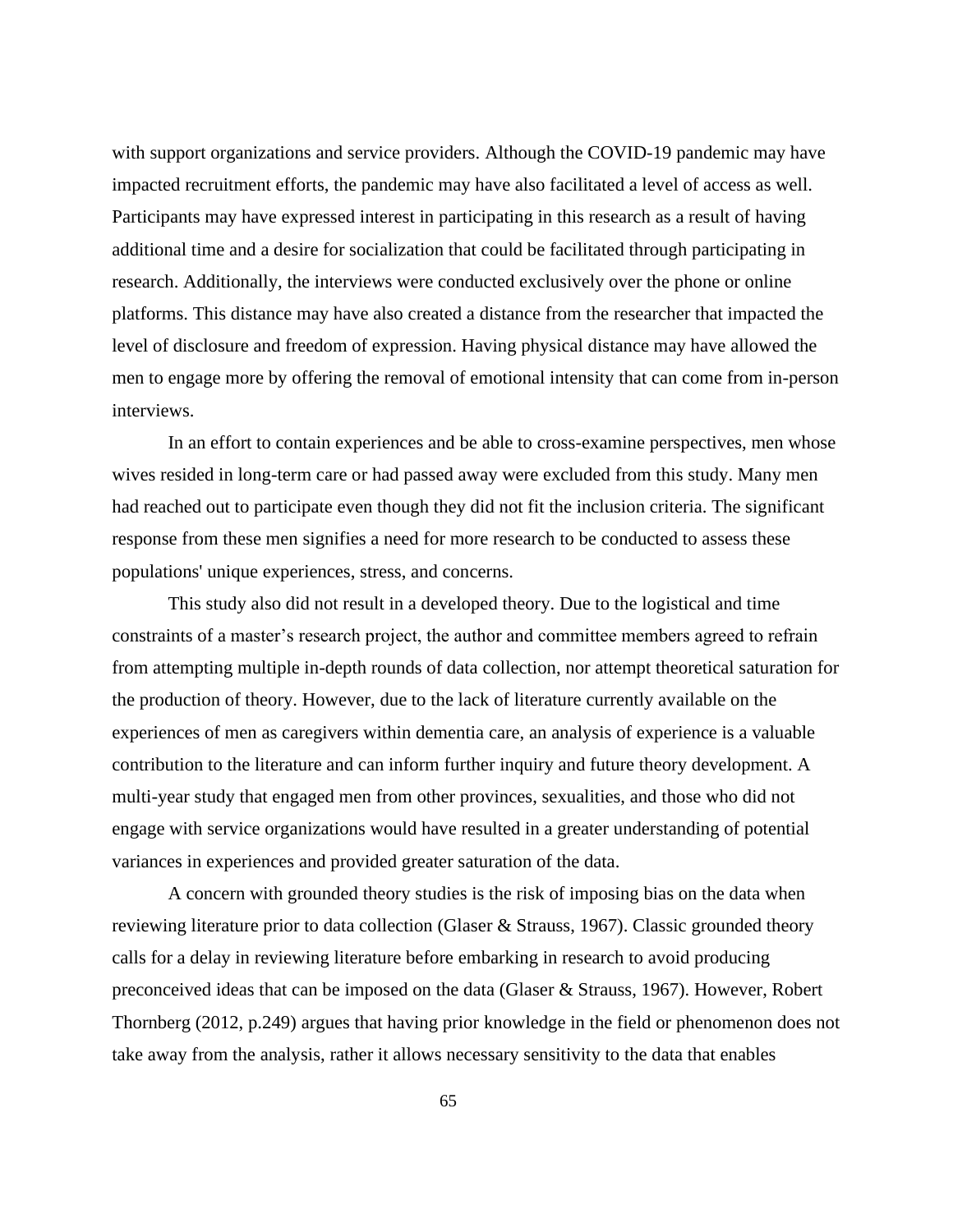with support organizations and service providers. Although the COVID-19 pandemic may have impacted recruitment efforts, the pandemic may have also facilitated a level of access as well. Participants may have expressed interest in participating in this research as a result of having additional time and a desire for socialization that could be facilitated through participating in research. Additionally, the interviews were conducted exclusively over the phone or online platforms. This distance may have also created a distance from the researcher that impacted the level of disclosure and freedom of expression. Having physical distance may have allowed the men to engage more by offering the removal of emotional intensity that can come from in-person interviews.

In an effort to contain experiences and be able to cross-examine perspectives, men whose wives resided in long-term care or had passed away were excluded from this study. Many men had reached out to participate even though they did not fit the inclusion criteria. The significant response from these men signifies a need for more research to be conducted to assess these populations' unique experiences, stress, and concerns.

This study also did not result in a developed theory. Due to the logistical and time constraints of a master's research project, the author and committee members agreed to refrain from attempting multiple in-depth rounds of data collection, nor attempt theoretical saturation for the production of theory. However, due to the lack of literature currently available on the experiences of men as caregivers within dementia care, an analysis of experience is a valuable contribution to the literature and can inform further inquiry and future theory development. A multi-year study that engaged men from other provinces, sexualities, and those who did not engage with service organizations would have resulted in a greater understanding of potential variances in experiences and provided greater saturation of the data.

A concern with grounded theory studies is the risk of imposing bias on the data when reviewing literature prior to data collection (Glaser & Strauss, 1967). Classic grounded theory calls for a delay in reviewing literature before embarking in research to avoid producing preconceived ideas that can be imposed on the data (Glaser & Strauss, 1967). However, Robert Thornberg (2012, p.249) argues that having prior knowledge in the field or phenomenon does not take away from the analysis, rather it allows necessary sensitivity to the data that enables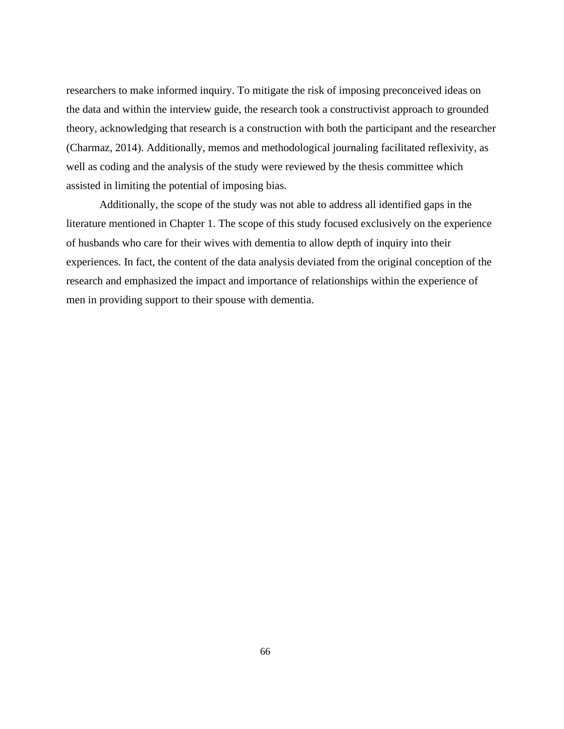researchers to make informed inquiry. To mitigate the risk of imposing preconceived ideas on the data and within the interview guide, the research took a constructivist approach to grounded theory, acknowledging that research is a construction with both the participant and the researcher (Charmaz, 2014). Additionally, memos and methodological journaling facilitated reflexivity, as well as coding and the analysis of the study were reviewed by the thesis committee which assisted in limiting the potential of imposing bias.

Additionally, the scope of the study was not able to address all identified gaps in the literature mentioned in Chapter 1. The scope of this study focused exclusively on the experience of husbands who care for their wives with dementia to allow depth of inquiry into their experiences. In fact, the content of the data analysis deviated from the original conception of the research and emphasized the impact and importance of relationships within the experience of men in providing support to their spouse with dementia.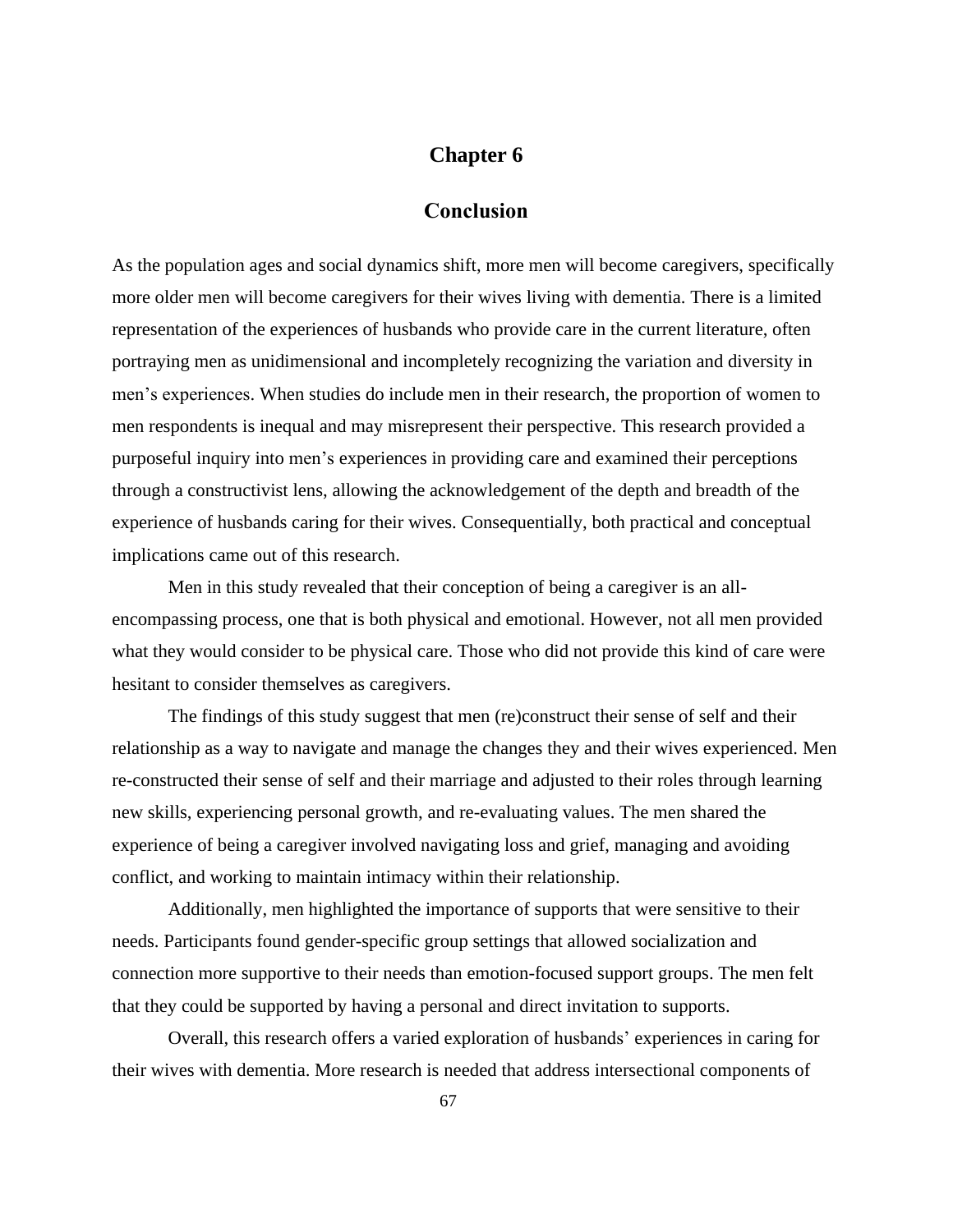# Chapter 6

# Conclusion

As the population ages and social dynamics shift, more men will become caregivers, specifically more older men will become caregivers for their wives living with dementia. There is a limited representation of the experiences of husbands who provide care in the current literature, often portraying men as unidimensional and incompletely recognizing the variation and diversity in men's experiences. When studies do include men in their research, the proportion of women to men respondents is inequal and may misrepresent their perspective. This research provided a purposeful inquiry into men's experiences in providing care and examined their perceptions through a constructivist lens, allowing the acknowledgement of the depth and breadth of the experience of husbands caring for their wives. Consequentially, both practical and conceptual implications came out of this research.

Men in this study revealed that their conception of being a caregiver is an all-encompassing process, one that is both physical and emotional. However, not all men provided what they would consider to be physical care. Those who did not provide this kind of care were hesitant to consider themselves as caregivers.

The findings of this study suggest that men (re)construct their sense of self and their relationship as a way to navigate and manage the changes they and their wives experienced. Men re-constructed their sense of self and their marriage and adjusted to their roles through learning new skills, experiencing personal growth, and re-evaluating values. The men shared the experience of being a caregiver involved navigating loss and grief, managing and avoiding conflict, and working to maintain intimacy within their relationship.

Additionally, men highlighted the importance of supports that were sensitive to their needs. Participants found gender-specific group settings that allowed socialization and connection more supportive to their needs than emotion-focused support groups. The men felt that they could be supported by having a personal and direct invitation to supports.

Overall, this research offers a varied exploration of husbands' experiences in caring for their wives with dementia. More research is needed that address intersectional components of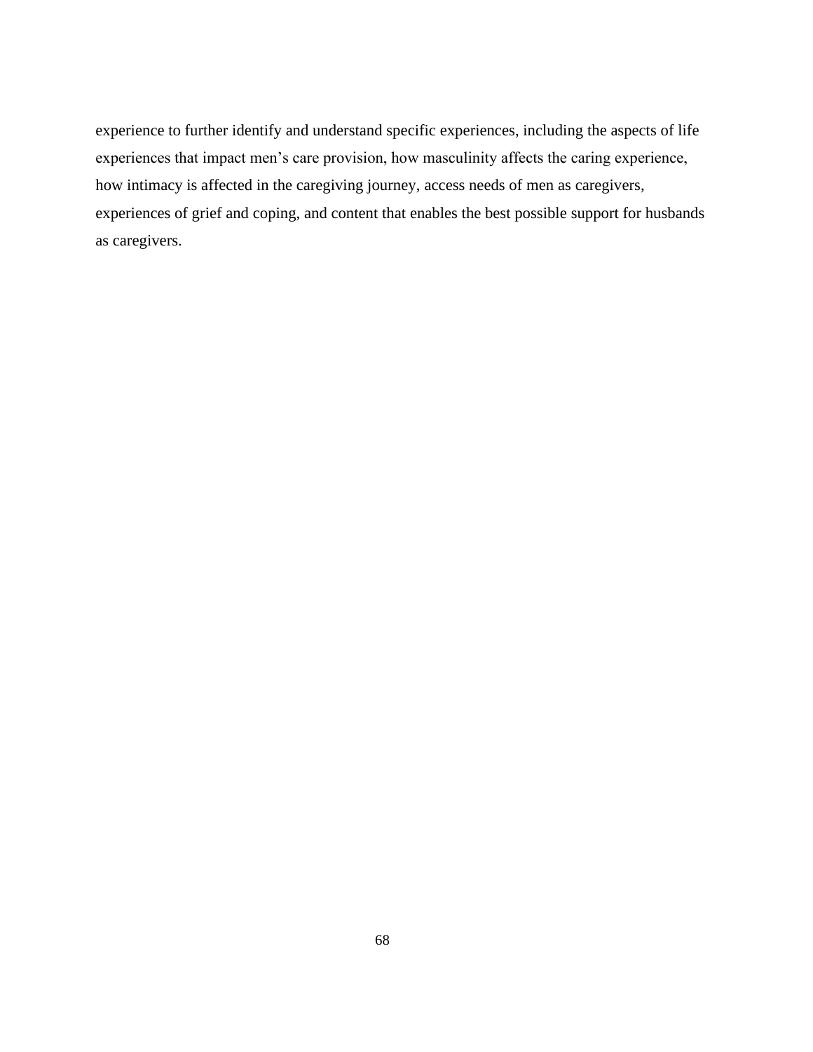experience to further identify and understand specific experiences, including the aspects of life experiences that impact men's care provision, how masculinity affects the caring experience, how intimacy is affected in the caregiving journey, access needs of men as caregivers, experiences of grief and coping, and content that enables the best possible support for husbands as caregivers.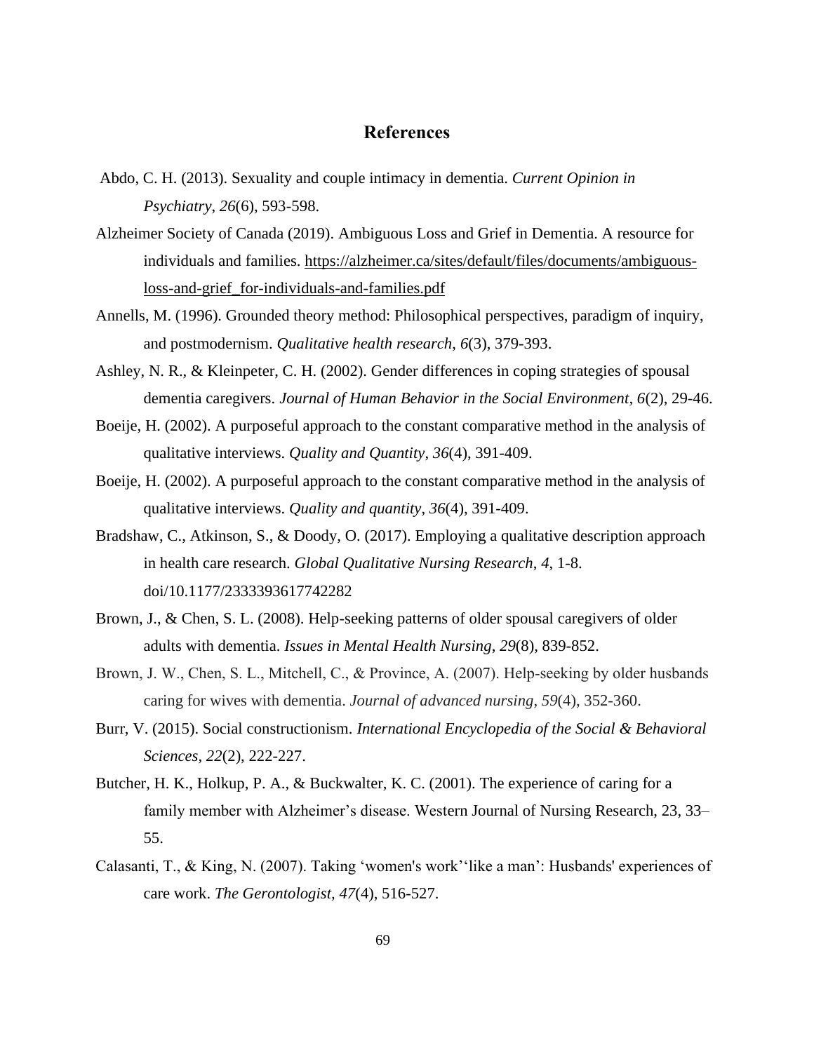# References

Abdo, C. H. (2013). Sexuality and couple intimacy in dementia. *Current Opinion in Psychiatry*, *26*(6), 593-598.

Alzheimer Society of Canada (2019). Ambiguous Loss and Grief in Dementia. A resource for individuals and families. https://alzheimer.ca/sites/default/files/documents/ambiguous-loss-and-grief_for-individuals-and-families.pdf

Annells, M. (1996). Grounded theory method: Philosophical perspectives, paradigm of inquiry, and postmodernism. *Qualitative health research*, *6*(3), 379-393.

Ashley, N. R., & Kleinpeter, C. H. (2002). Gender differences in coping strategies of spousal dementia caregivers. *Journal of Human Behavior in the Social Environment, 6*(2), 29-46.

Boeije, H. (2002). A purposeful approach to the constant comparative method in the analysis of qualitative interviews. *Quality and Quantity*, *36*(4), 391-409.

Boeije, H. (2002). A purposeful approach to the constant comparative method in the analysis of qualitative interviews. *Quality and quantity*, *36*(4), 391-409.

Bradshaw, C., Atkinson, S., & Doody, O. (2017). Employing a qualitative description approach in health care research. *Global Qualitative Nursing Research*, *4*, 1-8. doi/10.1177/2333393617742282

Brown, J., & Chen, S. L. (2008). Help-seeking patterns of older spousal caregivers of older adults with dementia. *Issues in Mental Health Nursing*, *29*(8), 839-852.

Brown, J. W., Chen, S. L., Mitchell, C., & Province, A. (2007). Help-seeking by older husbands caring for wives with dementia. *Journal of advanced nursing*, *59*(4), 352-360.

Burr, V. (2015). Social constructionism. *International Encyclopedia of the Social & Behavioral Sciences*, *22*(2), 222-227.

Butcher, H. K., Holkup, P. A., & Buckwalter, K. C. (2001). The experience of caring for a family member with Alzheimer's disease. Western Journal of Nursing Research, 23, 33–55.

Calasanti, T., & King, N. (2007). Taking 'women's work''like a man': Husbands' experiences of care work. *The Gerontologist*, *47*(4), 516-527.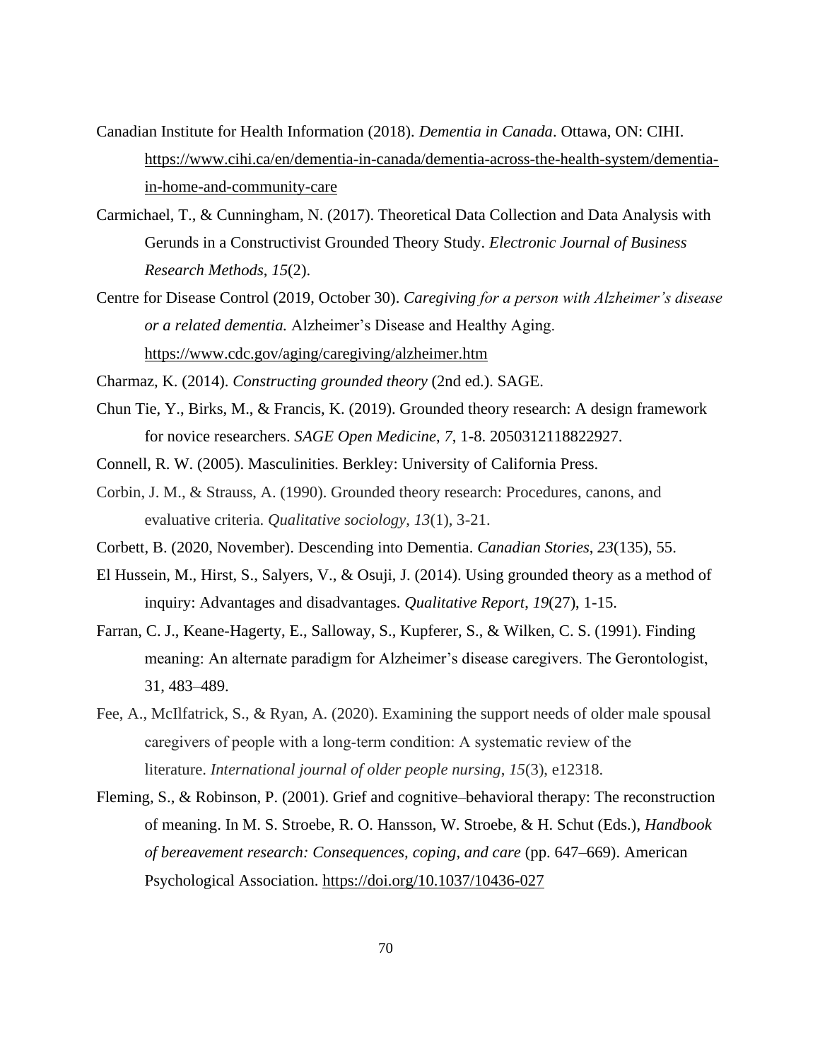Canadian Institute for Health Information (2018). *Dementia in Canada*. Ottawa, ON: CIHI. https://www.cihi.ca/en/dementia-in-canada/dementia-across-the-health-system/dementia-in-home-and-community-care

Carmichael, T., & Cunningham, N. (2017). Theoretical Data Collection and Data Analysis with Gerunds in a Constructivist Grounded Theory Study. *Electronic Journal of Business Research Methods*, *15*(2).

Centre for Disease Control (2019, October 30). *Caregiving for a person with Alzheimer's disease or a related dementia.* Alzheimer's Disease and Healthy Aging. https://www.cdc.gov/aging/caregiving/alzheimer.htm

Charmaz, K. (2014). *Constructing grounded theory* (2nd ed.). SAGE.

Chun Tie, Y., Birks, M., & Francis, K. (2019). Grounded theory research: A design framework for novice researchers. *SAGE Open Medicine*, *7*, 1-8. 2050312118822927.

Connell, R. W. (2005). Masculinities. Berkley: University of California Press.

Corbin, J. M., & Strauss, A. (1990). Grounded theory research: Procedures, canons, and evaluative criteria. *Qualitative sociology*, *13*(1), 3-21.

Corbett, B. (2020, November). Descending into Dementia. *Canadian Stories*, *23*(135), 55.

El Hussein, M., Hirst, S., Salyers, V., & Osuji, J. (2014). Using grounded theory as a method of inquiry: Advantages and disadvantages. *Qualitative Report*, *19*(27), 1-15.

Farran, C. J., Keane-Hagerty, E., Salloway, S., Kupferer, S., & Wilken, C. S. (1991). Finding meaning: An alternate paradigm for Alzheimer's disease caregivers. The Gerontologist, 31, 483–489.

Fee, A., McIlfatrick, S., & Ryan, A. (2020). Examining the support needs of older male spousal caregivers of people with a long-term condition: A systematic review of the literature. *International journal of older people nursing*, *15*(3), e12318.

Fleming, S., & Robinson, P. (2001). Grief and cognitive–behavioral therapy: The reconstruction of meaning. In M. S. Stroebe, R. O. Hansson, W. Stroebe, & H. Schut (Eds.), *Handbook of bereavement research: Consequences, coping, and care* (pp. 647–669). American Psychological Association. https://doi.org/10.1037/10436-027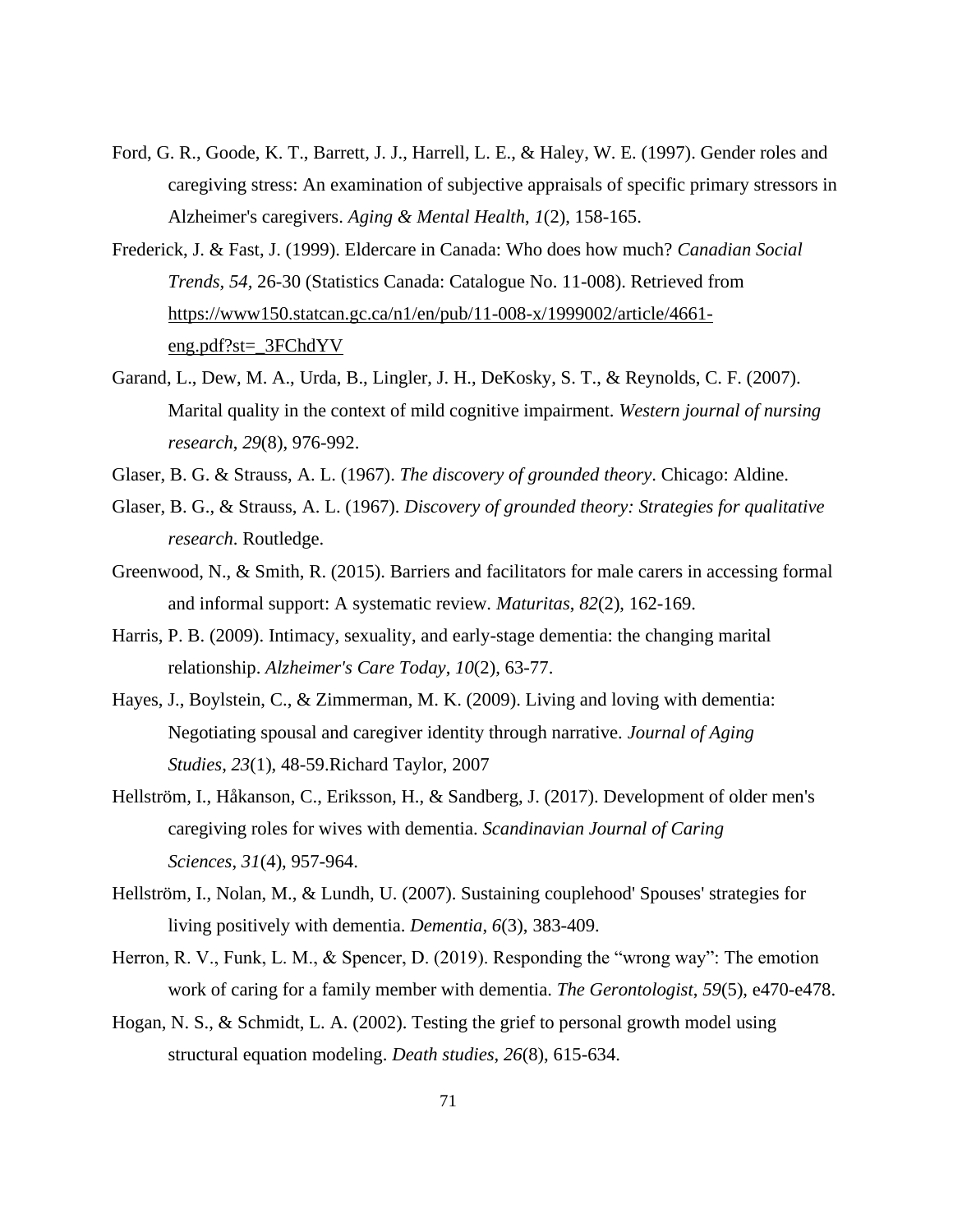Ford, G. R., Goode, K. T., Barrett, J. J., Harrell, L. E., & Haley, W. E. (1997). Gender roles and caregiving stress: An examination of subjective appraisals of specific primary stressors in Alzheimer's caregivers. *Aging & Mental Health*, *1*(2), 158-165.

Frederick, J. & Fast, J. (1999). Eldercare in Canada: Who does how much? *Canadian Social Trends, 54,* 26-30 (Statistics Canada: Catalogue No. 11-008). Retrieved from https://www150.statcan.gc.ca/n1/en/pub/11-008-x/1999002/article/4661-eng.pdf?st=_3FChdYV

Garand, L., Dew, M. A., Urda, B., Lingler, J. H., DeKosky, S. T., & Reynolds, C. F. (2007). Marital quality in the context of mild cognitive impairment. *Western journal of nursing research*, *29*(8), 976-992.

Glaser, B. G. & Strauss, A. L. (1967). *The discovery of grounded theory*. Chicago: Aldine.

Glaser, B. G., & Strauss, A. L. (1967). *Discovery of grounded theory: Strategies for qualitative research*. Routledge.

Greenwood, N., & Smith, R. (2015). Barriers and facilitators for male carers in accessing formal and informal support: A systematic review. *Maturitas*, *82*(2), 162-169.

Harris, P. B. (2009). Intimacy, sexuality, and early-stage dementia: the changing marital relationship. *Alzheimer's Care Today*, *10*(2), 63-77.

Hayes, J., Boylstein, C., & Zimmerman, M. K. (2009). Living and loving with dementia: Negotiating spousal and caregiver identity through narrative. *Journal of Aging Studies*, *23*(1), 48-59.Richard Taylor, 2007

Hellström, I., Håkanson, C., Eriksson, H., & Sandberg, J. (2017). Development of older men's caregiving roles for wives with dementia. *Scandinavian Journal of Caring Sciences*, *31*(4), 957-964.

Hellström, I., Nolan, M., & Lundh, U. (2007). Sustaining couplehood' Spouses' strategies for living positively with dementia. *Dementia*, *6*(3), 383-409.

Herron, R. V., Funk, L. M., & Spencer, D. (2019). Responding the "wrong way": The emotion work of caring for a family member with dementia. *The Gerontologist*, *59*(5), e470-e478.

Hogan, N. S., & Schmidt, L. A. (2002). Testing the grief to personal growth model using structural equation modeling. *Death studies*, *26*(8), 615-634.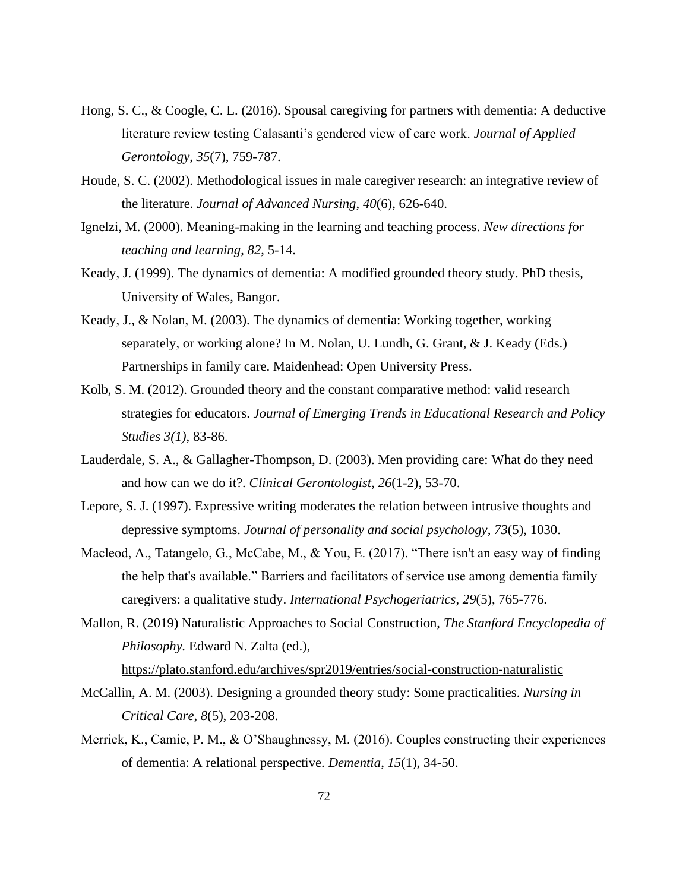Hong, S. C., & Coogle, C. L. (2016). Spousal caregiving for partners with dementia: A deductive literature review testing Calasanti's gendered view of care work. *Journal of Applied Gerontology*, *35*(7), 759-787.

Houde, S. C. (2002). Methodological issues in male caregiver research: an integrative review of the literature. *Journal of Advanced Nursing*, *40*(6), 626-640.

Ignelzi, M. (2000). Meaning-making in the learning and teaching process. *New directions for teaching and learning*, *82*, 5-14.

Keady, J. (1999). The dynamics of dementia: A modified grounded theory study. PhD thesis, University of Wales, Bangor.

Keady, J., & Nolan, M. (2003). The dynamics of dementia: Working together, working separately, or working alone? In M. Nolan, U. Lundh, G. Grant, & J. Keady (Eds.) Partnerships in family care. Maidenhead: Open University Press.

Kolb, S. M. (2012). Grounded theory and the constant comparative method: valid research strategies for educators. *Journal of Emerging Trends in Educational Research and Policy Studies 3(1)*, 83-86.

Lauderdale, S. A., & Gallagher-Thompson, D. (2003). Men providing care: What do they need and how can we do it?. *Clinical Gerontologist*, *26*(1-2), 53-70.

Lepore, S. J. (1997). Expressive writing moderates the relation between intrusive thoughts and depressive symptoms. *Journal of personality and social psychology*, *73*(5), 1030.

Macleod, A., Tatangelo, G., McCabe, M., & You, E. (2017). "There isn't an easy way of finding the help that's available." Barriers and facilitators of service use among dementia family caregivers: a qualitative study. *International Psychogeriatrics*, *29*(5), 765-776.

Mallon, R. (2019) Naturalistic Approaches to Social Construction, *The Stanford Encyclopedia of Philosophy.* Edward N. Zalta (ed.), https://plato.stanford.edu/archives/spr2019/entries/social-construction-naturalistic

McCallin, A. M. (2003). Designing a grounded theory study: Some practicalities. *Nursing in Critical Care*, *8*(5), 203-208.

Merrick, K., Camic, P. M., & O'Shaughnessy, M. (2016). Couples constructing their experiences of dementia: A relational perspective. *Dementia*, *15*(1), 34-50.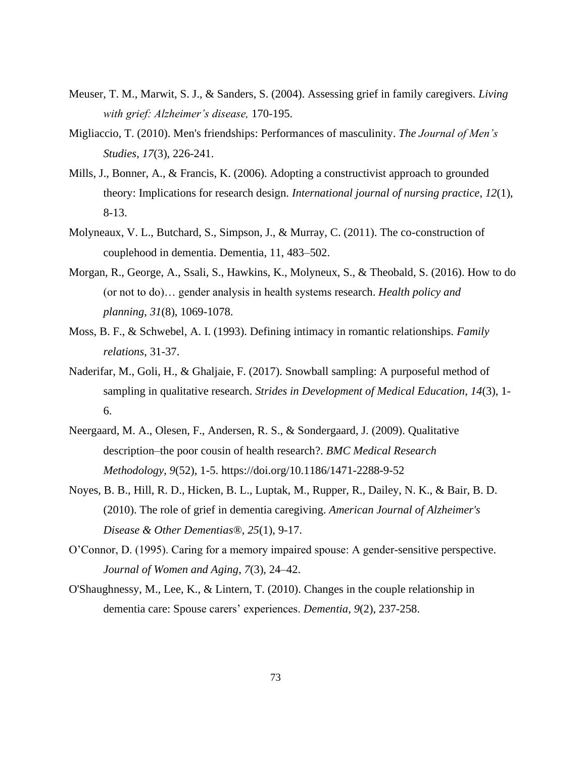Meuser, T. M., Marwit, S. J., & Sanders, S. (2004). Assessing grief in family caregivers. *Living with grief: Alzheimer's disease,* 170-195.

Migliaccio, T. (2010). Men's friendships: Performances of masculinity. *The Journal of Men's Studies*, *17*(3), 226-241.

Mills, J., Bonner, A., & Francis, K. (2006). Adopting a constructivist approach to grounded theory: Implications for research design. *International journal of nursing practice*, *12*(1), 8-13.

Molyneaux, V. L., Butchard, S., Simpson, J., & Murray, C. (2011). The co-construction of couplehood in dementia. Dementia, 11, 483–502.

Morgan, R., George, A., Ssali, S., Hawkins, K., Molyneux, S., & Theobald, S. (2016). How to do (or not to do)… gender analysis in health systems research. *Health policy and planning*, *31*(8), 1069-1078.

Moss, B. F., & Schwebel, A. I. (1993). Defining intimacy in romantic relationships. *Family relations*, 31-37.

Naderifar, M., Goli, H., & Ghaljaie, F. (2017). Snowball sampling: A purposeful method of sampling in qualitative research. *Strides in Development of Medical Education*, *14*(3), 1-6.

Neergaard, M. A., Olesen, F., Andersen, R. S., & Sondergaard, J. (2009). Qualitative description–the poor cousin of health research?. *BMC Medical Research Methodology*, *9*(52), 1-5. https://doi.org/10.1186/1471-2288-9-52

Noyes, B. B., Hill, R. D., Hicken, B. L., Luptak, M., Rupper, R., Dailey, N. K., & Bair, B. D. (2010). The role of grief in dementia caregiving. *American Journal of Alzheimer's Disease & Other Dementias®*, *25*(1), 9-17.

O'Connor, D. (1995). Caring for a memory impaired spouse: A gender-sensitive perspective. *Journal of Women and Aging*, *7*(3), 24–42.

O'Shaughnessy, M., Lee, K., & Lintern, T. (2010). Changes in the couple relationship in dementia care: Spouse carers' experiences. *Dementia*, *9*(2), 237-258.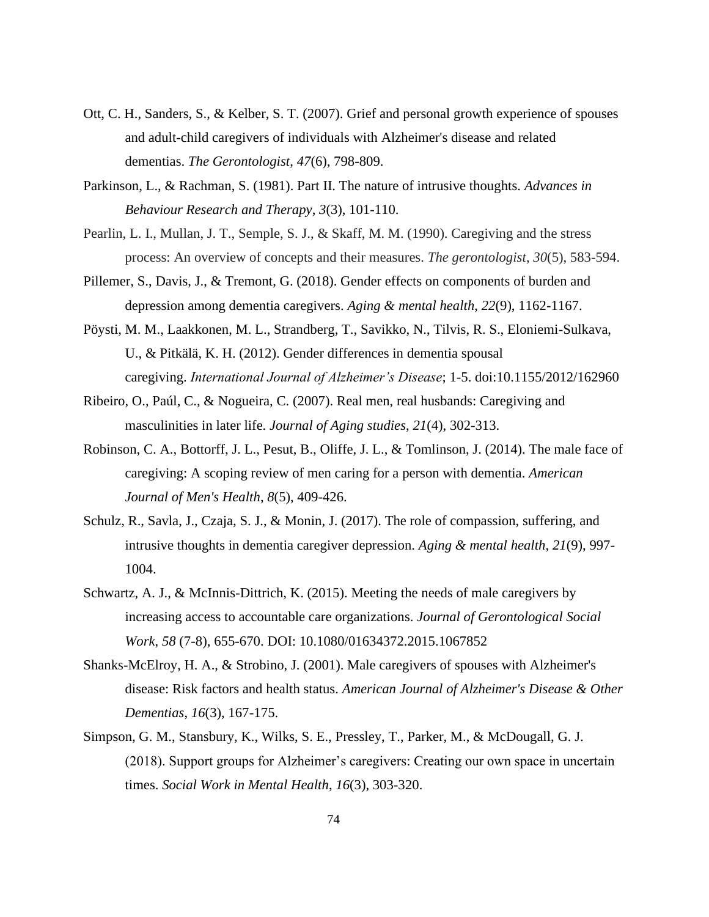Ott, C. H., Sanders, S., & Kelber, S. T. (2007). Grief and personal growth experience of spouses and adult-child caregivers of individuals with Alzheimer's disease and related dementias. *The Gerontologist*, *47*(6), 798-809.

Parkinson, L., & Rachman, S. (1981). Part II. The nature of intrusive thoughts. *Advances in Behaviour Research and Therapy*, *3*(3), 101-110.

Pearlin, L. I., Mullan, J. T., Semple, S. J., & Skaff, M. M. (1990). Caregiving and the stress process: An overview of concepts and their measures. *The gerontologist*, *30*(5), 583-594.

Pillemer, S., Davis, J., & Tremont, G. (2018). Gender effects on components of burden and depression among dementia caregivers. *Aging & mental health*, *22*(9), 1162-1167.

Pöysti, M. M., Laakkonen, M. L., Strandberg, T., Savikko, N., Tilvis, R. S., Eloniemi-Sulkava, U., & Pitkälä, K. H. (2012). Gender differences in dementia spousal caregiving. *International Journal of Alzheimer's Disease*; 1-5. doi:10.1155/2012/162960

Ribeiro, O., Paúl, C., & Nogueira, C. (2007). Real men, real husbands: Caregiving and masculinities in later life. *Journal of Aging studies*, *21*(4), 302-313.

Robinson, C. A., Bottorff, J. L., Pesut, B., Oliffe, J. L., & Tomlinson, J. (2014). The male face of caregiving: A scoping review of men caring for a person with dementia. *American Journal of Men's Health*, *8*(5), 409-426.

Schulz, R., Savla, J., Czaja, S. J., & Monin, J. (2017). The role of compassion, suffering, and intrusive thoughts in dementia caregiver depression. *Aging & mental health*, *21*(9), 997-1004.

Schwartz, A. J., & McInnis-Dittrich, K. (2015). Meeting the needs of male caregivers by increasing access to accountable care organizations. *Journal of Gerontological Social Work*, *58* (7-8), 655-670. DOI: 10.1080/01634372.2015.1067852

Shanks-McElroy, H. A., & Strobino, J. (2001). Male caregivers of spouses with Alzheimer's disease: Risk factors and health status. *American Journal of Alzheimer's Disease & Other Dementias*, *16*(3), 167-175.

Simpson, G. M., Stansbury, K., Wilks, S. E., Pressley, T., Parker, M., & McDougall, G. J. (2018). Support groups for Alzheimer's caregivers: Creating our own space in uncertain times. *Social Work in Mental Health*, *16*(3), 303-320.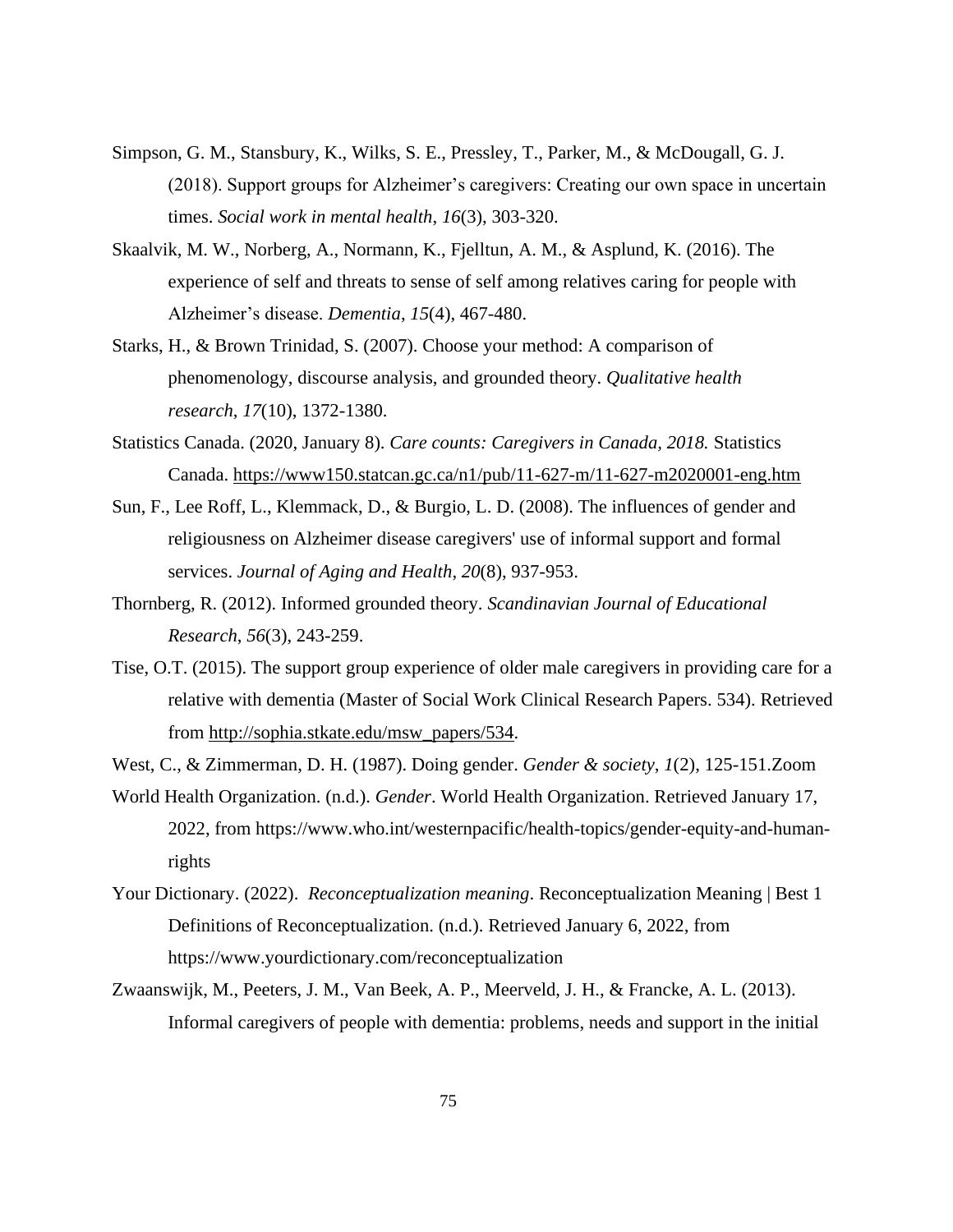Simpson, G. M., Stansbury, K., Wilks, S. E., Pressley, T., Parker, M., & McDougall, G. J. (2018). Support groups for Alzheimer's caregivers: Creating our own space in uncertain times. *Social work in mental health*, *16*(3), 303-320.

Skaalvik, M. W., Norberg, A., Normann, K., Fjelltun, A. M., & Asplund, K. (2016). The experience of self and threats to sense of self among relatives caring for people with Alzheimer's disease. *Dementia*, *15*(4), 467-480.

Starks, H., & Brown Trinidad, S. (2007). Choose your method: A comparison of phenomenology, discourse analysis, and grounded theory. *Qualitative health research*, *17*(10), 1372-1380.

Statistics Canada. (2020, January 8). *Care counts: Caregivers in Canada, 2018.* Statistics Canada. https://www150.statcan.gc.ca/n1/pub/11-627-m/11-627-m2020001-eng.htm

Sun, F., Lee Roff, L., Klemmack, D., & Burgio, L. D. (2008). The influences of gender and religiousness on Alzheimer disease caregivers' use of informal support and formal services. *Journal of Aging and Health*, *20*(8), 937-953.

Thornberg, R. (2012). Informed grounded theory. *Scandinavian Journal of Educational Research*, *56*(3), 243-259.

Tise, O.T. (2015). The support group experience of older male caregivers in providing care for a relative with dementia (Master of Social Work Clinical Research Papers. 534). Retrieved from http://sophia.stkate.edu/msw_papers/534.

West, C., & Zimmerman, D. H. (1987). Doing gender. *Gender & society*, *1*(2), 125-151.Zoom

World Health Organization. (n.d.). *Gender*. World Health Organization. Retrieved January 17, 2022, from https://www.who.int/westernpacific/health-topics/gender-equity-and-human-rights

Your Dictionary. (2022). *Reconceptualization meaning*. Reconceptualization Meaning | Best 1 Definitions of Reconceptualization. (n.d.). Retrieved January 6, 2022, from https://www.yourdictionary.com/reconceptualization

Zwaanswijk, M., Peeters, J. M., Van Beek, A. P., Meerveld, J. H., & Francke, A. L. (2013). Informal caregivers of people with dementia: problems, needs and support in the initial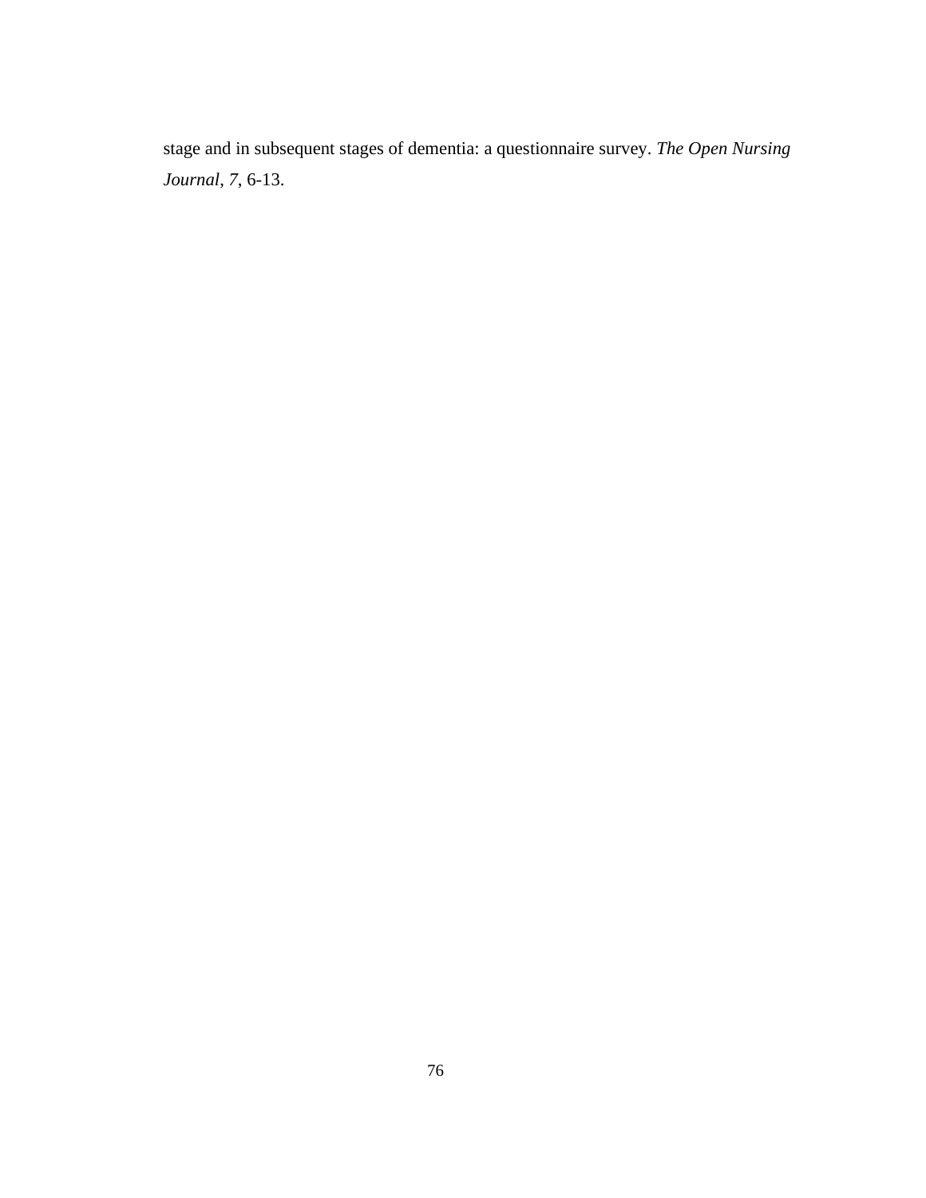stage and in subsequent stages of dementia: a questionnaire survey. *The Open Nursing Journal*, *7*, 6-13.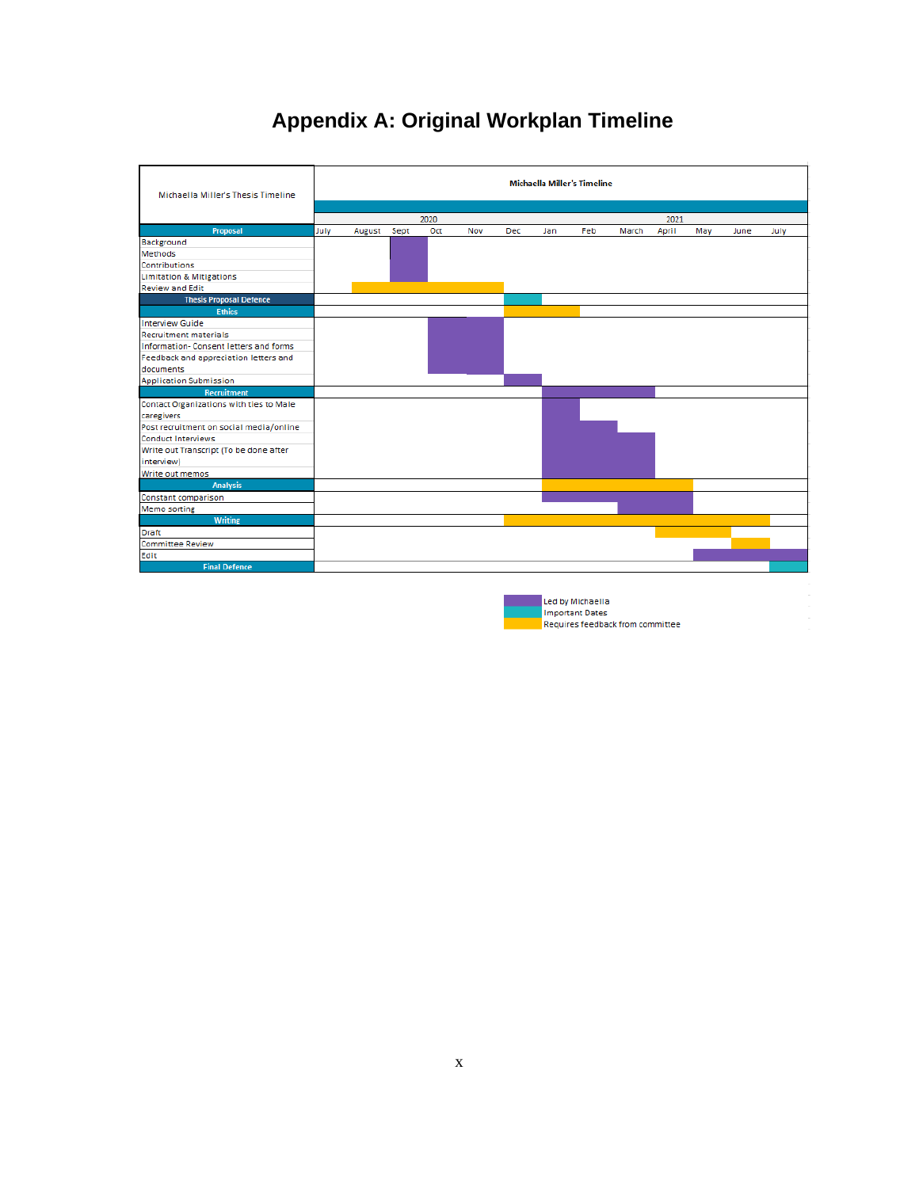# Appendix A: Original Workplan Timeline

| Michaella Miller's Thesis Timeline | Michaella Miller's Timeline | | | | | | | | | | | | |
|---|---|---|---|---|---|---|---|---|---|---|---|---|---|
| | 2020 | | | | | | 2021 | | | | | | |
| **Proposal** | July | August | Sept | Oct | Nov | Dec | Jan | Feb | March | April | May | June | July |
| Background | | | | | | | | | | | | | |
| Methods | | | | | | | | | | | | | |
| Contributions | | | | | | | | | | | | | |
| Limitation & Mitigations | | | | | | | | | | | | | |
| Review and Edit | | | | | | | | | | | | | |
| **Thesis Proposal Defence** | | | | | | | | | | | | | |
| **Ethics** | | | | | | | | | | | | | |
| Interview Guide | | | | | | | | | | | | | |
| Recruitment materials | | | | | | | | | | | | | |
| Information- Consent letters and forms | | | | | | | | | | | | | |
| Feedback and appreciation letters and documents | | | | | | | | | | | | | |
| Application Submission | | | | | | | | | | | | | |
| **Recruitment** | | | | | | | | | | | | | |
| Contact Organizations with ties to Male caregivers | | | | | | | | | | | | | |
| Post recruitment on social media/online | | | | | | | | | | | | | |
| Conduct Interviews | | | | | | | | | | | | | |
| Write out Transcript (To be done after interview) | | | | | | | | | | | | | |
| Write out memos | | | | | | | | | | | | | |
| **Analysis** | | | | | | | | | | | | | |
| Constant comparison | | | | | | | | | | | | | |
| Memo sorting | | | | | | | | | | | | | |
| **Writing** | | | | | | | | | | | | | |
| Draft | | | | | | | | | | | | | |
| Committee Review | | | | | | | | | | | | | |
| Edit | | | | | | | | | | | | | |
| **Final Defence** | | | | | | | | | | | | | |

Legend:
- Led by Michaella
- Important Dates
- Requires feedback from committee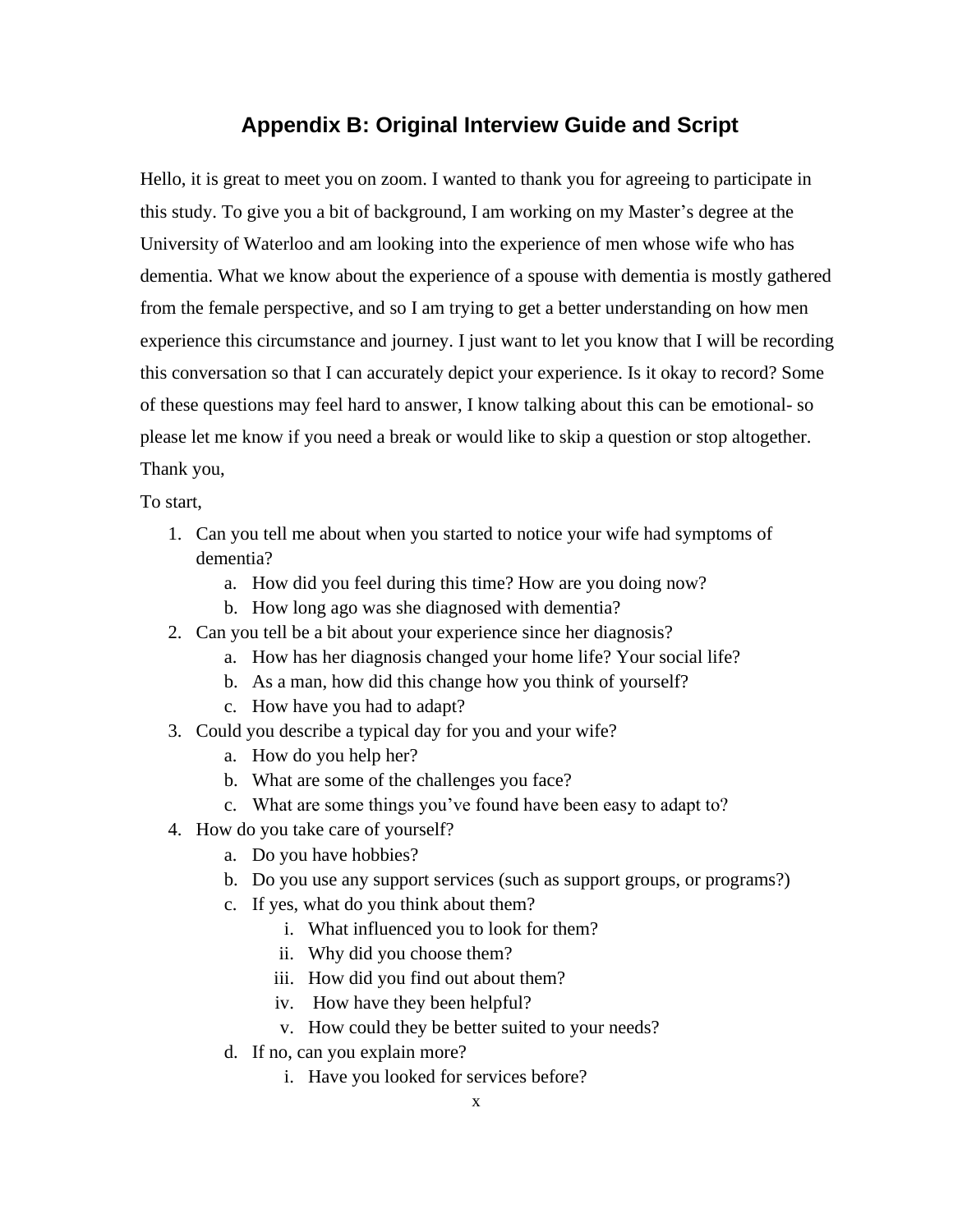# Appendix B: Original Interview Guide and Script

Hello, it is great to meet you on zoom. I wanted to thank you for agreeing to participate in this study. To give you a bit of background, I am working on my Master's degree at the University of Waterloo and am looking into the experience of men whose wife who has dementia. What we know about the experience of a spouse with dementia is mostly gathered from the female perspective, and so I am trying to get a better understanding on how men experience this circumstance and journey. I just want to let you know that I will be recording this conversation so that I can accurately depict your experience. Is it okay to record? Some of these questions may feel hard to answer, I know talking about this can be emotional- so please let me know if you need a break or would like to skip a question or stop altogether. Thank you,

To start,

1. Can you tell me about when you started to notice your wife had symptoms of dementia?
    a. How did you feel during this time? How are you doing now?
    b. How long ago was she diagnosed with dementia?
2. Can you tell be a bit about your experience since her diagnosis?
    a. How has her diagnosis changed your home life? Your social life?
    b. As a man, how did this change how you think of yourself?
    c. How have you had to adapt?
3. Could you describe a typical day for you and your wife?
    a. How do you help her?
    b. What are some of the challenges you face?
    c. What are some things you've found have been easy to adapt to?
4. How do you take care of yourself?
    a. Do you have hobbies?
    b. Do you use any support services (such as support groups, or programs?)
    c. If yes, what do you think about them?
        i. What influenced you to look for them?
        ii. Why did you choose them?
        iii. How did you find out about them?
        iv. How have they been helpful?
        v. How could they be better suited to your needs?
    d. If no, can you explain more?
        i. Have you looked for services before?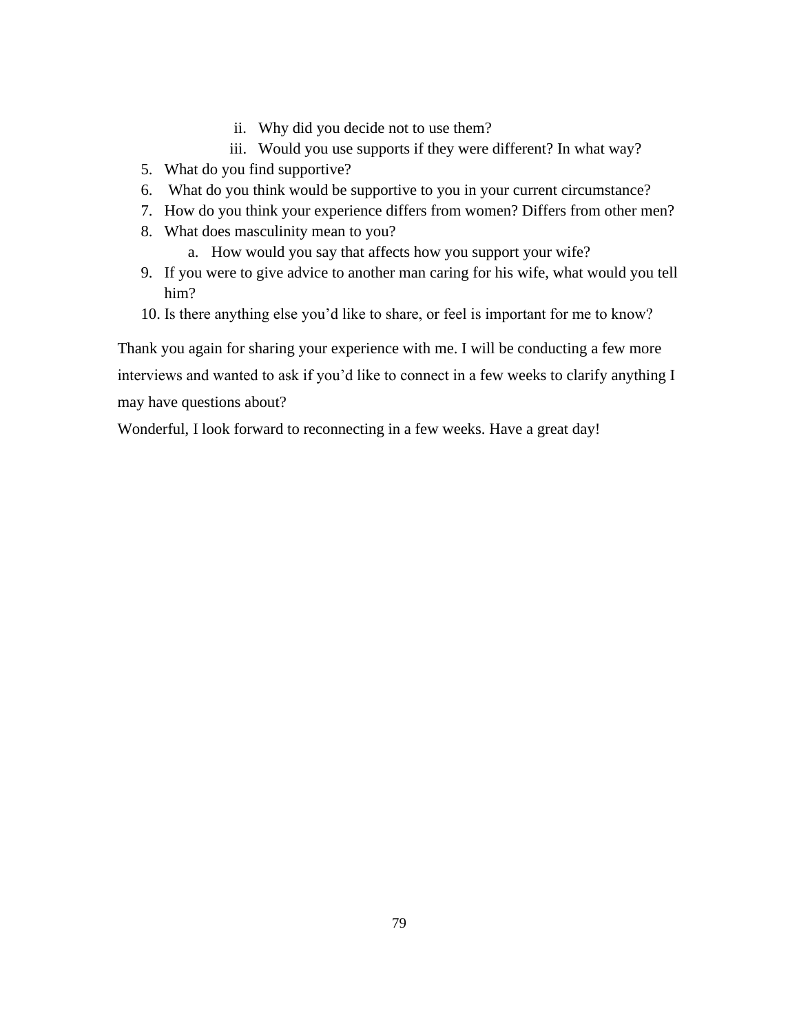ii. Why did you decide not to use them?
      iii. Would you use supports if they were different? In what way?
5. What do you find supportive?
6. What do you think would be supportive to you in your current circumstance?
7. How do you think your experience differs from women? Differs from other men?
8. What does masculinity mean to you?
    a. How would you say that affects how you support your wife?
9. If you were to give advice to another man caring for his wife, what would you tell him?
10. Is there anything else you'd like to share, or feel is important for me to know?

Thank you again for sharing your experience with me. I will be conducting a few more interviews and wanted to ask if you'd like to connect in a few weeks to clarify anything I may have questions about?

Wonderful, I look forward to reconnecting in a few weeks. Have a great day!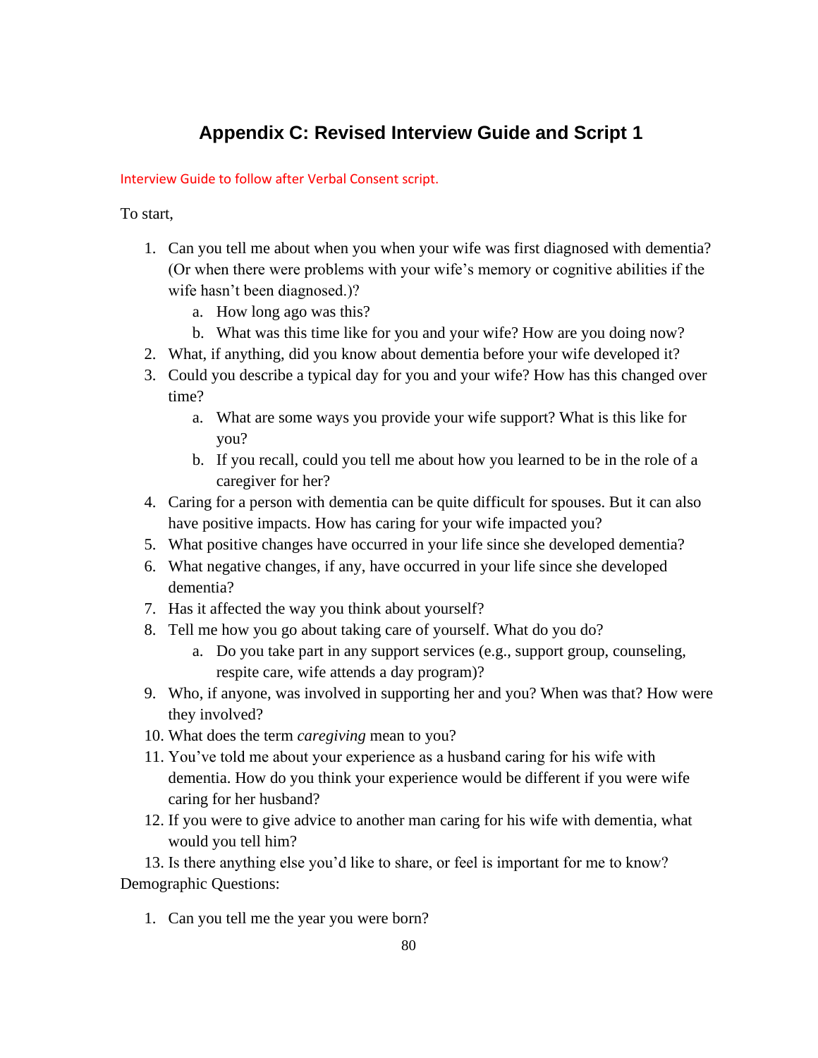# Appendix C: Revised Interview Guide and Script 1

Interview Guide to follow after Verbal Consent script.

To start,

1. Can you tell me about when you when your wife was first diagnosed with dementia? (Or when there were problems with your wife's memory or cognitive abilities if the wife hasn't been diagnosed.)?
   a. How long ago was this?
   b. What was this time like for you and your wife? How are you doing now?
2. What, if anything, did you know about dementia before your wife developed it?
3. Could you describe a typical day for you and your wife? How has this changed over time?
   a. What are some ways you provide your wife support? What is this like for you?
   b. If you recall, could you tell me about how you learned to be in the role of a caregiver for her?
4. Caring for a person with dementia can be quite difficult for spouses. But it can also have positive impacts. How has caring for your wife impacted you?
5. What positive changes have occurred in your life since she developed dementia?
6. What negative changes, if any, have occurred in your life since she developed dementia?
7. Has it affected the way you think about yourself?
8. Tell me how you go about taking care of yourself. What do you do?
   a. Do you take part in any support services (e.g., support group, counseling, respite care, wife attends a day program)?
9. Who, if anyone, was involved in supporting her and you? When was that? How were they involved?
10. What does the term *caregiving* mean to you?
11. You've told me about your experience as a husband caring for his wife with dementia. How do you think your experience would be different if you were wife caring for her husband?
12. If you were to give advice to another man caring for his wife with dementia, what would you tell him?
13. Is there anything else you'd like to share, or feel is important for me to know?

Demographic Questions:

1. Can you tell me the year you were born?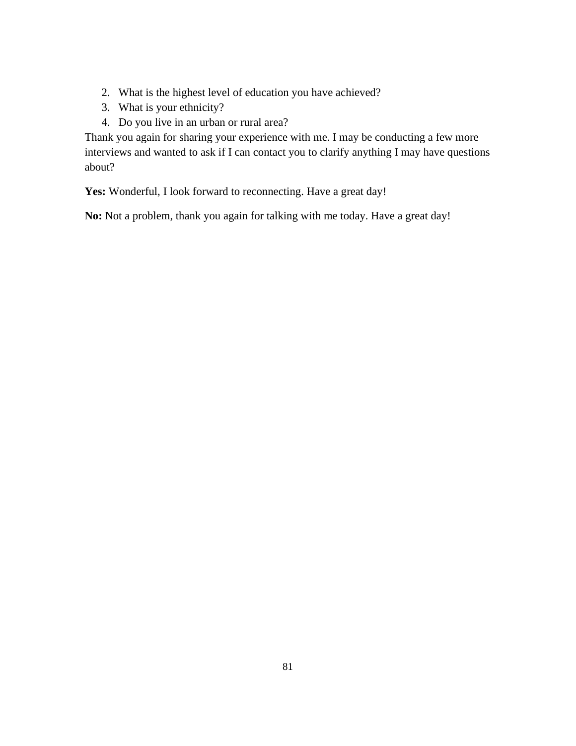2. What is the highest level of education you have achieved?
3. What is your ethnicity?
4. Do you live in an urban or rural area?

Thank you again for sharing your experience with me. I may be conducting a few more interviews and wanted to ask if I can contact you to clarify anything I may have questions about?

**Yes:** Wonderful, I look forward to reconnecting. Have a great day!

**No:** Not a problem, thank you again for talking with me today. Have a great day!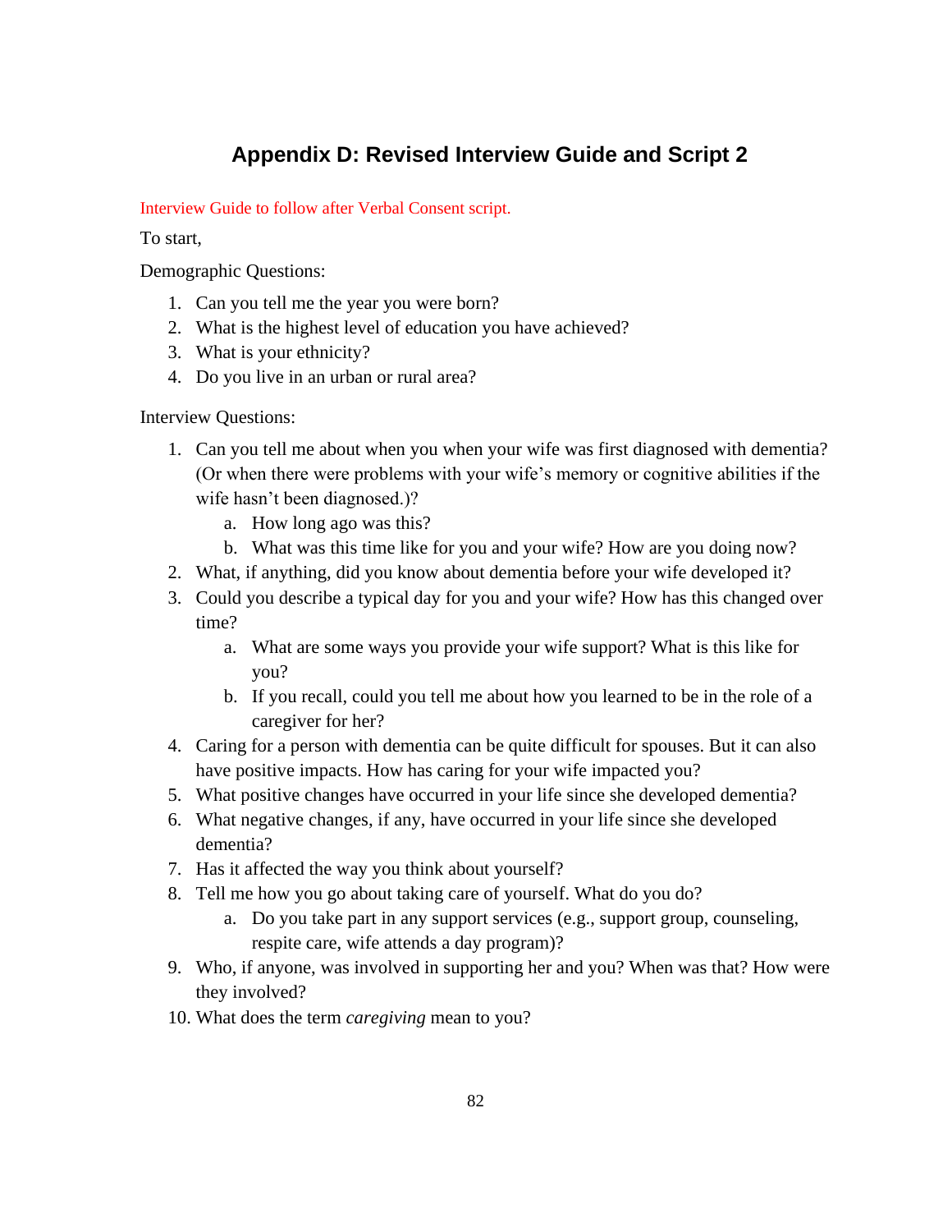# Appendix D: Revised Interview Guide and Script 2

Interview Guide to follow after Verbal Consent script.

To start,

Demographic Questions:

1. Can you tell me the year you were born?
2. What is the highest level of education you have achieved?
3. What is your ethnicity?
4. Do you live in an urban or rural area?

Interview Questions:

1. Can you tell me about when you when your wife was first diagnosed with dementia? (Or when there were problems with your wife's memory or cognitive abilities if the wife hasn't been diagnosed.)?
    a. How long ago was this?
    b. What was this time like for you and your wife? How are you doing now?
2. What, if anything, did you know about dementia before your wife developed it?
3. Could you describe a typical day for you and your wife? How has this changed over time?
    a. What are some ways you provide your wife support? What is this like for you?
    b. If you recall, could you tell me about how you learned to be in the role of a caregiver for her?
4. Caring for a person with dementia can be quite difficult for spouses. But it can also have positive impacts. How has caring for your wife impacted you?
5. What positive changes have occurred in your life since she developed dementia?
6. What negative changes, if any, have occurred in your life since she developed dementia?
7. Has it affected the way you think about yourself?
8. Tell me how you go about taking care of yourself. What do you do?
    a. Do you take part in any support services (e.g., support group, counseling, respite care, wife attends a day program)?
9. Who, if anyone, was involved in supporting her and you? When was that? How were they involved?
10. What does the term *caregiving* mean to you?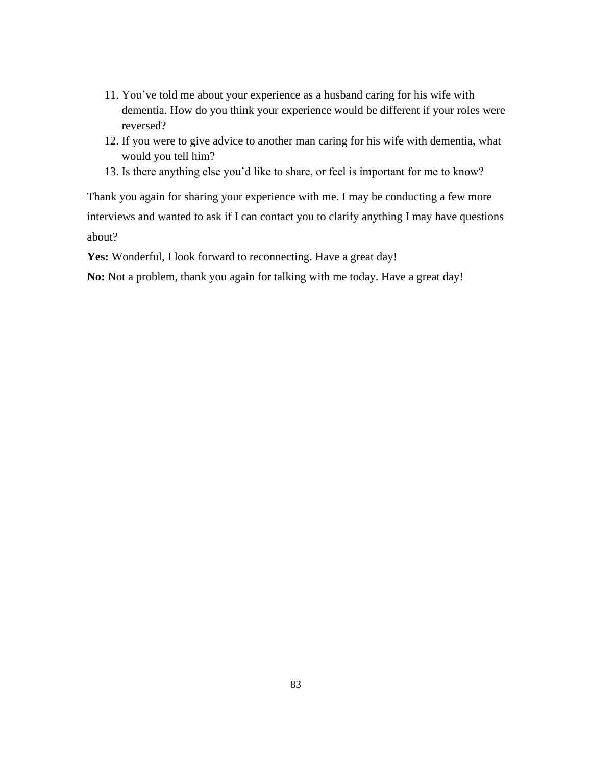11. You've told me about your experience as a husband caring for his wife with dementia. How do you think your experience would be different if your roles were reversed?
12. If you were to give advice to another man caring for his wife with dementia, what would you tell him?
13. Is there anything else you'd like to share, or feel is important for me to know?

Thank you again for sharing your experience with me. I may be conducting a few more interviews and wanted to ask if I can contact you to clarify anything I may have questions about?

**Yes:** Wonderful, I look forward to reconnecting. Have a great day!

**No:** Not a problem, thank you again for talking with me today. Have a great day!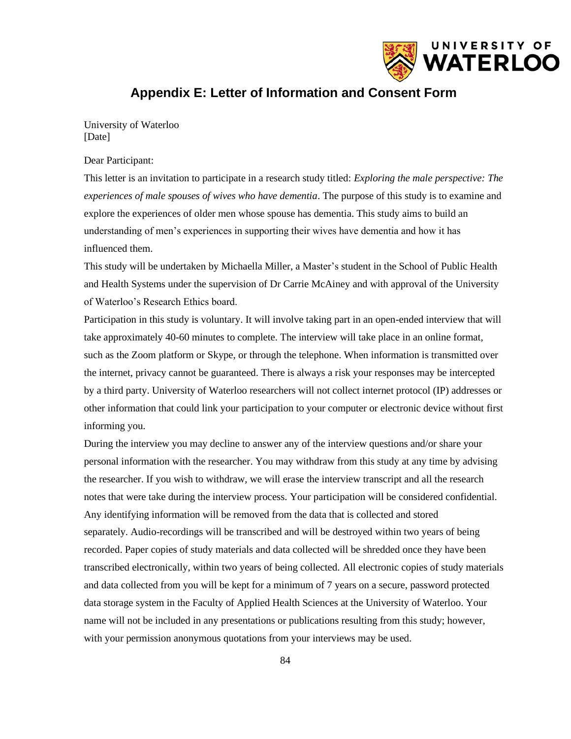# Appendix E: Letter of Information and Consent Form

University of Waterloo
[Date]

Dear Participant:

This letter is an invitation to participate in a research study titled: *Exploring the male perspective: The experiences of male spouses of wives who have dementia*. The purpose of this study is to examine and explore the experiences of older men whose spouse has dementia. This study aims to build an understanding of men's experiences in supporting their wives have dementia and how it has influenced them.

This study will be undertaken by Michaella Miller, a Master's student in the School of Public Health and Health Systems under the supervision of Dr Carrie McAiney and with approval of the University of Waterloo's Research Ethics board.

Participation in this study is voluntary. It will involve taking part in an open-ended interview that will take approximately 40-60 minutes to complete. The interview will take place in an online format, such as the Zoom platform or Skype, or through the telephone. When information is transmitted over the internet, privacy cannot be guaranteed. There is always a risk your responses may be intercepted by a third party. University of Waterloo researchers will not collect internet protocol (IP) addresses or other information that could link your participation to your computer or electronic device without first informing you.

During the interview you may decline to answer any of the interview questions and/or share your personal information with the researcher. You may withdraw from this study at any time by advising the researcher. If you wish to withdraw, we will erase the interview transcript and all the research notes that were take during the interview process. Your participation will be considered confidential. Any identifying information will be removed from the data that is collected and stored separately. Audio-recordings will be transcribed and will be destroyed within two years of being recorded. Paper copies of study materials and data collected will be shredded once they have been transcribed electronically, within two years of being collected. All electronic copies of study materials and data collected from you will be kept for a minimum of 7 years on a secure, password protected data storage system in the Faculty of Applied Health Sciences at the University of Waterloo. Your name will not be included in any presentations or publications resulting from this study; however, with your permission anonymous quotations from your interviews may be used.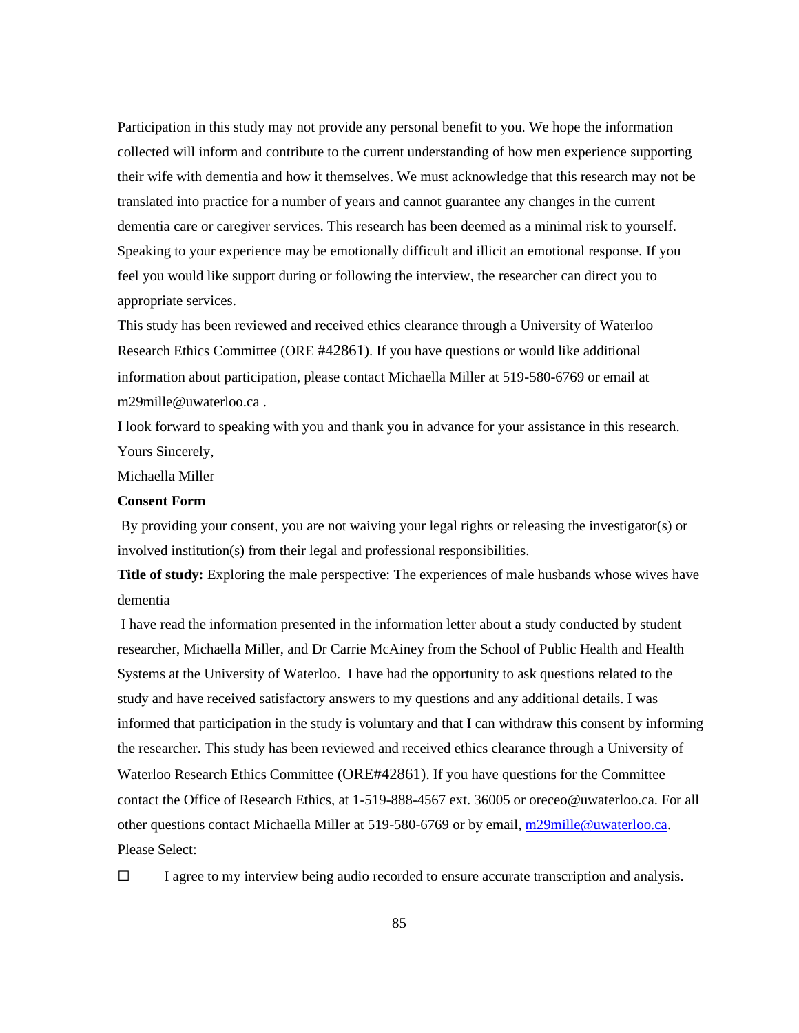Participation in this study may not provide any personal benefit to you. We hope the information collected will inform and contribute to the current understanding of how men experience supporting their wife with dementia and how it themselves. We must acknowledge that this research may not be translated into practice for a number of years and cannot guarantee any changes in the current dementia care or caregiver services. This research has been deemed as a minimal risk to yourself. Speaking to your experience may be emotionally difficult and illicit an emotional response. If you feel you would like support during or following the interview, the researcher can direct you to appropriate services.

This study has been reviewed and received ethics clearance through a University of Waterloo Research Ethics Committee (ORE #42861). If you have questions or would like additional information about participation, please contact Michaella Miller at 519-580-6769 or email at m29mille@uwaterloo.ca .

I look forward to speaking with you and thank you in advance for your assistance in this research.

Yours Sincerely,

Michaella Miller

**Consent Form**

By providing your consent, you are not waiving your legal rights or releasing the investigator(s) or involved institution(s) from their legal and professional responsibilities.

**Title of study:** Exploring the male perspective: The experiences of male husbands whose wives have dementia

I have read the information presented in the information letter about a study conducted by student researcher, Michaella Miller, and Dr Carrie McAiney from the School of Public Health and Health Systems at the University of Waterloo. I have had the opportunity to ask questions related to the study and have received satisfactory answers to my questions and any additional details. I was informed that participation in the study is voluntary and that I can withdraw this consent by informing the researcher. This study has been reviewed and received ethics clearance through a University of Waterloo Research Ethics Committee (ORE#42861). If you have questions for the Committee contact the Office of Research Ethics, at 1-519-888-4567 ext. 36005 or oreceo@uwaterloo.ca. For all other questions contact Michaella Miller at 519-580-6769 or by email, m29mille@uwaterloo.ca.

Please Select:

☐ I agree to my interview being audio recorded to ensure accurate transcription and analysis.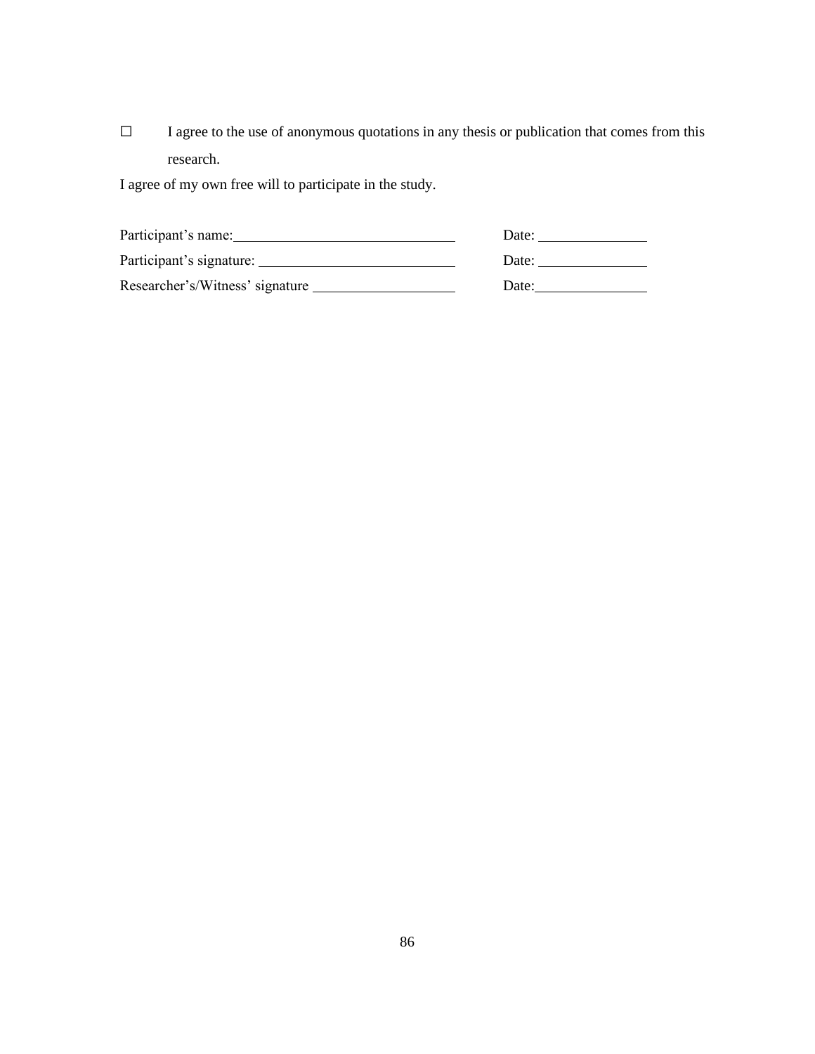☐ I agree to the use of anonymous quotations in any thesis or publication that comes from this research.

I agree of my own free will to participate in the study.

Participant's name:______________________________ Date: _______________

Participant's signature: ___________________________ Date: _______________

Researcher's/Witness' signature ____________________ Date:_______________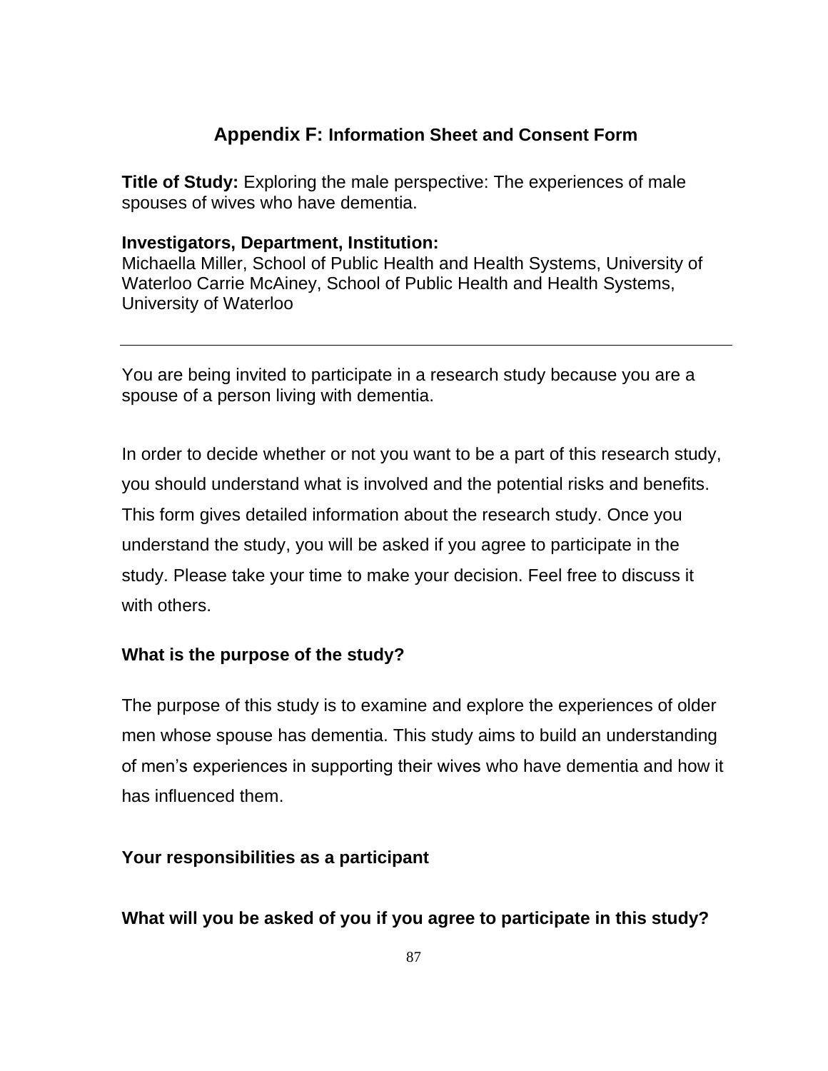## Appendix F: Information Sheet and Consent Form

**Title of Study:** Exploring the male perspective: The experiences of male spouses of wives who have dementia.

**Investigators, Department, Institution:**
Michaella Miller, School of Public Health and Health Systems, University of Waterloo Carrie McAiney, School of Public Health and Health Systems, University of Waterloo

---

You are being invited to participate in a research study because you are a spouse of a person living with dementia.

In order to decide whether or not you want to be a part of this research study, you should understand what is involved and the potential risks and benefits. This form gives detailed information about the research study. Once you understand the study, you will be asked if you agree to participate in the study. Please take your time to make your decision. Feel free to discuss it with others.

### What is the purpose of the study?

The purpose of this study is to examine and explore the experiences of older men whose spouse has dementia. This study aims to build an understanding of men's experiences in supporting their wives who have dementia and how it has influenced them.

### Your responsibilities as a participant

### What will you be asked of you if you agree to participate in this study?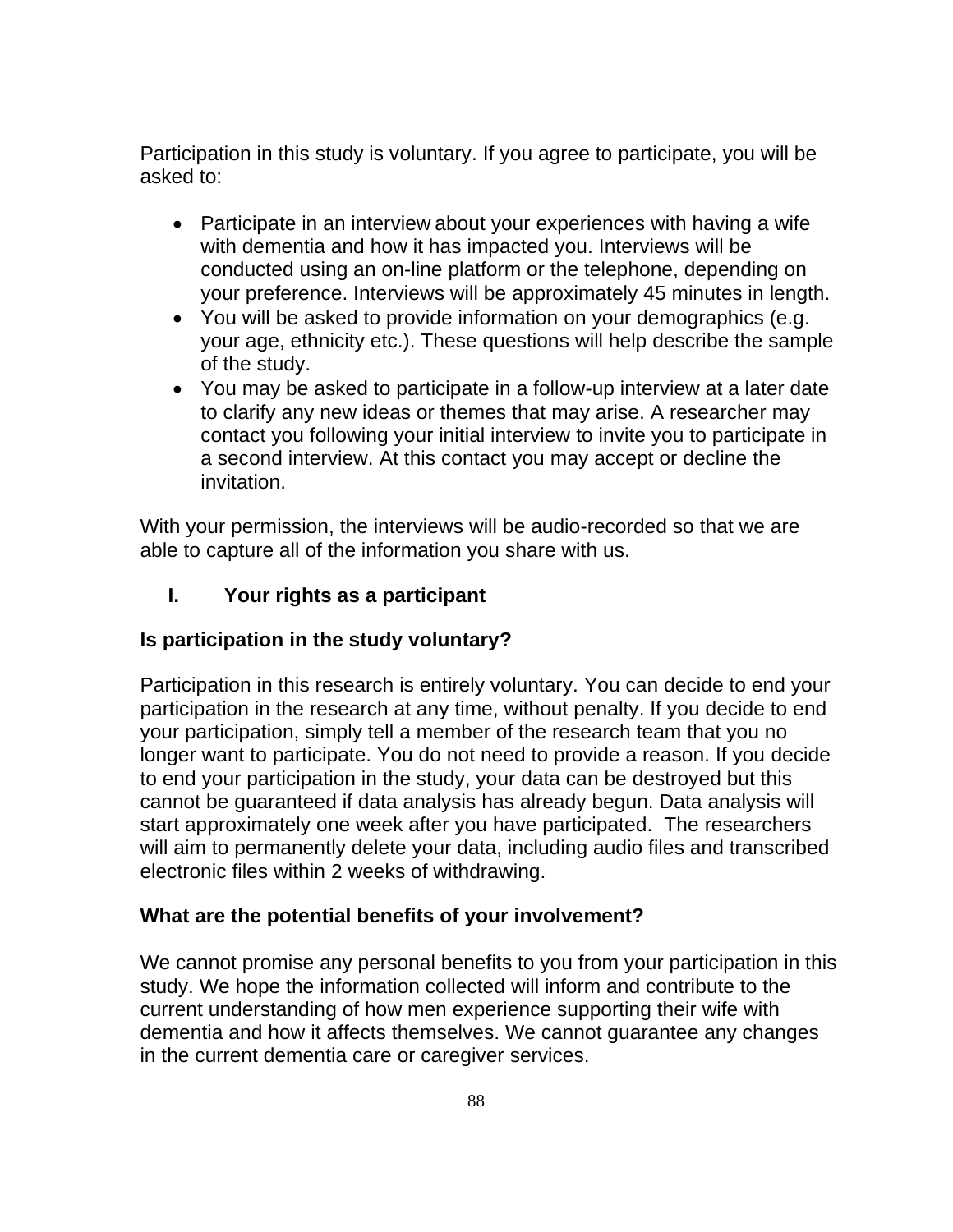Participation in this study is voluntary. If you agree to participate, you will be asked to:

- Participate in an interview about your experiences with having a wife with dementia and how it has impacted you. Interviews will be conducted using an on-line platform or the telephone, depending on your preference. Interviews will be approximately 45 minutes in length.
- You will be asked to provide information on your demographics (e.g. your age, ethnicity etc.). These questions will help describe the sample of the study.
- You may be asked to participate in a follow-up interview at a later date to clarify any new ideas or themes that may arise. A researcher may contact you following your initial interview to invite you to participate in a second interview. At this contact you may accept or decline the invitation.

With your permission, the interviews will be audio-recorded so that we are able to capture all of the information you share with us.

## I. Your rights as a participant

### Is participation in the study voluntary?

Participation in this research is entirely voluntary. You can decide to end your participation in the research at any time, without penalty. If you decide to end your participation, simply tell a member of the research team that you no longer want to participate. You do not need to provide a reason. If you decide to end your participation in the study, your data can be destroyed but this cannot be guaranteed if data analysis has already begun. Data analysis will start approximately one week after you have participated. The researchers will aim to permanently delete your data, including audio files and transcribed electronic files within 2 weeks of withdrawing.

### What are the potential benefits of your involvement?

We cannot promise any personal benefits to you from your participation in this study. We hope the information collected will inform and contribute to the current understanding of how men experience supporting their wife with dementia and how it affects themselves. We cannot guarantee any changes in the current dementia care or caregiver services.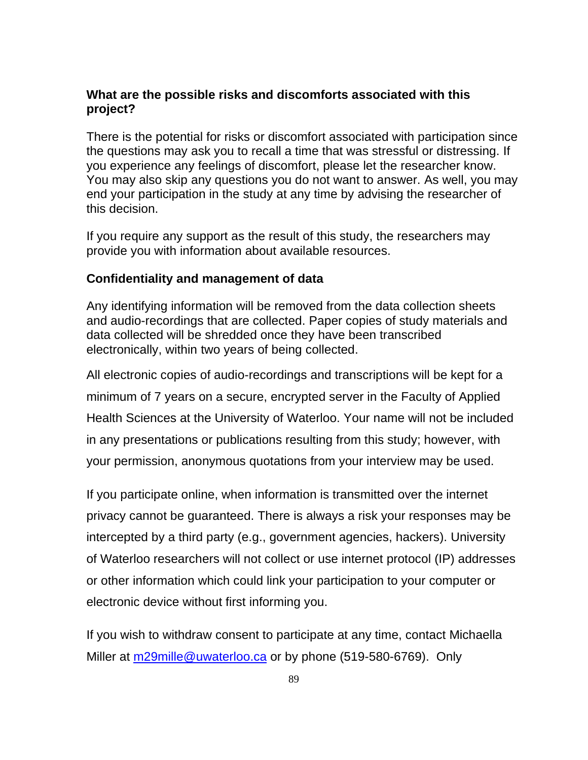**What are the possible risks and discomforts associated with this project?**

There is the potential for risks or discomfort associated with participation since the questions may ask you to recall a time that was stressful or distressing. If you experience any feelings of discomfort, please let the researcher know. You may also skip any questions you do not want to answer. As well, you may end your participation in the study at any time by advising the researcher of this decision.

If you require any support as the result of this study, the researchers may provide you with information about available resources.

**Confidentiality and management of data**

Any identifying information will be removed from the data collection sheets and audio-recordings that are collected. Paper copies of study materials and data collected will be shredded once they have been transcribed electronically, within two years of being collected.

All electronic copies of audio-recordings and transcriptions will be kept for a minimum of 7 years on a secure, encrypted server in the Faculty of Applied Health Sciences at the University of Waterloo. Your name will not be included in any presentations or publications resulting from this study; however, with your permission, anonymous quotations from your interview may be used.

If you participate online, when information is transmitted over the internet privacy cannot be guaranteed. There is always a risk your responses may be intercepted by a third party (e.g., government agencies, hackers). University of Waterloo researchers will not collect or use internet protocol (IP) addresses or other information which could link your participation to your computer or electronic device without first informing you.

If you wish to withdraw consent to participate at any time, contact Michaella Miller at m29mille@uwaterloo.ca or by phone (519-580-6769). Only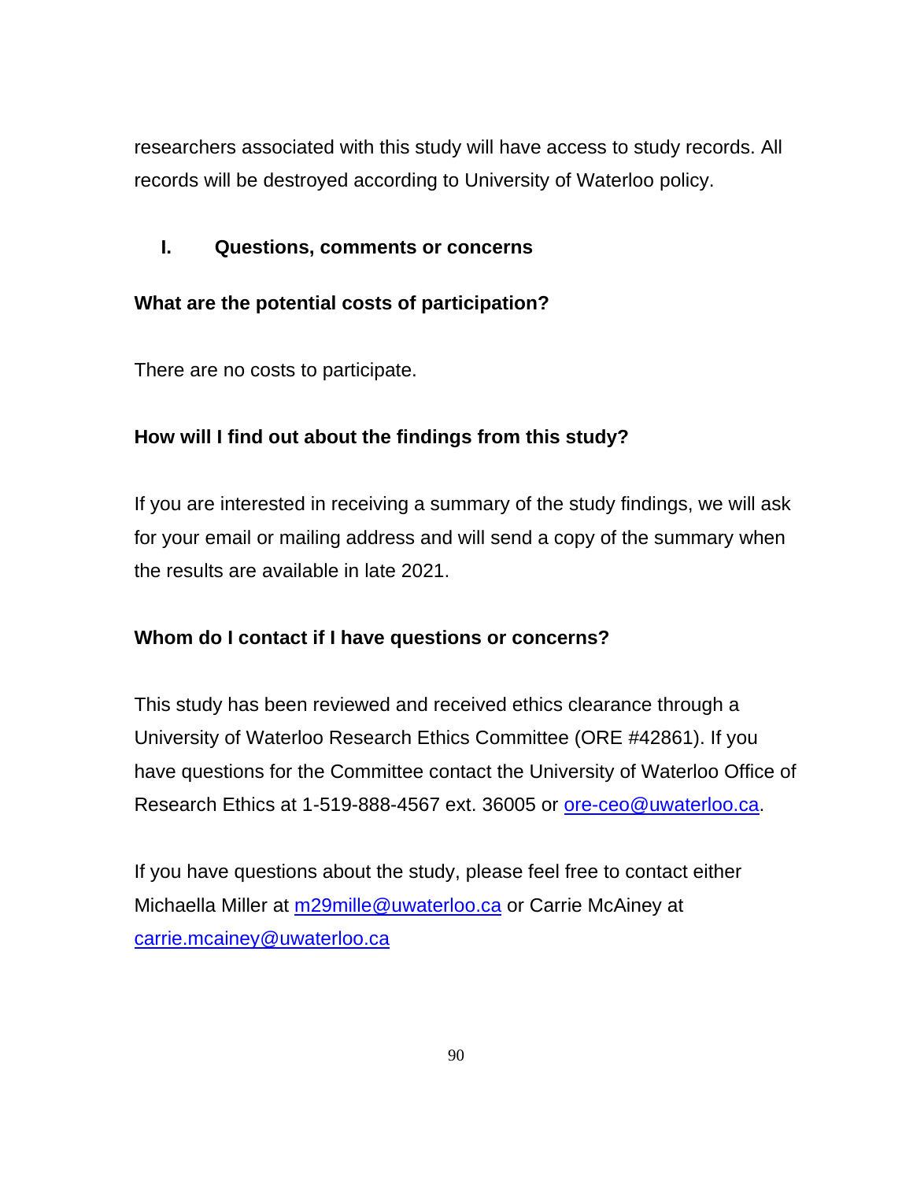researchers associated with this study will have access to study records. All records will be destroyed according to University of Waterloo policy.

## I. Questions, comments or concerns

**What are the potential costs of participation?**

There are no costs to participate.

**How will I find out about the findings from this study?**

If you are interested in receiving a summary of the study findings, we will ask for your email or mailing address and will send a copy of the summary when the results are available in late 2021.

**Whom do I contact if I have questions or concerns?**

This study has been reviewed and received ethics clearance through a University of Waterloo Research Ethics Committee (ORE #42861). If you have questions for the Committee contact the University of Waterloo Office of Research Ethics at 1-519-888-4567 ext. 36005 or ore-ceo@uwaterloo.ca.

If you have questions about the study, please feel free to contact either Michaella Miller at m29mille@uwaterloo.ca or Carrie McAiney at carrie.mcainey@uwaterloo.ca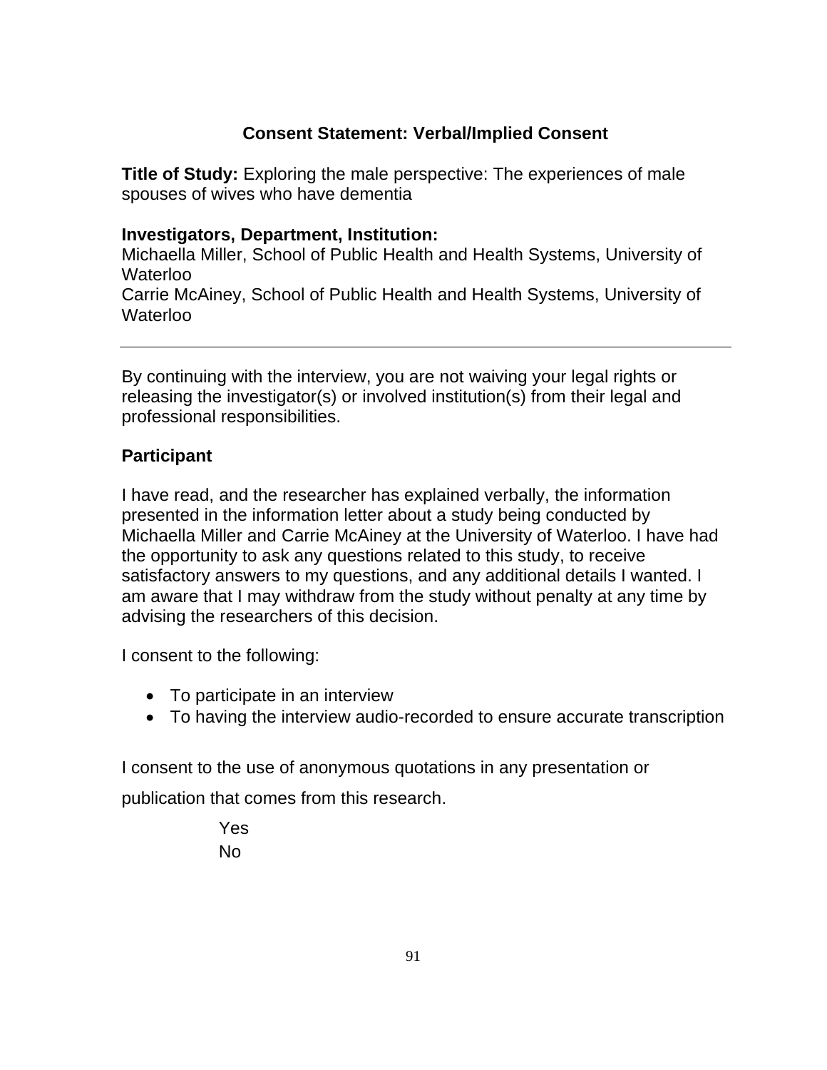## Consent Statement: Verbal/Implied Consent

**Title of Study:** Exploring the male perspective: The experiences of male spouses of wives who have dementia

**Investigators, Department, Institution:**
Michaella Miller, School of Public Health and Health Systems, University of Waterloo
Carrie McAiney, School of Public Health and Health Systems, University of Waterloo

---

By continuing with the interview, you are not waiving your legal rights or releasing the investigator(s) or involved institution(s) from their legal and professional responsibilities.

**Participant**

I have read, and the researcher has explained verbally, the information presented in the information letter about a study being conducted by Michaella Miller and Carrie McAiney at the University of Waterloo. I have had the opportunity to ask any questions related to this study, to receive satisfactory answers to my questions, and any additional details I wanted. I am aware that I may withdraw from the study without penalty at any time by advising the researchers of this decision.

I consent to the following:

- To participate in an interview
- To having the interview audio-recorded to ensure accurate transcription

I consent to the use of anonymous quotations in any presentation or publication that comes from this research.

Yes
No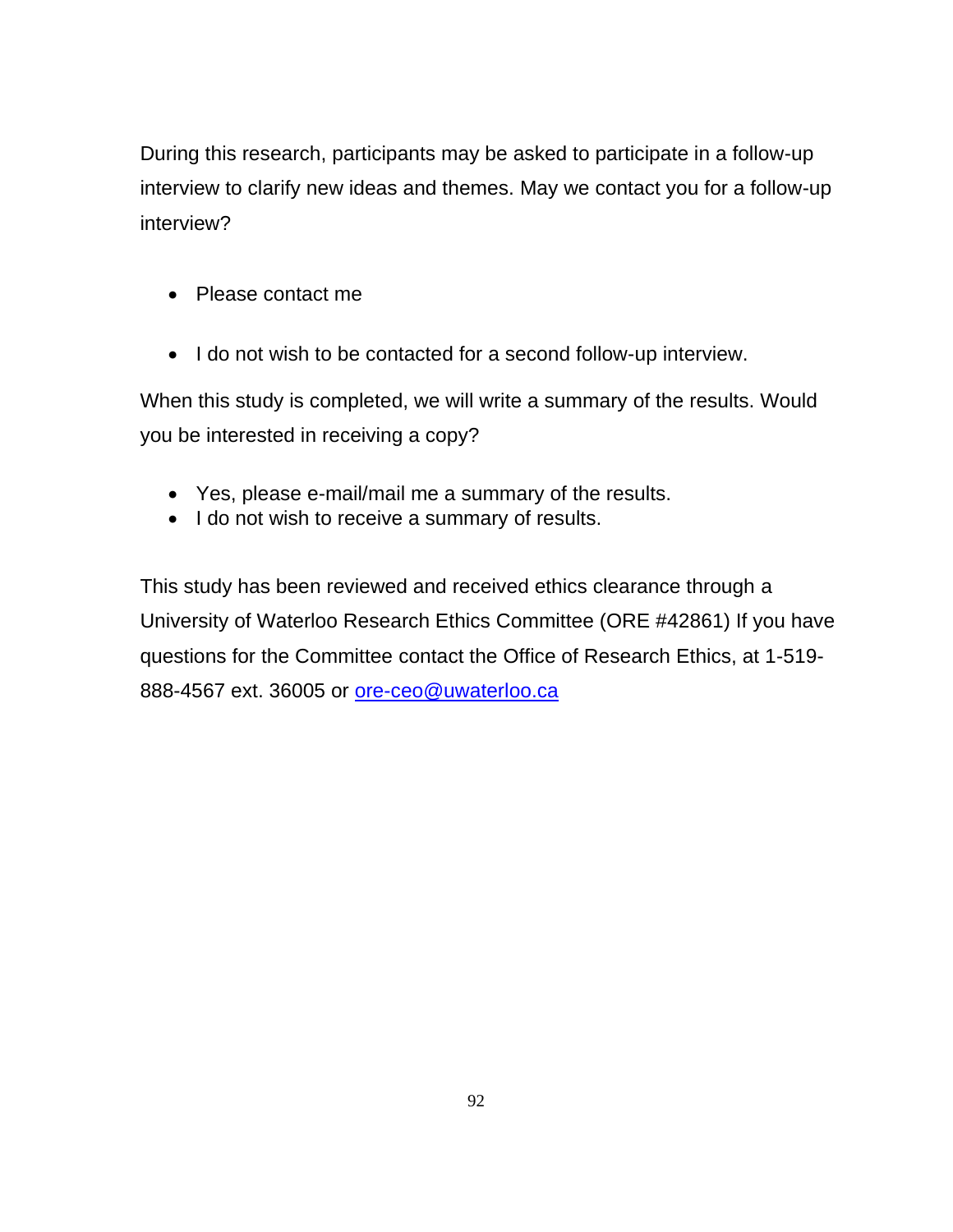During this research, participants may be asked to participate in a follow-up interview to clarify new ideas and themes. May we contact you for a follow-up interview?

- Please contact me

- I do not wish to be contacted for a second follow-up interview.

When this study is completed, we will write a summary of the results. Would you be interested in receiving a copy?

- Yes, please e-mail/mail me a summary of the results.
- I do not wish to receive a summary of results.

This study has been reviewed and received ethics clearance through a University of Waterloo Research Ethics Committee (ORE #42861) If you have questions for the Committee contact the Office of Research Ethics, at 1-519-888-4567 ext. 36005 or ore-ceo@uwaterloo.ca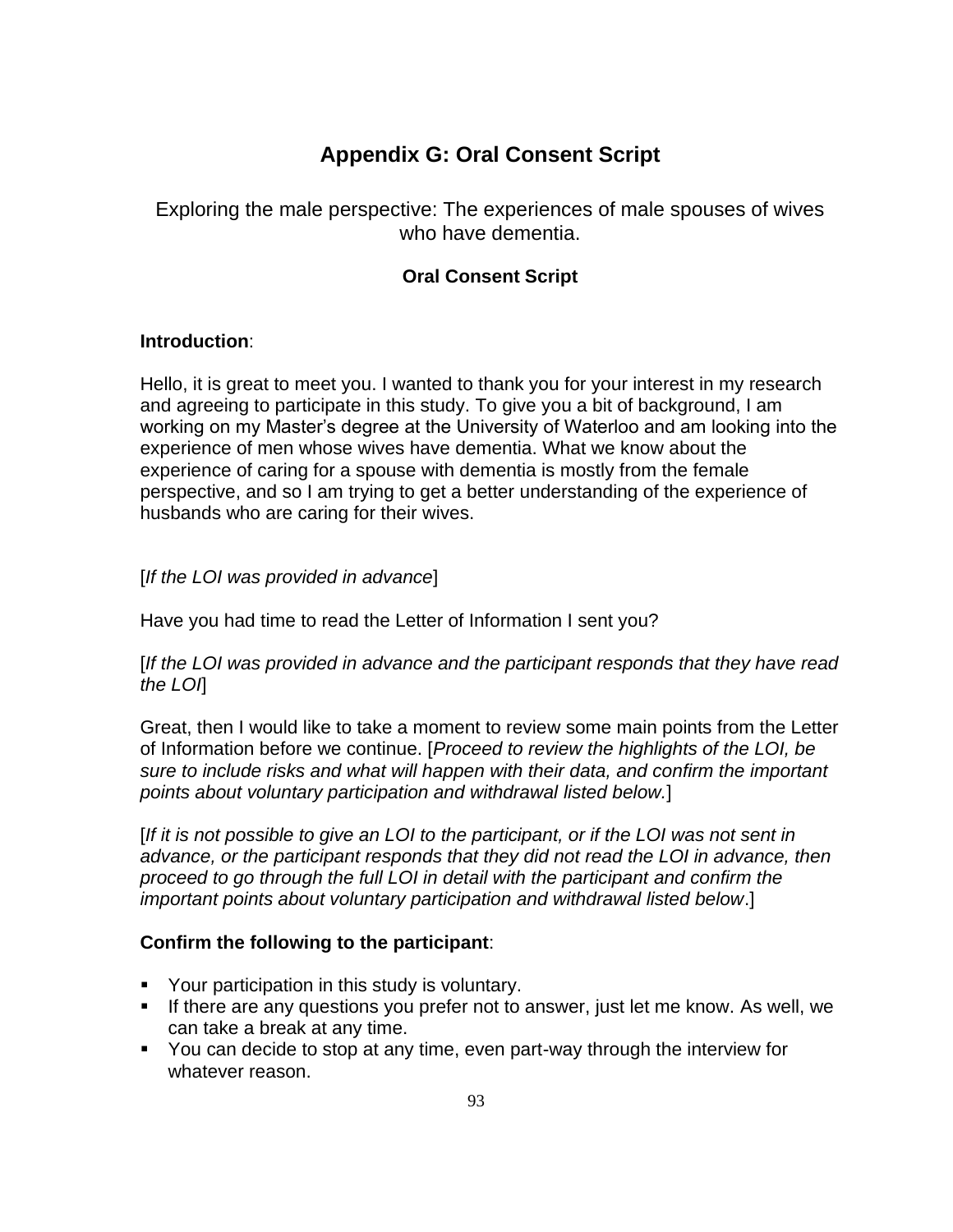# Appendix G: Oral Consent Script

Exploring the male perspective: The experiences of male spouses of wives who have dementia.

**Oral Consent Script**

**Introduction**:

Hello, it is great to meet you. I wanted to thank you for your interest in my research and agreeing to participate in this study. To give you a bit of background, I am working on my Master's degree at the University of Waterloo and am looking into the experience of men whose wives have dementia. What we know about the experience of caring for a spouse with dementia is mostly from the female perspective, and so I am trying to get a better understanding of the experience of husbands who are caring for their wives.

[*If the LOI was provided in advance*]

Have you had time to read the Letter of Information I sent you?

[*If the LOI was provided in advance and the participant responds that they have read the LOI*]

Great, then I would like to take a moment to review some main points from the Letter of Information before we continue. [*Proceed to review the highlights of the LOI, be sure to include risks and what will happen with their data, and confirm the important points about voluntary participation and withdrawal listed below.*]

[*If it is not possible to give an LOI to the participant, or if the LOI was not sent in advance, or the participant responds that they did not read the LOI in advance, then proceed to go through the full LOI in detail with the participant and confirm the important points about voluntary participation and withdrawal listed below*.]

**Confirm the following to the participant**:

- Your participation in this study is voluntary.
- If there are any questions you prefer not to answer, just let me know. As well, we can take a break at any time.
- You can decide to stop at any time, even part-way through the interview for whatever reason.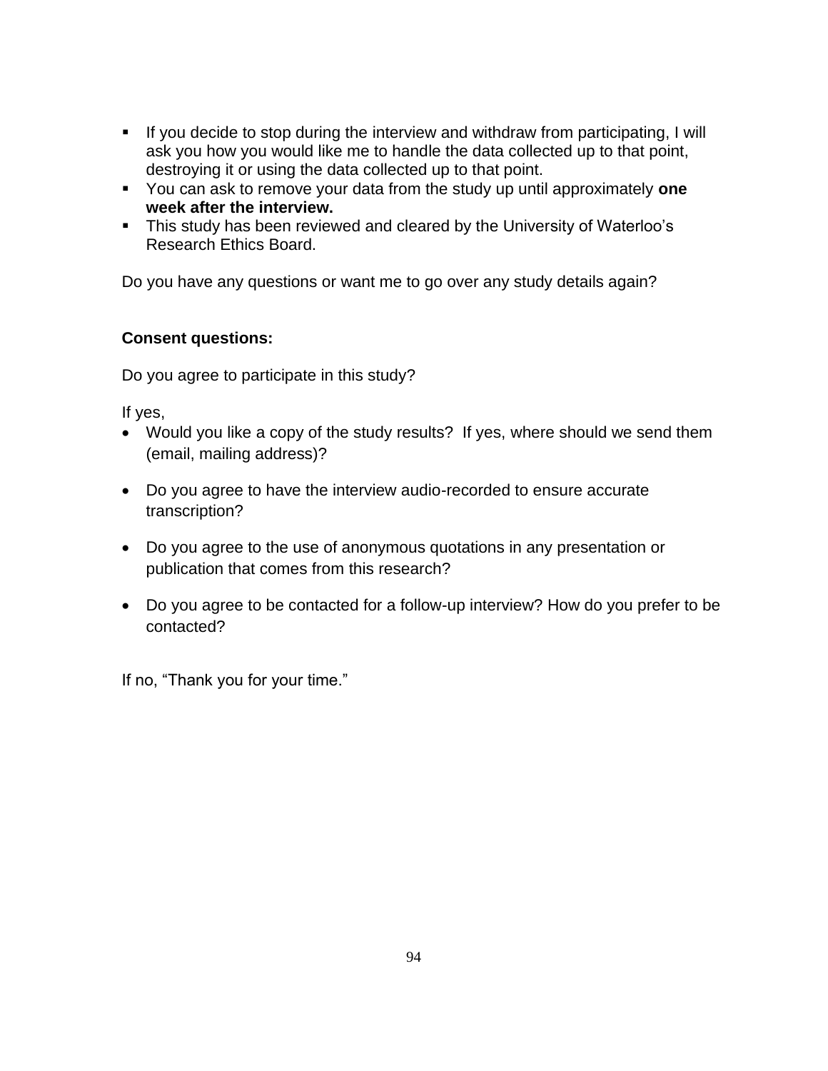- If you decide to stop during the interview and withdraw from participating, I will ask you how you would like me to handle the data collected up to that point, destroying it or using the data collected up to that point.
- You can ask to remove your data from the study up until approximately **one week after the interview.**
- This study has been reviewed and cleared by the University of Waterloo's Research Ethics Board.

Do you have any questions or want me to go over any study details again?

**Consent questions:**

Do you agree to participate in this study?

If yes,

- Would you like a copy of the study results? If yes, where should we send them (email, mailing address)?
- Do you agree to have the interview audio-recorded to ensure accurate transcription?
- Do you agree to the use of anonymous quotations in any presentation or publication that comes from this research?
- Do you agree to be contacted for a follow-up interview? How do you prefer to be contacted?

If no, "Thank you for your time."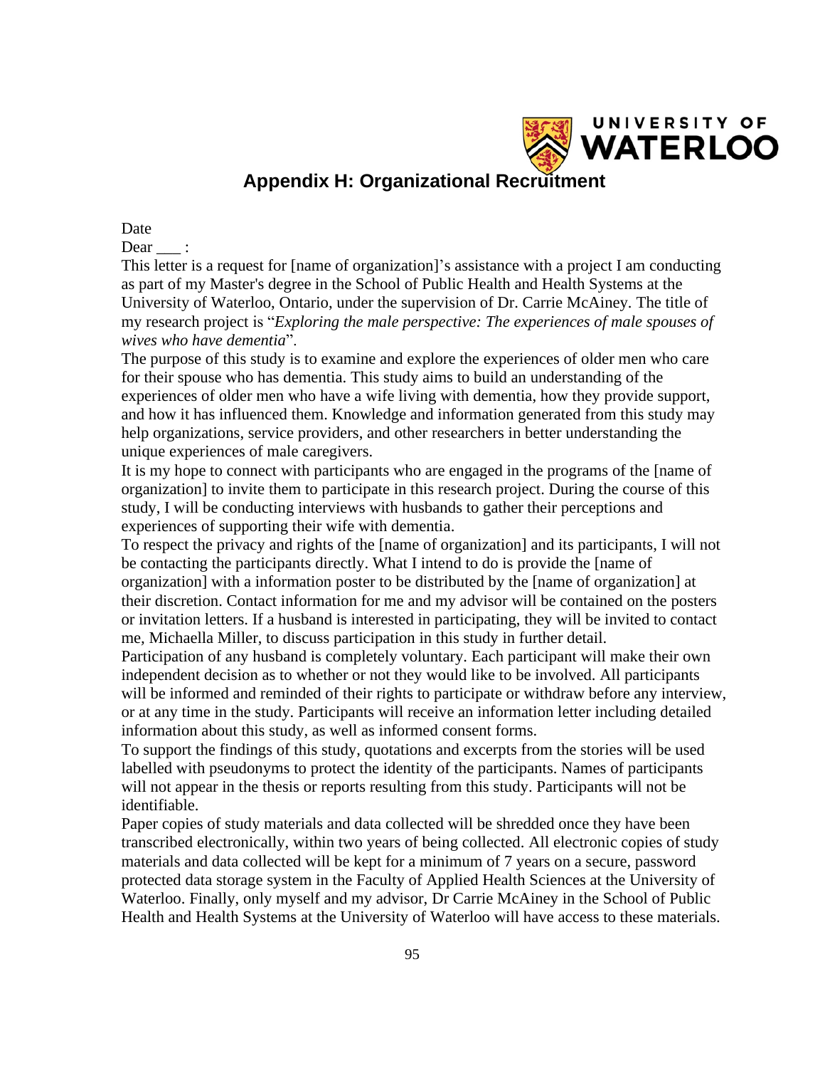# Appendix H: Organizational Recruitment

Date

Dear ___ :

This letter is a request for [name of organization]'s assistance with a project I am conducting as part of my Master's degree in the School of Public Health and Health Systems at the University of Waterloo, Ontario, under the supervision of Dr. Carrie McAiney. The title of my research project is "*Exploring the male perspective: The experiences of male spouses of wives who have dementia*".

The purpose of this study is to examine and explore the experiences of older men who care for their spouse who has dementia. This study aims to build an understanding of the experiences of older men who have a wife living with dementia, how they provide support, and how it has influenced them. Knowledge and information generated from this study may help organizations, service providers, and other researchers in better understanding the unique experiences of male caregivers.

It is my hope to connect with participants who are engaged in the programs of the [name of organization] to invite them to participate in this research project. During the course of this study, I will be conducting interviews with husbands to gather their perceptions and experiences of supporting their wife with dementia.

To respect the privacy and rights of the [name of organization] and its participants, I will not be contacting the participants directly. What I intend to do is provide the [name of organization] with a information poster to be distributed by the [name of organization] at their discretion. Contact information for me and my advisor will be contained on the posters or invitation letters. If a husband is interested in participating, they will be invited to contact me, Michaella Miller, to discuss participation in this study in further detail.

Participation of any husband is completely voluntary. Each participant will make their own independent decision as to whether or not they would like to be involved. All participants will be informed and reminded of their rights to participate or withdraw before any interview, or at any time in the study. Participants will receive an information letter including detailed information about this study, as well as informed consent forms.

To support the findings of this study, quotations and excerpts from the stories will be used labelled with pseudonyms to protect the identity of the participants. Names of participants will not appear in the thesis or reports resulting from this study. Participants will not be identifiable.

Paper copies of study materials and data collected will be shredded once they have been transcribed electronically, within two years of being collected. All electronic copies of study materials and data collected will be kept for a minimum of 7 years on a secure, password protected data storage system in the Faculty of Applied Health Sciences at the University of Waterloo. Finally, only myself and my advisor, Dr Carrie McAiney in the School of Public Health and Health Systems at the University of Waterloo will have access to these materials.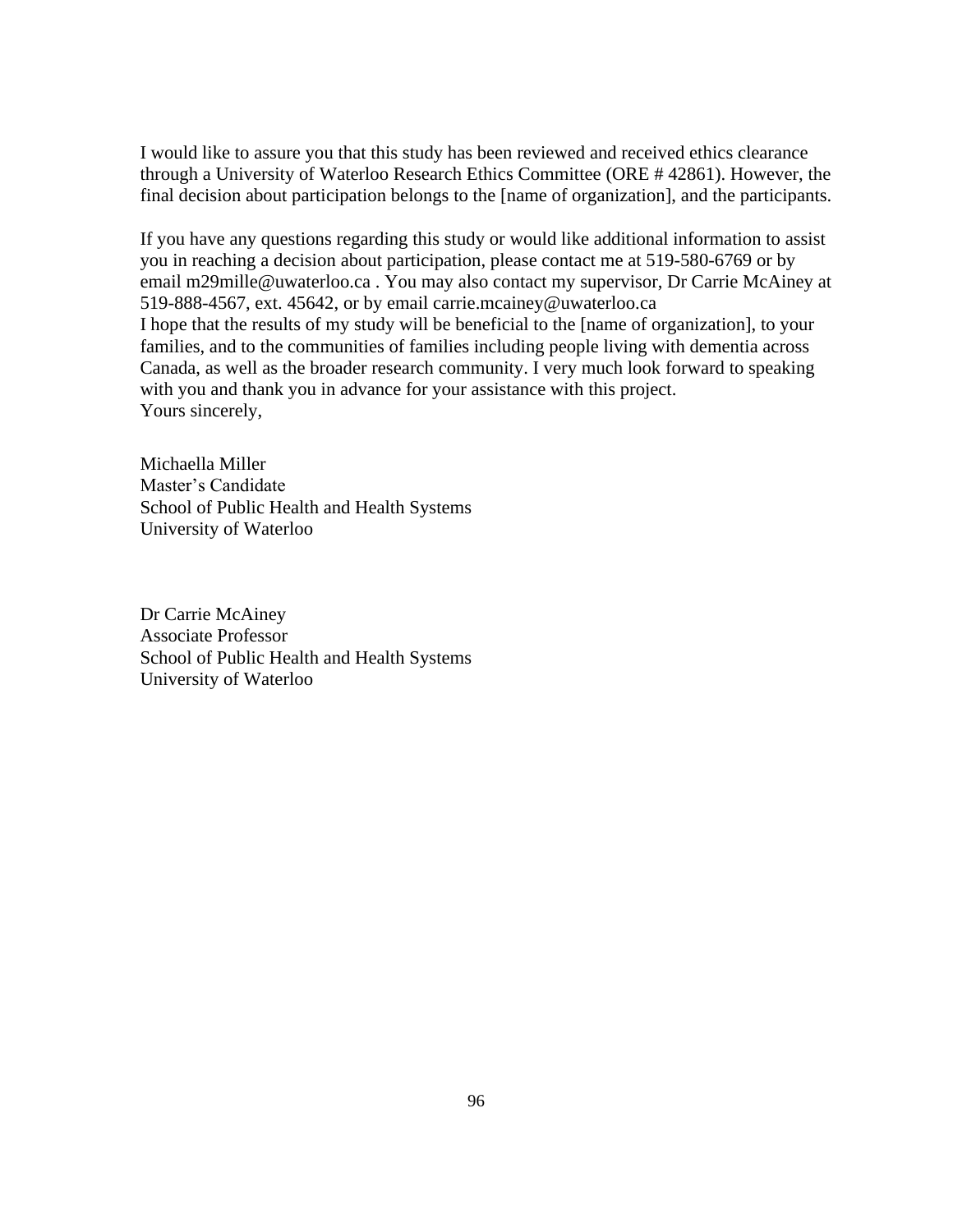I would like to assure you that this study has been reviewed and received ethics clearance through a University of Waterloo Research Ethics Committee (ORE # 42861). However, the final decision about participation belongs to the [name of organization], and the participants.

If you have any questions regarding this study or would like additional information to assist you in reaching a decision about participation, please contact me at 519-580-6769 or by email m29mille@uwaterloo.ca . You may also contact my supervisor, Dr Carrie McAiney at 519-888-4567, ext. 45642, or by email carrie.mcainey@uwaterloo.ca

I hope that the results of my study will be beneficial to the [name of organization], to your families, and to the communities of families including people living with dementia across Canada, as well as the broader research community. I very much look forward to speaking with you and thank you in advance for your assistance with this project.

Yours sincerely,

Michaella Miller
Master's Candidate
School of Public Health and Health Systems
University of Waterloo

Dr Carrie McAiney
Associate Professor
School of Public Health and Health Systems
University of Waterloo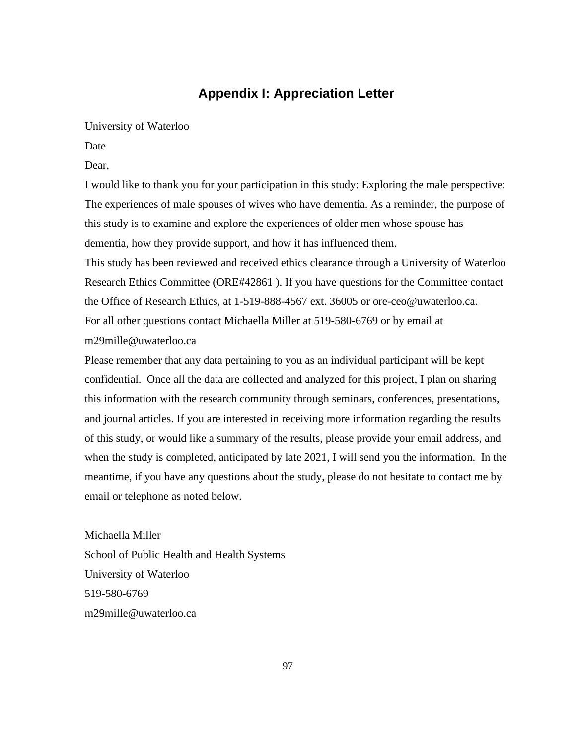# Appendix I: Appreciation Letter

University of Waterloo

Date

Dear,

I would like to thank you for your participation in this study: Exploring the male perspective: The experiences of male spouses of wives who have dementia. As a reminder, the purpose of this study is to examine and explore the experiences of older men whose spouse has dementia, how they provide support, and how it has influenced them.

This study has been reviewed and received ethics clearance through a University of Waterloo Research Ethics Committee (ORE#42861 ). If you have questions for the Committee contact the Office of Research Ethics, at 1-519-888-4567 ext. 36005 or ore-ceo@uwaterloo.ca.

For all other questions contact Michaella Miller at 519-580-6769 or by email at m29mille@uwaterloo.ca

Please remember that any data pertaining to you as an individual participant will be kept confidential. Once all the data are collected and analyzed for this project, I plan on sharing this information with the research community through seminars, conferences, presentations, and journal articles. If you are interested in receiving more information regarding the results of this study, or would like a summary of the results, please provide your email address, and when the study is completed, anticipated by late 2021, I will send you the information. In the meantime, if you have any questions about the study, please do not hesitate to contact me by email or telephone as noted below.

Michaella Miller
School of Public Health and Health Systems
University of Waterloo
519-580-6769
m29mille@uwaterloo.ca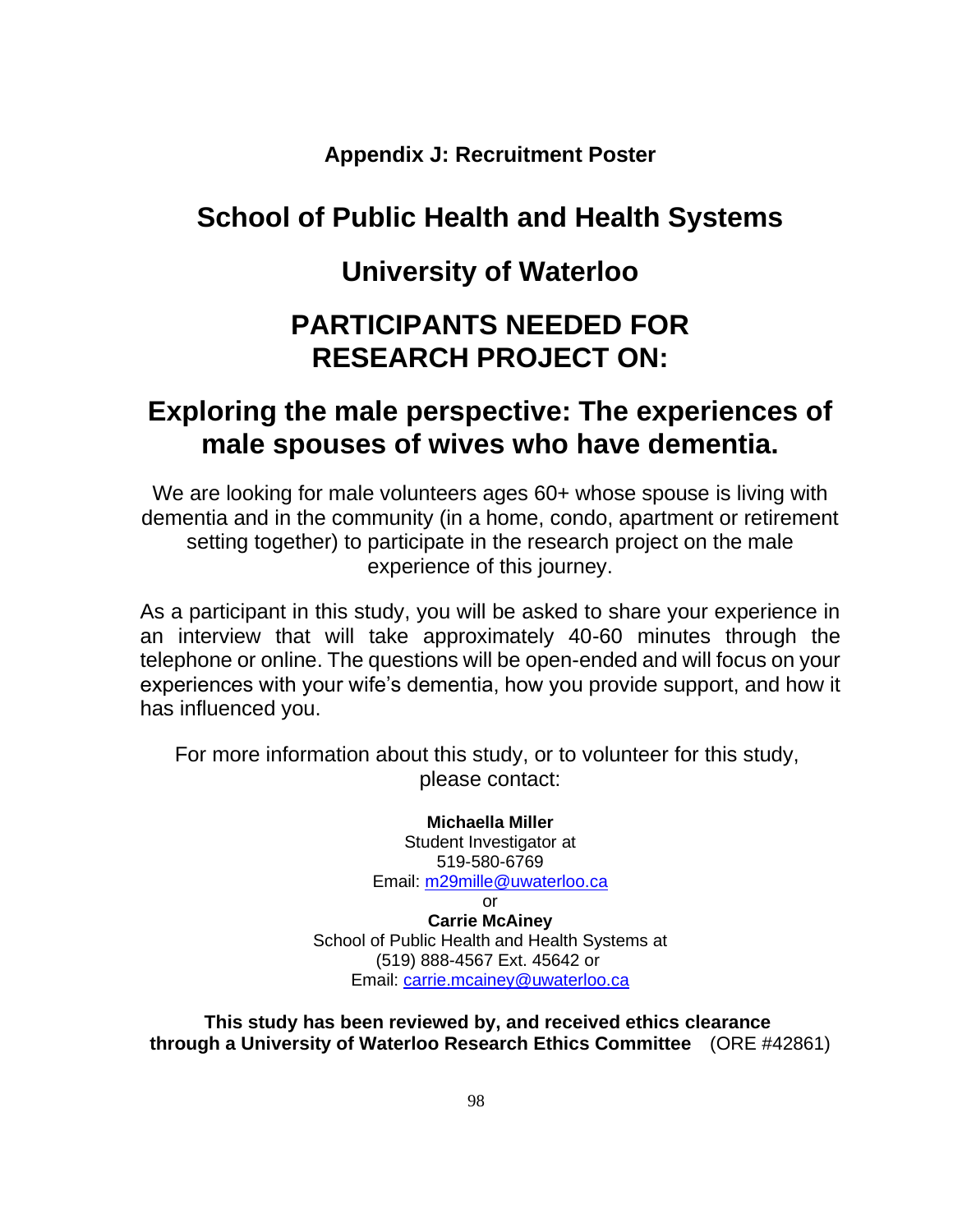**Appendix J: Recruitment Poster**

# School of Public Health and Health Systems

# University of Waterloo

# PARTICIPANTS NEEDED FOR RESEARCH PROJECT ON:

## Exploring the male perspective: The experiences of male spouses of wives who have dementia.

We are looking for male volunteers ages 60+ whose spouse is living with dementia and in the community (in a home, condo, apartment or retirement setting together) to participate in the research project on the male experience of this journey.

As a participant in this study, you will be asked to share your experience in an interview that will take approximately 40-60 minutes through the telephone or online. The questions will be open-ended and will focus on your experiences with your wife's dementia, how you provide support, and how it has influenced you.

For more information about this study, or to volunteer for this study, please contact:

**Michaella Miller**
Student Investigator at
519-580-6769
Email: m29mille@uwaterloo.ca
or
**Carrie McAiney**
School of Public Health and Health Systems at
(519) 888-4567 Ext. 45642 or
Email: carrie.mcainey@uwaterloo.ca

**This study has been reviewed by, and received ethics clearance through a University of Waterloo Research Ethics Committee** (ORE #42861)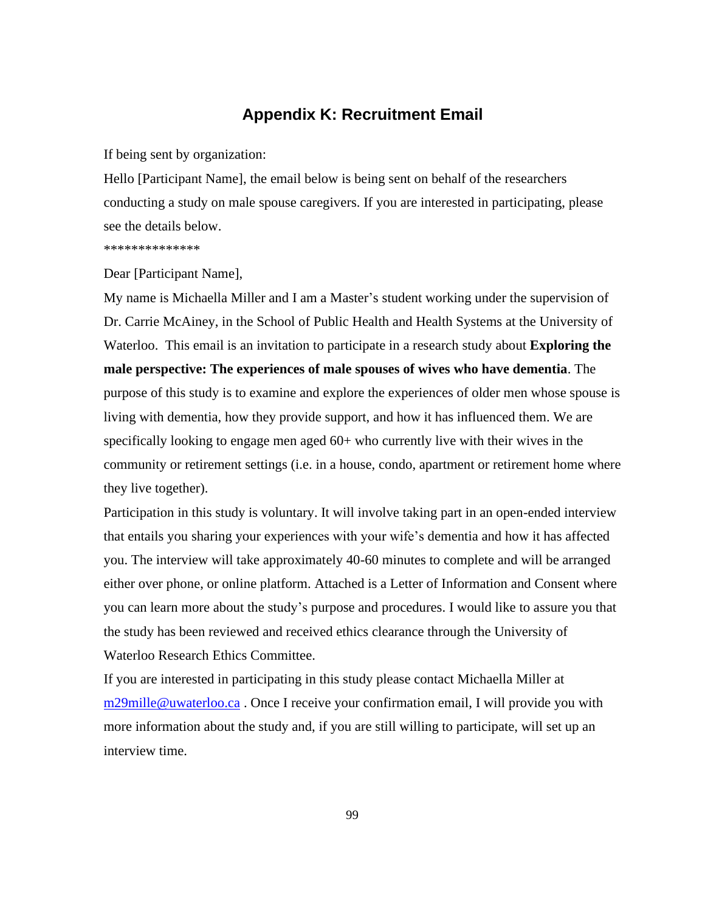## Appendix K: Recruitment Email

If being sent by organization:

Hello [Participant Name], the email below is being sent on behalf of the researchers conducting a study on male spouse caregivers. If you are interested in participating, please see the details below.

**************

Dear [Participant Name],

My name is Michaella Miller and I am a Master's student working under the supervision of Dr. Carrie McAiney, in the School of Public Health and Health Systems at the University of Waterloo. This email is an invitation to participate in a research study about **Exploring the male perspective: The experiences of male spouses of wives who have dementia**. The purpose of this study is to examine and explore the experiences of older men whose spouse is living with dementia, how they provide support, and how it has influenced them. We are specifically looking to engage men aged 60+ who currently live with their wives in the community or retirement settings (i.e. in a house, condo, apartment or retirement home where they live together).

Participation in this study is voluntary. It will involve taking part in an open-ended interview that entails you sharing your experiences with your wife's dementia and how it has affected you. The interview will take approximately 40-60 minutes to complete and will be arranged either over phone, or online platform. Attached is a Letter of Information and Consent where you can learn more about the study's purpose and procedures. I would like to assure you that the study has been reviewed and received ethics clearance through the University of Waterloo Research Ethics Committee.

If you are interested in participating in this study please contact Michaella Miller at m29mille@uwaterloo.ca . Once I receive your confirmation email, I will provide you with more information about the study and, if you are still willing to participate, will set up an interview time.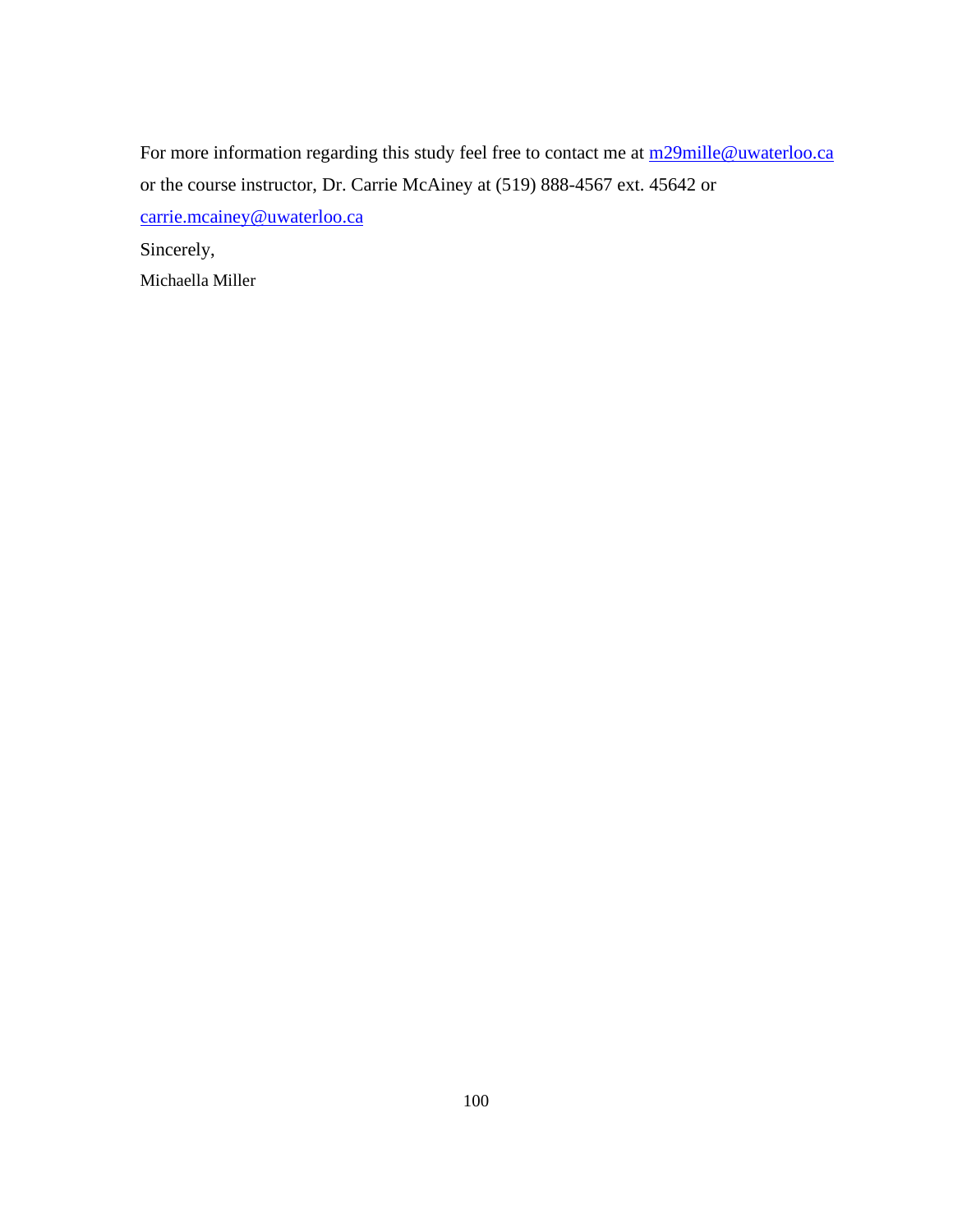For more information regarding this study feel free to contact me at m29mille@uwaterloo.ca or the course instructor, Dr. Carrie McAiney at (519) 888-4567 ext. 45642 or carrie.mcainey@uwaterloo.ca

Sincerely,

Michaella Miller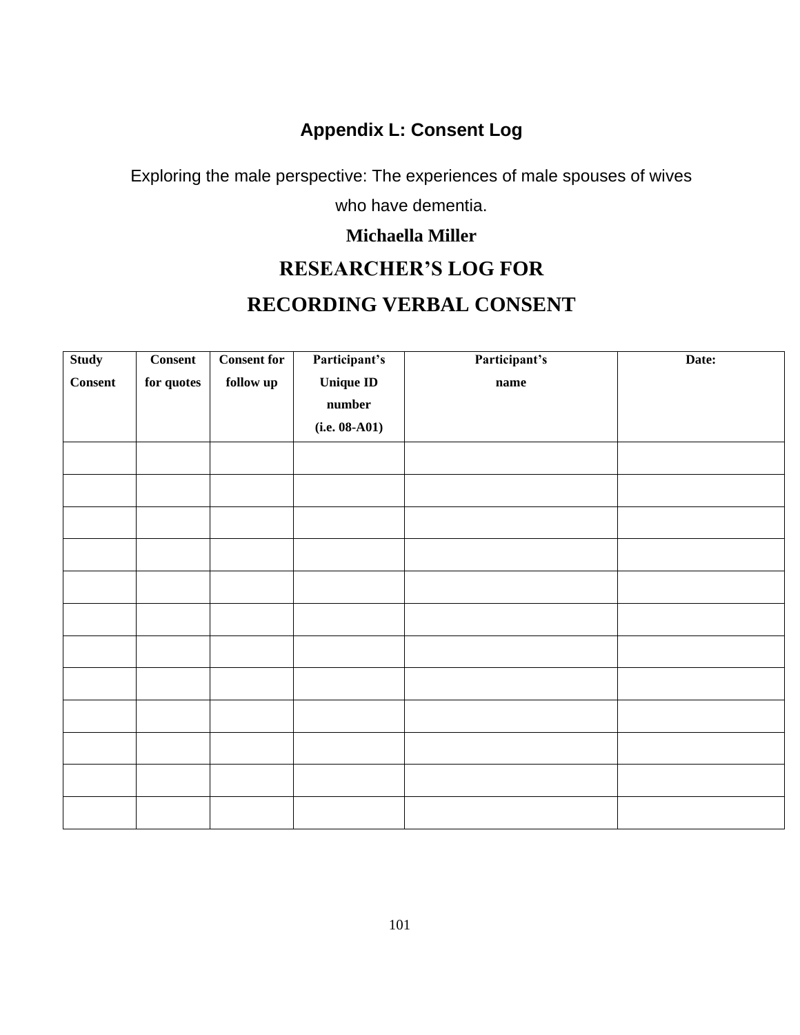## Appendix L: Consent Log

Exploring the male perspective: The experiences of male spouses of wives who have dementia.

**Michaella Miller**

**RESEARCHER'S LOG FOR**

**RECORDING VERBAL CONSENT**

| Study Consent | Consent for quotes | Consent for follow up | Participant's Unique ID number (i.e. 08-A01) | Participant's name | Date: |
|---|---|---|---|---|---|
| | | | | | |
| | | | | | |
| | | | | | |
| | | | | | |
| | | | | | |
| | | | | | |
| | | | | | |
| | | | | | |
| | | | | | |
| | | | | | |
| | | | | | |
| | | | | | |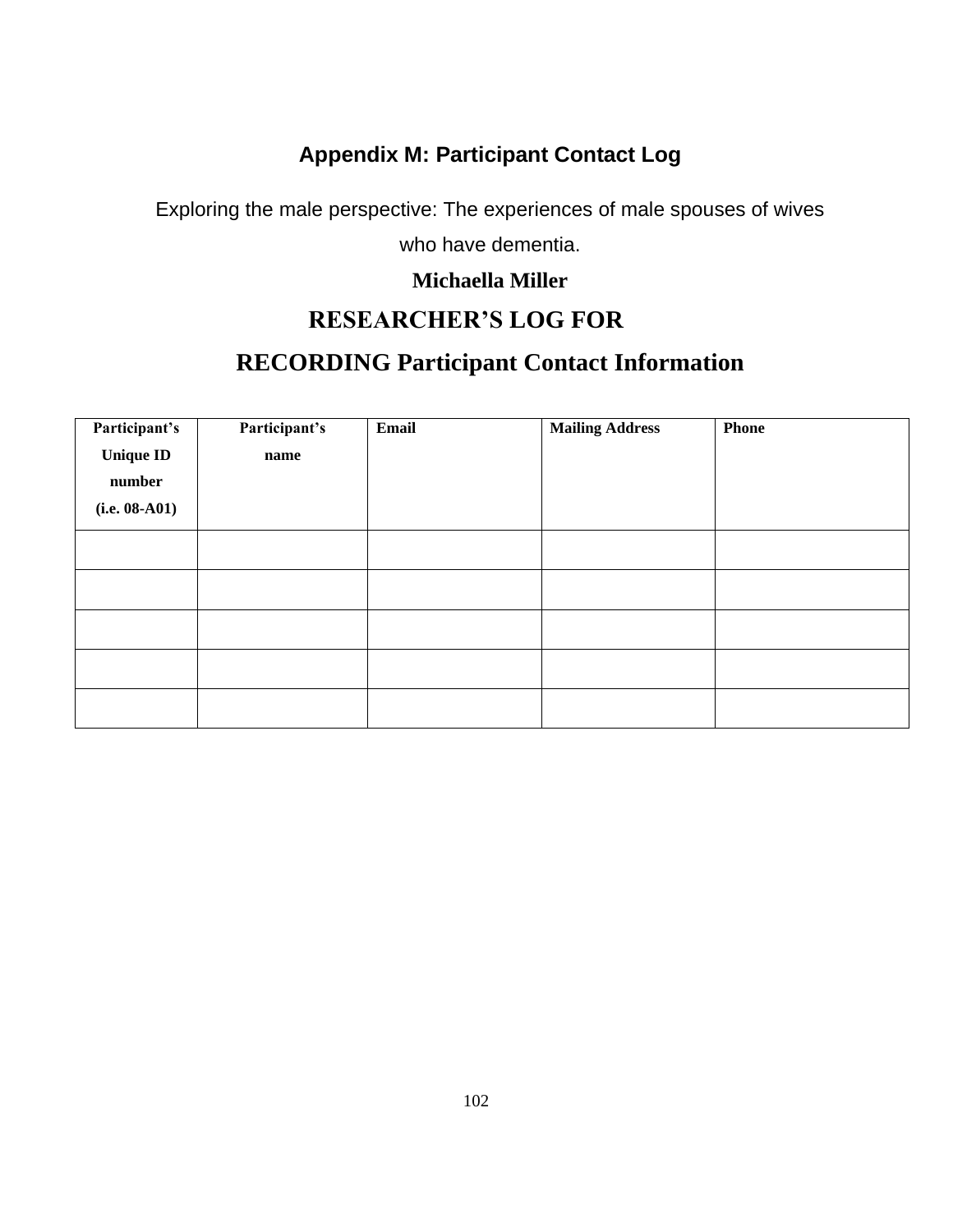## Appendix M: Participant Contact Log

Exploring the male perspective: The experiences of male spouses of wives who have dementia.

**Michaella Miller**

**RESEARCHER'S LOG FOR**

**RECORDING Participant Contact Information**

| Participant's Unique ID number (i.e. 08-A01) | Participant's name | Email | Mailing Address | Phone |
|---|---|---|---|---|
| | | | | |
| | | | | |
| | | | | |
| | | | | |
| | | | | |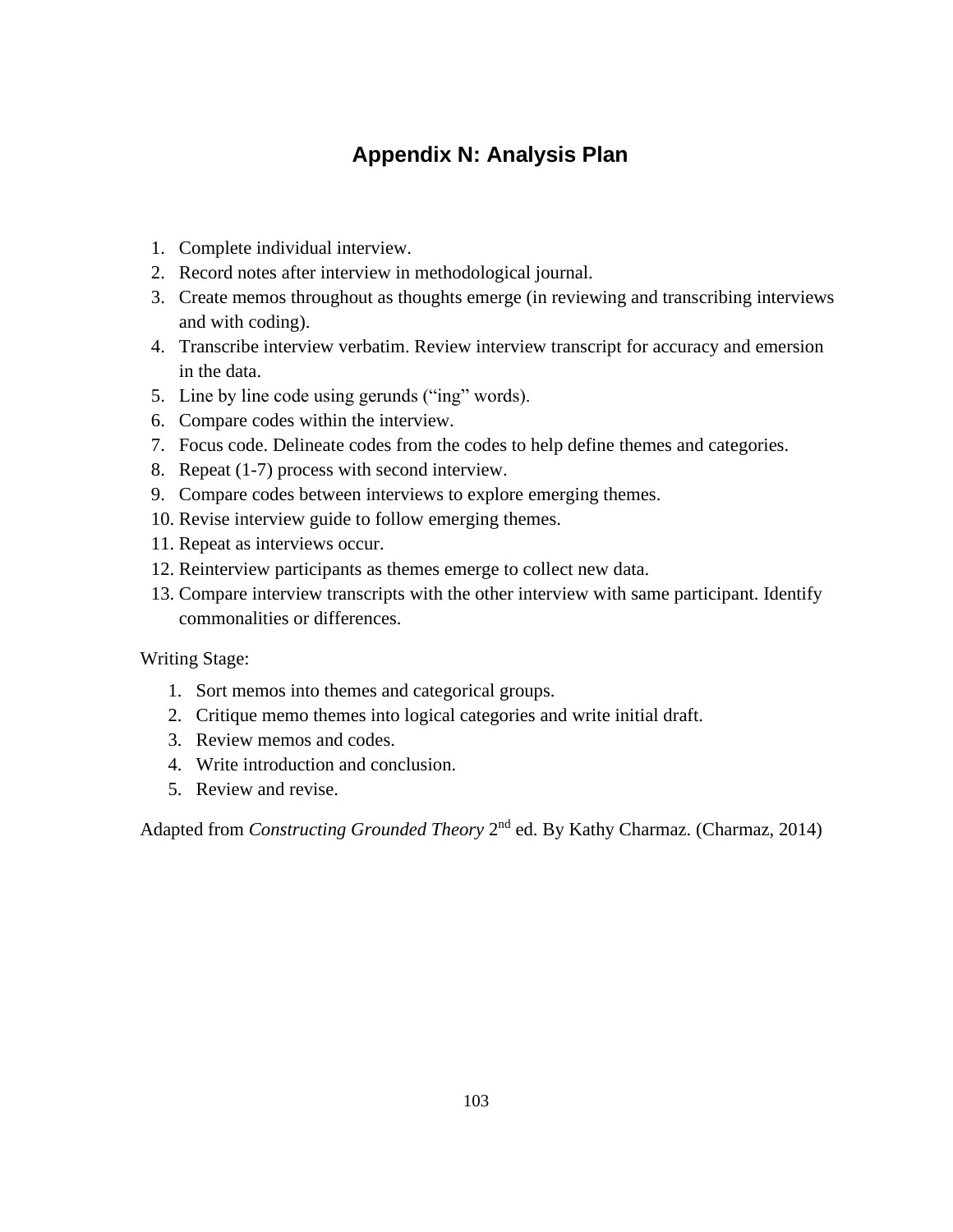# Appendix N: Analysis Plan

1. Complete individual interview.
2. Record notes after interview in methodological journal.
3. Create memos throughout as thoughts emerge (in reviewing and transcribing interviews and with coding).
4. Transcribe interview verbatim. Review interview transcript for accuracy and emersion in the data.
5. Line by line code using gerunds ("ing" words).
6. Compare codes within the interview.
7. Focus code. Delineate codes from the codes to help define themes and categories.
8. Repeat (1-7) process with second interview.
9. Compare codes between interviews to explore emerging themes.
10. Revise interview guide to follow emerging themes.
11. Repeat as interviews occur.
12. Reinterview participants as themes emerge to collect new data.
13. Compare interview transcripts with the other interview with same participant. Identify commonalities or differences.

Writing Stage:

1. Sort memos into themes and categorical groups.
2. Critique memo themes into logical categories and write initial draft.
3. Review memos and codes.
4. Write introduction and conclusion.
5. Review and revise.

Adapted from *Constructing Grounded Theory* 2nd ed. By Kathy Charmaz. (Charmaz, 2014)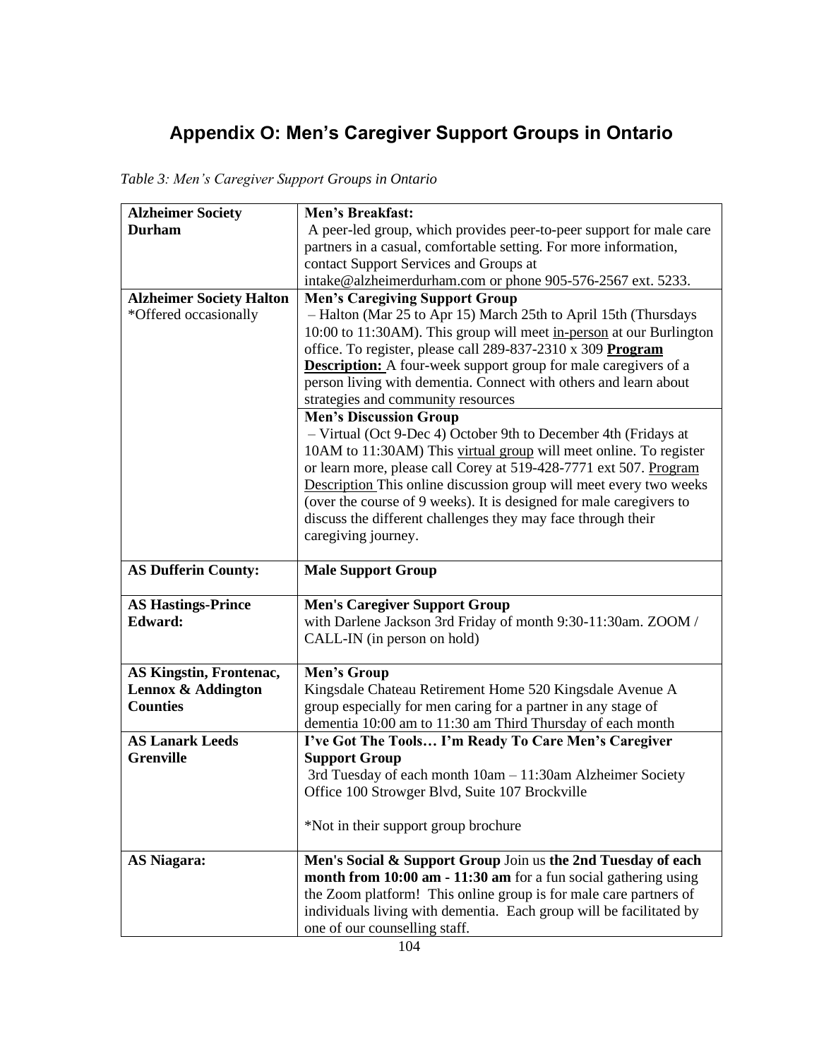## Appendix O: Men's Caregiver Support Groups in Ontario

*Table 3: Men's Caregiver Support Groups in Ontario*

| | |
|---|---|
| **Alzheimer Society Durham** | **Men's Breakfast:** A peer-led group, which provides peer-to-peer support for male care partners in a casual, comfortable setting. For more information, contact Support Services and Groups at intake@alzheimerdurham.com or phone 905-576-2567 ext. 5233. |
| **Alzheimer Society Halton** *Offered occasionally | **Men's Caregiving Support Group** – Halton (Mar 25 to Apr 15) March 25th to April 15th (Thursdays 10:00 to 11:30AM). This group will meet in-person at our Burlington office. To register, please call 289-837-2310 x 309 **Program Description:** A four-week support group for male caregivers of a person living with dementia. Connect with others and learn about strategies and community resources |
| | **Men's Discussion Group** – Virtual (Oct 9-Dec 4) October 9th to December 4th (Fridays at 10AM to 11:30AM) This virtual group will meet online. To register or learn more, please call Corey at 519-428-7771 ext 507. Program Description This online discussion group will meet every two weeks (over the course of 9 weeks). It is designed for male caregivers to discuss the different challenges they may face through their caregiving journey. |
| **AS Dufferin County:** | **Male Support Group** |
| **AS Hastings-Prince Edward:** | **Men's Caregiver Support Group** with Darlene Jackson 3rd Friday of month 9:30-11:30am. ZOOM / CALL-IN (in person on hold) |
| **AS Kingstin, Frontenac, Lennox & Addington Counties** | **Men's Group** Kingsdale Chateau Retirement Home 520 Kingsdale Avenue A group especially for men caring for a partner in any stage of dementia 10:00 am to 11:30 am Third Thursday of each month |
| **AS Lanark Leeds Grenville** | **I've Got The Tools… I'm Ready To Care Men's Caregiver Support Group** 3rd Tuesday of each month 10am – 11:30am Alzheimer Society Office 100 Strowger Blvd, Suite 107 Brockville<br><br>*Not in their support group brochure |
| **AS Niagara:** | **Men's Social & Support Group** Join us **the 2nd Tuesday of each month from 10:00 am - 11:30 am** for a fun social gathering using the Zoom platform! This online group is for male care partners of individuals living with dementia. Each group will be facilitated by one of our counselling staff. |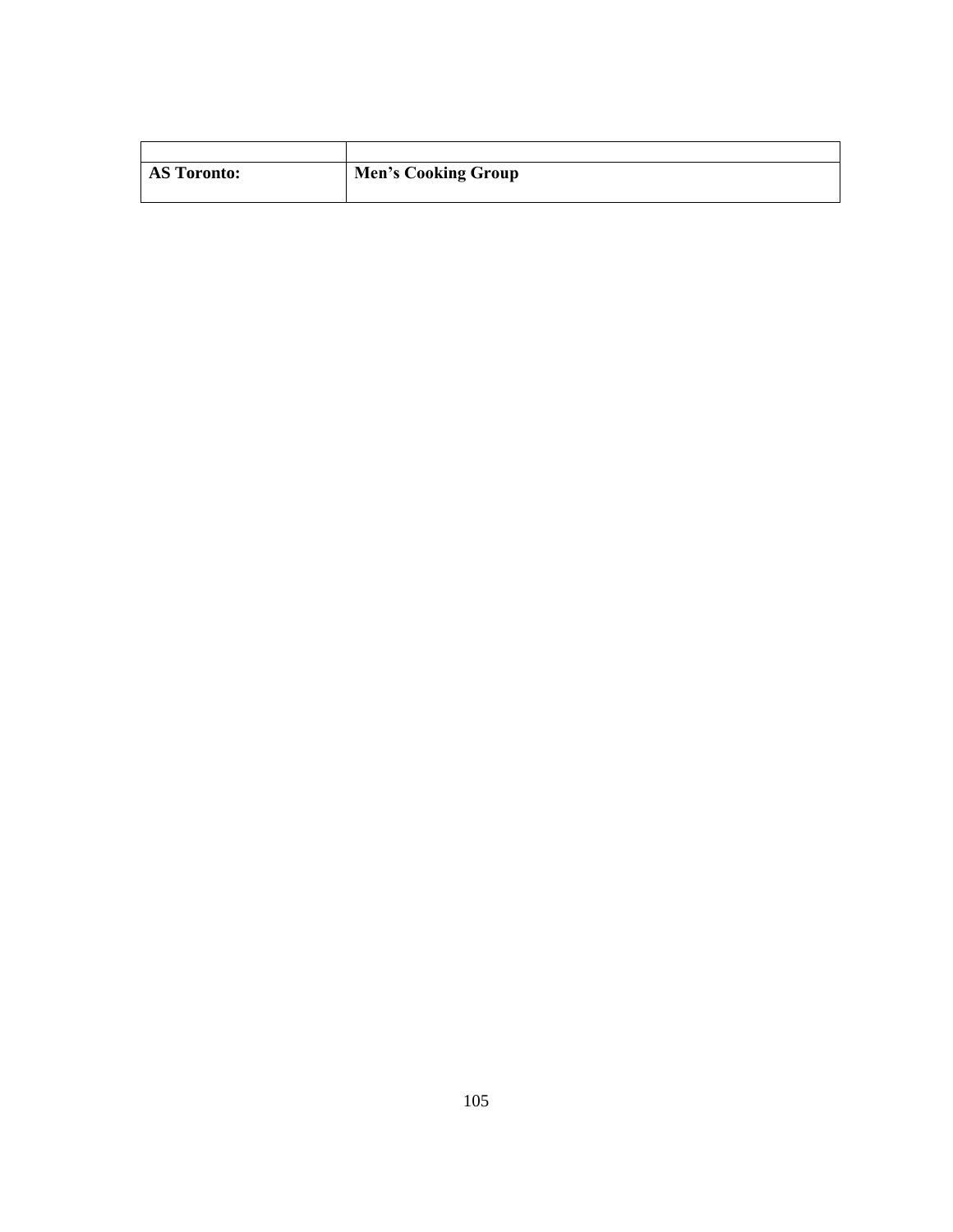| | |
|---|---|
| **AS Toronto:** | **Men's Cooking Group** |